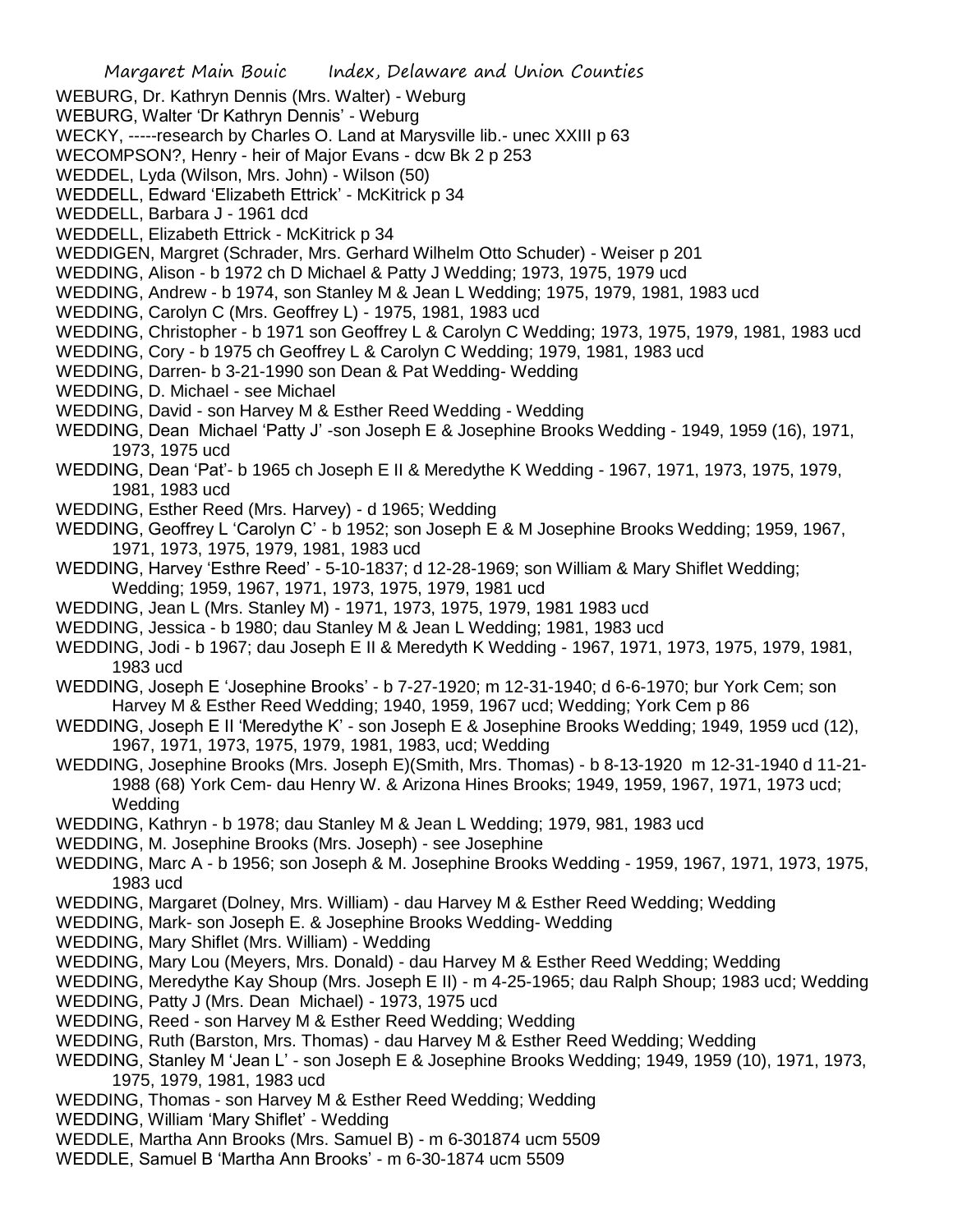WEBURG, Dr. Kathryn Dennis (Mrs. Walter) - Weburg

WEBURG, Walter 'Dr Kathryn Dennis' - Weburg

WECKY, -----research by Charles O. Land at Marysville lib.- unec XXIII p 63

WECOMPSON?, Henry - heir of Major Evans - dcw Bk 2 p 253

WEDDEL, Lyda (Wilson, Mrs. John) - Wilson (50)

WEDDELL, Edward 'Elizabeth Ettrick' - McKitrick p 34

WEDDELL, Barbara J - 1961 dcd

WEDDELL, Elizabeth Ettrick - McKitrick p 34

WEDDIGEN, Margret (Schrader, Mrs. Gerhard Wilhelm Otto Schuder) - Weiser p 201

WEDDING, Alison - b 1972 ch D Michael & Patty J Wedding; 1973, 1975, 1979 ucd

WEDDING, Andrew - b 1974, son Stanley M & Jean L Wedding; 1975, 1979, 1981, 1983 ucd

WEDDING, Carolyn C (Mrs. Geoffrey L) - 1975, 1981, 1983 ucd

WEDDING, Christopher - b 1971 son Geoffrey L & Carolyn C Wedding; 1973, 1975, 1979, 1981, 1983 ucd

WEDDING, Cory - b 1975 ch Geoffrey L & Carolyn C Wedding; 1979, 1981, 1983 ucd

WEDDING, Darren- b 3-21-1990 son Dean & Pat Wedding- Wedding

WEDDING, D. Michael - see Michael

WEDDING, David - son Harvey M & Esther Reed Wedding - Wedding

WEDDING, Dean Michael 'Patty J' -son Joseph E & Josephine Brooks Wedding - 1949, 1959 (16), 1971, 1973, 1975 ucd

WEDDING, Dean 'Pat'- b 1965 ch Joseph E II & Meredythe K Wedding - 1967, 1971, 1973, 1975, 1979, 1981, 1983 ucd

WEDDING, Esther Reed (Mrs. Harvey) - d 1965; Wedding

WEDDING, Geoffrey L 'Carolyn C' - b 1952; son Joseph E & M Josephine Brooks Wedding; 1959, 1967, 1971, 1973, 1975, 1979, 1981, 1983 ucd

WEDDING, Harvey 'Esthre Reed' - 5-10-1837; d 12-28-1969; son William & Mary Shiflet Wedding; Wedding; 1959, 1967, 1971, 1973, 1975, 1979, 1981 ucd

WEDDING, Jean L (Mrs. Stanley M) - 1971, 1973, 1975, 1979, 1981 1983 ucd

WEDDING, Jessica - b 1980; dau Stanley M & Jean L Wedding; 1981, 1983 ucd

WEDDING, Jodi - b 1967; dau Joseph E II & Meredyth K Wedding - 1967, 1971, 1973, 1975, 1979, 1981, 1983 ucd

WEDDING, Joseph E 'Josephine Brooks' - b 7-27-1920; m 12-31-1940; d 6-6-1970; bur York Cem; son Harvey M & Esther Reed Wedding; 1940, 1959, 1967 ucd; Wedding; York Cem p 86

WEDDING, Joseph E II 'Meredythe K' - son Joseph E & Josephine Brooks Wedding; 1949, 1959 ucd (12), 1967, 1971, 1973, 1975, 1979, 1981, 1983, ucd; Wedding

WEDDING, Josephine Brooks (Mrs. Joseph E)(Smith, Mrs. Thomas) - b 8-13-1920 m 12-31-1940 d 11-21-1988 (68) York Cem- dau Henry W. & Arizona Hines Brooks; 1949, 1959, 1967, 1971, 1973 ucd; Wedding

WEDDING, Kathryn - b 1978; dau Stanley M & Jean L Wedding; 1979, 981, 1983 ucd

WEDDING, M. Josephine Brooks (Mrs. Joseph) - see Josephine

WEDDING, Marc A - b 1956; son Joseph & M. Josephine Brooks Wedding - 1959, 1967, 1971, 1973, 1975, 1983 ucd

WEDDING, Margaret (Dolney, Mrs. William) - dau Harvey M & Esther Reed Wedding; Wedding

WEDDING, Mark- son Joseph E. & Josephine Brooks Wedding- Wedding

WEDDING, Mary Shiflet (Mrs. William) - Wedding

WEDDING, Mary Lou (Meyers, Mrs. Donald) - dau Harvey M & Esther Reed Wedding; Wedding

WEDDING, Meredythe Kay Shoup (Mrs. Joseph E II) - m 4-25-1965; dau Ralph Shoup; 1983 ucd; Wedding

WEDDING, Patty J (Mrs. Dean Michael) - 1973, 1975 ucd

WEDDING, Reed - son Harvey M & Esther Reed Wedding; Wedding

WEDDING, Ruth (Barston, Mrs. Thomas) - dau Harvey M & Esther Reed Wedding; Wedding

WEDDING, Stanley M 'Jean L' - son Joseph E & Josephine Brooks Wedding; 1949, 1959 (10), 1971, 1973, 1975, 1979, 1981, 1983 ucd

WEDDING, Thomas - son Harvey M & Esther Reed Wedding; Wedding

WEDDING, William 'Mary Shiflet' - Wedding

WEDDLE, Martha Ann Brooks (Mrs. Samuel B) - m 6-301874 ucm 5509

WEDDLE, Samuel B 'Martha Ann Brooks' - m 6-30-1874 ucm 5509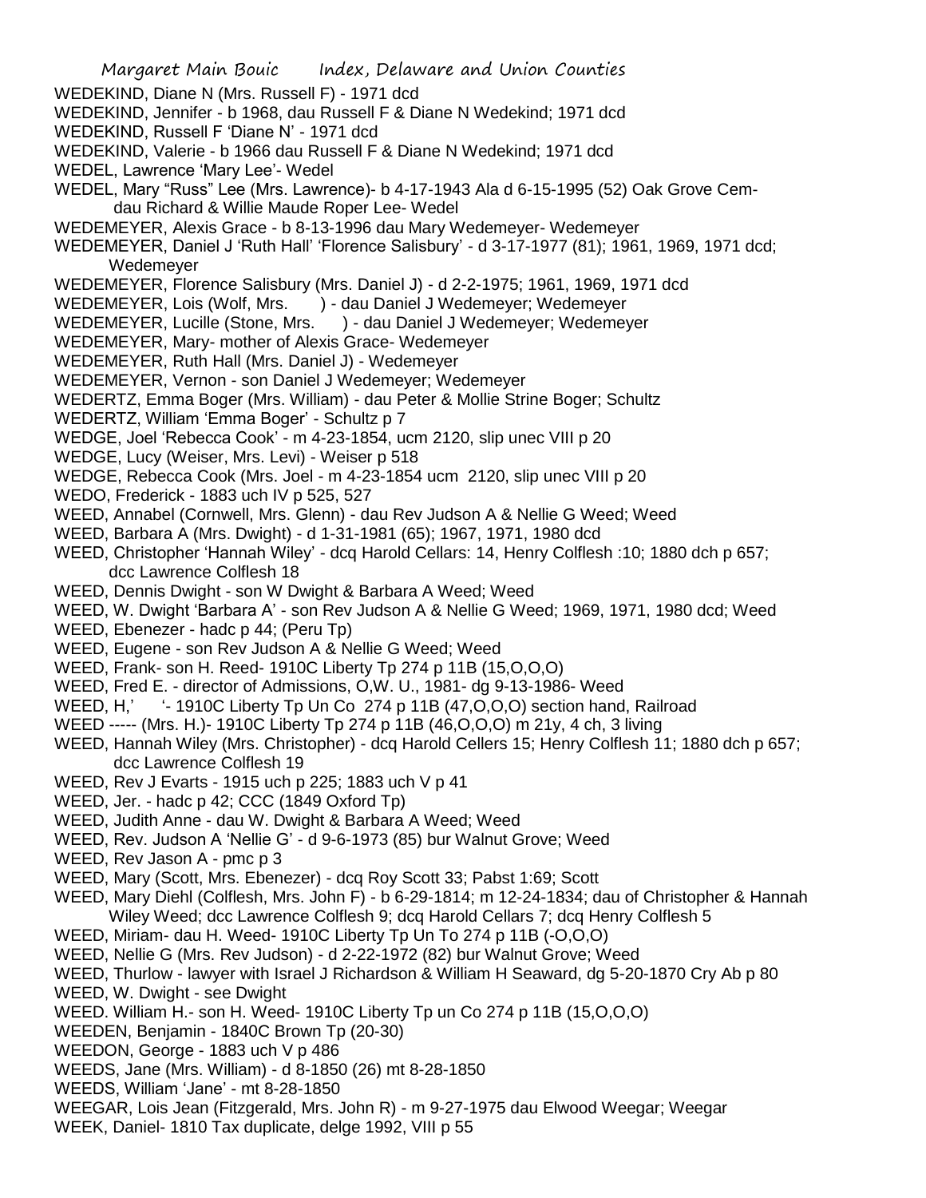WEDEKIND, Diane N (Mrs. Russell F) - 1971 dcd
WEDEKIND, Jennifer - b 1968, dau Russell F & Diane N Wedekind; 1971 dcd
WEDEKIND, Russell F 'Diane N' - 1971 dcd
WEDEKIND, Valerie - b 1966 dau Russell F & Diane N Wedekind; 1971 dcd
WEDEL, Lawrence 'Mary Lee'- Wedel
WEDEL, Mary "Russ" Lee (Mrs. Lawrence)- b 4-17-1943 Ala d 6-15-1995 (52) Oak Grove Cem- dau Richard & Willie Maude Roper Lee- Wedel
WEDEMEYER, Alexis Grace - b 8-13-1996 dau Mary Wedemeyer- Wedemeyer
WEDEMEYER, Daniel J 'Ruth Hall' 'Florence Salisbury' - d 3-17-1977 (81); 1961, 1969, 1971 dcd; Wedemeyer
WEDEMEYER, Florence Salisbury (Mrs. Daniel J) - d 2-2-1975; 1961, 1969, 1971 dcd
WEDEMEYER, Lois (Wolf, Mrs. ) - dau Daniel J Wedemeyer; Wedemeyer
WEDEMEYER, Lucille (Stone, Mrs. ) - dau Daniel J Wedemeyer; Wedemeyer
WEDEMEYER, Mary- mother of Alexis Grace- Wedemeyer
WEDEMEYER, Ruth Hall (Mrs. Daniel J) - Wedemeyer
WEDEMEYER, Vernon - son Daniel J Wedemeyer; Wedemeyer
WEDERTZ, Emma Boger (Mrs. William) - dau Peter & Mollie Strine Boger; Schultz
WEDERTZ, William 'Emma Boger' - Schultz p 7
WEDGE, Joel 'Rebecca Cook' - m 4-23-1854, ucm 2120, slip unec VIII p 20
WEDGE, Lucy (Weiser, Mrs. Levi) - Weiser p 518
WEDGE, Rebecca Cook (Mrs. Joel - m 4-23-1854 ucm 2120, slip unec VIII p 20
WEDO, Frederick - 1883 uch IV p 525, 527
WEED, Annabel (Cornwell, Mrs. Glenn) - dau Rev Judson A & Nellie G Weed; Weed
WEED, Barbara A (Mrs. Dwight) - d 1-31-1981 (65); 1967, 1971, 1980 dcd
WEED, Christopher 'Hannah Wiley' - dcq Harold Cellars: 14, Henry Colflesh :10; 1880 dch p 657; dcc Lawrence Colflesh 18
WEED, Dennis Dwight - son W Dwight & Barbara A Weed; Weed
WEED, W. Dwight 'Barbara A' - son Rev Judson A & Nellie G Weed; 1969, 1971, 1980 dcd; Weed
WEED, Ebenezer - hadc p 44; (Peru Tp)
WEED, Eugene - son Rev Judson A & Nellie G Weed; Weed
WEED, Frank- son H. Reed- 1910C Liberty Tp 274 p 11B (15,O,O,O)
WEED, Fred E. - director of Admissions, O,W. U., 1981- dg 9-13-1986- Weed
WEED, H,' '- 1910C Liberty Tp Un Co 274 p 11B (47,O,O,O) section hand, Railroad
WEED ----- (Mrs. H.)- 1910C Liberty Tp 274 p 11B (46,O,O,O) m 21y, 4 ch, 3 living
WEED, Hannah Wiley (Mrs. Christopher) - dcq Harold Cellers 15; Henry Colflesh 11; 1880 dch p 657; dcc Lawrence Colflesh 19
WEED, Rev J Evarts - 1915 uch p 225; 1883 uch V p 41
WEED, Jer. - hadc p 42; CCC (1849 Oxford Tp)
WEED, Judith Anne - dau W. Dwight & Barbara A Weed; Weed
WEED, Rev. Judson A 'Nellie G' - d 9-6-1973 (85) bur Walnut Grove; Weed
WEED, Rev Jason A - pmc p 3
WEED, Mary (Scott, Mrs. Ebenezer) - dcq Roy Scott 33; Pabst 1:69; Scott
WEED, Mary Diehl (Colflesh, Mrs. John F) - b 6-29-1814; m 12-24-1834; dau of Christopher & Hannah Wiley Weed; dcc Lawrence Colflesh 9; dcq Harold Cellars 7; dcq Henry Colflesh 5
WEED, Miriam- dau H. Weed- 1910C Liberty Tp Un To 274 p 11B (-O,O,O)
WEED, Nellie G (Mrs. Rev Judson) - d 2-22-1972 (82) bur Walnut Grove; Weed
WEED, Thurlow - lawyer with Israel J Richardson & William H Seaward, dg 5-20-1870 Cry Ab p 80
WEED, W. Dwight - see Dwight
WEED. William H.- son H. Weed- 1910C Liberty Tp un Co 274 p 11B (15,O,O,O)
WEEDEN, Benjamin - 1840C Brown Tp (20-30)
WEEDON, George - 1883 uch V p 486
WEEDS, Jane (Mrs. William) - d 8-1850 (26) mt 8-28-1850
WEEDS, William 'Jane' - mt 8-28-1850
WEEGAR, Lois Jean (Fitzgerald, Mrs. John R) - m 9-27-1975 dau Elwood Weegar; Weegar
WEEK, Daniel- 1810 Tax duplicate, delge 1992, VIII p 55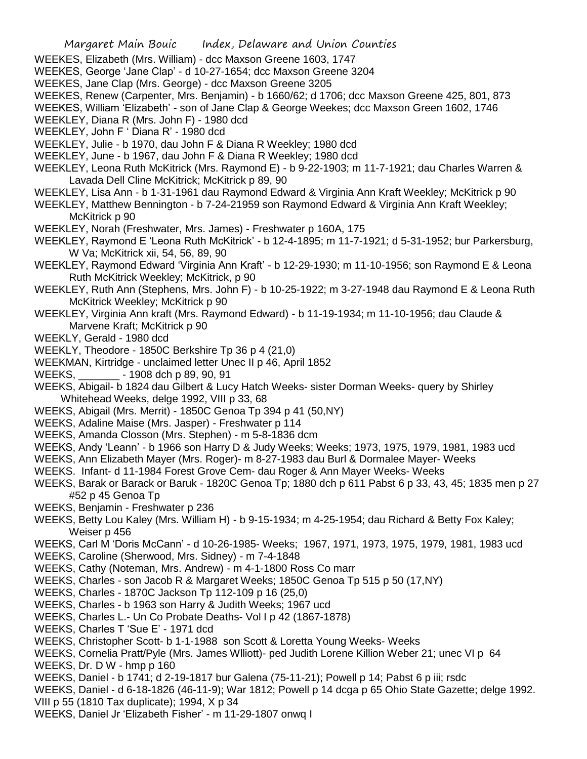WEEKES, Elizabeth (Mrs. William) - dcc Maxson Greene 1603, 1747
WEEKES, George 'Jane Clap' - d 10-27-1654; dcc Maxson Greene 3204
WEEKES, Jane Clap (Mrs. George) - dcc Maxson Greene 3205
WEEKES, Renew (Carpenter, Mrs. Benjamin) - b 1660/62; d 1706; dcc Maxson Greene 425, 801, 873
WEEKES, William 'Elizabeth' - son of Jane Clap & George Weekes; dcc Maxson Green 1602, 1746
WEEKLEY, Diana R (Mrs. John F) - 1980 dcd
WEEKLEY, John F ' Diana R' - 1980 dcd
WEEKLEY, Julie - b 1970, dau John F & Diana R Weekley; 1980 dcd
WEEKLEY, June - b 1967, dau John F & Diana R Weekley; 1980 dcd
WEEKLEY, Leona Ruth McKitrick (Mrs. Raymond E) - b 9-22-1903; m 11-7-1921; dau Charles Warren & Lavada Dell Cline McKitrick; McKitrick p 89, 90
WEEKLEY, Lisa Ann - b 1-31-1961 dau Raymond Edward & Virginia Ann Kraft Weekley; McKitrick p 90
WEEKLEY, Matthew Bennington - b 7-24-21959 son Raymond Edward & Virginia Ann Kraft Weekley; McKitrick p 90
WEEKLEY, Norah (Freshwater, Mrs. James) - Freshwater p 160A, 175
WEEKLEY, Raymond E 'Leona Ruth McKitrick' - b 12-4-1895; m 11-7-1921; d 5-31-1952; bur Parkersburg, W Va; McKitrick xii, 54, 56, 89, 90
WEEKLEY, Raymond Edward 'Virginia Ann Kraft' - b 12-29-1930; m 11-10-1956; son Raymond E & Leona Ruth McKitrick Weekley; McKitrick, p 90
WEEKLEY, Ruth Ann (Stephens, Mrs. John F) - b 10-25-1922; m 3-27-1948 dau Raymond E & Leona Ruth McKitrick Weekley; McKitrick p 90
WEEKLEY, Virginia Ann kraft (Mrs. Raymond Edward) - b 11-19-1934; m 11-10-1956; dau Claude & Marvene Kraft; McKitrick p 90
WEEKLY, Gerald - 1980 dcd
WEEKLY, Theodore - 1850C Berkshire Tp 36 p 4 (21,0)
WEEKMAN, Kirtridge - unclaimed letter Unec II p 46, April 1852
WEEKS, _______ - 1908 dch p 89, 90, 91
WEEKS, Abigail- b 1824 dau Gilbert & Lucy Hatch Weeks- sister Dorman Weeks- query by Shirley Whitehead Weeks, delge 1992, VIII p 33, 68
WEEKS, Abigail (Mrs. Merrit) - 1850C Genoa Tp 394 p 41 (50,NY)
WEEKS, Adaline Maise (Mrs. Jasper) - Freshwater p 114
WEEKS, Amanda Closson (Mrs. Stephen) - m 5-8-1836 dcm
WEEKS, Andy 'Leann' - b 1966 son Harry D & Judy Weeks; Weeks; 1973, 1975, 1979, 1981, 1983 ucd
WEEKS, Ann Elizabeth Mayer (Mrs. Roger)- m 8-27-1983 dau Burl & Dormalee Mayer- Weeks
WEEKS. Infant- d 11-1984 Forest Grove Cem- dau Roger & Ann Mayer Weeks- Weeks
WEEKS, Barak or Barack or Baruk - 1820C Genoa Tp; 1880 dch p 611 Pabst 6 p 33, 43, 45; 1835 men p 27 #52 p 45 Genoa Tp
WEEKS, Benjamin - Freshwater p 236
WEEKS, Betty Lou Kaley (Mrs. William H) - b 9-15-1934; m 4-25-1954; dau Richard & Betty Fox Kaley; Weiser p 456
WEEKS, Carl M 'Doris McCann' - d 10-26-1985- Weeks; 1967, 1971, 1973, 1975, 1979, 1981, 1983 ucd
WEEKS, Caroline (Sherwood, Mrs. Sidney) - m 7-4-1848
WEEKS, Cathy (Noteman, Mrs. Andrew) - m 4-1-1800 Ross Co marr
WEEKS, Charles - son Jacob R & Margaret Weeks; 1850C Genoa Tp 515 p 50 (17,NY)
WEEKS, Charles - 1870C Jackson Tp 112-109 p 16 (25,0)
WEEKS, Charles - b 1963 son Harry & Judith Weeks; 1967 ucd
WEEKS, Charles L.- Un Co Probate Deaths- Vol I p 42 (1867-1878)
WEEKS, Charles T 'Sue E' - 1971 dcd
WEEKS, Christopher Scott- b 1-1-1988 son Scott & Loretta Young Weeks- Weeks
WEEKS, Cornelia Pratt/Pyle (Mrs. James Wlliott)- ped Judith Lorene Killion Weber 21; unec VI p 64
WEEKS, Dr. D W - hmp p 160
WEEKS, Daniel - b 1741; d 2-19-1817 bur Galena (75-11-21); Powell p 14; Pabst 6 p iii; rsdc
WEEKS, Daniel - d 6-18-1826 (46-11-9); War 1812; Powell p 14 dcga p 65 Ohio State Gazette; delge 1992. VIII p 55 (1810 Tax duplicate); 1994, X p 34
WEEKS, Daniel Jr 'Elizabeth Fisher' - m 11-29-1807 onwq I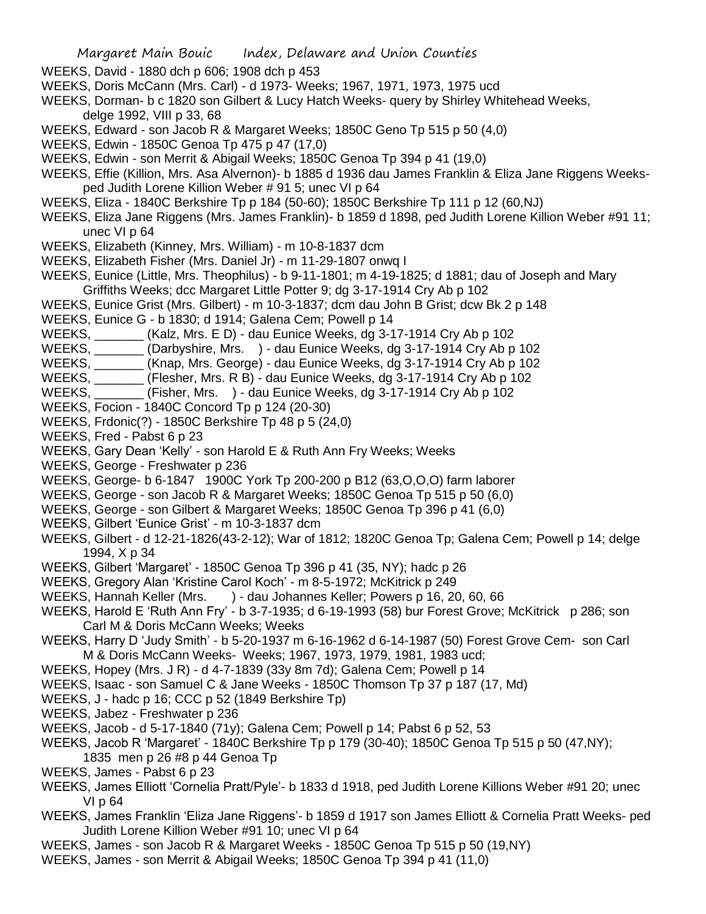WEEKS, David - 1880 dch p 606; 1908 dch p 453

WEEKS, Doris McCann (Mrs. Carl) - d 1973- Weeks; 1967, 1971, 1973, 1975 ucd

WEEKS, Dorman- b c 1820 son Gilbert & Lucy Hatch Weeks- query by Shirley Whitehead Weeks, delge 1992, VIII p 33, 68

WEEKS, Edward - son Jacob R & Margaret Weeks; 1850C Geno Tp 515 p 50 (4,0)

WEEKS, Edwin - 1850C Genoa Tp 475 p 47 (17,0)

WEEKS, Edwin - son Merrit & Abigail Weeks; 1850C Genoa Tp 394 p 41 (19,0)

WEEKS, Effie (Killion, Mrs. Asa Alvernon)- b 1885 d 1936 dau James Franklin & Eliza Jane Riggens Weeks- ped Judith Lorene Killion Weber # 91 5; unec VI p 64

WEEKS, Eliza - 1840C Berkshire Tp p 184 (50-60); 1850C Berkshire Tp 111 p 12 (60,NJ)

WEEKS, Eliza Jane Riggens (Mrs. James Franklin)- b 1859 d 1898, ped Judith Lorene Killion Weber #91 11; unec VI p 64

WEEKS, Elizabeth (Kinney, Mrs. William) - m 10-8-1837 dcm

WEEKS, Elizabeth Fisher (Mrs. Daniel Jr) - m 11-29-1807 onwq I

WEEKS, Eunice (Little, Mrs. Theophilus) - b 9-11-1801; m 4-19-1825; d 1881; dau of Joseph and Mary Griffiths Weeks; dcc Margaret Little Potter 9; dg 3-17-1914 Cry Ab p 102

WEEKS, Eunice Grist (Mrs. Gilbert) - m 10-3-1837; dcm dau John B Grist; dcw Bk 2 p 148

WEEKS, Eunice G - b 1830; d 1914; Galena Cem; Powell p 14

WEEKS, _______ (Kalz, Mrs. E D) - dau Eunice Weeks, dg 3-17-1914 Cry Ab p 102

WEEKS, _______ (Darbyshire, Mrs. ) - dau Eunice Weeks, dg 3-17-1914 Cry Ab p 102

WEEKS, _______ (Knap, Mrs. George) - dau Eunice Weeks, dg 3-17-1914 Cry Ab p 102

WEEKS, _______ (Flesher, Mrs. R B) - dau Eunice Weeks, dg 3-17-1914 Cry Ab p 102

WEEKS, _______ (Fisher, Mrs. ) - dau Eunice Weeks, dg 3-17-1914 Cry Ab p 102

WEEKS, Focion - 1840C Concord Tp p 124 (20-30)

WEEKS, Frdonic(?) - 1850C Berkshire Tp 48 p 5 (24,0)

WEEKS, Fred - Pabst 6 p 23

WEEKS, Gary Dean 'Kelly' - son Harold E & Ruth Ann Fry Weeks; Weeks

WEEKS, George - Freshwater p 236

WEEKS, George- b 6-1847 1900C York Tp 200-200 p B12 (63,O,O,O) farm laborer

WEEKS, George - son Jacob R & Margaret Weeks; 1850C Genoa Tp 515 p 50 (6,0)

WEEKS, George - son Gilbert & Margaret Weeks; 1850C Genoa Tp 396 p 41 (6,0)

WEEKS, Gilbert 'Eunice Grist' - m 10-3-1837 dcm

WEEKS, Gilbert - d 12-21-1826(43-2-12); War of 1812; 1820C Genoa Tp; Galena Cem; Powell p 14; delge 1994, X p 34

WEEKS, Gilbert 'Margaret' - 1850C Genoa Tp 396 p 41 (35, NY); hadc p 26

WEEKS, Gregory Alan 'Kristine Carol Koch' - m 8-5-1972; McKitrick p 249

WEEKS, Hannah Keller (Mrs. ) - dau Johannes Keller; Powers p 16, 20, 60, 66

WEEKS, Harold E 'Ruth Ann Fry' - b 3-7-1935; d 6-19-1993 (58) bur Forest Grove; McKitrick p 286; son Carl M & Doris McCann Weeks; Weeks

WEEKS, Harry D 'Judy Smith' - b 5-20-1937 m 6-16-1962 d 6-14-1987 (50) Forest Grove Cem- son Carl M & Doris McCann Weeks- Weeks; 1967, 1973, 1979, 1981, 1983 ucd;

WEEKS, Hopey (Mrs. J R) - d 4-7-1839 (33y 8m 7d); Galena Cem; Powell p 14

WEEKS, Isaac - son Samuel C & Jane Weeks - 1850C Thomson Tp 37 p 187 (17, Md)

WEEKS, J - hadc p 16; CCC p 52 (1849 Berkshire Tp)

WEEKS, Jabez - Freshwater p 236

WEEKS, Jacob - d 5-17-1840 (71y); Galena Cem; Powell p 14; Pabst 6 p 52, 53

WEEKS, Jacob R 'Margaret' - 1840C Berkshire Tp p 179 (30-40); 1850C Genoa Tp 515 p 50 (47,NY); 1835 men p 26 #8 p 44 Genoa Tp

WEEKS, James - Pabst 6 p 23

WEEKS, James Elliott 'Cornelia Pratt/Pyle'- b 1833 d 1918, ped Judith Lorene Killions Weber #91 20; unec VI p 64

WEEKS, James Franklin 'Eliza Jane Riggens'- b 1859 d 1917 son James Elliott & Cornelia Pratt Weeks- ped Judith Lorene Killion Weber #91 10; unec VI p 64

WEEKS, James - son Jacob R & Margaret Weeks - 1850C Genoa Tp 515 p 50 (19,NY)

WEEKS, James - son Merrit & Abigail Weeks; 1850C Genoa Tp 394 p 41 (11,0)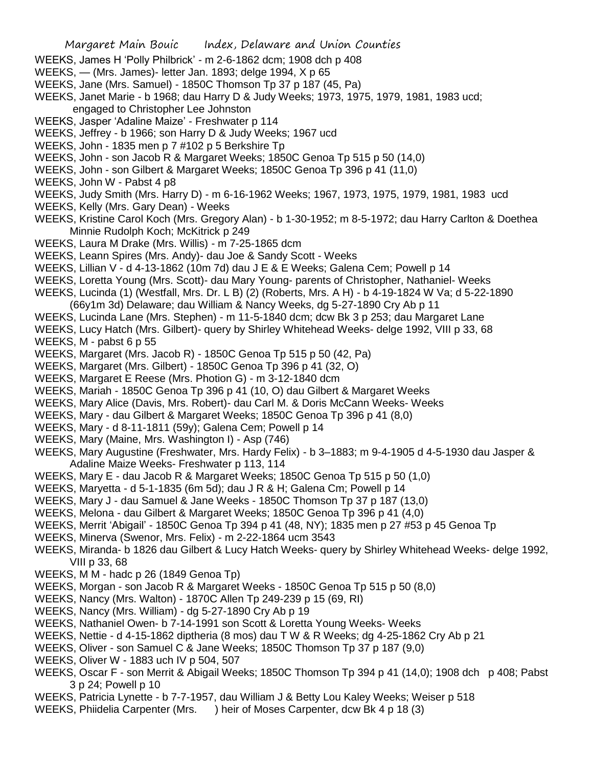WEEKS, James H 'Polly Philbrick' - m 2-6-1862 dcm; 1908 dch p 408

WEEKS, — (Mrs. James)- letter Jan. 1893; delge 1994, X p 65

WEEKS, Jane (Mrs. Samuel) - 1850C Thomson Tp 37 p 187 (45, Pa)

WEEKS, Janet Marie - b 1968; dau Harry D & Judy Weeks; 1973, 1975, 1979, 1981, 1983 ucd; engaged to Christopher Lee Johnston

WEEKS, Jasper 'Adaline Maize' - Freshwater p 114

WEEKS, Jeffrey - b 1966; son Harry D & Judy Weeks; 1967 ucd

WEEKS, John - 1835 men p 7 #102 p 5 Berkshire Tp

WEEKS, John - son Jacob R & Margaret Weeks; 1850C Genoa Tp 515 p 50 (14,0)

WEEKS, John - son Gilbert & Margaret Weeks; 1850C Genoa Tp 396 p 41 (11,0)

WEEKS, John W - Pabst 4 p8

WEEKS, Judy Smith (Mrs. Harry D) - m 6-16-1962 Weeks; 1967, 1973, 1975, 1979, 1981, 1983 ucd

WEEKS, Kelly (Mrs. Gary Dean) - Weeks

WEEKS, Kristine Carol Koch (Mrs. Gregory Alan) - b 1-30-1952; m 8-5-1972; dau Harry Carlton & Doethea Minnie Rudolph Koch; McKitrick p 249

WEEKS, Laura M Drake (Mrs. Willis) - m 7-25-1865 dcm

WEEKS, Leann Spires (Mrs. Andy)- dau Joe & Sandy Scott - Weeks

WEEKS, Lillian V - d 4-13-1862 (10m 7d) dau J E & E Weeks; Galena Cem; Powell p 14

WEEKS, Loretta Young (Mrs. Scott)- dau Mary Young- parents of Christopher, Nathaniel- Weeks

WEEKS, Lucinda (1) (Westfall, Mrs. Dr. L B) (2) (Roberts, Mrs. A H) - b 4-19-1824 W Va; d 5-22-1890 (66y1m 3d) Delaware; dau William & Nancy Weeks, dg 5-27-1890 Cry Ab p 11

WEEKS, Lucinda Lane (Mrs. Stephen) - m 11-5-1840 dcm; dcw Bk 3 p 253; dau Margaret Lane

WEEKS, Lucy Hatch (Mrs. Gilbert)- query by Shirley Whitehead Weeks- delge 1992, VIII p 33, 68

WEEKS, M - pabst 6 p 55

WEEKS, Margaret (Mrs. Jacob R) - 1850C Genoa Tp 515 p 50 (42, Pa)

WEEKS, Margaret (Mrs. Gilbert) - 1850C Genoa Tp 396 p 41 (32, O)

WEEKS, Margaret E Reese (Mrs. Photion G) - m 3-12-1840 dcm

WEEKS, Mariah - 1850C Genoa Tp 396 p 41 (10, O) dau Gilbert & Margaret Weeks

WEEKS, Mary Alice (Davis, Mrs. Robert)- dau Carl M. & Doris McCann Weeks- Weeks

WEEKS, Mary - dau Gilbert & Margaret Weeks; 1850C Genoa Tp 396 p 41 (8,0)

WEEKS, Mary - d 8-11-1811 (59y); Galena Cem; Powell p 14

WEEKS, Mary (Maine, Mrs. Washington I) - Asp (746)

WEEKS, Mary Augustine (Freshwater, Mrs. Hardy Felix) - b 3–1883; m 9-4-1905 d 4-5-1930 dau Jasper & Adaline Maize Weeks- Freshwater p 113, 114

WEEKS, Mary E - dau Jacob R & Margaret Weeks; 1850C Genoa Tp 515 p 50 (1,0)

WEEKS, Maryetta - d 5-1-1835 (6m 5d); dau J R & H; Galena Cm; Powell p 14

WEEKS, Mary J - dau Samuel & Jane Weeks - 1850C Thomson Tp 37 p 187 (13,0)

WEEKS, Melona - dau Gilbert & Margaret Weeks; 1850C Genoa Tp 396 p 41 (4,0)

WEEKS, Merrit 'Abigail' - 1850C Genoa Tp 394 p 41 (48, NY); 1835 men p 27 #53 p 45 Genoa Tp

WEEKS, Minerva (Swenor, Mrs. Felix) - m 2-22-1864 ucm 3543

WEEKS, Miranda- b 1826 dau Gilbert & Lucy Hatch Weeks- query by Shirley Whitehead Weeks- delge 1992, VIII p 33, 68

WEEKS, M M - hadc p 26 (1849 Genoa Tp)

WEEKS, Morgan - son Jacob R & Margaret Weeks - 1850C Genoa Tp 515 p 50 (8,0)

WEEKS, Nancy (Mrs. Walton) - 1870C Allen Tp 249-239 p 15 (69, RI)

WEEKS, Nancy (Mrs. William) - dg 5-27-1890 Cry Ab p 19

WEEKS, Nathaniel Owen- b 7-14-1991 son Scott & Loretta Young Weeks- Weeks

WEEKS, Nettie - d 4-15-1862 diptheria (8 mos) dau T W & R Weeks; dg 4-25-1862 Cry Ab p 21

WEEKS, Oliver - son Samuel C & Jane Weeks; 1850C Thomson Tp 37 p 187 (9,0)

WEEKS, Oliver W - 1883 uch IV p 504, 507

WEEKS, Oscar F - son Merrit & Abigail Weeks; 1850C Thomson Tp 394 p 41 (14,0); 1908 dch p 408; Pabst 3 p 24; Powell p 10

WEEKS, Patricia Lynette - b 7-7-1957, dau William J & Betty Lou Kaley Weeks; Weiser p 518

WEEKS, Phiidelia Carpenter (Mrs. ) heir of Moses Carpenter, dcw Bk 4 p 18 (3)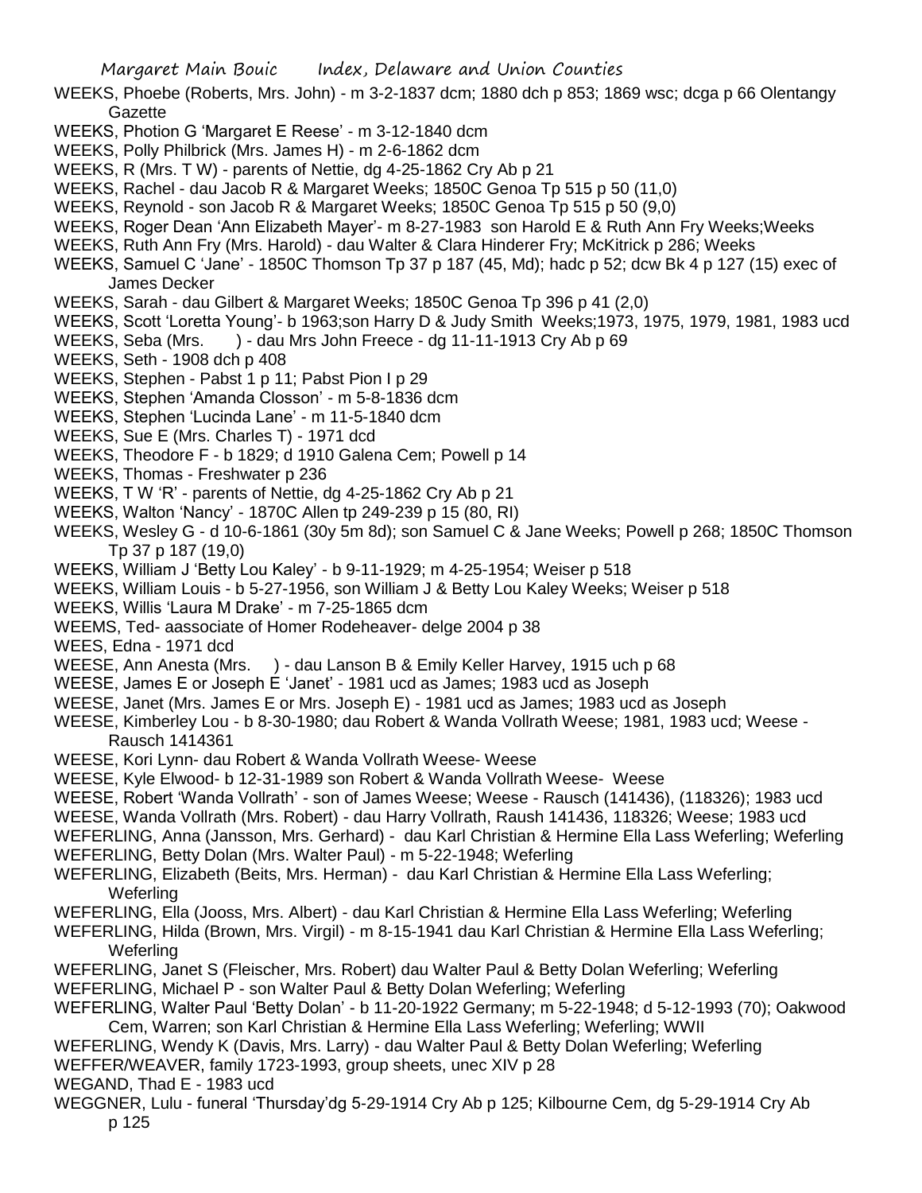WEEKS, Phoebe (Roberts, Mrs. John) - m 3-2-1837 dcm; 1880 dch p 853; 1869 wsc; dcga p 66 Olentangy Gazette

WEEKS, Photion G 'Margaret E Reese' - m 3-12-1840 dcm

WEEKS, Polly Philbrick (Mrs. James H) - m 2-6-1862 dcm

WEEKS, R (Mrs. T W) - parents of Nettie, dg 4-25-1862 Cry Ab p 21

WEEKS, Rachel - dau Jacob R & Margaret Weeks; 1850C Genoa Tp 515 p 50 (11,0)

WEEKS, Reynold - son Jacob R & Margaret Weeks; 1850C Genoa Tp 515 p 50 (9,0)

WEEKS, Roger Dean 'Ann Elizabeth Mayer'- m 8-27-1983 son Harold E & Ruth Ann Fry Weeks;Weeks

WEEKS, Ruth Ann Fry (Mrs. Harold) - dau Walter & Clara Hinderer Fry; McKitrick p 286; Weeks

WEEKS, Samuel C 'Jane' - 1850C Thomson Tp 37 p 187 (45, Md); hadc p 52; dcw Bk 4 p 127 (15) exec of James Decker

WEEKS, Sarah - dau Gilbert & Margaret Weeks; 1850C Genoa Tp 396 p 41 (2,0)

WEEKS, Scott 'Loretta Young'- b 1963;son Harry D & Judy Smith Weeks;1973, 1975, 1979, 1981, 1983 ucd

WEEKS, Seba (Mrs. ) - dau Mrs John Freece - dg 11-11-1913 Cry Ab p 69

WEEKS, Seth - 1908 dch p 408

WEEKS, Stephen - Pabst 1 p 11; Pabst Pion I p 29

WEEKS, Stephen 'Amanda Closson' - m 5-8-1836 dcm

WEEKS, Stephen 'Lucinda Lane' - m 11-5-1840 dcm

WEEKS, Sue E (Mrs. Charles T) - 1971 dcd

WEEKS, Theodore F - b 1829; d 1910 Galena Cem; Powell p 14

WEEKS, Thomas - Freshwater p 236

WEEKS, T W 'R' - parents of Nettie, dg 4-25-1862 Cry Ab p 21

WEEKS, Walton 'Nancy' - 1870C Allen tp 249-239 p 15 (80, RI)

WEEKS, Wesley G - d 10-6-1861 (30y 5m 8d); son Samuel C & Jane Weeks; Powell p 268; 1850C Thomson Tp 37 p 187 (19,0)

WEEKS, William J 'Betty Lou Kaley' - b 9-11-1929; m 4-25-1954; Weiser p 518

WEEKS, William Louis - b 5-27-1956, son William J & Betty Lou Kaley Weeks; Weiser p 518

WEEKS, Willis 'Laura M Drake' - m 7-25-1865 dcm

WEEMS, Ted- aassociate of Homer Rodeheaver- delge 2004 p 38

WEES, Edna - 1971 dcd

WEESE, Ann Anesta (Mrs. ) - dau Lanson B & Emily Keller Harvey, 1915 uch p 68

WEESE, James E or Joseph E 'Janet' - 1981 ucd as James; 1983 ucd as Joseph

WEESE, Janet (Mrs. James E or Mrs. Joseph E) - 1981 ucd as James; 1983 ucd as Joseph

WEESE, Kimberley Lou - b 8-30-1980; dau Robert & Wanda Vollrath Weese; 1981, 1983 ucd; Weese - Rausch 1414361

WEESE, Kori Lynn- dau Robert & Wanda Vollrath Weese- Weese

WEESE, Kyle Elwood- b 12-31-1989 son Robert & Wanda Vollrath Weese- Weese

WEESE, Robert 'Wanda Vollrath' - son of James Weese; Weese - Rausch (141436), (118326); 1983 ucd

WEESE, Wanda Vollrath (Mrs. Robert) - dau Harry Vollrath, Raush 141436, 118326; Weese; 1983 ucd

WEFERLING, Anna (Jansson, Mrs. Gerhard) - dau Karl Christian & Hermine Ella Lass Weferling; Weferling

WEFERLING, Betty Dolan (Mrs. Walter Paul) - m 5-22-1948; Weferling

WEFERLING, Elizabeth (Beits, Mrs. Herman) - dau Karl Christian & Hermine Ella Lass Weferling; Weferling

WEFERLING, Ella (Jooss, Mrs. Albert) - dau Karl Christian & Hermine Ella Lass Weferling; Weferling

WEFERLING, Hilda (Brown, Mrs. Virgil) - m 8-15-1941 dau Karl Christian & Hermine Ella Lass Weferling; Weferling

WEFERLING, Janet S (Fleischer, Mrs. Robert) dau Walter Paul & Betty Dolan Weferling; Weferling

WEFERLING, Michael P - son Walter Paul & Betty Dolan Weferling; Weferling

WEFERLING, Walter Paul 'Betty Dolan' - b 11-20-1922 Germany; m 5-22-1948; d 5-12-1993 (70); Oakwood Cem, Warren; son Karl Christian & Hermine Ella Lass Weferling; Weferling; WWII

WEFERLING, Wendy K (Davis, Mrs. Larry) - dau Walter Paul & Betty Dolan Weferling; Weferling

WEFFER/WEAVER, family 1723-1993, group sheets, unec XIV p 28

WEGAND, Thad E - 1983 ucd

WEGGNER, Lulu - funeral 'Thursday'dg 5-29-1914 Cry Ab p 125; Kilbourne Cem, dg 5-29-1914 Cry Ab p 125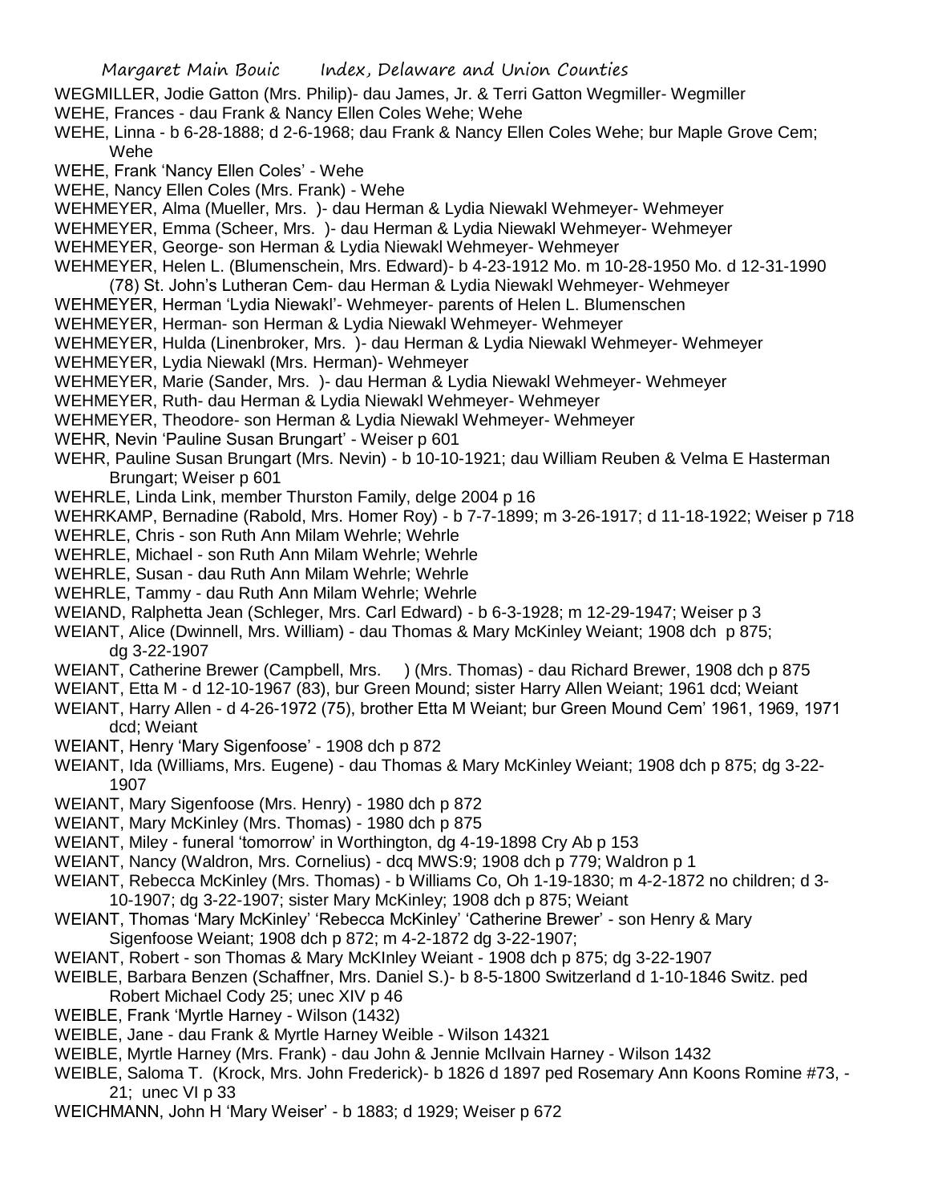WEGMILLER, Jodie Gatton (Mrs. Philip)- dau James, Jr. & Terri Gatton Wegmiller- Wegmiller

WEHE, Frances - dau Frank & Nancy Ellen Coles Wehe; Wehe

WEHE, Linna - b 6-28-1888; d 2-6-1968; dau Frank & Nancy Ellen Coles Wehe; bur Maple Grove Cem; Wehe

WEHE, Frank 'Nancy Ellen Coles' - Wehe

WEHE, Nancy Ellen Coles (Mrs. Frank) - Wehe

WEHMEYER, Alma (Mueller, Mrs. )- dau Herman & Lydia Niewakl Wehmeyer- Wehmeyer

WEHMEYER, Emma (Scheer, Mrs. )- dau Herman & Lydia Niewakl Wehmeyer- Wehmeyer

WEHMEYER, George- son Herman & Lydia Niewakl Wehmeyer- Wehmeyer

WEHMEYER, Helen L. (Blumenschein, Mrs. Edward)- b 4-23-1912 Mo. m 10-28-1950 Mo. d 12-31-1990 (78) St. John's Lutheran Cem- dau Herman & Lydia Niewakl Wehmeyer- Wehmeyer

WEHMEYER, Herman 'Lydia Niewakl'- Wehmeyer- parents of Helen L. Blumenschen

WEHMEYER, Herman- son Herman & Lydia Niewakl Wehmeyer- Wehmeyer

WEHMEYER, Hulda (Linenbroker, Mrs. )- dau Herman & Lydia Niewakl Wehmeyer- Wehmeyer

WEHMEYER, Lydia Niewakl (Mrs. Herman)- Wehmeyer

WEHMEYER, Marie (Sander, Mrs. )- dau Herman & Lydia Niewakl Wehmeyer- Wehmeyer

WEHMEYER, Ruth- dau Herman & Lydia Niewakl Wehmeyer- Wehmeyer

WEHMEYER, Theodore- son Herman & Lydia Niewakl Wehmeyer- Wehmeyer

WEHR, Nevin 'Pauline Susan Brungart' - Weiser p 601

WEHR, Pauline Susan Brungart (Mrs. Nevin) - b 10-10-1921; dau William Reuben & Velma E Hasterman Brungart; Weiser p 601

WEHRLE, Linda Link, member Thurston Family, delge 2004 p 16

WEHRKAMP, Bernadine (Rabold, Mrs. Homer Roy) - b 7-7-1899; m 3-26-1917; d 11-18-1922; Weiser p 718

WEHRLE, Chris - son Ruth Ann Milam Wehrle; Wehrle

WEHRLE, Michael - son Ruth Ann Milam Wehrle; Wehrle

WEHRLE, Susan - dau Ruth Ann Milam Wehrle; Wehrle

WEHRLE, Tammy - dau Ruth Ann Milam Wehrle; Wehrle

WEIAND, Ralphetta Jean (Schleger, Mrs. Carl Edward) - b 6-3-1928; m 12-29-1947; Weiser p 3

WEIANT, Alice (Dwinnell, Mrs. William) - dau Thomas & Mary McKinley Weiant; 1908 dch p 875; dg 3-22-1907

WEIANT, Catherine Brewer (Campbell, Mrs. ) (Mrs. Thomas) - dau Richard Brewer, 1908 dch p 875

WEIANT, Etta M - d 12-10-1967 (83), bur Green Mound; sister Harry Allen Weiant; 1961 dcd; Weiant

WEIANT, Harry Allen - d 4-26-1972 (75), brother Etta M Weiant; bur Green Mound Cem' 1961, 1969, 1971 dcd; Weiant

WEIANT, Henry 'Mary Sigenfoose' - 1908 dch p 872

WEIANT, Ida (Williams, Mrs. Eugene) - dau Thomas & Mary McKinley Weiant; 1908 dch p 875; dg 3-22-1907

WEIANT, Mary Sigenfoose (Mrs. Henry) - 1980 dch p 872

WEIANT, Mary McKinley (Mrs. Thomas) - 1980 dch p 875

WEIANT, Miley - funeral 'tomorrow' in Worthington, dg 4-19-1898 Cry Ab p 153

WEIANT, Nancy (Waldron, Mrs. Cornelius) - dcq MWS:9; 1908 dch p 779; Waldron p 1

WEIANT, Rebecca McKinley (Mrs. Thomas) - b Williams Co, Oh 1-19-1830; m 4-2-1872 no children; d 3-10-1907; dg 3-22-1907; sister Mary McKinley; 1908 dch p 875; Weiant

WEIANT, Thomas 'Mary McKinley' 'Rebecca McKinley' 'Catherine Brewer' - son Henry & Mary Sigenfoose Weiant; 1908 dch p 872; m 4-2-1872 dg 3-22-1907;

WEIANT, Robert - son Thomas & Mary McKInley Weiant - 1908 dch p 875; dg 3-22-1907

WEIBLE, Barbara Benzen (Schaffner, Mrs. Daniel S.)- b 8-5-1800 Switzerland d 1-10-1846 Switz. ped Robert Michael Cody 25; unec XIV p 46

WEIBLE, Frank 'Myrtle Harney - Wilson (1432)

WEIBLE, Jane - dau Frank & Myrtle Harney Weible - Wilson 14321

WEIBLE, Myrtle Harney (Mrs. Frank) - dau John & Jennie McIlvain Harney - Wilson 1432

WEIBLE, Saloma T. (Krock, Mrs. John Frederick)- b 1826 d 1897 ped Rosemary Ann Koons Romine #73, -21; unec VI p 33

WEICHMANN, John H 'Mary Weiser' - b 1883; d 1929; Weiser p 672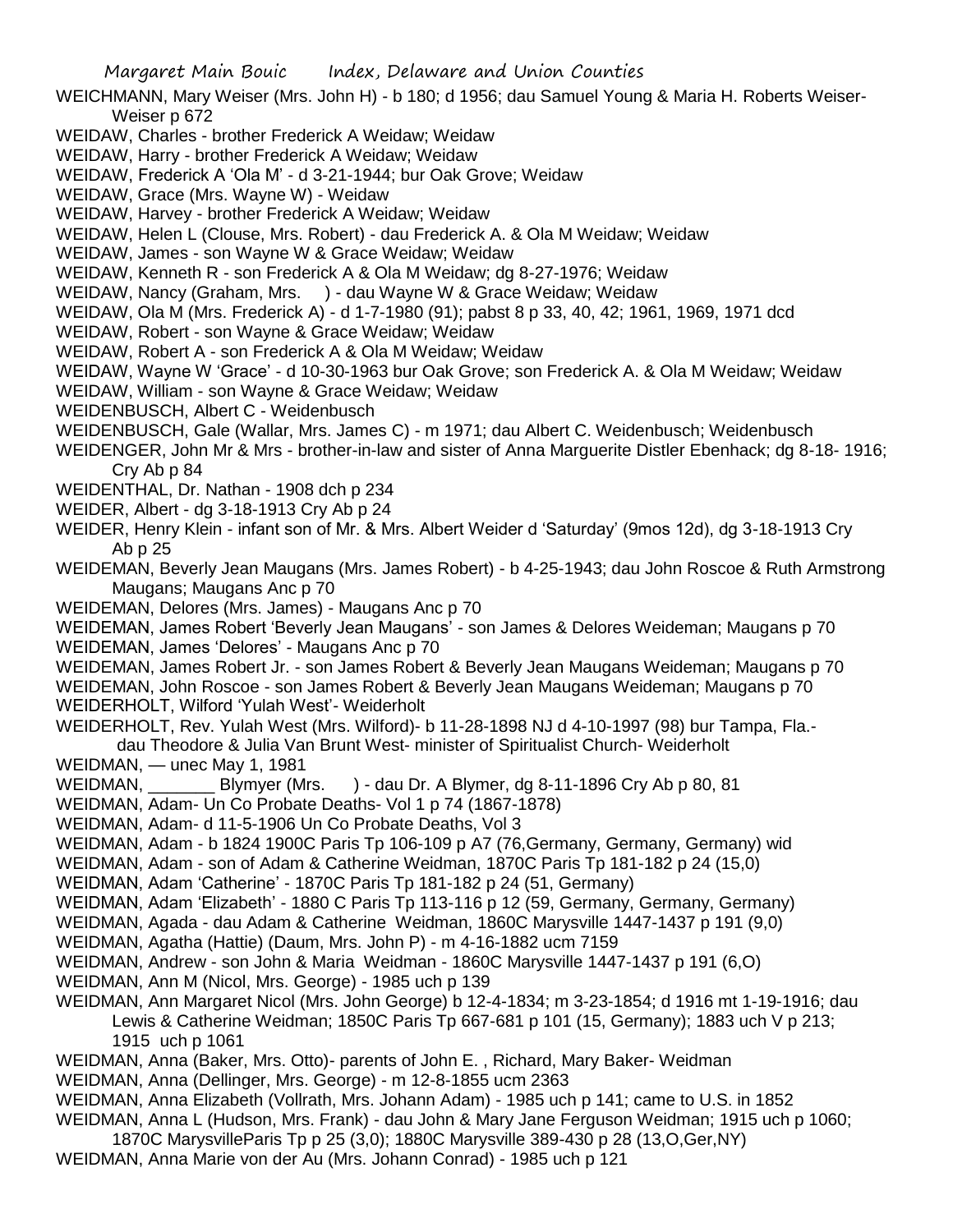WEICHMANN, Mary Weiser (Mrs. John H) - b 180; d 1956; dau Samuel Young & Maria H. Roberts Weiser-Weiser p 672

WEIDAW, Charles - brother Frederick A Weidaw; Weidaw

WEIDAW, Harry - brother Frederick A Weidaw; Weidaw

WEIDAW, Frederick A 'Ola M' - d 3-21-1944; bur Oak Grove; Weidaw

WEIDAW, Grace (Mrs. Wayne W) - Weidaw

WEIDAW, Harvey - brother Frederick A Weidaw; Weidaw

WEIDAW, Helen L (Clouse, Mrs. Robert) - dau Frederick A. & Ola M Weidaw; Weidaw

WEIDAW, James - son Wayne W & Grace Weidaw; Weidaw

WEIDAW, Kenneth R - son Frederick A & Ola M Weidaw; dg 8-27-1976; Weidaw

WEIDAW, Nancy (Graham, Mrs. ) - dau Wayne W & Grace Weidaw; Weidaw

WEIDAW, Ola M (Mrs. Frederick A) - d 1-7-1980 (91); pabst 8 p 33, 40, 42; 1961, 1969, 1971 dcd

WEIDAW, Robert - son Wayne & Grace Weidaw; Weidaw

WEIDAW, Robert A - son Frederick A & Ola M Weidaw; Weidaw

WEIDAW, Wayne W 'Grace' - d 10-30-1963 bur Oak Grove; son Frederick A. & Ola M Weidaw; Weidaw

WEIDAW, William - son Wayne & Grace Weidaw; Weidaw

WEIDENBUSCH, Albert C - Weidenbusch

WEIDENBUSCH, Gale (Wallar, Mrs. James C) - m 1971; dau Albert C. Weidenbusch; Weidenbusch

WEIDENGER, John Mr & Mrs - brother-in-law and sister of Anna Marguerite Distler Ebenhack; dg 8-18- 1916; Cry Ab p 84

WEIDENTHAL, Dr. Nathan - 1908 dch p 234

WEIDER, Albert - dg 3-18-1913 Cry Ab p 24

WEIDER, Henry Klein - infant son of Mr. & Mrs. Albert Weider d 'Saturday' (9mos 12d), dg 3-18-1913 Cry Ab p 25

WEIDEMAN, Beverly Jean Maugans (Mrs. James Robert) - b 4-25-1943; dau John Roscoe & Ruth Armstrong Maugans; Maugans Anc p 70

WEIDEMAN, Delores (Mrs. James) - Maugans Anc p 70

WEIDEMAN, James Robert 'Beverly Jean Maugans' - son James & Delores Weideman; Maugans p 70

WEIDEMAN, James 'Delores' - Maugans Anc p 70

WEIDEMAN, James Robert Jr. - son James Robert & Beverly Jean Maugans Weideman; Maugans p 70

WEIDEMAN, John Roscoe - son James Robert & Beverly Jean Maugans Weideman; Maugans p 70

WEIDERHOLT, Wilford 'Yulah West'- Weiderholt

WEIDERHOLT, Rev. Yulah West (Mrs. Wilford)- b 11-28-1898 NJ d 4-10-1997 (98) bur Tampa, Fla.- dau Theodore & Julia Van Brunt West- minister of Spiritualist Church- Weiderholt

WEIDMAN, — unec May 1, 1981

WEIDMAN, _______ Blymyer (Mrs. ) - dau Dr. A Blymer, dg 8-11-1896 Cry Ab p 80, 81

WEIDMAN, Adam- Un Co Probate Deaths- Vol 1 p 74 (1867-1878)

WEIDMAN, Adam- d 11-5-1906 Un Co Probate Deaths, Vol 3

WEIDMAN, Adam - b 1824 1900C Paris Tp 106-109 p A7 (76,Germany, Germany, Germany) wid

WEIDMAN, Adam - son of Adam & Catherine Weidman, 1870C Paris Tp 181-182 p 24 (15,0)

WEIDMAN, Adam 'Catherine' - 1870C Paris Tp 181-182 p 24 (51, Germany)

WEIDMAN, Adam 'Elizabeth' - 1880 C Paris Tp 113-116 p 12 (59, Germany, Germany, Germany)

WEIDMAN, Agada - dau Adam & Catherine Weidman, 1860C Marysville 1447-1437 p 191 (9,0)

WEIDMAN, Agatha (Hattie) (Daum, Mrs. John P) - m 4-16-1882 ucm 7159

WEIDMAN, Andrew - son John & Maria Weidman - 1860C Marysville 1447-1437 p 191 (6,O)

WEIDMAN, Ann M (Nicol, Mrs. George) - 1985 uch p 139

WEIDMAN, Ann Margaret Nicol (Mrs. John George) b 12-4-1834; m 3-23-1854; d 1916 mt 1-19-1916; dau Lewis & Catherine Weidman; 1850C Paris Tp 667-681 p 101 (15, Germany); 1883 uch V p 213; 1915 uch p 1061

WEIDMAN, Anna (Baker, Mrs. Otto)- parents of John E. , Richard, Mary Baker- Weidman

WEIDMAN, Anna (Dellinger, Mrs. George) - m 12-8-1855 ucm 2363

WEIDMAN, Anna Elizabeth (Vollrath, Mrs. Johann Adam) - 1985 uch p 141; came to U.S. in 1852

WEIDMAN, Anna L (Hudson, Mrs. Frank) - dau John & Mary Jane Ferguson Weidman; 1915 uch p 1060; 1870C MarysvilleParis Tp p 25 (3,0); 1880C Marysville 389-430 p 28 (13,O,Ger,NY)

WEIDMAN, Anna Marie von der Au (Mrs. Johann Conrad) - 1985 uch p 121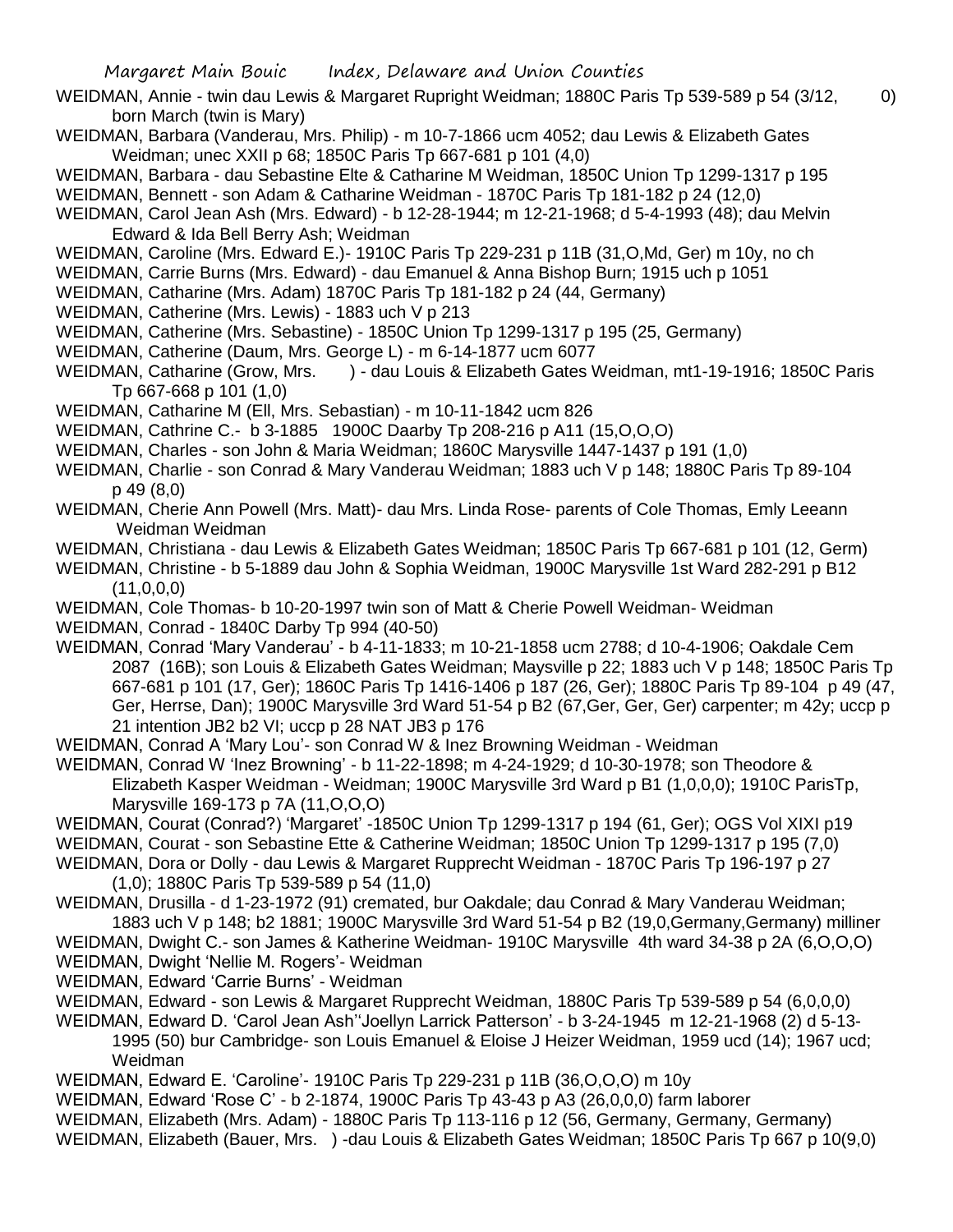WEIDMAN, Annie - twin dau Lewis & Margaret Rupright Weidman; 1880C Paris Tp 539-589 p 54 (3/12, 0) born March (twin is Mary)

WEIDMAN, Barbara (Vanderau, Mrs. Philip) - m 10-7-1866 ucm 4052; dau Lewis & Elizabeth Gates Weidman; unec XXII p 68; 1850C Paris Tp 667-681 p 101 (4,0)

WEIDMAN, Barbara - dau Sebastine Elte & Catharine M Weidman, 1850C Union Tp 1299-1317 p 195

WEIDMAN, Bennett - son Adam & Catharine Weidman - 1870C Paris Tp 181-182 p 24 (12,0)

WEIDMAN, Carol Jean Ash (Mrs. Edward) - b 12-28-1944; m 12-21-1968; d 5-4-1993 (48); dau Melvin Edward & Ida Bell Berry Ash; Weidman

WEIDMAN, Caroline (Mrs. Edward E.)- 1910C Paris Tp 229-231 p 11B (31,O,Md, Ger) m 10y, no ch

WEIDMAN, Carrie Burns (Mrs. Edward) - dau Emanuel & Anna Bishop Burn; 1915 uch p 1051

WEIDMAN, Catharine (Mrs. Adam) 1870C Paris Tp 181-182 p 24 (44, Germany)

WEIDMAN, Catherine (Mrs. Lewis) - 1883 uch V p 213

WEIDMAN, Catherine (Mrs. Sebastine) - 1850C Union Tp 1299-1317 p 195 (25, Germany)

WEIDMAN, Catherine (Daum, Mrs. George L) - m 6-14-1877 ucm 6077

WEIDMAN, Catharine (Grow, Mrs. ) - dau Louis & Elizabeth Gates Weidman, mt1-19-1916; 1850C Paris Tp 667-668 p 101 (1,0)

WEIDMAN, Catharine M (Ell, Mrs. Sebastian) - m 10-11-1842 ucm 826

WEIDMAN, Cathrine C.- b 3-1885 1900C Daarby Tp 208-216 p A11 (15,O,O,O)

WEIDMAN, Charles - son John & Maria Weidman; 1860C Marysville 1447-1437 p 191 (1,0)

WEIDMAN, Charlie - son Conrad & Mary Vanderau Weidman; 1883 uch V p 148; 1880C Paris Tp 89-104 p 49 (8,0)

WEIDMAN, Cherie Ann Powell (Mrs. Matt)- dau Mrs. Linda Rose- parents of Cole Thomas, Emly Leeann Weidman Weidman

WEIDMAN, Christiana - dau Lewis & Elizabeth Gates Weidman; 1850C Paris Tp 667-681 p 101 (12, Germ)

WEIDMAN, Christine - b 5-1889 dau John & Sophia Weidman, 1900C Marysville 1st Ward 282-291 p B12 (11,0,0,0)

WEIDMAN, Cole Thomas- b 10-20-1997 twin son of Matt & Cherie Powell Weidman- Weidman

WEIDMAN, Conrad - 1840C Darby Tp 994 (40-50)

WEIDMAN, Conrad 'Mary Vanderau' - b 4-11-1833; m 10-21-1858 ucm 2788; d 10-4-1906; Oakdale Cem 2087 (16B); son Louis & Elizabeth Gates Weidman; Maysville p 22; 1883 uch V p 148; 1850C Paris Tp 667-681 p 101 (17, Ger); 1860C Paris Tp 1416-1406 p 187 (26, Ger); 1880C Paris Tp 89-104 p 49 (47, Ger, Herrse, Dan); 1900C Marysville 3rd Ward 51-54 p B2 (67,Ger, Ger, Ger) carpenter; m 42y; uccp p 21 intention JB2 b2 VI; uccp p 28 NAT JB3 p 176

WEIDMAN, Conrad A 'Mary Lou'- son Conrad W & Inez Browning Weidman - Weidman

WEIDMAN, Conrad W 'Inez Browning' - b 11-22-1898; m 4-24-1929; d 10-30-1978; son Theodore & Elizabeth Kasper Weidman - Weidman; 1900C Marysville 3rd Ward p B1 (1,0,0,0); 1910C ParisTp, Marysville 169-173 p 7A (11,O,O,O)

WEIDMAN, Courat (Conrad?) 'Margaret' -1850C Union Tp 1299-1317 p 194 (61, Ger); OGS Vol XIXI p19

WEIDMAN, Courat - son Sebastine Ette & Catherine Weidman; 1850C Union Tp 1299-1317 p 195 (7,0)

WEIDMAN, Dora or Dolly - dau Lewis & Margaret Rupprecht Weidman - 1870C Paris Tp 196-197 p 27 (1,0); 1880C Paris Tp 539-589 p 54 (11,0)

WEIDMAN, Drusilla - d 1-23-1972 (91) cremated, bur Oakdale; dau Conrad & Mary Vanderau Weidman; 1883 uch V p 148; b2 1881; 1900C Marysville 3rd Ward 51-54 p B2 (19,0,Germany,Germany) milliner

WEIDMAN, Dwight C.- son James & Katherine Weidman- 1910C Marysville 4th ward 34-38 p 2A (6,O,O,O)

WEIDMAN, Dwight 'Nellie M. Rogers'- Weidman

WEIDMAN, Edward 'Carrie Burns' - Weidman

WEIDMAN, Edward - son Lewis & Margaret Rupprecht Weidman, 1880C Paris Tp 539-589 p 54 (6,0,0,0)

WEIDMAN, Edward D. 'Carol Jean Ash''Joellyn Larrick Patterson' - b 3-24-1945 m 12-21-1968 (2) d 5-13-1995 (50) bur Cambridge- son Louis Emanuel & Eloise J Heizer Weidman, 1959 ucd (14); 1967 ucd; Weidman

WEIDMAN, Edward E. 'Caroline'- 1910C Paris Tp 229-231 p 11B (36,O,O,O) m 10y

WEIDMAN, Edward 'Rose C' - b 2-1874, 1900C Paris Tp 43-43 p A3 (26,0,0,0) farm laborer

WEIDMAN, Elizabeth (Mrs. Adam) - 1880C Paris Tp 113-116 p 12 (56, Germany, Germany, Germany)

WEIDMAN, Elizabeth (Bauer, Mrs. ) -dau Louis & Elizabeth Gates Weidman; 1850C Paris Tp 667 p 10(9,0)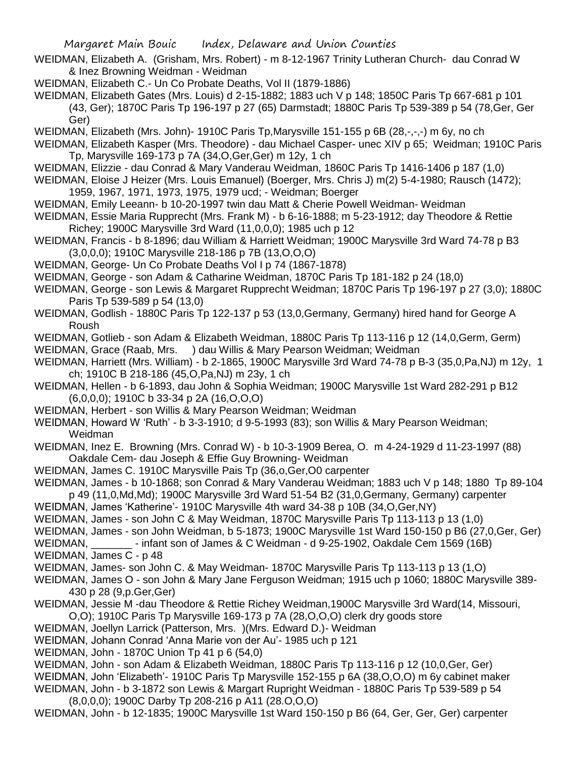WEIDMAN, Elizabeth A. (Grisham, Mrs. Robert) - m 8-12-1967 Trinity Lutheran Church- dau Conrad W & Inez Browning Weidman - Weidman

WEIDMAN, Elizabeth C.- Un Co Probate Deaths, Vol II (1879-1886)

WEIDMAN, Elizabeth Gates (Mrs. Louis) d 2-15-1882; 1883 uch V p 148; 1850C Paris Tp 667-681 p 101 (43, Ger); 1870C Paris Tp 196-197 p 27 (65) Darmstadt; 1880C Paris Tp 539-389 p 54 (78,Ger, Ger Ger)

WEIDMAN, Elizabeth (Mrs. John)- 1910C Paris Tp,Marysville 151-155 p 6B (28,-,-,-) m 6y, no ch

WEIDMAN, Elizabeth Kasper (Mrs. Theodore) - dau Michael Casper- unec XIV p 65; Weidman; 1910C Paris Tp, Marysville 169-173 p 7A (34,O,Ger,Ger) m 12y, 1 ch

WEIDMAN, Elizzie - dau Conrad & Mary Vanderau Weidman, 1860C Paris Tp 1416-1406 p 187 (1,0)

WEIDMAN, Eloise J Heizer (Mrs. Louis Emanuel) (Boerger, Mrs. Chris J) m(2) 5-4-1980; Rausch (1472); 1959, 1967, 1971, 1973, 1975, 1979 ucd; - Weidman; Boerger

WEIDMAN, Emily Leeann- b 10-20-1997 twin dau Matt & Cherie Powell Weidman- Weidman

WEIDMAN, Essie Maria Rupprecht (Mrs. Frank M) - b 6-16-1888; m 5-23-1912; day Theodore & Rettie Richey; 1900C Marysville 3rd Ward (11,0,0,0); 1985 uch p 12

WEIDMAN, Francis - b 8-1896; dau William & Harriett Weidman; 1900C Marysville 3rd Ward 74-78 p B3 (3,0,0,0); 1910C Marysville 218-186 p 7B (13,O,O,O)

WEIDMAN, George- Un Co Probate Deaths Vol I p 74 (1867-1878)

WEIDMAN, George - son Adam & Catharine Weidman, 1870C Paris Tp 181-182 p 24 (18,0)

WEIDMAN, George - son Lewis & Margaret Rupprecht Weidman; 1870C Paris Tp 196-197 p 27 (3,0); 1880C Paris Tp 539-589 p 54 (13,0)

WEIDMAN, Godlish - 1880C Paris Tp 122-137 p 53 (13,0,Germany, Germany) hired hand for George A Roush

WEIDMAN, Gotlieb - son Adam & Elizabeth Weidman, 1880C Paris Tp 113-116 p 12 (14,0,Germ, Germ)

WEIDMAN, Grace (Raab, Mrs. ) dau Willis & Mary Pearson Weidman; Weidman

WEIDMAN, Harriett (Mrs. William) - b 2-1865, 1900C Marysville 3rd Ward 74-78 p B-3 (35,0,Pa,NJ) m 12y, 1 ch; 1910C B 218-186 (45,O,Pa,NJ) m 23y, 1 ch

WEIDMAN, Hellen - b 6-1893, dau John & Sophia Weidman; 1900C Marysville 1st Ward 282-291 p B12 (6,0,0,0); 1910C b 33-34 p 2A (16,O,O,O)

WEIDMAN, Herbert - son Willis & Mary Pearson Weidman; Weidman

WEIDMAN, Howard W 'Ruth' - b 3-3-1910; d 9-5-1993 (83); son Willis & Mary Pearson Weidman; Weidman

WEIDMAN, Inez E. Browning (Mrs. Conrad W) - b 10-3-1909 Berea, O. m 4-24-1929 d 11-23-1997 (88) Oakdale Cem- dau Joseph & Effie Guy Browning- Weidman

WEIDMAN, James C. 1910C Marysville Pais Tp (36,o,Ger,O0 carpenter

WEIDMAN, James - b 10-1868; son Conrad & Mary Vanderau Weidman; 1883 uch V p 148; 1880 Tp 89-104 p 49 (11,0,Md,Md); 1900C Marysville 3rd Ward 51-54 B2 (31,0,Germany, Germany) carpenter

WEIDMAN, James 'Katherine'- 1910C Marysville 4th ward 34-38 p 10B (34,O,Ger,NY)

WEIDMAN, James - son John C & May Weidman, 1870C Marysville Paris Tp 113-113 p 13 (1,0)

WEIDMAN, James - son John Weidman, b 5-1873; 1900C Marysville 1st Ward 150-150 p B6 (27,0,Ger, Ger)

WEIDMAN, _______ - infant son of James & C Weidman - d 9-25-1902, Oakdale Cem 1569 (16B)

WEIDMAN, James C - p 48

WEIDMAN, James- son John C. & May Weidman- 1870C Marysville Paris Tp 113-113 p 13 (1,O)

WEIDMAN, James O - son John & Mary Jane Ferguson Weidman; 1915 uch p 1060; 1880C Marysville 389-430 p 28 (9,p.Ger,Ger)

WEIDMAN, Jessie M -dau Theodore & Rettie Richey Weidman,1900C Marysville 3rd Ward(14, Missouri, O,O); 1910C Paris Tp Marysville 169-173 p 7A (28,O,O,O) clerk dry goods store

WEIDMAN, Joellyn Larrick (Patterson, Mrs. )(Mrs. Edward D.)- Weidman

WEIDMAN, Johann Conrad 'Anna Marie von der Au'- 1985 uch p 121

WEIDMAN, John - 1870C Union Tp 41 p 6 (54,0)

WEIDMAN, John - son Adam & Elizabeth Weidman, 1880C Paris Tp 113-116 p 12 (10,0,Ger, Ger)

WEIDMAN, John 'Elizabeth'- 1910C Paris Tp Marysville 152-155 p 6A (38,O,O,O) m 6y cabinet maker

WEIDMAN, John - b 3-1872 son Lewis & Margart Rupright Weidman - 1880C Paris Tp 539-589 p 54 (8,0,0,0); 1900C Darby Tp 208-216 p A11 (28.O,O,O)

WEIDMAN, John - b 12-1835; 1900C Marysville 1st Ward 150-150 p B6 (64, Ger, Ger, Ger) carpenter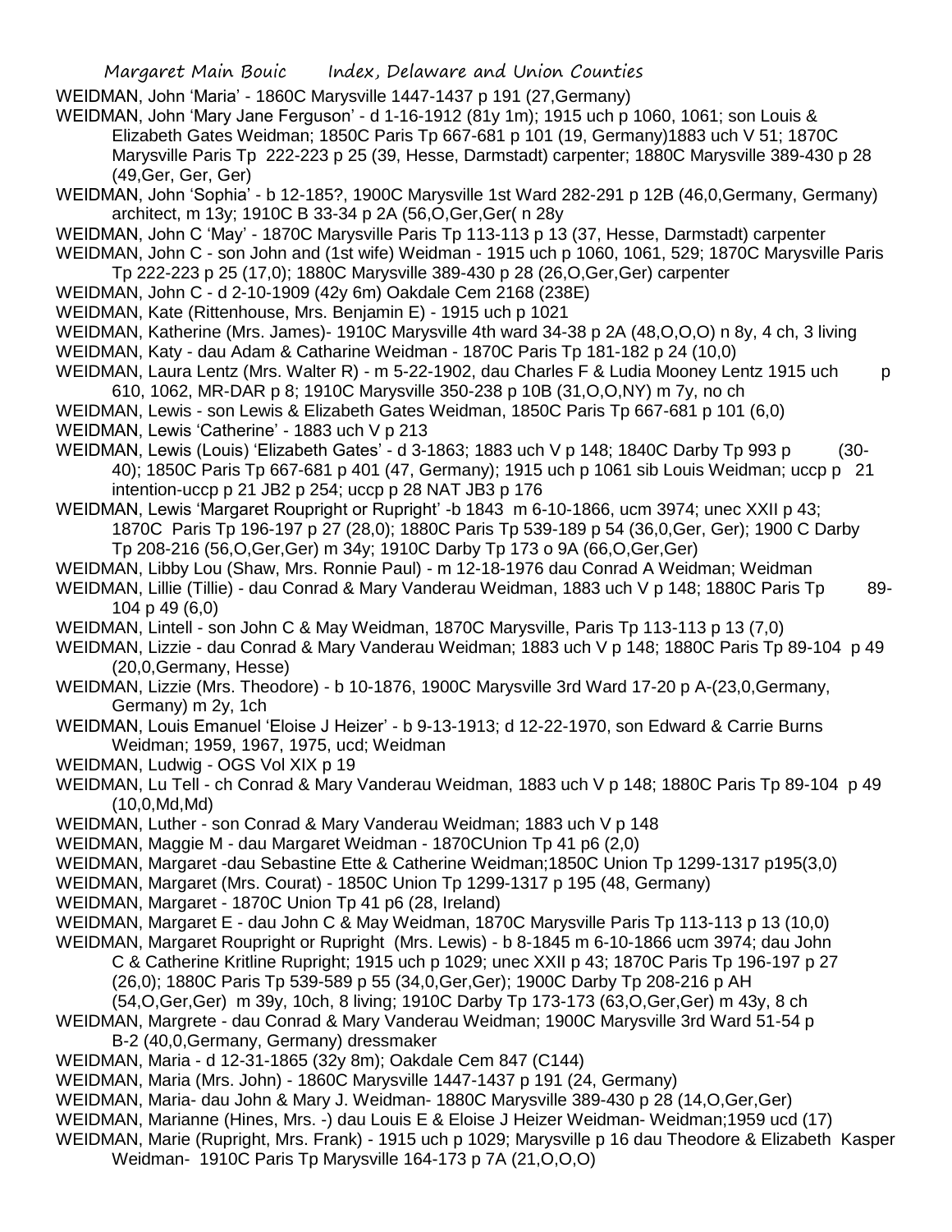WEIDMAN, John 'Maria' - 1860C Marysville 1447-1437 p 191 (27,Germany)

WEIDMAN, John 'Mary Jane Ferguson' - d 1-16-1912 (81y 1m); 1915 uch p 1060, 1061; son Louis & Elizabeth Gates Weidman; 1850C Paris Tp 667-681 p 101 (19, Germany)1883 uch V 51; 1870C Marysville Paris Tp 222-223 p 25 (39, Hesse, Darmstadt) carpenter; 1880C Marysville 389-430 p 28 (49,Ger, Ger, Ger)

WEIDMAN, John 'Sophia' - b 12-185?, 1900C Marysville 1st Ward 282-291 p 12B (46,0,Germany, Germany) architect, m 13y; 1910C B 33-34 p 2A (56,O,Ger,Ger( n 28y

WEIDMAN, John C 'May' - 1870C Marysville Paris Tp 113-113 p 13 (37, Hesse, Darmstadt) carpenter

WEIDMAN, John C - son John and (1st wife) Weidman - 1915 uch p 1060, 1061, 529; 1870C Marysville Paris Tp 222-223 p 25 (17,0); 1880C Marysville 389-430 p 28 (26,O,Ger,Ger) carpenter

WEIDMAN, John C - d 2-10-1909 (42y 6m) Oakdale Cem 2168 (238E)

WEIDMAN, Kate (Rittenhouse, Mrs. Benjamin E) - 1915 uch p 1021

WEIDMAN, Katherine (Mrs. James)- 1910C Marysville 4th ward 34-38 p 2A (48,O,O,O) n 8y, 4 ch, 3 living

WEIDMAN, Katy - dau Adam & Catharine Weidman - 1870C Paris Tp 181-182 p 24 (10,0)

WEIDMAN, Laura Lentz (Mrs. Walter R) - m 5-22-1902, dau Charles F & Ludia Mooney Lentz 1915 uch p 610, 1062, MR-DAR p 8; 1910C Marysville 350-238 p 10B (31,O,O,NY) m 7y, no ch

WEIDMAN, Lewis - son Lewis & Elizabeth Gates Weidman, 1850C Paris Tp 667-681 p 101 (6,0)

WEIDMAN, Lewis 'Catherine' - 1883 uch V p 213

WEIDMAN, Lewis (Louis) 'Elizabeth Gates' - d 3-1863; 1883 uch V p 148; 1840C Darby Tp 993 p (30-40); 1850C Paris Tp 667-681 p 401 (47, Germany); 1915 uch p 1061 sib Louis Weidman; uccp p 21 intention-uccp p 21 JB2 p 254; uccp p 28 NAT JB3 p 176

WEIDMAN, Lewis 'Margaret Roupright or Rupright' -b 1843 m 6-10-1866, ucm 3974; unec XXII p 43; 1870C Paris Tp 196-197 p 27 (28,0); 1880C Paris Tp 539-189 p 54 (36,0,Ger, Ger); 1900 C Darby Tp 208-216 (56,O,Ger,Ger) m 34y; 1910C Darby Tp 173 o 9A (66,O,Ger,Ger)

WEIDMAN, Libby Lou (Shaw, Mrs. Ronnie Paul) - m 12-18-1976 dau Conrad A Weidman; Weidman

WEIDMAN, Lillie (Tillie) - dau Conrad & Mary Vanderau Weidman, 1883 uch V p 148; 1880C Paris Tp 89-104 p 49 (6,0)

WEIDMAN, Lintell - son John C & May Weidman, 1870C Marysville, Paris Tp 113-113 p 13 (7,0)

WEIDMAN, Lizzie - dau Conrad & Mary Vanderau Weidman; 1883 uch V p 148; 1880C Paris Tp 89-104 p 49 (20,0,Germany, Hesse)

WEIDMAN, Lizzie (Mrs. Theodore) - b 10-1876, 1900C Marysville 3rd Ward 17-20 p A-(23,0,Germany, Germany) m 2y, 1ch

WEIDMAN, Louis Emanuel 'Eloise J Heizer' - b 9-13-1913; d 12-22-1970, son Edward & Carrie Burns Weidman; 1959, 1967, 1975, ucd; Weidman

WEIDMAN, Ludwig - OGS Vol XIX p 19

WEIDMAN, Lu Tell - ch Conrad & Mary Vanderau Weidman, 1883 uch V p 148; 1880C Paris Tp 89-104 p 49 (10,0,Md,Md)

WEIDMAN, Luther - son Conrad & Mary Vanderau Weidman; 1883 uch V p 148

WEIDMAN, Maggie M - dau Margaret Weidman - 1870CUnion Tp 41 p6 (2,0)

WEIDMAN, Margaret -dau Sebastine Ette & Catherine Weidman;1850C Union Tp 1299-1317 p195(3,0)

WEIDMAN, Margaret (Mrs. Courat) - 1850C Union Tp 1299-1317 p 195 (48, Germany)

WEIDMAN, Margaret - 1870C Union Tp 41 p6 (28, Ireland)

WEIDMAN, Margaret E - dau John C & May Weidman, 1870C Marysville Paris Tp 113-113 p 13 (10,0)

WEIDMAN, Margaret Roupright or Rupright (Mrs. Lewis) - b 8-1845 m 6-10-1866 ucm 3974; dau John C & Catherine Kritline Rupright; 1915 uch p 1029; unec XXII p 43; 1870C Paris Tp 196-197 p 27 (26,0); 1880C Paris Tp 539-589 p 55 (34,0,Ger,Ger); 1900C Darby Tp 208-216 p AH (54,O,Ger,Ger) m 39y, 10ch, 8 living; 1910C Darby Tp 173-173 (63,O,Ger,Ger) m 43y, 8 ch

WEIDMAN, Margrete - dau Conrad & Mary Vanderau Weidman; 1900C Marysville 3rd Ward 51-54 p B-2 (40,0,Germany, Germany) dressmaker

WEIDMAN, Maria - d 12-31-1865 (32y 8m); Oakdale Cem 847 (C144)

WEIDMAN, Maria (Mrs. John) - 1860C Marysville 1447-1437 p 191 (24, Germany)

WEIDMAN, Maria- dau John & Mary J. Weidman- 1880C Marysville 389-430 p 28 (14,O,Ger,Ger)

WEIDMAN, Marianne (Hines, Mrs. -) dau Louis E & Eloise J Heizer Weidman- Weidman;1959 ucd (17)

WEIDMAN, Marie (Rupright, Mrs. Frank) - 1915 uch p 1029; Marysville p 16 dau Theodore & Elizabeth Kasper Weidman- 1910C Paris Tp Marysville 164-173 p 7A (21,O,O,O)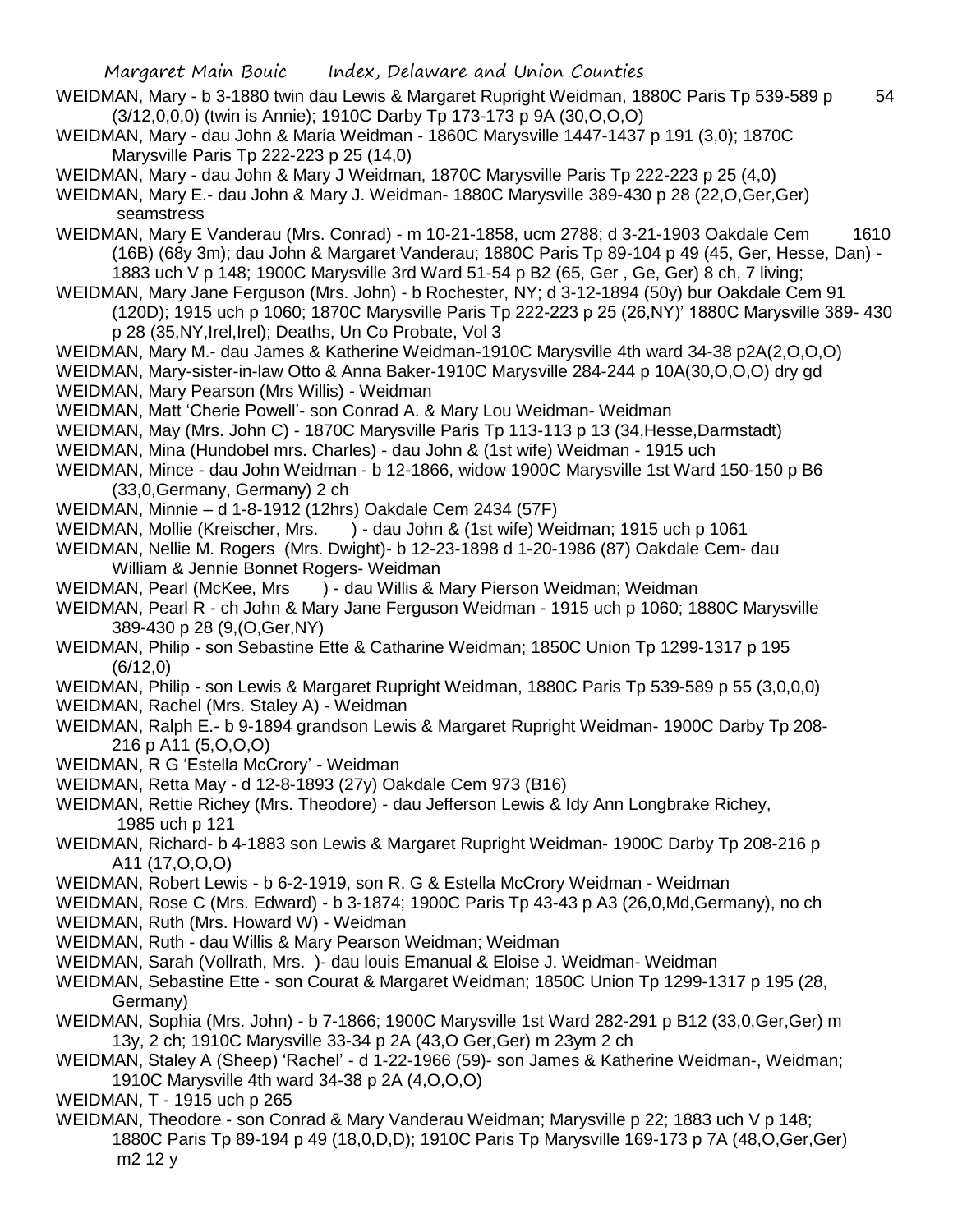WEIDMAN, Mary - b 3-1880 twin dau Lewis & Margaret Rupright Weidman, 1880C Paris Tp 539-589 p 54 (3/12,0,0,0) (twin is Annie); 1910C Darby Tp 173-173 p 9A (30,O,O,O)

WEIDMAN, Mary - dau John & Maria Weidman - 1860C Marysville 1447-1437 p 191 (3,0); 1870C Marysville Paris Tp 222-223 p 25 (14,0)

WEIDMAN, Mary - dau John & Mary J Weidman, 1870C Marysville Paris Tp 222-223 p 25 (4,0)

WEIDMAN, Mary E.- dau John & Mary J. Weidman- 1880C Marysville 389-430 p 28 (22,O,Ger,Ger) seamstress

WEIDMAN, Mary E Vanderau (Mrs. Conrad) - m 10-21-1858, ucm 2788; d 3-21-1903 Oakdale Cem 1610 (16B) (68y 3m); dau John & Margaret Vanderau; 1880C Paris Tp 89-104 p 49 (45, Ger, Hesse, Dan) - 1883 uch V p 148; 1900C Marysville 3rd Ward 51-54 p B2 (65, Ger , Ge, Ger) 8 ch, 7 living;

WEIDMAN, Mary Jane Ferguson (Mrs. John) - b Rochester, NY; d 3-12-1894 (50y) bur Oakdale Cem 91 (120D); 1915 uch p 1060; 1870C Marysville Paris Tp 222-223 p 25 (26,NY)' 1880C Marysville 389- 430 p 28 (35,NY,Irel,Irel); Deaths, Un Co Probate, Vol 3

WEIDMAN, Mary M.- dau James & Katherine Weidman-1910C Marysville 4th ward 34-38 p2A(2,O,O,O)

WEIDMAN, Mary-sister-in-law Otto & Anna Baker-1910C Marysville 284-244 p 10A(30,O,O,O) dry gd

WEIDMAN, Mary Pearson (Mrs Willis) - Weidman

WEIDMAN, Matt 'Cherie Powell'- son Conrad A. & Mary Lou Weidman- Weidman

WEIDMAN, May (Mrs. John C) - 1870C Marysville Paris Tp 113-113 p 13 (34,Hesse,Darmstadt)

WEIDMAN, Mina (Hundobel mrs. Charles) - dau John & (1st wife) Weidman - 1915 uch

WEIDMAN, Mince - dau John Weidman - b 12-1866, widow 1900C Marysville 1st Ward 150-150 p B6 (33,0,Germany, Germany) 2 ch

WEIDMAN, Minnie – d 1-8-1912 (12hrs) Oakdale Cem 2434 (57F)

WEIDMAN, Mollie (Kreischer, Mrs. ) - dau John & (1st wife) Weidman; 1915 uch p 1061

WEIDMAN, Nellie M. Rogers (Mrs. Dwight)- b 12-23-1898 d 1-20-1986 (87) Oakdale Cem- dau William & Jennie Bonnet Rogers- Weidman

WEIDMAN, Pearl (McKee, Mrs ) - dau Willis & Mary Pierson Weidman; Weidman

WEIDMAN, Pearl R - ch John & Mary Jane Ferguson Weidman - 1915 uch p 1060; 1880C Marysville 389-430 p 28 (9,(O,Ger,NY)

WEIDMAN, Philip - son Sebastine Ette & Catharine Weidman; 1850C Union Tp 1299-1317 p 195 (6/12,0)

WEIDMAN, Philip - son Lewis & Margaret Rupright Weidman, 1880C Paris Tp 539-589 p 55 (3,0,0,0)

WEIDMAN, Rachel (Mrs. Staley A) - Weidman

WEIDMAN, Ralph E.- b 9-1894 grandson Lewis & Margaret Rupright Weidman- 1900C Darby Tp 208-216 p A11 (5,O,O,O)

WEIDMAN, R G 'Estella McCrory' - Weidman

WEIDMAN, Retta May - d 12-8-1893 (27y) Oakdale Cem 973 (B16)

WEIDMAN, Rettie Richey (Mrs. Theodore) - dau Jefferson Lewis & Idy Ann Longbrake Richey, 1985 uch p 121

WEIDMAN, Richard- b 4-1883 son Lewis & Margaret Rupright Weidman- 1900C Darby Tp 208-216 p A11 (17,O,O,O)

WEIDMAN, Robert Lewis - b 6-2-1919, son R. G & Estella McCrory Weidman - Weidman

WEIDMAN, Rose C (Mrs. Edward) - b 3-1874; 1900C Paris Tp 43-43 p A3 (26,0,Md,Germany), no ch

WEIDMAN, Ruth (Mrs. Howard W) - Weidman

WEIDMAN, Ruth - dau Willis & Mary Pearson Weidman; Weidman

WEIDMAN, Sarah (Vollrath, Mrs. )- dau louis Emanual & Eloise J. Weidman- Weidman

WEIDMAN, Sebastine Ette - son Courat & Margaret Weidman; 1850C Union Tp 1299-1317 p 195 (28, Germany)

WEIDMAN, Sophia (Mrs. John) - b 7-1866; 1900C Marysville 1st Ward 282-291 p B12 (33,0,Ger,Ger) m 13y, 2 ch; 1910C Marysville 33-34 p 2A (43,O Ger,Ger) m 23ym 2 ch

WEIDMAN, Staley A (Sheep) 'Rachel' - d 1-22-1966 (59)- son James & Katherine Weidman-, Weidman; 1910C Marysville 4th ward 34-38 p 2A (4,O,O,O)

WEIDMAN, T - 1915 uch p 265

WEIDMAN, Theodore - son Conrad & Mary Vanderau Weidman; Marysville p 22; 1883 uch V p 148; 1880C Paris Tp 89-194 p 49 (18,0,D,D); 1910C Paris Tp Marysville 169-173 p 7A (48,O,Ger,Ger) m2 12 y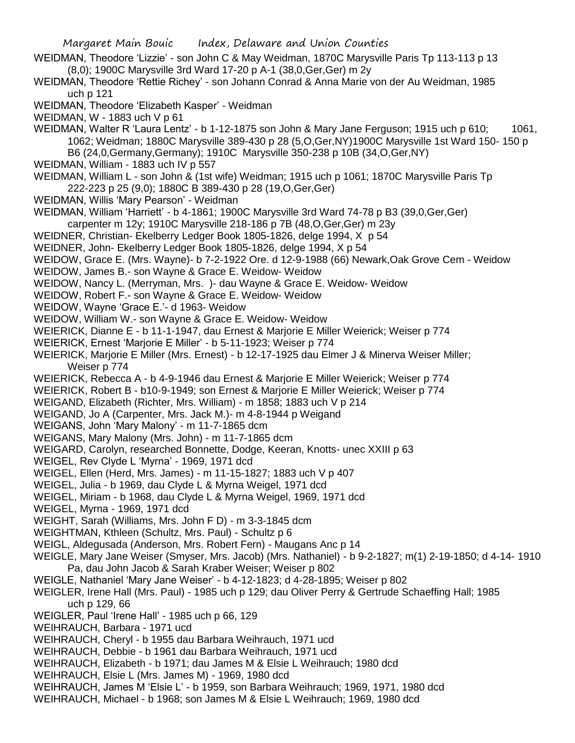WEIDMAN, Theodore 'Lizzie' - son John C & May Weidman, 1870C Marysville Paris Tp 113-113 p 13 (8,0); 1900C Marysville 3rd Ward 17-20 p A-1 (38,0,Ger,Ger) m 2y

WEIDMAN, Theodore 'Rettie Richey' - son Johann Conrad & Anna Marie von der Au Weidman, 1985 uch p 121

WEIDMAN, Theodore 'Elizabeth Kasper' - Weidman

WEIDMAN, W - 1883 uch V p 61

WEIDMAN, Walter R 'Laura Lentz' - b 1-12-1875 son John & Mary Jane Ferguson; 1915 uch p 610; 1061, 1062; Weidman; 1880C Marysville 389-430 p 28 (5,O,Ger,NY)1900C Marysville 1st Ward 150- 150 p B6 (24,0,Germany,Germany); 1910C Marysville 350-238 p 10B (34,O,Ger,NY)

WEIDMAN, William - 1883 uch IV p 557

WEIDMAN, William L - son John & (1st wife) Weidman; 1915 uch p 1061; 1870C Marysville Paris Tp 222-223 p 25 (9,0); 1880C B 389-430 p 28 (19,O,Ger,Ger)

WEIDMAN, Willis 'Mary Pearson' - Weidman

WEIDMAN, William 'Harriett' - b 4-1861; 1900C Marysville 3rd Ward 74-78 p B3 (39,0,Ger,Ger) carpenter m 12y; 1910C Marysville 218-186 p 7B (48,O,Ger,Ger) m 23y

WEIDNER, Christian- Ekelberry Ledger Book 1805-1826, delge 1994, X p 54

WEIDNER, John- Ekelberry Ledger Book 1805-1826, delge 1994, X p 54

WEIDOW, Grace E. (Mrs. Wayne)- b 7-2-1922 Ore. d 12-9-1988 (66) Newark,Oak Grove Cem - Weidow

WEIDOW, James B.- son Wayne & Grace E. Weidow- Weidow

WEIDOW, Nancy L. (Merryman, Mrs. )- dau Wayne & Grace E. Weidow- Weidow

WEIDOW, Robert F.- son Wayne & Grace E. Weidow- Weidow

WEIDOW, Wayne 'Grace E.'- d 1963- Weidow

WEIDOW, William W.- son Wayne & Grace E. Weidow- Weidow

WEIERICK, Dianne E - b 11-1-1947, dau Ernest & Marjorie E Miller Weierick; Weiser p 774

WEIERICK, Ernest 'Marjorie E Miller' - b 5-11-1923; Weiser p 774

WEIERICK, Marjorie E Miller (Mrs. Ernest) - b 12-17-1925 dau Elmer J & Minerva Weiser Miller; Weiser p 774

WEIERICK, Rebecca A - b 4-9-1946 dau Ernest & Marjorie E Miller Weierick; Weiser p 774

WEIERICK, Robert B - b10-9-1949; son Ernest & Marjorie E Miller Weierick; Weiser p 774

WEIGAND, Elizabeth (Richter, Mrs. William) - m 1858; 1883 uch V p 214

WEIGAND, Jo A (Carpenter, Mrs. Jack M.)- m 4-8-1944 p Weigand

WEIGANS, John 'Mary Malony' - m 11-7-1865 dcm

WEIGANS, Mary Malony (Mrs. John) - m 11-7-1865 dcm

WEIGARD, Carolyn, researched Bonnette, Dodge, Keeran, Knotts- unec XXIII p 63

WEIGEL, Rev Clyde L 'Myrna' - 1969, 1971 dcd

WEIGEL, Ellen (Herd, Mrs. James) - m 11-15-1827; 1883 uch V p 407

WEIGEL, Julia - b 1969, dau Clyde L & Myrna Weigel, 1971 dcd

WEIGEL, Miriam - b 1968, dau Clyde L & Myrna Weigel, 1969, 1971 dcd

WEIGEL, Myrna - 1969, 1971 dcd

WEIGHT, Sarah (Williams, Mrs. John F D) - m 3-3-1845 dcm

WEIGHTMAN, Kthleen (Schultz, Mrs. Paul) - Schultz p 6

WEIGL, Aldegusada (Anderson, Mrs. Robert Fern) - Maugans Anc p 14

WEIGLE, Mary Jane Weiser (Smyser, Mrs. Jacob) (Mrs. Nathaniel) - b 9-2-1827; m(1) 2-19-1850; d 4-14- 1910 Pa, dau John Jacob & Sarah Kraber Weiser; Weiser p 802

WEIGLE, Nathaniel 'Mary Jane Weiser' - b 4-12-1823; d 4-28-1895; Weiser p 802

WEIGLER, Irene Hall (Mrs. Paul) - 1985 uch p 129; dau Oliver Perry & Gertrude Schaeffing Hall; 1985 uch p 129, 66

WEIGLER, Paul 'Irene Hall' - 1985 uch p 66, 129

WEIHRAUCH, Barbara - 1971 ucd

WEIHRAUCH, Cheryl - b 1955 dau Barbara Weihrauch, 1971 ucd

WEIHRAUCH, Debbie - b 1961 dau Barbara Weihrauch, 1971 ucd

WEIHRAUCH, Elizabeth - b 1971; dau James M & Elsie L Weihrauch; 1980 dcd

WEIHRAUCH, Elsie L (Mrs. James M) - 1969, 1980 dcd

WEIHRAUCH, James M 'Elsie L' - b 1959, son Barbara Weihrauch; 1969, 1971, 1980 dcd

WEIHRAUCH, Michael - b 1968; son James M & Elsie L Weihrauch; 1969, 1980 dcd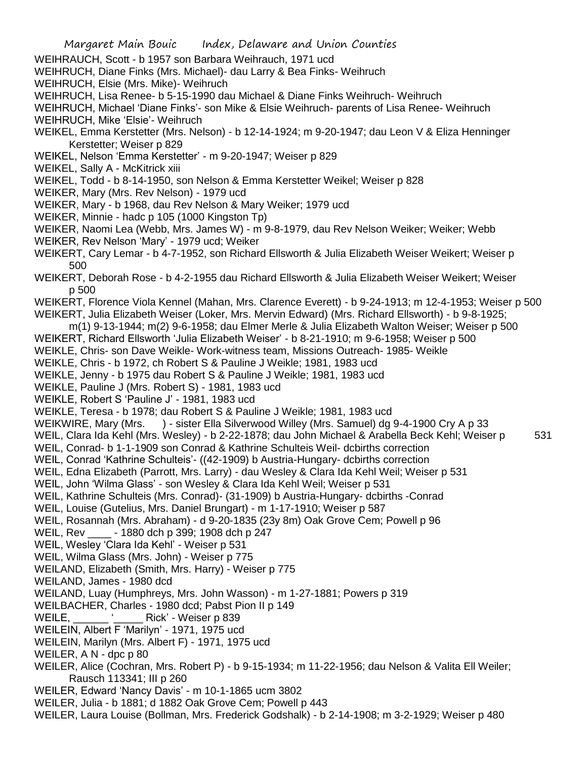WEIHRAUCH, Scott - b 1957 son Barbara Weihrauch, 1971 ucd

WEIHRUCH, Diane Finks (Mrs. Michael)- dau Larry & Bea Finks- Weihruch

WEIHRUCH, Elsie (Mrs. Mike)- Weihruch

WEIHRUCH, Lisa Renee- b 5-15-1990 dau Michael & Diane Finks Weihruch- Weihruch

WEIHRUCH, Michael 'Diane Finks'- son Mike & Elsie Weihruch- parents of Lisa Renee- Weihruch

WEIHRUCH, Mike 'Elsie'- Weihruch

WEIKEL, Emma Kerstetter (Mrs. Nelson) - b 12-14-1924; m 9-20-1947; dau Leon V & Eliza Henninger Kerstetter; Weiser p 829

WEIKEL, Nelson 'Emma Kerstetter' - m 9-20-1947; Weiser p 829

WEIKEL, Sally A - McKitrick xiii

WEIKEL, Todd - b 8-14-1950, son Nelson & Emma Kerstetter Weikel; Weiser p 828

WEIKER, Mary (Mrs. Rev Nelson) - 1979 ucd

WEIKER, Mary - b 1968, dau Rev Nelson & Mary Weiker; 1979 ucd

WEIKER, Minnie - hadc p 105 (1000 Kingston Tp)

WEIKER, Naomi Lea (Webb, Mrs. James W) - m 9-8-1979, dau Rev Nelson Weiker; Weiker; Webb

WEIKER, Rev Nelson 'Mary' - 1979 ucd; Weiker

WEIKERT, Cary Lemar - b 4-7-1952, son Richard Ellsworth & Julia Elizabeth Weiser Weikert; Weiser p 500

WEIKERT, Deborah Rose - b 4-2-1955 dau Richard Ellsworth & Julia Elizabeth Weiser Weikert; Weiser p 500

WEIKERT, Florence Viola Kennel (Mahan, Mrs. Clarence Everett) - b 9-24-1913; m 12-4-1953; Weiser p 500

WEIKERT, Julia Elizabeth Weiser (Loker, Mrs. Mervin Edward) (Mrs. Richard Ellsworth) - b 9-8-1925; m(1) 9-13-1944; m(2) 9-6-1958; dau Elmer Merle & Julia Elizabeth Walton Weiser; Weiser p 500

WEIKERT, Richard Ellsworth 'Julia Elizabeth Weiser' - b 8-21-1910; m 9-6-1958; Weiser p 500

WEIKLE, Chris- son Dave Weikle- Work-witness team, Missions Outreach- 1985- Weikle

WEIKLE, Chris - b 1972, ch Robert S & Pauline J Weikle; 1981, 1983 ucd

WEIKLE, Jenny - b 1975 dau Robert S & Pauline J Weikle; 1981, 1983 ucd

WEIKLE, Pauline J (Mrs. Robert S) - 1981, 1983 ucd

WEIKLE, Robert S 'Pauline J' - 1981, 1983 ucd

WEIKLE, Teresa - b 1978; dau Robert S & Pauline J Weikle; 1981, 1983 ucd

WEIKWIRE, Mary (Mrs. ) - sister Ella Silverwood Willey (Mrs. Samuel) dg 9-4-1900 Cry A p 33

WEIL, Clara Ida Kehl (Mrs. Wesley) - b 2-22-1878; dau John Michael & Arabella Beck Kehl; Weiser p 531

WEIL, Conrad- b 1-1-1909 son Conrad & Kathrine Schulteis Weil- dcbirths correction

WEIL, Conrad 'Kathrine Schulteis'- ((42-1909) b Austria-Hungary- dcbirths correction

WEIL, Edna Elizabeth (Parrott, Mrs. Larry) - dau Wesley & Clara Ida Kehl Weil; Weiser p 531

WEIL, John 'Wilma Glass' - son Wesley & Clara Ida Kehl Weil; Weiser p 531

WEIL, Kathrine Schulteis (Mrs. Conrad)- (31-1909) b Austria-Hungary- dcbirths -Conrad

WEIL, Louise (Gutelius, Mrs. Daniel Brungart) - m 1-17-1910; Weiser p 587

WEIL, Rosannah (Mrs. Abraham) - d 9-20-1835 (23y 8m) Oak Grove Cem; Powell p 96

WEIL, Rev ____ - 1880 dch p 399; 1908 dch p 247

WEIL, Wesley 'Clara Ida Kehl' - Weiser p 531

WEIL, Wilma Glass (Mrs. John) - Weiser p 775

WEILAND, Elizabeth (Smith, Mrs. Harry) - Weiser p 775

WEILAND, James - 1980 dcd

WEILAND, Luay (Humphreys, Mrs. John Wasson) - m 1-27-1881; Powers p 319

WEILBACHER, Charles - 1980 dcd; Pabst Pion II p 149

WEILE, ______ '_____ Rick' - Weiser p 839

WEILEIN, Albert F 'Marilyn' - 1971, 1975 ucd

WEILEIN, Marilyn (Mrs. Albert F) - 1971, 1975 ucd

WEILER, A N - dpc p 80

WEILER, Alice (Cochran, Mrs. Robert P) - b 9-15-1934; m 11-22-1956; dau Nelson & Valita Ell Weiler; Rausch 113341; III p 260

WEILER, Edward 'Nancy Davis' - m 10-1-1865 ucm 3802

WEILER, Julia - b 1881; d 1882 Oak Grove Cem; Powell p 443

WEILER, Laura Louise (Bollman, Mrs. Frederick Godshalk) - b 2-14-1908; m 3-2-1929; Weiser p 480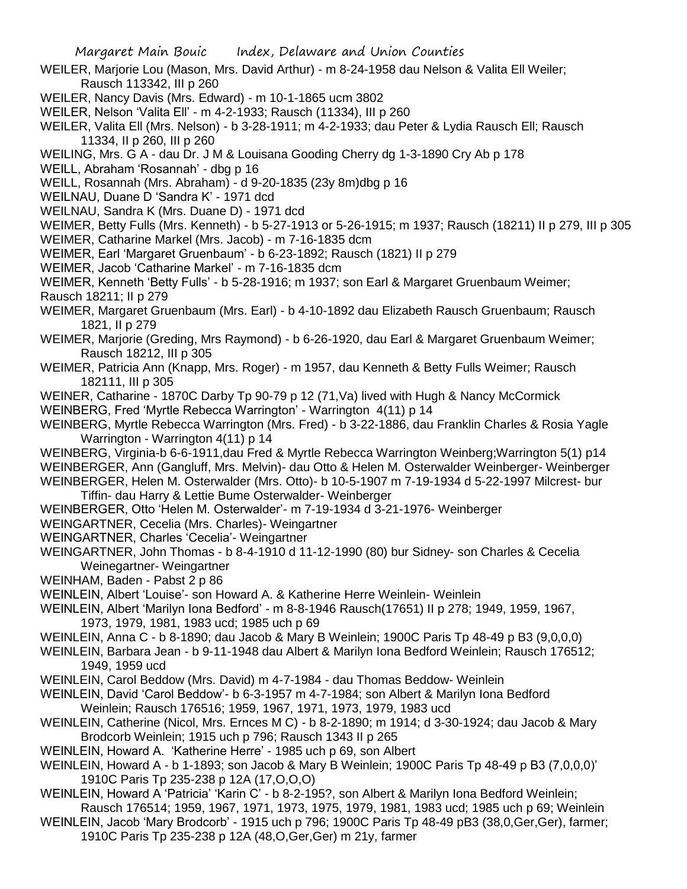WEILER, Marjorie Lou (Mason, Mrs. David Arthur) - m 8-24-1958 dau Nelson & Valita Ell Weiler; Rausch 113342, III p 260

WEILER, Nancy Davis (Mrs. Edward) - m 10-1-1865 ucm 3802

WEILER, Nelson 'Valita Ell' - m 4-2-1933; Rausch (11334), III p 260

WEILER, Valita Ell (Mrs. Nelson) - b 3-28-1911; m 4-2-1933; dau Peter & Lydia Rausch Ell; Rausch 11334, II p 260, III p 260

WEILING, Mrs. G A - dau Dr. J M & Louisana Gooding Cherry dg 1-3-1890 Cry Ab p 178

WEILL, Abraham 'Rosannah' - dbg p 16

WEILL, Rosannah (Mrs. Abraham) - d 9-20-1835 (23y 8m)dbg p 16

WEILNAU, Duane D 'Sandra K' - 1971 dcd

WEILNAU, Sandra K (Mrs. Duane D) - 1971 dcd

WEIMER, Betty Fulls (Mrs. Kenneth) - b 5-27-1913 or 5-26-1915; m 1937; Rausch (18211) II p 279, III p 305

WEIMER, Catharine Markel (Mrs. Jacob) - m 7-16-1835 dcm

WEIMER, Earl 'Margaret Gruenbaum' - b 6-23-1892; Rausch (1821) II p 279

WEIMER, Jacob 'Catharine Markel' - m 7-16-1835 dcm

WEIMER, Kenneth 'Betty Fulls' - b 5-28-1916; m 1937; son Earl & Margaret Gruenbaum Weimer; Rausch 18211; II p 279

WEIMER, Margaret Gruenbaum (Mrs. Earl) - b 4-10-1892 dau Elizabeth Rausch Gruenbaum; Rausch 1821, II p 279

WEIMER, Marjorie (Greding, Mrs Raymond) - b 6-26-1920, dau Earl & Margaret Gruenbaum Weimer; Rausch 18212, III p 305

WEIMER, Patricia Ann (Knapp, Mrs. Roger) - m 1957, dau Kenneth & Betty Fulls Weimer; Rausch 182111, III p 305

WEINER, Catharine - 1870C Darby Tp 90-79 p 12 (71,Va) lived with Hugh & Nancy McCormick

WEINBERG, Fred 'Myrtle Rebecca Warrington' - Warrington 4(11) p 14

WEINBERG, Myrtle Rebecca Warrington (Mrs. Fred) - b 3-22-1886, dau Franklin Charles & Rosia Yagle Warrington - Warrington 4(11) p 14

WEINBERG, Virginia-b 6-6-1911,dau Fred & Myrtle Rebecca Warrington Weinberg;Warrington 5(1) p14

WEINBERGER, Ann (Gangluff, Mrs. Melvin)- dau Otto & Helen M. Osterwalder Weinberger- Weinberger

WEINBERGER, Helen M. Osterwalder (Mrs. Otto)- b 10-5-1907 m 7-19-1934 d 5-22-1997 Milcrest- bur Tiffin- dau Harry & Lettie Bume Osterwalder- Weinberger

WEINBERGER, Otto 'Helen M. Osterwalder'- m 7-19-1934 d 3-21-1976- Weinberger

WEINGARTNER, Cecelia (Mrs. Charles)- Weingartner

WEINGARTNER, Charles 'Cecelia'- Weingartner

WEINGARTNER, John Thomas - b 8-4-1910 d 11-12-1990 (80) bur Sidney- son Charles & Cecelia Weinegartner- Weingartner

WEINHAM, Baden - Pabst 2 p 86

WEINLEIN, Albert 'Louise'- son Howard A. & Katherine Herre Weinlein- Weinlein

WEINLEIN, Albert 'Marilyn Iona Bedford' - m 8-8-1946 Rausch(17651) II p 278; 1949, 1959, 1967, 1973, 1979, 1981, 1983 ucd; 1985 uch p 69

WEINLEIN, Anna C - b 8-1890; dau Jacob & Mary B Weinlein; 1900C Paris Tp 48-49 p B3 (9,0,0,0)

WEINLEIN, Barbara Jean - b 9-11-1948 dau Albert & Marilyn Iona Bedford Weinlein; Rausch 176512; 1949, 1959 ucd

WEINLEIN, Carol Beddow (Mrs. David) m 4-7-1984 - dau Thomas Beddow- Weinlein

WEINLEIN, David 'Carol Beddow'- b 6-3-1957 m 4-7-1984; son Albert & Marilyn Iona Bedford Weinlein; Rausch 176516; 1959, 1967, 1971, 1973, 1979, 1983 ucd

WEINLEIN, Catherine (Nicol, Mrs. Ernces M C) - b 8-2-1890; m 1914; d 3-30-1924; dau Jacob & Mary Brodcorb Weinlein; 1915 uch p 796; Rausch 1343 II p 265

WEINLEIN, Howard A. 'Katherine Herre' - 1985 uch p 69, son Albert

WEINLEIN, Howard A - b 1-1893; son Jacob & Mary B Weinlein; 1900C Paris Tp 48-49 p B3 (7,0,0,0)' 1910C Paris Tp 235-238 p 12A (17,O,O,O)

WEINLEIN, Howard A 'Patricia' 'Karin C' - b 8-2-195?, son Albert & Marilyn Iona Bedford Weinlein; Rausch 176514; 1959, 1967, 1971, 1973, 1975, 1979, 1981, 1983 ucd; 1985 uch p 69; Weinlein

WEINLEIN, Jacob 'Mary Brodcorb' - 1915 uch p 796; 1900C Paris Tp 48-49 pB3 (38,0,Ger,Ger), farmer; 1910C Paris Tp 235-238 p 12A (48,O,Ger,Ger) m 21y, farmer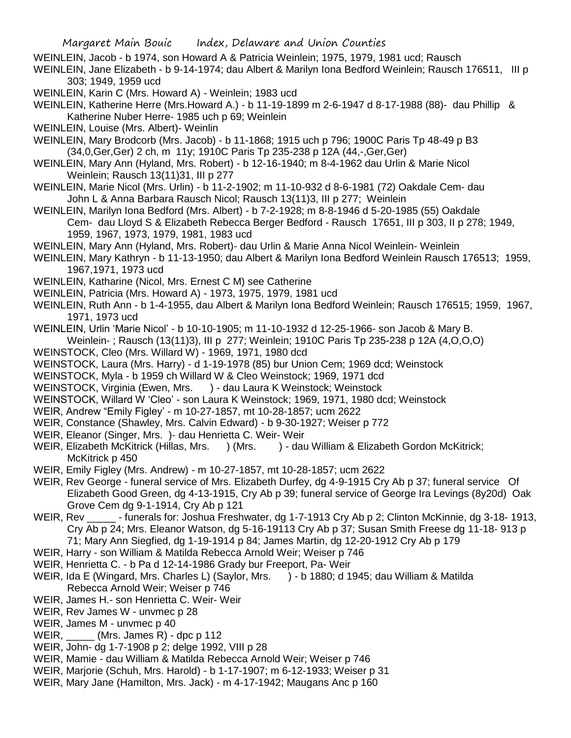WEINLEIN, Jacob - b 1974, son Howard A & Patricia Weinlein; 1975, 1979, 1981 ucd; Rausch

WEINLEIN, Jane Elizabeth - b 9-14-1974; dau Albert & Marilyn Iona Bedford Weinlein; Rausch 176511, III p 303; 1949, 1959 ucd

WEINLEIN, Karin C (Mrs. Howard A) - Weinlein; 1983 ucd

WEINLEIN, Katherine Herre (Mrs.Howard A.) - b 11-19-1899 m 2-6-1947 d 8-17-1988 (88)- dau Phillip & Katherine Nuber Herre- 1985 uch p 69; Weinlein

WEINLEIN, Louise (Mrs. Albert)- Weinlin

WEINLEIN, Mary Brodcorb (Mrs. Jacob) - b 11-1868; 1915 uch p 796; 1900C Paris Tp 48-49 p B3 (34,0,Ger,Ger) 2 ch, m 11y; 1910C Paris Tp 235-238 p 12A (44,-,Ger,Ger)

WEINLEIN, Mary Ann (Hyland, Mrs. Robert) - b 12-16-1940; m 8-4-1962 dau Urlin & Marie Nicol Weinlein; Rausch 13(11)31, III p 277

WEINLEIN, Marie Nicol (Mrs. Urlin) - b 11-2-1902; m 11-10-932 d 8-6-1981 (72) Oakdale Cem- dau John L & Anna Barbara Rausch Nicol; Rausch 13(11)3, III p 277; Weinlein

WEINLEIN, Marilyn Iona Bedford (Mrs. Albert) - b 7-2-1928; m 8-8-1946 d 5-20-1985 (55) Oakdale Cem- dau Lloyd S & Elizabeth Rebecca Berger Bedford - Rausch 17651, III p 303, II p 278; 1949, 1959, 1967, 1973, 1979, 1981, 1983 ucd

WEINLEIN, Mary Ann (Hyland, Mrs. Robert)- dau Urlin & Marie Anna Nicol Weinlein- Weinlein

WEINLEIN, Mary Kathryn - b 11-13-1950; dau Albert & Marilyn Iona Bedford Weinlein Rausch 176513; 1959, 1967,1971, 1973 ucd

WEINLEIN, Katharine (Nicol, Mrs. Ernest C M) see Catherine

WEINLEIN, Patricia (Mrs. Howard A) - 1973, 1975, 1979, 1981 ucd

WEINLEIN, Ruth Ann - b 1-4-1955, dau Albert & Marilyn Iona Bedford Weinlein; Rausch 176515; 1959, 1967, 1971, 1973 ucd

WEINLEIN, Urlin 'Marie Nicol' - b 10-10-1905; m 11-10-1932 d 12-25-1966- son Jacob & Mary B. Weinlein- ; Rausch (13(11)3), III p 277; Weinlein; 1910C Paris Tp 235-238 p 12A (4,O,O,O)

WEINSTOCK, Cleo (Mrs. Willard W) - 1969, 1971, 1980 dcd

WEINSTOCK, Laura (Mrs. Harry) - d 1-19-1978 (85) bur Union Cem; 1969 dcd; Weinstock

WEINSTOCK, Myla - b 1959 ch Willard W & Cleo Weinstock; 1969, 1971 dcd

WEINSTOCK, Virginia (Ewen, Mrs. ) - dau Laura K Weinstock; Weinstock

WEINSTOCK, Willard W 'Cleo' - son Laura K Weinstock; 1969, 1971, 1980 dcd; Weinstock

WEIR, Andrew "Emily Figley' - m 10-27-1857, mt 10-28-1857; ucm 2622

WEIR, Constance (Shawley, Mrs. Calvin Edward) - b 9-30-1927; Weiser p 772

WEIR, Eleanor (Singer, Mrs. )- dau Henrietta C. Weir- Weir

WEIR, Elizabeth McKitrick (Hillas, Mrs. ) (Mrs. ) - dau William & Elizabeth Gordon McKitrick; McKitrick p 450

WEIR, Emily Figley (Mrs. Andrew) - m 10-27-1857, mt 10-28-1857; ucm 2622

WEIR, Rev George - funeral service of Mrs. Elizabeth Durfey, dg 4-9-1915 Cry Ab p 37; funeral service Of Elizabeth Good Green, dg 4-13-1915, Cry Ab p 39; funeral service of George Ira Levings (8y20d) Oak Grove Cem dg 9-1-1914, Cry Ab p 121

WEIR, Rev _____ - funerals for: Joshua Freshwater, dg 1-7-1913 Cry Ab p 2; Clinton McKinnie, dg 3-18- 1913, Cry Ab p 24; Mrs. Eleanor Watson, dg 5-16-19113 Cry Ab p 37; Susan Smith Freese dg 11-18- 913 p 71; Mary Ann Siegfied, dg 1-19-1914 p 84; James Martin, dg 12-20-1912 Cry Ab p 179

WEIR, Harry - son William & Matilda Rebecca Arnold Weir; Weiser p 746

WEIR, Henrietta C. - b Pa d 12-14-1986 Grady bur Freeport, Pa- Weir

WEIR, Ida E (Wingard, Mrs. Charles L) (Saylor, Mrs. ) - b 1880; d 1945; dau William & Matilda Rebecca Arnold Weir; Weiser p 746

WEIR, James H.- son Henrietta C. Weir- Weir

WEIR, Rev James W - unvmec p 28

WEIR, James M - unvmec p 40

WEIR, _____ (Mrs. James R) - dpc p 112

WEIR, John- dg 1-7-1908 p 2; delge 1992, VIII p 28

WEIR, Mamie - dau William & Matilda Rebecca Arnold Weir; Weiser p 746

WEIR, Marjorie (Schuh, Mrs. Harold) - b 1-17-1907; m 6-12-1933; Weiser p 31

WEIR, Mary Jane (Hamilton, Mrs. Jack) - m 4-17-1942; Maugans Anc p 160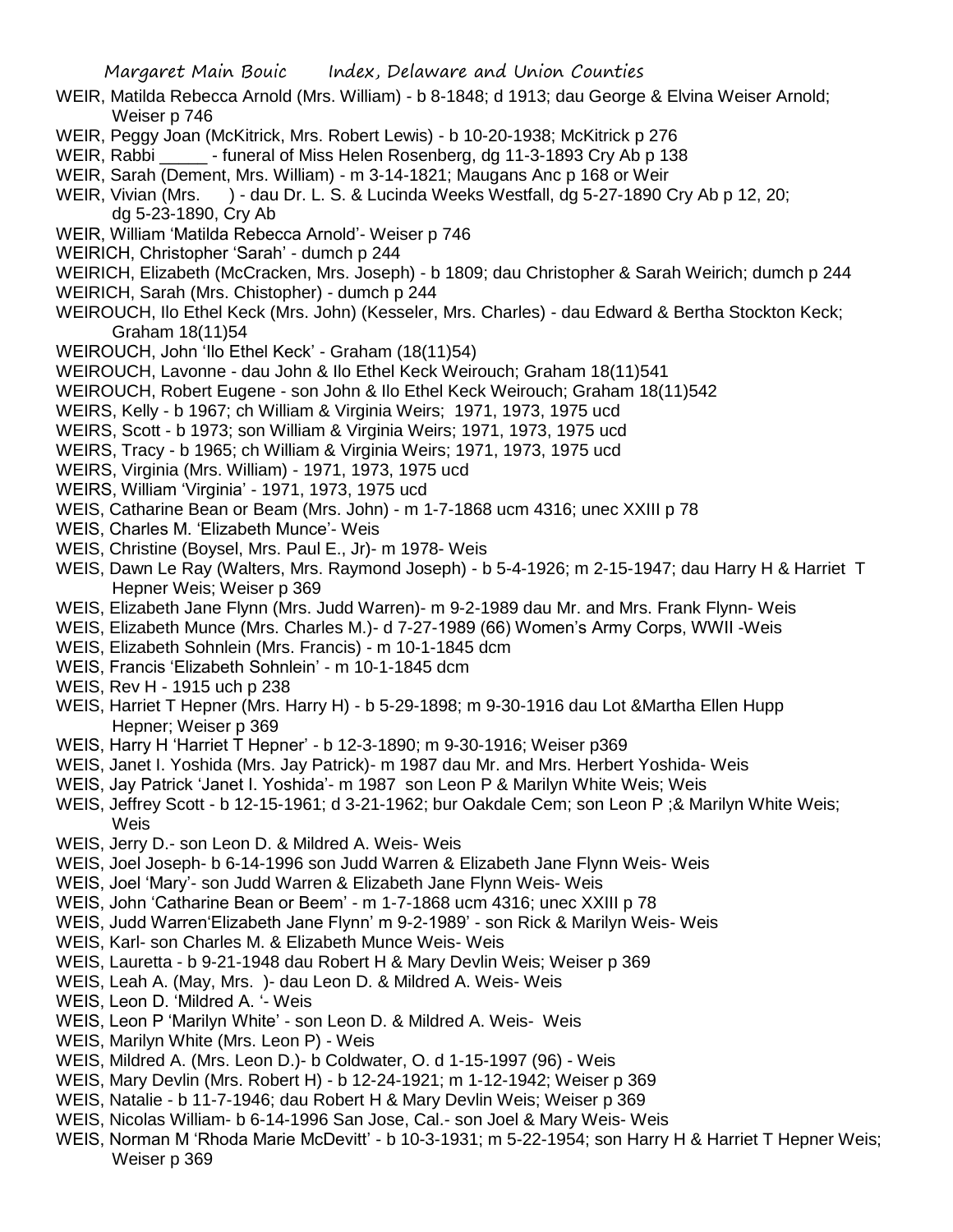WEIR, Matilda Rebecca Arnold (Mrs. William) - b 8-1848; d 1913; dau George & Elvina Weiser Arnold; Weiser p 746

WEIR, Peggy Joan (McKitrick, Mrs. Robert Lewis) - b 10-20-1938; McKitrick p 276

WEIR, Rabbi _____ - funeral of Miss Helen Rosenberg, dg 11-3-1893 Cry Ab p 138

WEIR, Sarah (Dement, Mrs. William) - m 3-14-1821; Maugans Anc p 168 or Weir

WEIR, Vivian (Mrs. ) - dau Dr. L. S. & Lucinda Weeks Westfall, dg 5-27-1890 Cry Ab p 12, 20; dg 5-23-1890, Cry Ab

WEIR, William 'Matilda Rebecca Arnold'- Weiser p 746

WEIRICH, Christopher 'Sarah' - dumch p 244

WEIRICH, Elizabeth (McCracken, Mrs. Joseph) - b 1809; dau Christopher & Sarah Weirich; dumch p 244

WEIRICH, Sarah (Mrs. Chistopher) - dumch p 244

WEIROUCH, Ilo Ethel Keck (Mrs. John) (Kesseler, Mrs. Charles) - dau Edward & Bertha Stockton Keck; Graham 18(11)54

WEIROUCH, John 'Ilo Ethel Keck' - Graham (18(11)54)

WEIROUCH, Lavonne - dau John & Ilo Ethel Keck Weirouch; Graham 18(11)541

WEIROUCH, Robert Eugene - son John & Ilo Ethel Keck Weirouch; Graham 18(11)542

WEIRS, Kelly - b 1967; ch William & Virginia Weirs; 1971, 1973, 1975 ucd

WEIRS, Scott - b 1973; son William & Virginia Weirs; 1971, 1973, 1975 ucd

WEIRS, Tracy - b 1965; ch William & Virginia Weirs; 1971, 1973, 1975 ucd

WEIRS, Virginia (Mrs. William) - 1971, 1973, 1975 ucd

WEIRS, William 'Virginia' - 1971, 1973, 1975 ucd

WEIS, Catharine Bean or Beam (Mrs. John) - m 1-7-1868 ucm 4316; unec XXIII p 78

WEIS, Charles M. 'Elizabeth Munce'- Weis

WEIS, Christine (Boysel, Mrs. Paul E., Jr)- m 1978- Weis

WEIS, Dawn Le Ray (Walters, Mrs. Raymond Joseph) - b 5-4-1926; m 2-15-1947; dau Harry H & Harriet T Hepner Weis; Weiser p 369

WEIS, Elizabeth Jane Flynn (Mrs. Judd Warren)- m 9-2-1989 dau Mr. and Mrs. Frank Flynn- Weis

WEIS, Elizabeth Munce (Mrs. Charles M.)- d 7-27-1989 (66) Women's Army Corps, WWII -Weis

WEIS, Elizabeth Sohnlein (Mrs. Francis) - m 10-1-1845 dcm

WEIS, Francis 'Elizabeth Sohnlein' - m 10-1-1845 dcm

WEIS, Rev H - 1915 uch p 238

WEIS, Harriet T Hepner (Mrs. Harry H) - b 5-29-1898; m 9-30-1916 dau Lot &Martha Ellen Hupp Hepner; Weiser p 369

WEIS, Harry H 'Harriet T Hepner' - b 12-3-1890; m 9-30-1916; Weiser p369

WEIS, Janet I. Yoshida (Mrs. Jay Patrick)- m 1987 dau Mr. and Mrs. Herbert Yoshida- Weis

WEIS, Jay Patrick 'Janet I. Yoshida'- m 1987 son Leon P & Marilyn White Weis; Weis

WEIS, Jeffrey Scott - b 12-15-1961; d 3-21-1962; bur Oakdale Cem; son Leon P ;& Marilyn White Weis; Weis

WEIS, Jerry D.- son Leon D. & Mildred A. Weis- Weis

WEIS, Joel Joseph- b 6-14-1996 son Judd Warren & Elizabeth Jane Flynn Weis- Weis

WEIS, Joel 'Mary'- son Judd Warren & Elizabeth Jane Flynn Weis- Weis

WEIS, John 'Catharine Bean or Beem' - m 1-7-1868 ucm 4316; unec XXIII p 78

WEIS, Judd Warren'Elizabeth Jane Flynn' m 9-2-1989' - son Rick & Marilyn Weis- Weis

WEIS, Karl- son Charles M. & Elizabeth Munce Weis- Weis

WEIS, Lauretta - b 9-21-1948 dau Robert H & Mary Devlin Weis; Weiser p 369

WEIS, Leah A. (May, Mrs. )- dau Leon D. & Mildred A. Weis- Weis

WEIS, Leon D. 'Mildred A. '- Weis

WEIS, Leon P 'Marilyn White' - son Leon D. & Mildred A. Weis- Weis

WEIS, Marilyn White (Mrs. Leon P) - Weis

WEIS, Mildred A. (Mrs. Leon D.)- b Coldwater, O. d 1-15-1997 (96) - Weis

WEIS, Mary Devlin (Mrs. Robert H) - b 12-24-1921; m 1-12-1942; Weiser p 369

WEIS, Natalie - b 11-7-1946; dau Robert H & Mary Devlin Weis; Weiser p 369

WEIS, Nicolas William- b 6-14-1996 San Jose, Cal.- son Joel & Mary Weis- Weis

WEIS, Norman M 'Rhoda Marie McDevitt' - b 10-3-1931; m 5-22-1954; son Harry H & Harriet T Hepner Weis; Weiser p 369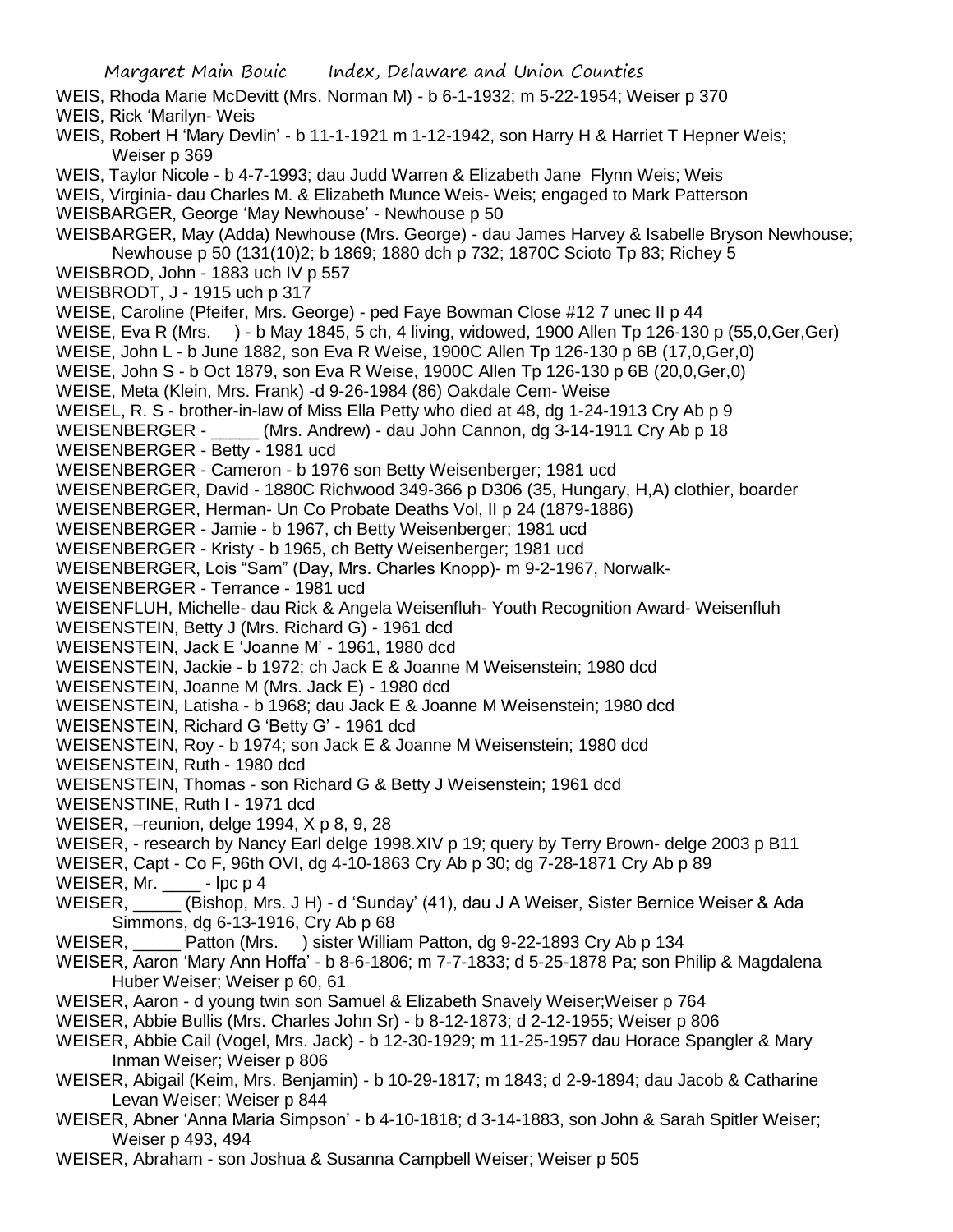WEIS, Rhoda Marie McDevitt (Mrs. Norman M) - b 6-1-1932; m 5-22-1954; Weiser p 370

WEIS, Rick 'Marilyn- Weis

WEIS, Robert H 'Mary Devlin' - b 11-1-1921 m 1-12-1942, son Harry H & Harriet T Hepner Weis; Weiser p 369

WEIS, Taylor Nicole - b 4-7-1993; dau Judd Warren & Elizabeth Jane Flynn Weis; Weis

WEIS, Virginia- dau Charles M. & Elizabeth Munce Weis- Weis; engaged to Mark Patterson

WEISBARGER, George 'May Newhouse' - Newhouse p 50

WEISBARGER, May (Adda) Newhouse (Mrs. George) - dau James Harvey & Isabelle Bryson Newhouse; Newhouse p 50 (131(10)2; b 1869; 1880 dch p 732; 1870C Scioto Tp 83; Richey 5

WEISBROD, John - 1883 uch IV p 557

WEISBRODT, J - 1915 uch p 317

WEISE, Caroline (Pfeifer, Mrs. George) - ped Faye Bowman Close #12 7 unec II p 44

WEISE, Eva R (Mrs. ) - b May 1845, 5 ch, 4 living, widowed, 1900 Allen Tp 126-130 p (55,0,Ger,Ger)

WEISE, John L - b June 1882, son Eva R Weise, 1900C Allen Tp 126-130 p 6B (17,0,Ger,0)

WEISE, John S - b Oct 1879, son Eva R Weise, 1900C Allen Tp 126-130 p 6B (20,0,Ger,0)

WEISE, Meta (Klein, Mrs. Frank) -d 9-26-1984 (86) Oakdale Cem- Weise

WEISEL, R. S - brother-in-law of Miss Ella Petty who died at 48, dg 1-24-1913 Cry Ab p 9

WEISENBERGER - _____ (Mrs. Andrew) - dau John Cannon, dg 3-14-1911 Cry Ab p 18

WEISENBERGER - Betty - 1981 ucd

WEISENBERGER - Cameron - b 1976 son Betty Weisenberger; 1981 ucd

WEISENBERGER, David - 1880C Richwood 349-366 p D306 (35, Hungary, H,A) clothier, boarder

WEISENBERGER, Herman- Un Co Probate Deaths Vol, II p 24 (1879-1886)

WEISENBERGER - Jamie - b 1967, ch Betty Weisenberger; 1981 ucd

WEISENBERGER - Kristy - b 1965, ch Betty Weisenberger; 1981 ucd

WEISENBERGER, Lois "Sam" (Day, Mrs. Charles Knopp)- m 9-2-1967, Norwalk-

WEISENBERGER - Terrance - 1981 ucd

WEISENFLUH, Michelle- dau Rick & Angela Weisenfluh- Youth Recognition Award- Weisenfluh

WEISENSTEIN, Betty J (Mrs. Richard G) - 1961 dcd

WEISENSTEIN, Jack E 'Joanne M' - 1961, 1980 dcd

WEISENSTEIN, Jackie - b 1972; ch Jack E & Joanne M Weisenstein; 1980 dcd

WEISENSTEIN, Joanne M (Mrs. Jack E) - 1980 dcd

WEISENSTEIN, Latisha - b 1968; dau Jack E & Joanne M Weisenstein; 1980 dcd

WEISENSTEIN, Richard G 'Betty G' - 1961 dcd

WEISENSTEIN, Roy - b 1974; son Jack E & Joanne M Weisenstein; 1980 dcd

WEISENSTEIN, Ruth - 1980 dcd

WEISENSTEIN, Thomas - son Richard G & Betty J Weisenstein; 1961 dcd

WEISENSTINE, Ruth I - 1971 dcd

WEISER, –reunion, delge 1994, X p 8, 9, 28

WEISER, - research by Nancy Earl delge 1998.XIV p 19; query by Terry Brown- delge 2003 p B11

WEISER, Capt - Co F, 96th OVI, dg 4-10-1863 Cry Ab p 30; dg 7-28-1871 Cry Ab p 89

WEISER, Mr. ____ - lpc p 4

WEISER, _____ (Bishop, Mrs. J H) - d 'Sunday' (41), dau J A Weiser, Sister Bernice Weiser & Ada Simmons, dg 6-13-1916, Cry Ab p 68

WEISER, _____ Patton (Mrs. ) sister William Patton, dg 9-22-1893 Cry Ab p 134

WEISER, Aaron 'Mary Ann Hoffa' - b 8-6-1806; m 7-7-1833; d 5-25-1878 Pa; son Philip & Magdalena Huber Weiser; Weiser p 60, 61

WEISER, Aaron - d young twin son Samuel & Elizabeth Snavely Weiser;Weiser p 764

WEISER, Abbie Bullis (Mrs. Charles John Sr) - b 8-12-1873; d 2-12-1955; Weiser p 806

WEISER, Abbie Cail (Vogel, Mrs. Jack) - b 12-30-1929; m 11-25-1957 dau Horace Spangler & Mary Inman Weiser; Weiser p 806

WEISER, Abigail (Keim, Mrs. Benjamin) - b 10-29-1817; m 1843; d 2-9-1894; dau Jacob & Catharine Levan Weiser; Weiser p 844

WEISER, Abner 'Anna Maria Simpson' - b 4-10-1818; d 3-14-1883, son John & Sarah Spitler Weiser; Weiser p 493, 494

WEISER, Abraham - son Joshua & Susanna Campbell Weiser; Weiser p 505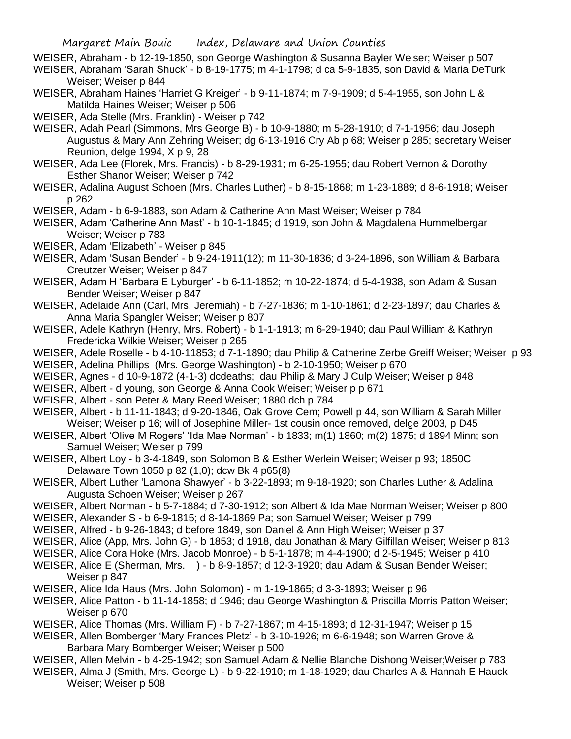WEISER, Abraham - b 12-19-1850, son George Washington & Susanna Bayler Weiser; Weiser p 507

WEISER, Abraham 'Sarah Shuck' - b 8-19-1775; m 4-1-1798; d ca 5-9-1835, son David & Maria DeTurk Weiser; Weiser p 844

WEISER, Abraham Haines 'Harriet G Kreiger' - b 9-11-1874; m 7-9-1909; d 5-4-1955, son John L & Matilda Haines Weiser; Weiser p 506

WEISER, Ada Stelle (Mrs. Franklin) - Weiser p 742

WEISER, Adah Pearl (Simmons, Mrs George B) - b 10-9-1880; m 5-28-1910; d 7-1-1956; dau Joseph Augustus & Mary Ann Zehring Weiser; dg 6-13-1916 Cry Ab p 68; Weiser p 285; secretary Weiser Reunion, delge 1994, X p 9, 28

WEISER, Ada Lee (Florek, Mrs. Francis) - b 8-29-1931; m 6-25-1955; dau Robert Vernon & Dorothy Esther Shanor Weiser; Weiser p 742

WEISER, Adalina August Schoen (Mrs. Charles Luther) - b 8-15-1868; m 1-23-1889; d 8-6-1918; Weiser p 262

WEISER, Adam - b 6-9-1883, son Adam & Catherine Ann Mast Weiser; Weiser p 784

WEISER, Adam 'Catherine Ann Mast' - b 10-1-1845; d 1919, son John & Magdalena Hummelbergar Weiser; Weiser p 783

WEISER, Adam 'Elizabeth' - Weiser p 845

WEISER, Adam 'Susan Bender' - b 9-24-1911(12); m 11-30-1836; d 3-24-1896, son William & Barbara Creutzer Weiser; Weiser p 847

WEISER, Adam H 'Barbara E Lyburger' - b 6-11-1852; m 10-22-1874; d 5-4-1938, son Adam & Susan Bender Weiser; Weiser p 847

WEISER, Adelaide Ann (Carl, Mrs. Jeremiah) - b 7-27-1836; m 1-10-1861; d 2-23-1897; dau Charles & Anna Maria Spangler Weiser; Weiser p 807

WEISER, Adele Kathryn (Henry, Mrs. Robert) - b 1-1-1913; m 6-29-1940; dau Paul William & Kathryn Fredericka Wilkie Weiser; Weiser p 265

WEISER, Adele Roselle - b 4-10-11853; d 7-1-1890; dau Philip & Catherine Zerbe Greiff Weiser; Weiser p 93

WEISER, Adelina Phillips (Mrs. George Washington) - b 2-10-1950; Weiser p 670

WEISER, Agnes - d 10-9-1872 (4-1-3) dcdeaths; dau Philip & Mary J Culp Weiser; Weiser p 848

WEISER, Albert - d young, son George & Anna Cook Weiser; Weiser p p 671

WEISER, Albert - son Peter & Mary Reed Weiser; 1880 dch p 784

WEISER, Albert - b 11-11-1843; d 9-20-1846, Oak Grove Cem; Powell p 44, son William & Sarah Miller Weiser; Weiser p 16; will of Josephine Miller- 1st cousin once removed, delge 2003, p D45

WEISER, Albert 'Olive M Rogers' 'Ida Mae Norman' - b 1833; m(1) 1860; m(2) 1875; d 1894 Minn; son Samuel Weiser; Weiser p 799

WEISER, Albert Loy - b 3-4-1849, son Solomon B & Esther Werlein Weiser; Weiser p 93; 1850C Delaware Town 1050 p 82 (1,0); dcw Bk 4 p65(8)

WEISER, Albert Luther 'Lamona Shawyer' - b 3-22-1893; m 9-18-1920; son Charles Luther & Adalina Augusta Schoen Weiser; Weiser p 267

WEISER, Albert Norman - b 5-7-1884; d 7-30-1912; son Albert & Ida Mae Norman Weiser; Weiser p 800

WEISER, Alexander S - b 6-9-1815; d 8-14-1869 Pa; son Samuel Weiser; Weiser p 799

WEISER, Alfred - b 9-26-1843; d before 1849, son Daniel & Ann High Weiser; Weiser p 37

WEISER, Alice (App, Mrs. John G) - b 1853; d 1918, dau Jonathan & Mary Gilfillan Weiser; Weiser p 813

WEISER, Alice Cora Hoke (Mrs. Jacob Monroe) - b 5-1-1878; m 4-4-1900; d 2-5-1945; Weiser p 410

WEISER, Alice E (Sherman, Mrs. ) - b 8-9-1857; d 12-3-1920; dau Adam & Susan Bender Weiser; Weiser p 847

WEISER, Alice Ida Haus (Mrs. John Solomon) - m 1-19-1865; d 3-3-1893; Weiser p 96

WEISER, Alice Patton - b 11-14-1858; d 1946; dau George Washington & Priscilla Morris Patton Weiser; Weiser p 670

WEISER, Alice Thomas (Mrs. William F) - b 7-27-1867; m 4-15-1893; d 12-31-1947; Weiser p 15

WEISER, Allen Bomberger 'Mary Frances Pletz' - b 3-10-1926; m 6-6-1948; son Warren Grove & Barbara Mary Bomberger Weiser; Weiser p 500

WEISER, Allen Melvin - b 4-25-1942; son Samuel Adam & Nellie Blanche Dishong Weiser;Weiser p 783

WEISER, Alma J (Smith, Mrs. George L) - b 9-22-1910; m 1-18-1929; dau Charles A & Hannah E Hauck Weiser; Weiser p 508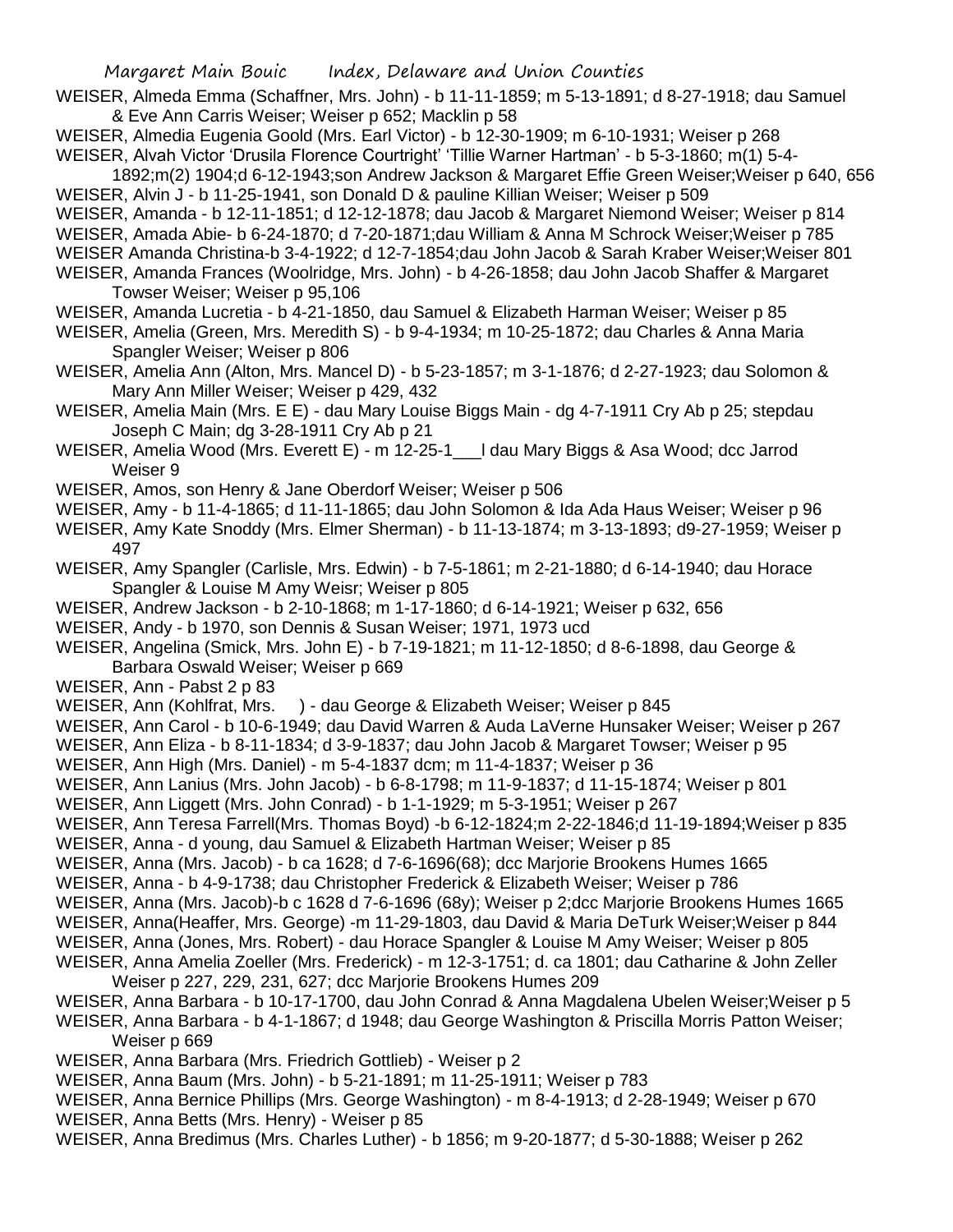WEISER, Almeda Emma (Schaffner, Mrs. John) - b 11-11-1859; m 5-13-1891; d 8-27-1918; dau Samuel & Eve Ann Carris Weiser; Weiser p 652; Macklin p 58

WEISER, Almedia Eugenia Goold (Mrs. Earl Victor) - b 12-30-1909; m 6-10-1931; Weiser p 268

WEISER, Alvah Victor 'Drusila Florence Courtright' 'Tillie Warner Hartman' - b 5-3-1860; m(1) 5-4-1892;m(2) 1904;d 6-12-1943;son Andrew Jackson & Margaret Effie Green Weiser;Weiser p 640, 656

WEISER, Alvin J - b 11-25-1941, son Donald D & pauline Killian Weiser; Weiser p 509

WEISER, Amanda - b 12-11-1851; d 12-12-1878; dau Jacob & Margaret Niemond Weiser; Weiser p 814

WEISER, Amada Abie- b 6-24-1870; d 7-20-1871;dau William & Anna M Schrock Weiser;Weiser p 785

WEISER Amanda Christina-b 3-4-1922; d 12-7-1854;dau John Jacob & Sarah Kraber Weiser;Weiser 801

WEISER, Amanda Frances (Woolridge, Mrs. John) - b 4-26-1858; dau John Jacob Shaffer & Margaret Towser Weiser; Weiser p 95,106

WEISER, Amanda Lucretia - b 4-21-1850, dau Samuel & Elizabeth Harman Weiser; Weiser p 85

WEISER, Amelia (Green, Mrs. Meredith S) - b 9-4-1934; m 10-25-1872; dau Charles & Anna Maria Spangler Weiser; Weiser p 806

WEISER, Amelia Ann (Alton, Mrs. Mancel D) - b 5-23-1857; m 3-1-1876; d 2-27-1923; dau Solomon & Mary Ann Miller Weiser; Weiser p 429, 432

WEISER, Amelia Main (Mrs. E E) - dau Mary Louise Biggs Main - dg 4-7-1911 Cry Ab p 25; stepdau Joseph C Main; dg 3-28-1911 Cry Ab p 21

WEISER, Amelia Wood (Mrs. Everett E) - m 12-25-1___l dau Mary Biggs & Asa Wood; dcc Jarrod Weiser 9

WEISER, Amos, son Henry & Jane Oberdorf Weiser; Weiser p 506

WEISER, Amy - b 11-4-1865; d 11-11-1865; dau John Solomon & Ida Ada Haus Weiser; Weiser p 96

WEISER, Amy Kate Snoddy (Mrs. Elmer Sherman) - b 11-13-1874; m 3-13-1893; d9-27-1959; Weiser p 497

WEISER, Amy Spangler (Carlisle, Mrs. Edwin) - b 7-5-1861; m 2-21-1880; d 6-14-1940; dau Horace Spangler & Louise M Amy Weisr; Weiser p 805

WEISER, Andrew Jackson - b 2-10-1868; m 1-17-1860; d 6-14-1921; Weiser p 632, 656

WEISER, Andy - b 1970, son Dennis & Susan Weiser; 1971, 1973 ucd

WEISER, Angelina (Smick, Mrs. John E) - b 7-19-1821; m 11-12-1850; d 8-6-1898, dau George & Barbara Oswald Weiser; Weiser p 669

WEISER, Ann - Pabst 2 p 83

WEISER, Ann (Kohlfrat, Mrs. ) - dau George & Elizabeth Weiser; Weiser p 845

WEISER, Ann Carol - b 10-6-1949; dau David Warren & Auda LaVerne Hunsaker Weiser; Weiser p 267

WEISER, Ann Eliza - b 8-11-1834; d 3-9-1837; dau John Jacob & Margaret Towser; Weiser p 95

WEISER, Ann High (Mrs. Daniel) - m 5-4-1837 dcm; m 11-4-1837; Weiser p 36

WEISER, Ann Lanius (Mrs. John Jacob) - b 6-8-1798; m 11-9-1837; d 11-15-1874; Weiser p 801

WEISER, Ann Liggett (Mrs. John Conrad) - b 1-1-1929; m 5-3-1951; Weiser p 267

WEISER, Ann Teresa Farrell(Mrs. Thomas Boyd) -b 6-12-1824;m 2-22-1846;d 11-19-1894;Weiser p 835

WEISER, Anna - d young, dau Samuel & Elizabeth Hartman Weiser; Weiser p 85

WEISER, Anna (Mrs. Jacob) - b ca 1628; d 7-6-1696(68); dcc Marjorie Brookens Humes 1665

WEISER, Anna - b 4-9-1738; dau Christopher Frederick & Elizabeth Weiser; Weiser p 786

WEISER, Anna (Mrs. Jacob)-b c 1628 d 7-6-1696 (68y); Weiser p 2;dcc Marjorie Brookens Humes 1665

WEISER, Anna(Heaffer, Mrs. George) -m 11-29-1803, dau David & Maria DeTurk Weiser;Weiser p 844

WEISER, Anna (Jones, Mrs. Robert) - dau Horace Spangler & Louise M Amy Weiser; Weiser p 805

WEISER, Anna Amelia Zoeller (Mrs. Frederick) - m 12-3-1751; d. ca 1801; dau Catharine & John Zeller Weiser p 227, 229, 231, 627; dcc Marjorie Brookens Humes 209

WEISER, Anna Barbara - b 10-17-1700, dau John Conrad & Anna Magdalena Ubelen Weiser;Weiser p 5

WEISER, Anna Barbara - b 4-1-1867; d 1948; dau George Washington & Priscilla Morris Patton Weiser; Weiser p 669

WEISER, Anna Barbara (Mrs. Friedrich Gottlieb) - Weiser p 2

WEISER, Anna Baum (Mrs. John) - b 5-21-1891; m 11-25-1911; Weiser p 783

WEISER, Anna Bernice Phillips (Mrs. George Washington) - m 8-4-1913; d 2-28-1949; Weiser p 670

WEISER, Anna Betts (Mrs. Henry) - Weiser p 85

WEISER, Anna Bredimus (Mrs. Charles Luther) - b 1856; m 9-20-1877; d 5-30-1888; Weiser p 262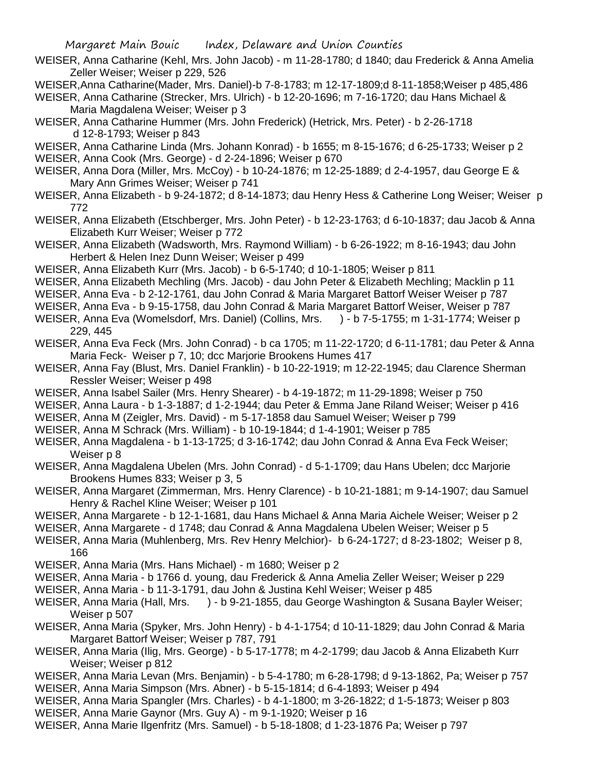WEISER, Anna Catharine (Kehl, Mrs. John Jacob) - m 11-28-1780; d 1840; dau Frederick & Anna Amelia Zeller Weiser; Weiser p 229, 526

WEISER,Anna Catharine(Mader, Mrs. Daniel)-b 7-8-1783; m 12-17-1809;d 8-11-1858;Weiser p 485,486

WEISER, Anna Catharine (Strecker, Mrs. Ulrich) - b 12-20-1696; m 7-16-1720; dau Hans Michael & Maria Magdalena Weiser; Weiser p 3

WEISER, Anna Catharine Hummer (Mrs. John Frederick) (Hetrick, Mrs. Peter) - b 2-26-1718 d 12-8-1793; Weiser p 843

WEISER, Anna Catharine Linda (Mrs. Johann Konrad) - b 1655; m 8-15-1676; d 6-25-1733; Weiser p 2

WEISER, Anna Cook (Mrs. George) - d 2-24-1896; Weiser p 670

WEISER, Anna Dora (Miller, Mrs. McCoy) - b 10-24-1876; m 12-25-1889; d 2-4-1957, dau George E & Mary Ann Grimes Weiser; Weiser p 741

WEISER, Anna Elizabeth - b 9-24-1872; d 8-14-1873; dau Henry Hess & Catherine Long Weiser; Weiser p 772

WEISER, Anna Elizabeth (Etschberger, Mrs. John Peter) - b 12-23-1763; d 6-10-1837; dau Jacob & Anna Elizabeth Kurr Weiser; Weiser p 772

WEISER, Anna Elizabeth (Wadsworth, Mrs. Raymond William) - b 6-26-1922; m 8-16-1943; dau John Herbert & Helen Inez Dunn Weiser; Weiser p 499

WEISER, Anna Elizabeth Kurr (Mrs. Jacob) - b 6-5-1740; d 10-1-1805; Weiser p 811

WEISER, Anna Elizabeth Mechling (Mrs. Jacob) - dau John Peter & Elizabeth Mechling; Macklin p 11

WEISER, Anna Eva - b 2-12-1761, dau John Conrad & Maria Margaret Battorf Weiser Weiser p 787

WEISER, Anna Eva - b 9-15-1758, dau John Conrad & Maria Margaret Battorf Weiser, Weiser p 787

WEISER, Anna Eva (Womelsdorf, Mrs. Daniel) (Collins, Mrs. ) - b 7-5-1755; m 1-31-1774; Weiser p 229, 445

WEISER, Anna Eva Feck (Mrs. John Conrad) - b ca 1705; m 11-22-1720; d 6-11-1781; dau Peter & Anna Maria Feck- Weiser p 7, 10; dcc Marjorie Brookens Humes 417

WEISER, Anna Fay (Blust, Mrs. Daniel Franklin) - b 10-22-1919; m 12-22-1945; dau Clarence Sherman Ressler Weiser; Weiser p 498

WEISER, Anna Isabel Sailer (Mrs. Henry Shearer) - b 4-19-1872; m 11-29-1898; Weiser p 750

WEISER, Anna Laura - b 1-3-1887; d 1-2-1944; dau Peter & Emma Jane Riland Weiser; Weiser p 416

WEISER, Anna M (Zeigler, Mrs. David) - m 5-17-1858 dau Samuel Weiser; Weiser p 799

WEISER, Anna M Schrack (Mrs. William) - b 10-19-1844; d 1-4-1901; Weiser p 785

WEISER, Anna Magdalena - b 1-13-1725; d 3-16-1742; dau John Conrad & Anna Eva Feck Weiser; Weiser p 8

WEISER, Anna Magdalena Ubelen (Mrs. John Conrad) - d 5-1-1709; dau Hans Ubelen; dcc Marjorie Brookens Humes 833; Weiser p 3, 5

WEISER, Anna Margaret (Zimmerman, Mrs. Henry Clarence) - b 10-21-1881; m 9-14-1907; dau Samuel Henry & Rachel Kline Weiser; Weiser p 101

WEISER, Anna Margarete - b 12-1-1681, dau Hans Michael & Anna Maria Aichele Weiser; Weiser p 2

WEISER, Anna Margarete - d 1748; dau Conrad & Anna Magdalena Ubelen Weiser; Weiser p 5

WEISER, Anna Maria (Muhlenberg, Mrs. Rev Henry Melchior)- b 6-24-1727; d 8-23-1802; Weiser p 8, 166

WEISER, Anna Maria (Mrs. Hans Michael) - m 1680; Weiser p 2

WEISER, Anna Maria - b 1766 d. young, dau Frederick & Anna Amelia Zeller Weiser; Weiser p 229

WEISER, Anna Maria - b 11-3-1791, dau John & Justina Kehl Weiser; Weiser p 485

WEISER, Anna Maria (Hall, Mrs. ) - b 9-21-1855, dau George Washington & Susana Bayler Weiser; Weiser p 507

WEISER, Anna Maria (Spyker, Mrs. John Henry) - b 4-1-1754; d 10-11-1829; dau John Conrad & Maria Margaret Battorf Weiser; Weiser p 787, 791

WEISER, Anna Maria (Ilig, Mrs. George) - b 5-17-1778; m 4-2-1799; dau Jacob & Anna Elizabeth Kurr Weiser; Weiser p 812

WEISER, Anna Maria Levan (Mrs. Benjamin) - b 5-4-1780; m 6-28-1798; d 9-13-1862, Pa; Weiser p 757

WEISER, Anna Maria Simpson (Mrs. Abner) - b 5-15-1814; d 6-4-1893; Weiser p 494

WEISER, Anna Maria Spangler (Mrs. Charles) - b 4-1-1800; m 3-26-1822; d 1-5-1873; Weiser p 803

WEISER, Anna Marie Gaynor (Mrs. Guy A) - m 9-1-1920; Weiser p 16

WEISER, Anna Marie Ilgenfritz (Mrs. Samuel) - b 5-18-1808; d 1-23-1876 Pa; Weiser p 797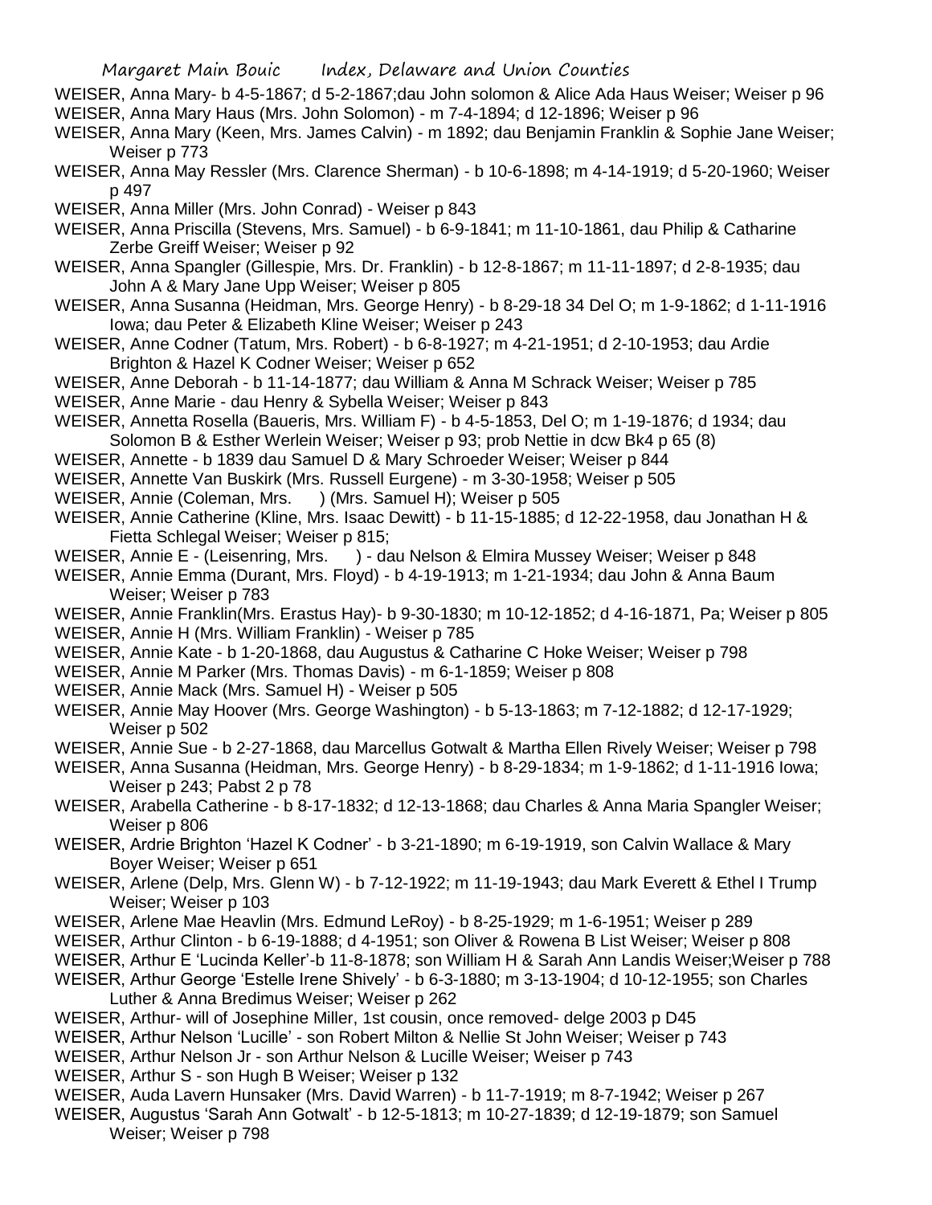WEISER, Anna Mary- b 4-5-1867; d 5-2-1867;dau John solomon & Alice Ada Haus Weiser; Weiser p 96

WEISER, Anna Mary Haus (Mrs. John Solomon) - m 7-4-1894; d 12-1896; Weiser p 96

WEISER, Anna Mary (Keen, Mrs. James Calvin) - m 1892; dau Benjamin Franklin & Sophie Jane Weiser; Weiser p 773

WEISER, Anna May Ressler (Mrs. Clarence Sherman) - b 10-6-1898; m 4-14-1919; d 5-20-1960; Weiser p 497

WEISER, Anna Miller (Mrs. John Conrad) - Weiser p 843

WEISER, Anna Priscilla (Stevens, Mrs. Samuel) - b 6-9-1841; m 11-10-1861, dau Philip & Catharine Zerbe Greiff Weiser; Weiser p 92

WEISER, Anna Spangler (Gillespie, Mrs. Dr. Franklin) - b 12-8-1867; m 11-11-1897; d 2-8-1935; dau John A & Mary Jane Upp Weiser; Weiser p 805

WEISER, Anna Susanna (Heidman, Mrs. George Henry) - b 8-29-18 34 Del O; m 1-9-1862; d 1-11-1916 Iowa; dau Peter & Elizabeth Kline Weiser; Weiser p 243

WEISER, Anne Codner (Tatum, Mrs. Robert) - b 6-8-1927; m 4-21-1951; d 2-10-1953; dau Ardie Brighton & Hazel K Codner Weiser; Weiser p 652

WEISER, Anne Deborah - b 11-14-1877; dau William & Anna M Schrack Weiser; Weiser p 785

WEISER, Anne Marie - dau Henry & Sybella Weiser; Weiser p 843

WEISER, Annetta Rosella (Baueris, Mrs. William F) - b 4-5-1853, Del O; m 1-19-1876; d 1934; dau Solomon B & Esther Werlein Weiser; Weiser p 93; prob Nettie in dcw Bk4 p 65 (8)

WEISER, Annette - b 1839 dau Samuel D & Mary Schroeder Weiser; Weiser p 844

WEISER, Annette Van Buskirk (Mrs. Russell Eurgene) - m 3-30-1958; Weiser p 505

WEISER, Annie (Coleman, Mrs. ) (Mrs. Samuel H); Weiser p 505

WEISER, Annie Catherine (Kline, Mrs. Isaac Dewitt) - b 11-15-1885; d 12-22-1958, dau Jonathan H & Fietta Schlegal Weiser; Weiser p 815;

WEISER, Annie E - (Leisenring, Mrs. ) - dau Nelson & Elmira Mussey Weiser; Weiser p 848

WEISER, Annie Emma (Durant, Mrs. Floyd) - b 4-19-1913; m 1-21-1934; dau John & Anna Baum Weiser; Weiser p 783

WEISER, Annie Franklin(Mrs. Erastus Hay)- b 9-30-1830; m 10-12-1852; d 4-16-1871, Pa; Weiser p 805

WEISER, Annie H (Mrs. William Franklin) - Weiser p 785

WEISER, Annie Kate - b 1-20-1868, dau Augustus & Catharine C Hoke Weiser; Weiser p 798

WEISER, Annie M Parker (Mrs. Thomas Davis) - m 6-1-1859; Weiser p 808

WEISER, Annie Mack (Mrs. Samuel H) - Weiser p 505

WEISER, Annie May Hoover (Mrs. George Washington) - b 5-13-1863; m 7-12-1882; d 12-17-1929; Weiser p 502

WEISER, Annie Sue - b 2-27-1868, dau Marcellus Gotwalt & Martha Ellen Rively Weiser; Weiser p 798

WEISER, Anna Susanna (Heidman, Mrs. George Henry) - b 8-29-1834; m 1-9-1862; d 1-11-1916 Iowa; Weiser p 243; Pabst 2 p 78

WEISER, Arabella Catherine - b 8-17-1832; d 12-13-1868; dau Charles & Anna Maria Spangler Weiser; Weiser p 806

WEISER, Ardrie Brighton 'Hazel K Codner' - b 3-21-1890; m 6-19-1919, son Calvin Wallace & Mary Boyer Weiser; Weiser p 651

WEISER, Arlene (Delp, Mrs. Glenn W) - b 7-12-1922; m 11-19-1943; dau Mark Everett & Ethel I Trump Weiser; Weiser p 103

WEISER, Arlene Mae Heavlin (Mrs. Edmund LeRoy) - b 8-25-1929; m 1-6-1951; Weiser p 289

WEISER, Arthur Clinton - b 6-19-1888; d 4-1951; son Oliver & Rowena B List Weiser; Weiser p 808

WEISER, Arthur E 'Lucinda Keller'-b 11-8-1878; son William H & Sarah Ann Landis Weiser;Weiser p 788

WEISER, Arthur George 'Estelle Irene Shively' - b 6-3-1880; m 3-13-1904; d 10-12-1955; son Charles Luther & Anna Bredimus Weiser; Weiser p 262

WEISER, Arthur- will of Josephine Miller, 1st cousin, once removed- delge 2003 p D45

WEISER, Arthur Nelson 'Lucille' - son Robert Milton & Nellie St John Weiser; Weiser p 743

WEISER, Arthur Nelson Jr - son Arthur Nelson & Lucille Weiser; Weiser p 743

WEISER, Arthur S - son Hugh B Weiser; Weiser p 132

WEISER, Auda Lavern Hunsaker (Mrs. David Warren) - b 11-7-1919; m 8-7-1942; Weiser p 267

WEISER, Augustus 'Sarah Ann Gotwalt' - b 12-5-1813; m 10-27-1839; d 12-19-1879; son Samuel Weiser; Weiser p 798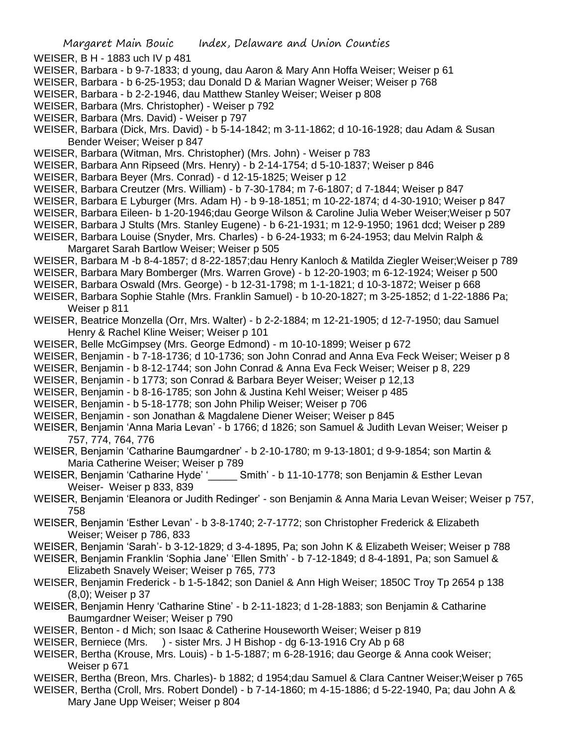WEISER, B H - 1883 uch IV p 481

WEISER, Barbara - b 9-7-1833; d young, dau Aaron & Mary Ann Hoffa Weiser; Weiser p 61

WEISER, Barbara - b 6-25-1953; dau Donald D & Marian Wagner Weiser; Weiser p 768

WEISER, Barbara - b 2-2-1946, dau Matthew Stanley Weiser; Weiser p 808

WEISER, Barbara (Mrs. Christopher) - Weiser p 792

WEISER, Barbara (Mrs. David) - Weiser p 797

WEISER, Barbara (Dick, Mrs. David) - b 5-14-1842; m 3-11-1862; d 10-16-1928; dau Adam & Susan Bender Weiser; Weiser p 847

WEISER, Barbara (Witman, Mrs. Christopher) (Mrs. John) - Weiser p 783

WEISER, Barbara Ann Ripseed (Mrs. Henry) - b 2-14-1754; d 5-10-1837; Weiser p 846

WEISER, Barbara Beyer (Mrs. Conrad) - d 12-15-1825; Weiser p 12

WEISER, Barbara Creutzer (Mrs. William) - b 7-30-1784; m 7-6-1807; d 7-1844; Weiser p 847

WEISER, Barbara E Lyburger (Mrs. Adam H) - b 9-18-1851; m 10-22-1874; d 4-30-1910; Weiser p 847

WEISER, Barbara Eileen- b 1-20-1946;dau George Wilson & Caroline Julia Weber Weiser;Weiser p 507

WEISER, Barbara J Stults (Mrs. Stanley Eugene) - b 6-21-1931; m 12-9-1950; 1961 dcd; Weiser p 289

WEISER, Barbara Louise (Snyder, Mrs. Charles) - b 6-24-1933; m 6-24-1953; dau Melvin Ralph & Margaret Sarah Bartlow Weiser; Weiser p 505

WEISER, Barbara M -b 8-4-1857; d 8-22-1857;dau Henry Kanloch & Matilda Ziegler Weiser;Weiser p 789

WEISER, Barbara Mary Bomberger (Mrs. Warren Grove) - b 12-20-1903; m 6-12-1924; Weiser p 500

WEISER, Barbara Oswald (Mrs. George) - b 12-31-1798; m 1-1-1821; d 10-3-1872; Weiser p 668

WEISER, Barbara Sophie Stahle (Mrs. Franklin Samuel) - b 10-20-1827; m 3-25-1852; d 1-22-1886 Pa; Weiser p 811

WEISER, Beatrice Monzella (Orr, Mrs. Walter) - b 2-2-1884; m 12-21-1905; d 12-7-1950; dau Samuel Henry & Rachel Kline Weiser; Weiser p 101

WEISER, Belle McGimpsey (Mrs. George Edmond) - m 10-10-1899; Weiser p 672

WEISER, Benjamin - b 7-18-1736; d 10-1736; son John Conrad and Anna Eva Feck Weiser; Weiser p 8

WEISER, Benjamin - b 8-12-1744; son John Conrad & Anna Eva Feck Weiser; Weiser p 8, 229

WEISER, Benjamin - b 1773; son Conrad & Barbara Beyer Weiser; Weiser p 12,13

WEISER, Benjamin - b 8-16-1785; son John & Justina Kehl Weiser; Weiser p 485

WEISER, Benjamin - b 5-18-1778; son John Philip Weiser; Weiser p 706

WEISER, Benjamin - son Jonathan & Magdalene Diener Weiser; Weiser p 845

WEISER, Benjamin 'Anna Maria Levan' - b 1766; d 1826; son Samuel & Judith Levan Weiser; Weiser p 757, 774, 764, 776

WEISER, Benjamin 'Catharine Baumgardner' - b 2-10-1780; m 9-13-1801; d 9-9-1854; son Martin & Maria Catherine Weiser; Weiser p 789

WEISER, Benjamin 'Catharine Hyde' '_____ Smith' - b 11-10-1778; son Benjamin & Esther Levan Weiser- Weiser p 833, 839

WEISER, Benjamin 'Eleanora or Judith Redinger' - son Benjamin & Anna Maria Levan Weiser; Weiser p 757, 758

WEISER, Benjamin 'Esther Levan' - b 3-8-1740; 2-7-1772; son Christopher Frederick & Elizabeth Weiser; Weiser p 786, 833

WEISER, Benjamin 'Sarah'- b 3-12-1829; d 3-4-1895, Pa; son John K & Elizabeth Weiser; Weiser p 788

WEISER, Benjamin Franklin 'Sophia Jane' 'Ellen Smith' - b 7-12-1849; d 8-4-1891, Pa; son Samuel & Elizabeth Snavely Weiser; Weiser p 765, 773

WEISER, Benjamin Frederick - b 1-5-1842; son Daniel & Ann High Weiser; 1850C Troy Tp 2654 p 138 (8,0); Weiser p 37

WEISER, Benjamin Henry 'Catharine Stine' - b 2-11-1823; d 1-28-1883; son Benjamin & Catharine Baumgardner Weiser; Weiser p 790

WEISER, Benton - d Mich; son Isaac & Catherine Houseworth Weiser; Weiser p 819

WEISER, Berniece (Mrs. ) - sister Mrs. J H Bishop - dg 6-13-1916 Cry Ab p 68

WEISER, Bertha (Krouse, Mrs. Louis) - b 1-5-1887; m 6-28-1916; dau George & Anna cook Weiser; Weiser p 671

WEISER, Bertha (Breon, Mrs. Charles)- b 1882; d 1954;dau Samuel & Clara Cantner Weiser;Weiser p 765

WEISER, Bertha (Croll, Mrs. Robert Dondel) - b 7-14-1860; m 4-15-1886; d 5-22-1940, Pa; dau John A & Mary Jane Upp Weiser; Weiser p 804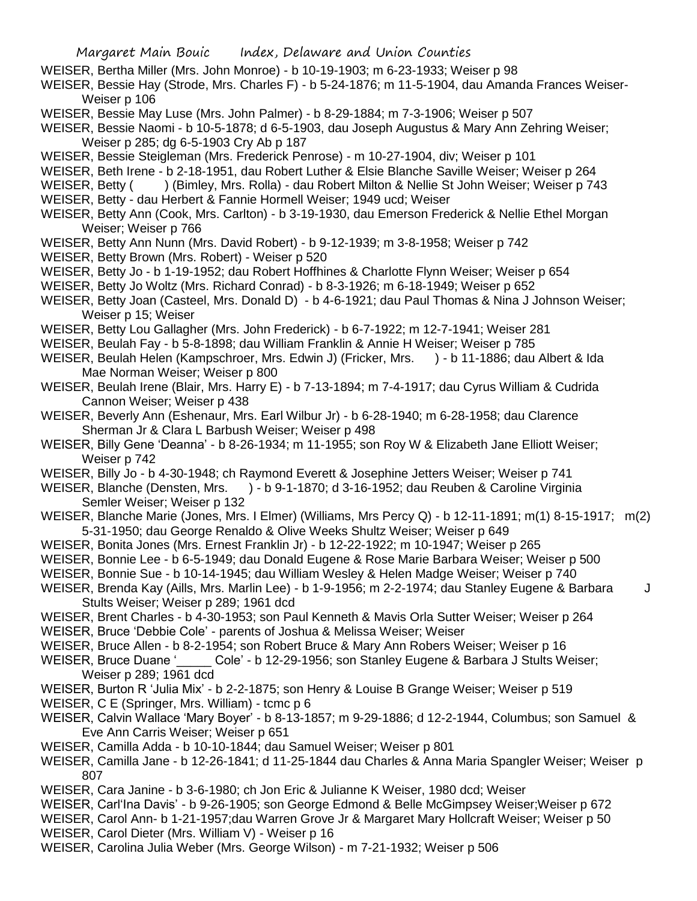WEISER, Bertha Miller (Mrs. John Monroe) - b 10-19-1903; m 6-23-1933; Weiser p 98

WEISER, Bessie Hay (Strode, Mrs. Charles F) - b 5-24-1876; m 11-5-1904, dau Amanda Frances Weiser-Weiser p 106

WEISER, Bessie May Luse (Mrs. John Palmer) - b 8-29-1884; m 7-3-1906; Weiser p 507

WEISER, Bessie Naomi - b 10-5-1878; d 6-5-1903, dau Joseph Augustus & Mary Ann Zehring Weiser; Weiser p 285; dg 6-5-1903 Cry Ab p 187

WEISER, Bessie Steigleman (Mrs. Frederick Penrose) - m 10-27-1904, div; Weiser p 101

WEISER, Beth Irene - b 2-18-1951, dau Robert Luther & Elsie Blanche Saville Weiser; Weiser p 264

WEISER, Betty (     ) (Bimley, Mrs. Rolla) - dau Robert Milton & Nellie St John Weiser; Weiser p 743

WEISER, Betty - dau Herbert & Fannie Hormell Weiser; 1949 ucd; Weiser

WEISER, Betty Ann (Cook, Mrs. Carlton) - b 3-19-1930, dau Emerson Frederick & Nellie Ethel Morgan Weiser; Weiser p 766

WEISER, Betty Ann Nunn (Mrs. David Robert) - b 9-12-1939; m 3-8-1958; Weiser p 742

WEISER, Betty Brown (Mrs. Robert) - Weiser p 520

WEISER, Betty Jo - b 1-19-1952; dau Robert Hoffhines & Charlotte Flynn Weiser; Weiser p 654

WEISER, Betty Jo Woltz (Mrs. Richard Conrad) - b 8-3-1926; m 6-18-1949; Weiser p 652

WEISER, Betty Joan (Casteel, Mrs. Donald D) - b 4-6-1921; dau Paul Thomas & Nina J Johnson Weiser; Weiser p 15; Weiser

WEISER, Betty Lou Gallagher (Mrs. John Frederick) - b 6-7-1922; m 12-7-1941; Weiser 281

WEISER, Beulah Fay - b 5-8-1898; dau William Franklin & Annie H Weiser; Weiser p 785

WEISER, Beulah Helen (Kampschroer, Mrs. Edwin J) (Fricker, Mrs.     ) - b 11-1886; dau Albert & Ida Mae Norman Weiser; Weiser p 800

WEISER, Beulah Irene (Blair, Mrs. Harry E) - b 7-13-1894; m 7-4-1917; dau Cyrus William & Cudrida Cannon Weiser; Weiser p 438

WEISER, Beverly Ann (Eshenaur, Mrs. Earl Wilbur Jr) - b 6-28-1940; m 6-28-1958; dau Clarence Sherman Jr & Clara L Barbush Weiser; Weiser p 498

WEISER, Billy Gene 'Deanna' - b 8-26-1934; m 11-1955; son Roy W & Elizabeth Jane Elliott Weiser; Weiser p 742

WEISER, Billy Jo - b 4-30-1948; ch Raymond Everett & Josephine Jetters Weiser; Weiser p 741

WEISER, Blanche (Densten, Mrs.     ) - b 9-1-1870; d 3-16-1952; dau Reuben & Caroline Virginia Semler Weiser; Weiser p 132

WEISER, Blanche Marie (Jones, Mrs. I Elmer) (Williams, Mrs Percy Q) - b 12-11-1891; m(1) 8-15-1917; m(2) 5-31-1950; dau George Renaldo & Olive Weeks Shultz Weiser; Weiser p 649

WEISER, Bonita Jones (Mrs. Ernest Franklin Jr) - b 12-22-1922; m 10-1947; Weiser p 265

WEISER, Bonnie Lee - b 6-5-1949; dau Donald Eugene & Rose Marie Barbara Weiser; Weiser p 500

WEISER, Bonnie Sue - b 10-14-1945; dau William Wesley & Helen Madge Weiser; Weiser p 740

WEISER, Brenda Kay (Aills, Mrs. Marlin Lee) - b 1-9-1956; m 2-2-1974; dau Stanley Eugene & Barbara J Stults Weiser; Weiser p 289; 1961 dcd

WEISER, Brent Charles - b 4-30-1953; son Paul Kenneth & Mavis Orla Sutter Weiser; Weiser p 264

WEISER, Bruce 'Debbie Cole' - parents of Joshua & Melissa Weiser; Weiser

WEISER, Bruce Allen - b 8-2-1954; son Robert Bruce & Mary Ann Robers Weiser; Weiser p 16

WEISER, Bruce Duane '_____ Cole' - b 12-29-1956; son Stanley Eugene & Barbara J Stults Weiser; Weiser p 289; 1961 dcd

WEISER, Burton R 'Julia Mix' - b 2-2-1875; son Henry & Louise B Grange Weiser; Weiser p 519

WEISER, C E (Springer, Mrs. William) - tcmc p 6

WEISER, Calvin Wallace 'Mary Boyer' - b 8-13-1857; m 9-29-1886; d 12-2-1944, Columbus; son Samuel & Eve Ann Carris Weiser; Weiser p 651

WEISER, Camilla Adda - b 10-10-1844; dau Samuel Weiser; Weiser p 801

WEISER, Camilla Jane - b 12-26-1841; d 11-25-1844 dau Charles & Anna Maria Spangler Weiser; Weiser p 807

WEISER, Cara Janine - b 3-6-1980; ch Jon Eric & Julianne K Weiser, 1980 dcd; Weiser

WEISER, Carl'Ina Davis' - b 9-26-1905; son George Edmond & Belle McGimpsey Weiser;Weiser p 672

WEISER, Carol Ann- b 1-21-1957;dau Warren Grove Jr & Margaret Mary Hollcraft Weiser; Weiser p 50

WEISER, Carol Dieter (Mrs. William V) - Weiser p 16

WEISER, Carolina Julia Weber (Mrs. George Wilson) - m 7-21-1932; Weiser p 506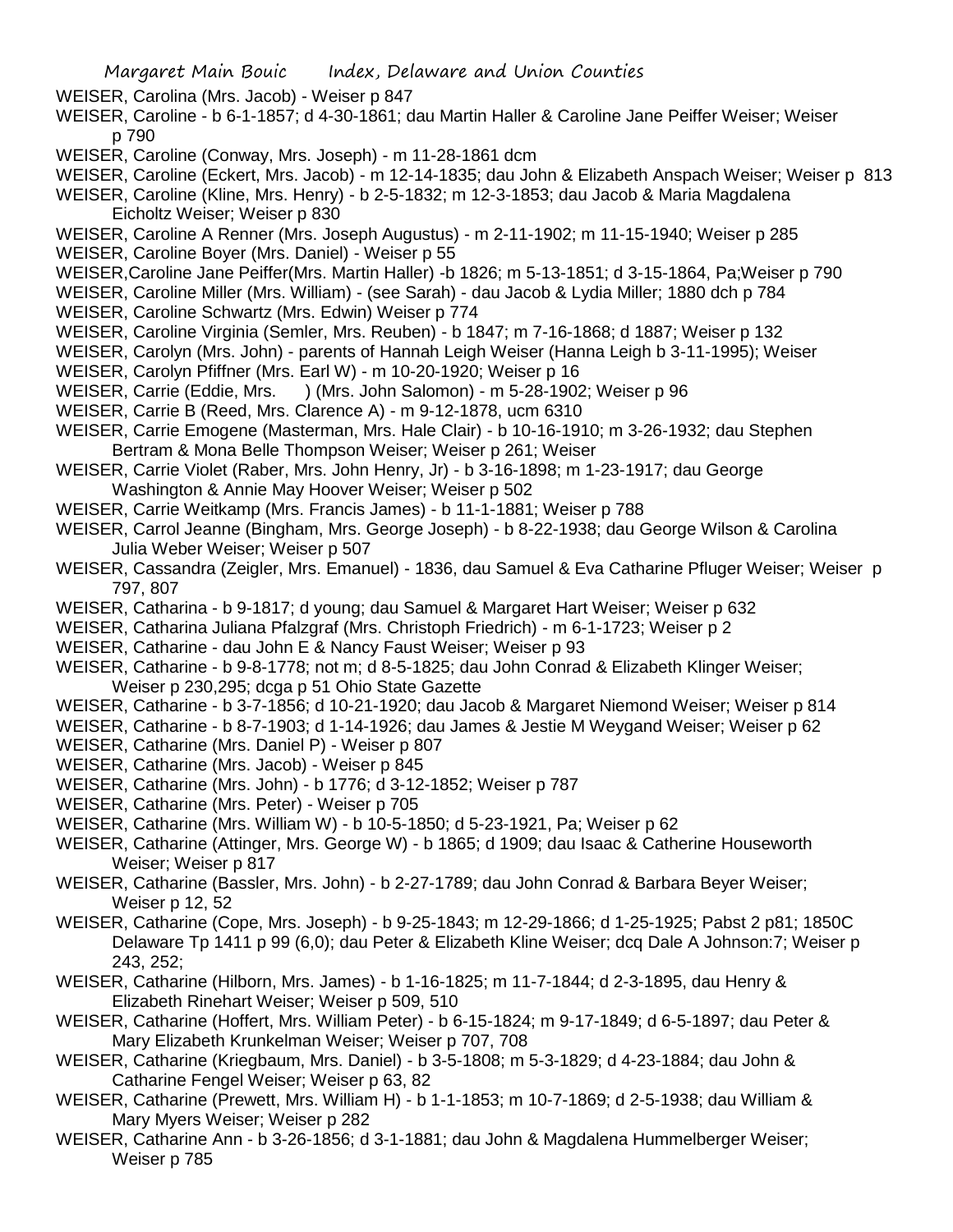WEISER, Carolina (Mrs. Jacob) - Weiser p 847

WEISER, Caroline - b 6-1-1857; d 4-30-1861; dau Martin Haller & Caroline Jane Peiffer Weiser; Weiser p 790

WEISER, Caroline (Conway, Mrs. Joseph) - m 11-28-1861 dcm

WEISER, Caroline (Eckert, Mrs. Jacob) - m 12-14-1835; dau John & Elizabeth Anspach Weiser; Weiser p 813

WEISER, Caroline (Kline, Mrs. Henry) - b 2-5-1832; m 12-3-1853; dau Jacob & Maria Magdalena Eicholtz Weiser; Weiser p 830

WEISER, Caroline A Renner (Mrs. Joseph Augustus) - m 2-11-1902; m 11-15-1940; Weiser p 285

WEISER, Caroline Boyer (Mrs. Daniel) - Weiser p 55

WEISER,Caroline Jane Peiffer(Mrs. Martin Haller) -b 1826; m 5-13-1851; d 3-15-1864, Pa;Weiser p 790

WEISER, Caroline Miller (Mrs. William) - (see Sarah) - dau Jacob & Lydia Miller; 1880 dch p 784

WEISER, Caroline Schwartz (Mrs. Edwin) Weiser p 774

WEISER, Caroline Virginia (Semler, Mrs. Reuben) - b 1847; m 7-16-1868; d 1887; Weiser p 132

WEISER, Carolyn (Mrs. John) - parents of Hannah Leigh Weiser (Hanna Leigh b 3-11-1995); Weiser

WEISER, Carolyn Pfiffner (Mrs. Earl W) - m 10-20-1920; Weiser p 16

WEISER, Carrie (Eddie, Mrs. ) (Mrs. John Salomon) - m 5-28-1902; Weiser p 96

WEISER, Carrie B (Reed, Mrs. Clarence A) - m 9-12-1878, ucm 6310

WEISER, Carrie Emogene (Masterman, Mrs. Hale Clair) - b 10-16-1910; m 3-26-1932; dau Stephen Bertram & Mona Belle Thompson Weiser; Weiser p 261; Weiser

WEISER, Carrie Violet (Raber, Mrs. John Henry, Jr) - b 3-16-1898; m 1-23-1917; dau George Washington & Annie May Hoover Weiser; Weiser p 502

WEISER, Carrie Weitkamp (Mrs. Francis James) - b 11-1-1881; Weiser p 788

WEISER, Carrol Jeanne (Bingham, Mrs. George Joseph) - b 8-22-1938; dau George Wilson & Carolina Julia Weber Weiser; Weiser p 507

WEISER, Cassandra (Zeigler, Mrs. Emanuel) - 1836, dau Samuel & Eva Catharine Pfluger Weiser; Weiser p 797, 807

WEISER, Catharina - b 9-1817; d young; dau Samuel & Margaret Hart Weiser; Weiser p 632

WEISER, Catharina Juliana Pfalzgraf (Mrs. Christoph Friedrich) - m 6-1-1723; Weiser p 2

WEISER, Catharine - dau John E & Nancy Faust Weiser; Weiser p 93

WEISER, Catharine - b 9-8-1778; not m; d 8-5-1825; dau John Conrad & Elizabeth Klinger Weiser; Weiser p 230,295; dcga p 51 Ohio State Gazette

WEISER, Catharine - b 3-7-1856; d 10-21-1920; dau Jacob & Margaret Niemond Weiser; Weiser p 814

WEISER, Catharine - b 8-7-1903; d 1-14-1926; dau James & Jestie M Weygand Weiser; Weiser p 62

WEISER, Catharine (Mrs. Daniel P) - Weiser p 807

WEISER, Catharine (Mrs. Jacob) - Weiser p 845

WEISER, Catharine (Mrs. John) - b 1776; d 3-12-1852; Weiser p 787

WEISER, Catharine (Mrs. Peter) - Weiser p 705

WEISER, Catharine (Mrs. William W) - b 10-5-1850; d 5-23-1921, Pa; Weiser p 62

WEISER, Catharine (Attinger, Mrs. George W) - b 1865; d 1909; dau Isaac & Catherine Houseworth Weiser; Weiser p 817

WEISER, Catharine (Bassler, Mrs. John) - b 2-27-1789; dau John Conrad & Barbara Beyer Weiser; Weiser p 12, 52

WEISER, Catharine (Cope, Mrs. Joseph) - b 9-25-1843; m 12-29-1866; d 1-25-1925; Pabst 2 p81; 1850C Delaware Tp 1411 p 99 (6,0); dau Peter & Elizabeth Kline Weiser; dcq Dale A Johnson:7; Weiser p 243, 252;

WEISER, Catharine (Hilborn, Mrs. James) - b 1-16-1825; m 11-7-1844; d 2-3-1895, dau Henry & Elizabeth Rinehart Weiser; Weiser p 509, 510

WEISER, Catharine (Hoffert, Mrs. William Peter) - b 6-15-1824; m 9-17-1849; d 6-5-1897; dau Peter & Mary Elizabeth Krunkelman Weiser; Weiser p 707, 708

WEISER, Catharine (Kriegbaum, Mrs. Daniel) - b 3-5-1808; m 5-3-1829; d 4-23-1884; dau John & Catharine Fengel Weiser; Weiser p 63, 82

WEISER, Catharine (Prewett, Mrs. William H) - b 1-1-1853; m 10-7-1869; d 2-5-1938; dau William & Mary Myers Weiser; Weiser p 282

WEISER, Catharine Ann - b 3-26-1856; d 3-1-1881; dau John & Magdalena Hummelberger Weiser; Weiser p 785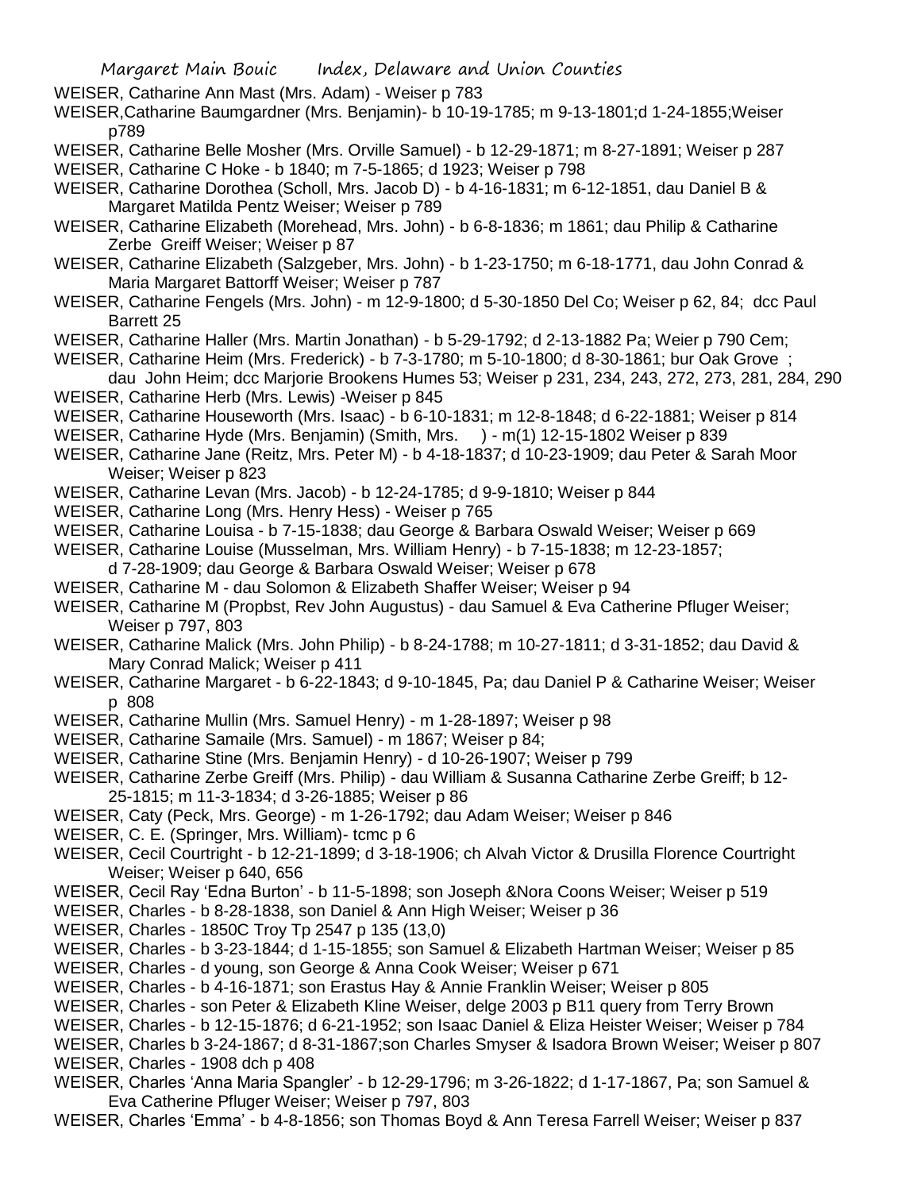WEISER, Catharine Ann Mast (Mrs. Adam) - Weiser p 783

WEISER,Catharine Baumgardner (Mrs. Benjamin)- b 10-19-1785; m 9-13-1801;d 1-24-1855;Weiser p789

WEISER, Catharine Belle Mosher (Mrs. Orville Samuel) - b 12-29-1871; m 8-27-1891; Weiser p 287

WEISER, Catharine C Hoke - b 1840; m 7-5-1865; d 1923; Weiser p 798

WEISER, Catharine Dorothea (Scholl, Mrs. Jacob D) - b 4-16-1831; m 6-12-1851, dau Daniel B & Margaret Matilda Pentz Weiser; Weiser p 789

WEISER, Catharine Elizabeth (Morehead, Mrs. John) - b 6-8-1836; m 1861; dau Philip & Catharine Zerbe Greiff Weiser; Weiser p 87

WEISER, Catharine Elizabeth (Salzgeber, Mrs. John) - b 1-23-1750; m 6-18-1771, dau John Conrad & Maria Margaret Battorff Weiser; Weiser p 787

WEISER, Catharine Fengels (Mrs. John) - m 12-9-1800; d 5-30-1850 Del Co; Weiser p 62, 84; dcc Paul Barrett 25

WEISER, Catharine Haller (Mrs. Martin Jonathan) - b 5-29-1792; d 2-13-1882 Pa; Weier p 790 Cem;

WEISER, Catharine Heim (Mrs. Frederick) - b 7-3-1780; m 5-10-1800; d 8-30-1861; bur Oak Grove ; dau John Heim; dcc Marjorie Brookens Humes 53; Weiser p 231, 234, 243, 272, 273, 281, 284, 290

WEISER, Catharine Herb (Mrs. Lewis) -Weiser p 845

WEISER, Catharine Houseworth (Mrs. Isaac) - b 6-10-1831; m 12-8-1848; d 6-22-1881; Weiser p 814

WEISER, Catharine Hyde (Mrs. Benjamin) (Smith, Mrs. ) - m(1) 12-15-1802 Weiser p 839

WEISER, Catharine Jane (Reitz, Mrs. Peter M) - b 4-18-1837; d 10-23-1909; dau Peter & Sarah Moor Weiser; Weiser p 823

WEISER, Catharine Levan (Mrs. Jacob) - b 12-24-1785; d 9-9-1810; Weiser p 844

WEISER, Catharine Long (Mrs. Henry Hess) - Weiser p 765

WEISER, Catharine Louisa - b 7-15-1838; dau George & Barbara Oswald Weiser; Weiser p 669

WEISER, Catharine Louise (Musselman, Mrs. William Henry) - b 7-15-1838; m 12-23-1857; d 7-28-1909; dau George & Barbara Oswald Weiser; Weiser p 678

WEISER, Catharine M - dau Solomon & Elizabeth Shaffer Weiser; Weiser p 94

WEISER, Catharine M (Propbst, Rev John Augustus) - dau Samuel & Eva Catherine Pfluger Weiser; Weiser p 797, 803

WEISER, Catharine Malick (Mrs. John Philip) - b 8-24-1788; m 10-27-1811; d 3-31-1852; dau David & Mary Conrad Malick; Weiser p 411

WEISER, Catharine Margaret - b 6-22-1843; d 9-10-1845, Pa; dau Daniel P & Catharine Weiser; Weiser p 808

WEISER, Catharine Mullin (Mrs. Samuel Henry) - m 1-28-1897; Weiser p 98

WEISER, Catharine Samaile (Mrs. Samuel) - m 1867; Weiser p 84;

WEISER, Catharine Stine (Mrs. Benjamin Henry) - d 10-26-1907; Weiser p 799

WEISER, Catharine Zerbe Greiff (Mrs. Philip) - dau William & Susanna Catharine Zerbe Greiff; b 12-25-1815; m 11-3-1834; d 3-26-1885; Weiser p 86

WEISER, Caty (Peck, Mrs. George) - m 1-26-1792; dau Adam Weiser; Weiser p 846

WEISER, C. E. (Springer, Mrs. William)- tcmc p 6

WEISER, Cecil Courtright - b 12-21-1899; d 3-18-1906; ch Alvah Victor & Drusilla Florence Courtright Weiser; Weiser p 640, 656

WEISER, Cecil Ray 'Edna Burton' - b 11-5-1898; son Joseph &Nora Coons Weiser; Weiser p 519

WEISER, Charles - b 8-28-1838, son Daniel & Ann High Weiser; Weiser p 36

WEISER, Charles - 1850C Troy Tp 2547 p 135 (13,0)

WEISER, Charles - b 3-23-1844; d 1-15-1855; son Samuel & Elizabeth Hartman Weiser; Weiser p 85

WEISER, Charles - d young, son George & Anna Cook Weiser; Weiser p 671

WEISER, Charles - b 4-16-1871; son Erastus Hay & Annie Franklin Weiser; Weiser p 805

WEISER, Charles - son Peter & Elizabeth Kline Weiser, delge 2003 p B11 query from Terry Brown

WEISER, Charles - b 12-15-1876; d 6-21-1952; son Isaac Daniel & Eliza Heister Weiser; Weiser p 784

WEISER, Charles b 3-24-1867; d 8-31-1867;son Charles Smyser & Isadora Brown Weiser; Weiser p 807

WEISER, Charles - 1908 dch p 408

WEISER, Charles 'Anna Maria Spangler' - b 12-29-1796; m 3-26-1822; d 1-17-1867, Pa; son Samuel & Eva Catherine Pfluger Weiser; Weiser p 797, 803

WEISER, Charles 'Emma' - b 4-8-1856; son Thomas Boyd & Ann Teresa Farrell Weiser; Weiser p 837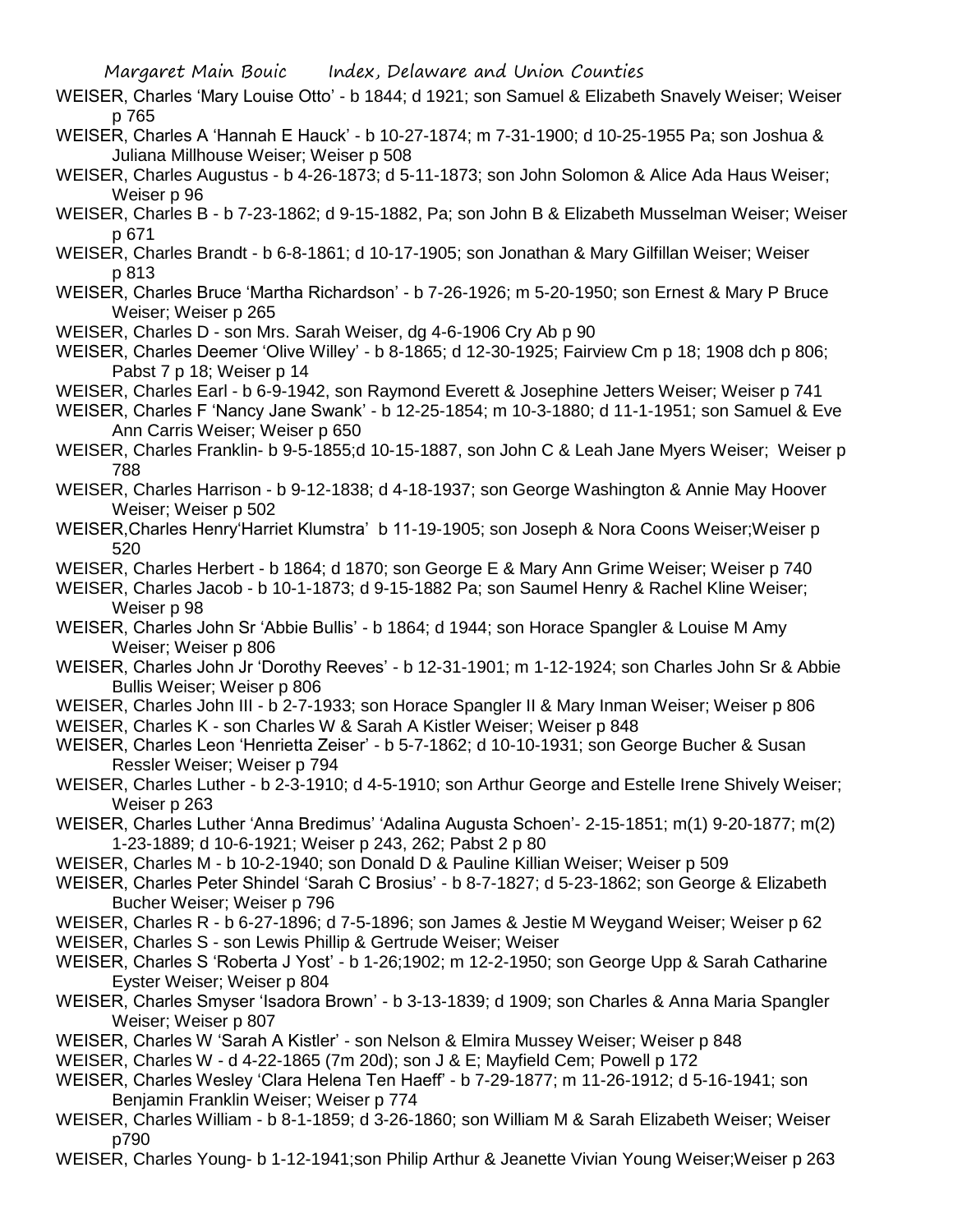WEISER, Charles 'Mary Louise Otto' - b 1844; d 1921; son Samuel & Elizabeth Snavely Weiser; Weiser p 765

WEISER, Charles A 'Hannah E Hauck' - b 10-27-1874; m 7-31-1900; d 10-25-1955 Pa; son Joshua & Juliana Millhouse Weiser; Weiser p 508

WEISER, Charles Augustus - b 4-26-1873; d 5-11-1873; son John Solomon & Alice Ada Haus Weiser; Weiser p 96

WEISER, Charles B - b 7-23-1862; d 9-15-1882, Pa; son John B & Elizabeth Musselman Weiser; Weiser p 671

WEISER, Charles Brandt - b 6-8-1861; d 10-17-1905; son Jonathan & Mary Gilfillan Weiser; Weiser p 813

WEISER, Charles Bruce 'Martha Richardson' - b 7-26-1926; m 5-20-1950; son Ernest & Mary P Bruce Weiser; Weiser p 265

WEISER, Charles D - son Mrs. Sarah Weiser, dg 4-6-1906 Cry Ab p 90

WEISER, Charles Deemer 'Olive Willey' - b 8-1865; d 12-30-1925; Fairview Cm p 18; 1908 dch p 806; Pabst 7 p 18; Weiser p 14

WEISER, Charles Earl - b 6-9-1942, son Raymond Everett & Josephine Jetters Weiser; Weiser p 741

WEISER, Charles F 'Nancy Jane Swank' - b 12-25-1854; m 10-3-1880; d 11-1-1951; son Samuel & Eve Ann Carris Weiser; Weiser p 650

WEISER, Charles Franklin- b 9-5-1855;d 10-15-1887, son John C & Leah Jane Myers Weiser; Weiser p 788

WEISER, Charles Harrison - b 9-12-1838; d 4-18-1937; son George Washington & Annie May Hoover Weiser; Weiser p 502

WEISER,Charles Henry'Harriet Klumstra' b 11-19-1905; son Joseph & Nora Coons Weiser;Weiser p 520

WEISER, Charles Herbert - b 1864; d 1870; son George E & Mary Ann Grime Weiser; Weiser p 740

WEISER, Charles Jacob - b 10-1-1873; d 9-15-1882 Pa; son Saumel Henry & Rachel Kline Weiser; Weiser p 98

WEISER, Charles John Sr 'Abbie Bullis' - b 1864; d 1944; son Horace Spangler & Louise M Amy Weiser; Weiser p 806

WEISER, Charles John Jr 'Dorothy Reeves' - b 12-31-1901; m 1-12-1924; son Charles John Sr & Abbie Bullis Weiser; Weiser p 806

WEISER, Charles John III - b 2-7-1933; son Horace Spangler II & Mary Inman Weiser; Weiser p 806

WEISER, Charles K - son Charles W & Sarah A Kistler Weiser; Weiser p 848

WEISER, Charles Leon 'Henrietta Zeiser' - b 5-7-1862; d 10-10-1931; son George Bucher & Susan Ressler Weiser; Weiser p 794

WEISER, Charles Luther - b 2-3-1910; d 4-5-1910; son Arthur George and Estelle Irene Shively Weiser; Weiser p 263

WEISER, Charles Luther 'Anna Bredimus' 'Adalina Augusta Schoen'- 2-15-1851; m(1) 9-20-1877; m(2) 1-23-1889; d 10-6-1921; Weiser p 243, 262; Pabst 2 p 80

WEISER, Charles M - b 10-2-1940; son Donald D & Pauline Killian Weiser; Weiser p 509

WEISER, Charles Peter Shindel 'Sarah C Brosius' - b 8-7-1827; d 5-23-1862; son George & Elizabeth Bucher Weiser; Weiser p 796

WEISER, Charles R - b 6-27-1896; d 7-5-1896; son James & Jestie M Weygand Weiser; Weiser p 62

WEISER, Charles S - son Lewis Phillip & Gertrude Weiser; Weiser

WEISER, Charles S 'Roberta J Yost' - b 1-26;1902; m 12-2-1950; son George Upp & Sarah Catharine Eyster Weiser; Weiser p 804

WEISER, Charles Smyser 'Isadora Brown' - b 3-13-1839; d 1909; son Charles & Anna Maria Spangler Weiser; Weiser p 807

WEISER, Charles W 'Sarah A Kistler' - son Nelson & Elmira Mussey Weiser; Weiser p 848

WEISER, Charles W - d 4-22-1865 (7m 20d); son J & E; Mayfield Cem; Powell p 172

WEISER, Charles Wesley 'Clara Helena Ten Haeff' - b 7-29-1877; m 11-26-1912; d 5-16-1941; son Benjamin Franklin Weiser; Weiser p 774

WEISER, Charles William - b 8-1-1859; d 3-26-1860; son William M & Sarah Elizabeth Weiser; Weiser p790

WEISER, Charles Young- b 1-12-1941;son Philip Arthur & Jeanette Vivian Young Weiser;Weiser p 263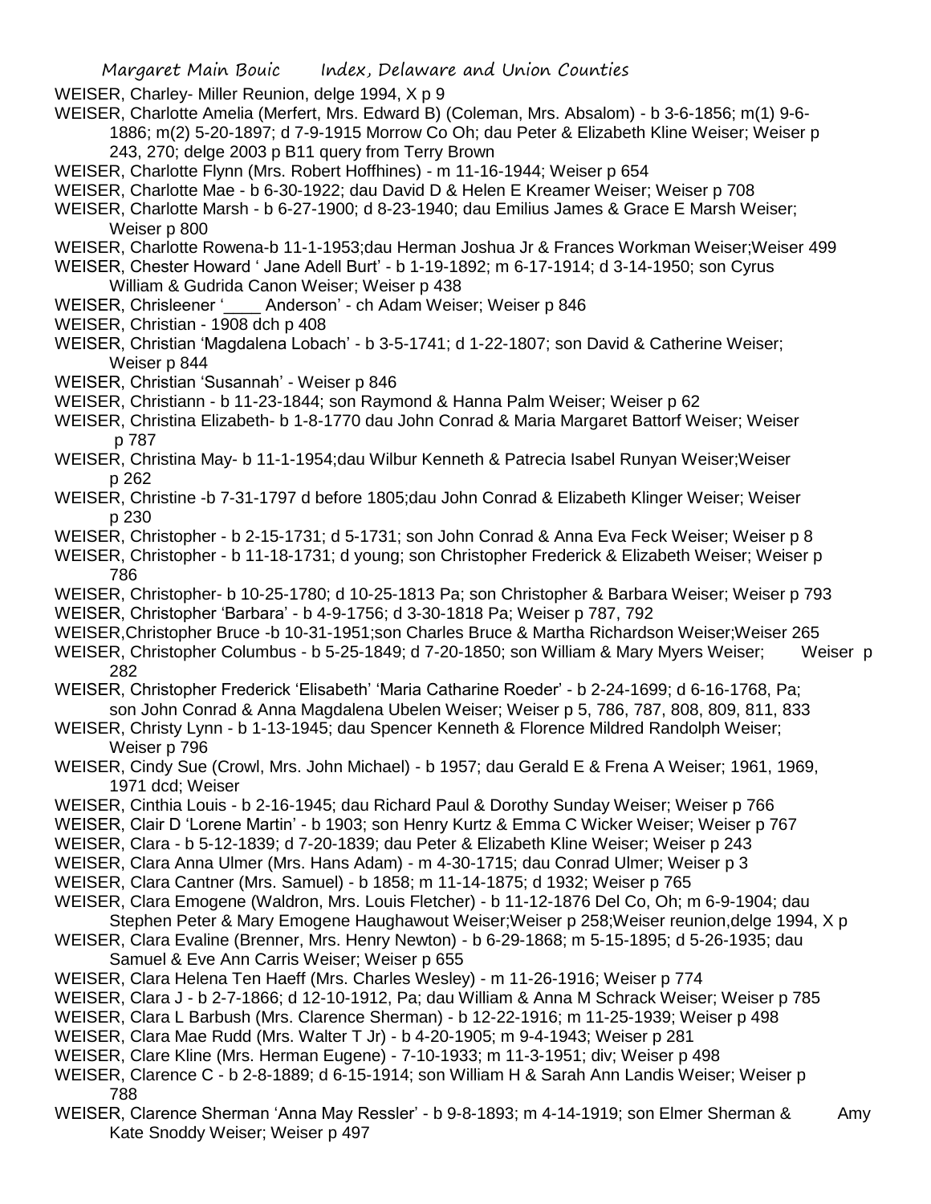WEISER, Charley- Miller Reunion, delge 1994, X p 9

WEISER, Charlotte Amelia (Merfert, Mrs. Edward B) (Coleman, Mrs. Absalom) - b 3-6-1856; m(1) 9-6-1886; m(2) 5-20-1897; d 7-9-1915 Morrow Co Oh; dau Peter & Elizabeth Kline Weiser; Weiser p 243, 270; delge 2003 p B11 query from Terry Brown

WEISER, Charlotte Flynn (Mrs. Robert Hoffhines) - m 11-16-1944; Weiser p 654

WEISER, Charlotte Mae - b 6-30-1922; dau David D & Helen E Kreamer Weiser; Weiser p 708

WEISER, Charlotte Marsh - b 6-27-1900; d 8-23-1940; dau Emilius James & Grace E Marsh Weiser; Weiser p 800

WEISER, Charlotte Rowena-b 11-1-1953;dau Herman Joshua Jr & Frances Workman Weiser;Weiser 499

WEISER, Chester Howard ' Jane Adell Burt' - b 1-19-1892; m 6-17-1914; d 3-14-1950; son Cyrus William & Gudrida Canon Weiser; Weiser p 438

WEISER, Chrisleener '____ Anderson' - ch Adam Weiser; Weiser p 846

WEISER, Christian - 1908 dch p 408

WEISER, Christian 'Magdalena Lobach' - b 3-5-1741; d 1-22-1807; son David & Catherine Weiser; Weiser p 844

WEISER, Christian 'Susannah' - Weiser p 846

WEISER, Christiann - b 11-23-1844; son Raymond & Hanna Palm Weiser; Weiser p 62

WEISER, Christina Elizabeth- b 1-8-1770 dau John Conrad & Maria Margaret Battorf Weiser; Weiser p 787

WEISER, Christina May- b 11-1-1954;dau Wilbur Kenneth & Patrecia Isabel Runyan Weiser;Weiser p 262

WEISER, Christine -b 7-31-1797 d before 1805;dau John Conrad & Elizabeth Klinger Weiser; Weiser p 230

WEISER, Christopher - b 2-15-1731; d 5-1731; son John Conrad & Anna Eva Feck Weiser; Weiser p 8

WEISER, Christopher - b 11-18-1731; d young; son Christopher Frederick & Elizabeth Weiser; Weiser p 786

WEISER, Christopher- b 10-25-1780; d 10-25-1813 Pa; son Christopher & Barbara Weiser; Weiser p 793

WEISER, Christopher 'Barbara' - b 4-9-1756; d 3-30-1818 Pa; Weiser p 787, 792

WEISER,Christopher Bruce -b 10-31-1951;son Charles Bruce & Martha Richardson Weiser;Weiser 265

WEISER, Christopher Columbus - b 5-25-1849; d 7-20-1850; son William & Mary Myers Weiser; Weiser p 282

WEISER, Christopher Frederick 'Elisabeth' 'Maria Catharine Roeder' - b 2-24-1699; d 6-16-1768, Pa; son John Conrad & Anna Magdalena Ubelen Weiser; Weiser p 5, 786, 787, 808, 809, 811, 833

WEISER, Christy Lynn - b 1-13-1945; dau Spencer Kenneth & Florence Mildred Randolph Weiser; Weiser p 796

WEISER, Cindy Sue (Crowl, Mrs. John Michael) - b 1957; dau Gerald E & Frena A Weiser; 1961, 1969, 1971 dcd; Weiser

WEISER, Cinthia Louis - b 2-16-1945; dau Richard Paul & Dorothy Sunday Weiser; Weiser p 766

WEISER, Clair D 'Lorene Martin' - b 1903; son Henry Kurtz & Emma C Wicker Weiser; Weiser p 767

WEISER, Clara - b 5-12-1839; d 7-20-1839; dau Peter & Elizabeth Kline Weiser; Weiser p 243

WEISER, Clara Anna Ulmer (Mrs. Hans Adam) - m 4-30-1715; dau Conrad Ulmer; Weiser p 3

WEISER, Clara Cantner (Mrs. Samuel) - b 1858; m 11-14-1875; d 1932; Weiser p 765

WEISER, Clara Emogene (Waldron, Mrs. Louis Fletcher) - b 11-12-1876 Del Co, Oh; m 6-9-1904; dau Stephen Peter & Mary Emogene Haughawout Weiser;Weiser p 258;Weiser reunion,delge 1994, X p

WEISER, Clara Evaline (Brenner, Mrs. Henry Newton) - b 6-29-1868; m 5-15-1895; d 5-26-1935; dau Samuel & Eve Ann Carris Weiser; Weiser p 655

WEISER, Clara Helena Ten Haeff (Mrs. Charles Wesley) - m 11-26-1916; Weiser p 774

WEISER, Clara J - b 2-7-1866; d 12-10-1912, Pa; dau William & Anna M Schrack Weiser; Weiser p 785

WEISER, Clara L Barbush (Mrs. Clarence Sherman) - b 12-22-1916; m 11-25-1939; Weiser p 498

WEISER, Clara Mae Rudd (Mrs. Walter T Jr) - b 4-20-1905; m 9-4-1943; Weiser p 281

WEISER, Clare Kline (Mrs. Herman Eugene) - 7-10-1933; m 11-3-1951; div; Weiser p 498

WEISER, Clarence C - b 2-8-1889; d 6-15-1914; son William H & Sarah Ann Landis Weiser; Weiser p 788

WEISER, Clarence Sherman 'Anna May Ressler' - b 9-8-1893; m 4-14-1919; son Elmer Sherman & Amy Kate Snoddy Weiser; Weiser p 497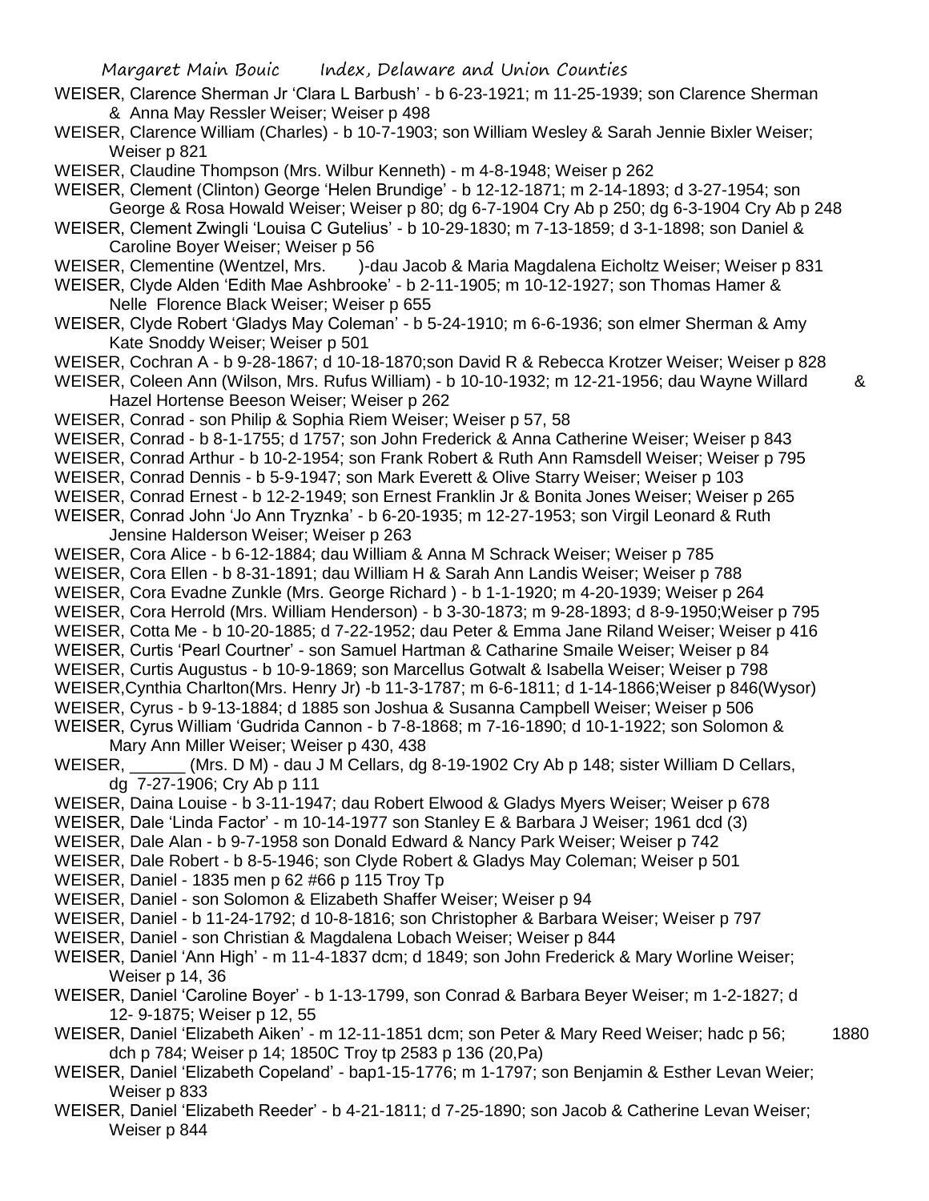WEISER, Clarence Sherman Jr 'Clara L Barbush' - b 6-23-1921; m 11-25-1939; son Clarence Sherman & Anna May Ressler Weiser; Weiser p 498

WEISER, Clarence William (Charles) - b 10-7-1903; son William Wesley & Sarah Jennie Bixler Weiser; Weiser p 821

WEISER, Claudine Thompson (Mrs. Wilbur Kenneth) - m 4-8-1948; Weiser p 262

WEISER, Clement (Clinton) George 'Helen Brundige' - b 12-12-1871; m 2-14-1893; d 3-27-1954; son George & Rosa Howald Weiser; Weiser p 80; dg 6-7-1904 Cry Ab p 250; dg 6-3-1904 Cry Ab p 248

WEISER, Clement Zwingli 'Louisa C Gutelius' - b 10-29-1830; m 7-13-1859; d 3-1-1898; son Daniel & Caroline Boyer Weiser; Weiser p 56

WEISER, Clementine (Wentzel, Mrs. )-dau Jacob & Maria Magdalena Eicholtz Weiser; Weiser p 831

WEISER, Clyde Alden 'Edith Mae Ashbrooke' - b 2-11-1905; m 10-12-1927; son Thomas Hamer & Nelle Florence Black Weiser; Weiser p 655

WEISER, Clyde Robert 'Gladys May Coleman' - b 5-24-1910; m 6-6-1936; son elmer Sherman & Amy Kate Snoddy Weiser; Weiser p 501

WEISER, Cochran A - b 9-28-1867; d 10-18-1870;son David R & Rebecca Krotzer Weiser; Weiser p 828

WEISER, Coleen Ann (Wilson, Mrs. Rufus William) - b 10-10-1932; m 12-21-1956; dau Wayne Willard & Hazel Hortense Beeson Weiser; Weiser p 262

WEISER, Conrad - son Philip & Sophia Riem Weiser; Weiser p 57, 58

WEISER, Conrad - b 8-1-1755; d 1757; son John Frederick & Anna Catherine Weiser; Weiser p 843

WEISER, Conrad Arthur - b 10-2-1954; son Frank Robert & Ruth Ann Ramsdell Weiser; Weiser p 795

WEISER, Conrad Dennis - b 5-9-1947; son Mark Everett & Olive Starry Weiser; Weiser p 103

WEISER, Conrad Ernest - b 12-2-1949; son Ernest Franklin Jr & Bonita Jones Weiser; Weiser p 265

WEISER, Conrad John 'Jo Ann Tryznka' - b 6-20-1935; m 12-27-1953; son Virgil Leonard & Ruth Jensine Halderson Weiser; Weiser p 263

WEISER, Cora Alice - b 6-12-1884; dau William & Anna M Schrack Weiser; Weiser p 785

WEISER, Cora Ellen - b 8-31-1891; dau William H & Sarah Ann Landis Weiser; Weiser p 788

WEISER, Cora Evadne Zunkle (Mrs. George Richard ) - b 1-1-1920; m 4-20-1939; Weiser p 264

WEISER, Cora Herrold (Mrs. William Henderson) - b 3-30-1873; m 9-28-1893; d 8-9-1950;Weiser p 795

WEISER, Cotta Me - b 10-20-1885; d 7-22-1952; dau Peter & Emma Jane Riland Weiser; Weiser p 416

WEISER, Curtis 'Pearl Courtner' - son Samuel Hartman & Catharine Smaile Weiser; Weiser p 84

WEISER, Curtis Augustus - b 10-9-1869; son Marcellus Gotwalt & Isabella Weiser; Weiser p 798

WEISER,Cynthia Charlton(Mrs. Henry Jr) -b 11-3-1787; m 6-6-1811; d 1-14-1866;Weiser p 846(Wysor)

WEISER, Cyrus - b 9-13-1884; d 1885 son Joshua & Susanna Campbell Weiser; Weiser p 506

WEISER, Cyrus William 'Gudrida Cannon - b 7-8-1868; m 7-16-1890; d 10-1-1922; son Solomon & Mary Ann Miller Weiser; Weiser p 430, 438

WEISER, ______ (Mrs. D M) - dau J M Cellars, dg 8-19-1902 Cry Ab p 148; sister William D Cellars, dg 7-27-1906; Cry Ab p 111

WEISER, Daina Louise - b 3-11-1947; dau Robert Elwood & Gladys Myers Weiser; Weiser p 678

WEISER, Dale 'Linda Factor' - m 10-14-1977 son Stanley E & Barbara J Weiser; 1961 dcd (3)

WEISER, Dale Alan - b 9-7-1958 son Donald Edward & Nancy Park Weiser; Weiser p 742

WEISER, Dale Robert - b 8-5-1946; son Clyde Robert & Gladys May Coleman; Weiser p 501

WEISER, Daniel - 1835 men p 62 #66 p 115 Troy Tp

WEISER, Daniel - son Solomon & Elizabeth Shaffer Weiser; Weiser p 94

WEISER, Daniel - b 11-24-1792; d 10-8-1816; son Christopher & Barbara Weiser; Weiser p 797

WEISER, Daniel - son Christian & Magdalena Lobach Weiser; Weiser p 844

WEISER, Daniel 'Ann High' - m 11-4-1837 dcm; d 1849; son John Frederick & Mary Worline Weiser; Weiser p 14, 36

WEISER, Daniel 'Caroline Boyer' - b 1-13-1799, son Conrad & Barbara Beyer Weiser; m 1-2-1827; d 12- 9-1875; Weiser p 12, 55

WEISER, Daniel 'Elizabeth Aiken' - m 12-11-1851 dcm; son Peter & Mary Reed Weiser; hadc p 56; 1880 dch p 784; Weiser p 14; 1850C Troy tp 2583 p 136 (20,Pa)

WEISER, Daniel 'Elizabeth Copeland' - bap1-15-1776; m 1-1797; son Benjamin & Esther Levan Weier; Weiser p 833

WEISER, Daniel 'Elizabeth Reeder' - b 4-21-1811; d 7-25-1890; son Jacob & Catherine Levan Weiser; Weiser p 844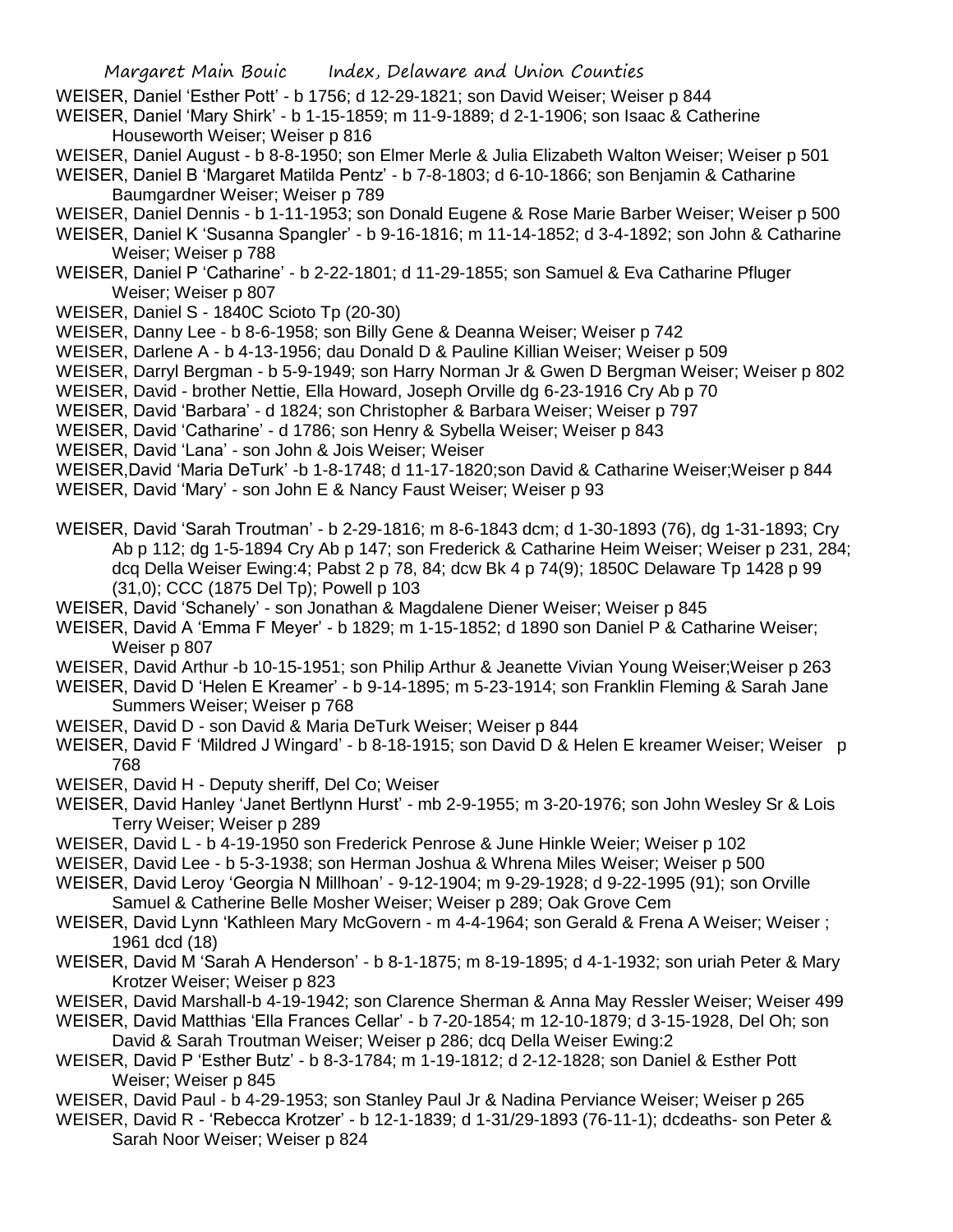WEISER, Daniel 'Esther Pott' - b 1756; d 12-29-1821; son David Weiser; Weiser p 844

WEISER, Daniel 'Mary Shirk' - b 1-15-1859; m 11-9-1889; d 2-1-1906; son Isaac & Catherine Houseworth Weiser; Weiser p 816

WEISER, Daniel August - b 8-8-1950; son Elmer Merle & Julia Elizabeth Walton Weiser; Weiser p 501

WEISER, Daniel B 'Margaret Matilda Pentz' - b 7-8-1803; d 6-10-1866; son Benjamin & Catharine Baumgardner Weiser; Weiser p 789

WEISER, Daniel Dennis - b 1-11-1953; son Donald Eugene & Rose Marie Barber Weiser; Weiser p 500

WEISER, Daniel K 'Susanna Spangler' - b 9-16-1816; m 11-14-1852; d 3-4-1892; son John & Catharine Weiser; Weiser p 788

WEISER, Daniel P 'Catharine' - b 2-22-1801; d 11-29-1855; son Samuel & Eva Catharine Pfluger Weiser; Weiser p 807

WEISER, Daniel S - 1840C Scioto Tp (20-30)

WEISER, Danny Lee - b 8-6-1958; son Billy Gene & Deanna Weiser; Weiser p 742

WEISER, Darlene A - b 4-13-1956; dau Donald D & Pauline Killian Weiser; Weiser p 509

WEISER, Darryl Bergman - b 5-9-1949; son Harry Norman Jr & Gwen D Bergman Weiser; Weiser p 802

WEISER, David - brother Nettie, Ella Howard, Joseph Orville dg 6-23-1916 Cry Ab p 70

WEISER, David 'Barbara' - d 1824; son Christopher & Barbara Weiser; Weiser p 797

WEISER, David 'Catharine' - d 1786; son Henry & Sybella Weiser; Weiser p 843

WEISER, David 'Lana' - son John & Jois Weiser; Weiser

WEISER,David 'Maria DeTurk' -b 1-8-1748; d 11-17-1820;son David & Catharine Weiser;Weiser p 844

WEISER, David 'Mary' - son John E & Nancy Faust Weiser; Weiser p 93

WEISER, David 'Sarah Troutman' - b 2-29-1816; m 8-6-1843 dcm; d 1-30-1893 (76), dg 1-31-1893; Cry Ab p 112; dg 1-5-1894 Cry Ab p 147; son Frederick & Catharine Heim Weiser; Weiser p 231, 284; dcq Della Weiser Ewing:4; Pabst 2 p 78, 84; dcw Bk 4 p 74(9); 1850C Delaware Tp 1428 p 99 (31,0); CCC (1875 Del Tp); Powell p 103

WEISER, David 'Schanely' - son Jonathan & Magdalene Diener Weiser; Weiser p 845

WEISER, David A 'Emma F Meyer' - b 1829; m 1-15-1852; d 1890 son Daniel P & Catharine Weiser; Weiser p 807

WEISER, David Arthur -b 10-15-1951; son Philip Arthur & Jeanette Vivian Young Weiser;Weiser p 263

WEISER, David D 'Helen E Kreamer' - b 9-14-1895; m 5-23-1914; son Franklin Fleming & Sarah Jane Summers Weiser; Weiser p 768

WEISER, David D - son David & Maria DeTurk Weiser; Weiser p 844

WEISER, David F 'Mildred J Wingard' - b 8-18-1915; son David D & Helen E kreamer Weiser; Weiser p 768

WEISER, David H - Deputy sheriff, Del Co; Weiser

WEISER, David Hanley 'Janet Bertlynn Hurst' - mb 2-9-1955; m 3-20-1976; son John Wesley Sr & Lois Terry Weiser; Weiser p 289

WEISER, David L - b 4-19-1950 son Frederick Penrose & June Hinkle Weier; Weiser p 102

WEISER, David Lee - b 5-3-1938; son Herman Joshua & Whrena Miles Weiser; Weiser p 500

WEISER, David Leroy 'Georgia N Millhoan' - 9-12-1904; m 9-29-1928; d 9-22-1995 (91); son Orville Samuel & Catherine Belle Mosher Weiser; Weiser p 289; Oak Grove Cem

WEISER, David Lynn 'Kathleen Mary McGovern - m 4-4-1964; son Gerald & Frena A Weiser; Weiser ; 1961 dcd (18)

WEISER, David M 'Sarah A Henderson' - b 8-1-1875; m 8-19-1895; d 4-1-1932; son uriah Peter & Mary Krotzer Weiser; Weiser p 823

WEISER, David Marshall-b 4-19-1942; son Clarence Sherman & Anna May Ressler Weiser; Weiser 499

WEISER, David Matthias 'Ella Frances Cellar' - b 7-20-1854; m 12-10-1879; d 3-15-1928, Del Oh; son David & Sarah Troutman Weiser; Weiser p 286; dcq Della Weiser Ewing:2

WEISER, David P 'Esther Butz' - b 8-3-1784; m 1-19-1812; d 2-12-1828; son Daniel & Esther Pott Weiser; Weiser p 845

WEISER, David Paul - b 4-29-1953; son Stanley Paul Jr & Nadina Perviance Weiser; Weiser p 265

WEISER, David R - 'Rebecca Krotzer' - b 12-1-1839; d 1-31/29-1893 (76-11-1); dcdeaths- son Peter & Sarah Noor Weiser; Weiser p 824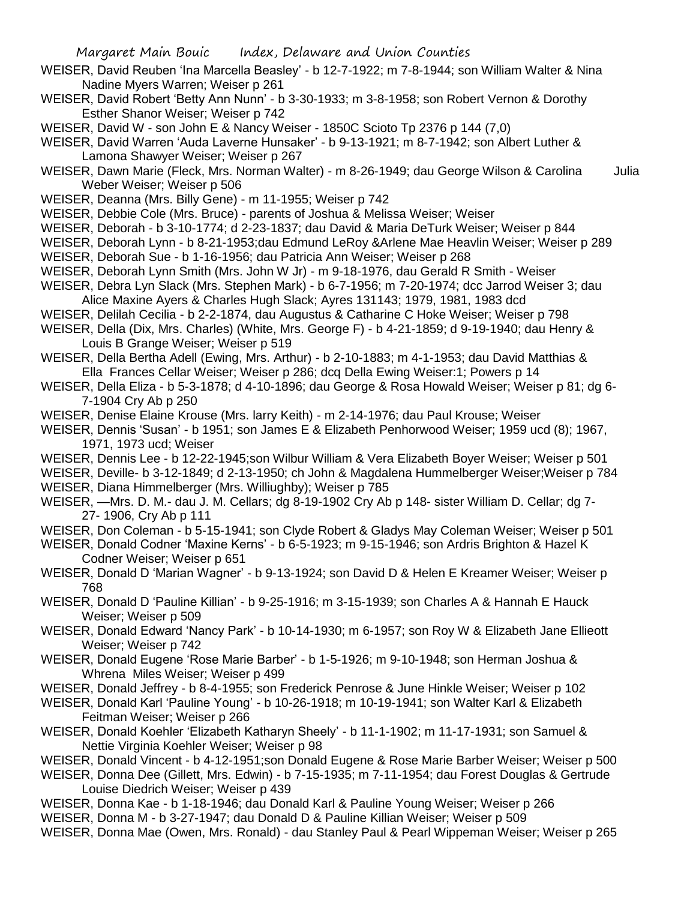WEISER, David Reuben 'Ina Marcella Beasley' - b 12-7-1922; m 7-8-1944; son William Walter & Nina Nadine Myers Warren; Weiser p 261

WEISER, David Robert 'Betty Ann Nunn' - b 3-30-1933; m 3-8-1958; son Robert Vernon & Dorothy Esther Shanor Weiser; Weiser p 742

WEISER, David W - son John E & Nancy Weiser - 1850C Scioto Tp 2376 p 144 (7,0)

WEISER, David Warren 'Auda Laverne Hunsaker' - b 9-13-1921; m 8-7-1942; son Albert Luther & Lamona Shawyer Weiser; Weiser p 267

WEISER, Dawn Marie (Fleck, Mrs. Norman Walter) - m 8-26-1949; dau George Wilson & Carolina Julia Weber Weiser; Weiser p 506

WEISER, Deanna (Mrs. Billy Gene) - m 11-1955; Weiser p 742

WEISER, Debbie Cole (Mrs. Bruce) - parents of Joshua & Melissa Weiser; Weiser

WEISER, Deborah - b 3-10-1774; d 2-23-1837; dau David & Maria DeTurk Weiser; Weiser p 844

WEISER, Deborah Lynn - b 8-21-1953;dau Edmund LeRoy &Arlene Mae Heavlin Weiser; Weiser p 289

WEISER, Deborah Sue - b 1-16-1956; dau Patricia Ann Weiser; Weiser p 268

WEISER, Deborah Lynn Smith (Mrs. John W Jr) - m 9-18-1976, dau Gerald R Smith - Weiser

WEISER, Debra Lyn Slack (Mrs. Stephen Mark) - b 6-7-1956; m 7-20-1974; dcc Jarrod Weiser 3; dau Alice Maxine Ayers & Charles Hugh Slack; Ayres 131143; 1979, 1981, 1983 dcd

WEISER, Delilah Cecilia - b 2-2-1874, dau Augustus & Catharine C Hoke Weiser; Weiser p 798

WEISER, Della (Dix, Mrs. Charles) (White, Mrs. George F) - b 4-21-1859; d 9-19-1940; dau Henry & Louis B Grange Weiser; Weiser p 519

WEISER, Della Bertha Adell (Ewing, Mrs. Arthur) - b 2-10-1883; m 4-1-1953; dau David Matthias & Ella Frances Cellar Weiser; Weiser p 286; dcq Della Ewing Weiser:1; Powers p 14

WEISER, Della Eliza - b 5-3-1878; d 4-10-1896; dau George & Rosa Howald Weiser; Weiser p 81; dg 6-7-1904 Cry Ab p 250

WEISER, Denise Elaine Krouse (Mrs. larry Keith) - m 2-14-1976; dau Paul Krouse; Weiser

WEISER, Dennis 'Susan' - b 1951; son James E & Elizabeth Penhorwood Weiser; 1959 ucd (8); 1967, 1971, 1973 ucd; Weiser

WEISER, Dennis Lee - b 12-22-1945;son Wilbur William & Vera Elizabeth Boyer Weiser; Weiser p 501

WEISER, Deville- b 3-12-1849; d 2-13-1950; ch John & Magdalena Hummelberger Weiser;Weiser p 784

WEISER, Diana Himmelberger (Mrs. Williughby); Weiser p 785

WEISER, —Mrs. D. M.- dau J. M. Cellars; dg 8-19-1902 Cry Ab p 148- sister William D. Cellar; dg 7-27- 1906, Cry Ab p 111

WEISER, Don Coleman - b 5-15-1941; son Clyde Robert & Gladys May Coleman Weiser; Weiser p 501

WEISER, Donald Codner 'Maxine Kerns' - b 6-5-1923; m 9-15-1946; son Ardris Brighton & Hazel K Codner Weiser; Weiser p 651

WEISER, Donald D 'Marian Wagner' - b 9-13-1924; son David D & Helen E Kreamer Weiser; Weiser p 768

WEISER, Donald D 'Pauline Killian' - b 9-25-1916; m 3-15-1939; son Charles A & Hannah E Hauck Weiser; Weiser p 509

WEISER, Donald Edward 'Nancy Park' - b 10-14-1930; m 6-1957; son Roy W & Elizabeth Jane Ellieott Weiser; Weiser p 742

WEISER, Donald Eugene 'Rose Marie Barber' - b 1-5-1926; m 9-10-1948; son Herman Joshua & Whrena Miles Weiser; Weiser p 499

WEISER, Donald Jeffrey - b 8-4-1955; son Frederick Penrose & June Hinkle Weiser; Weiser p 102

WEISER, Donald Karl 'Pauline Young' - b 10-26-1918; m 10-19-1941; son Walter Karl & Elizabeth Feitman Weiser; Weiser p 266

WEISER, Donald Koehler 'Elizabeth Katharyn Sheely' - b 11-1-1902; m 11-17-1931; son Samuel & Nettie Virginia Koehler Weiser; Weiser p 98

WEISER, Donald Vincent - b 4-12-1951;son Donald Eugene & Rose Marie Barber Weiser; Weiser p 500

WEISER, Donna Dee (Gillett, Mrs. Edwin) - b 7-15-1935; m 7-11-1954; dau Forest Douglas & Gertrude Louise Diedrich Weiser; Weiser p 439

WEISER, Donna Kae - b 1-18-1946; dau Donald Karl & Pauline Young Weiser; Weiser p 266

WEISER, Donna M - b 3-27-1947; dau Donald D & Pauline Killian Weiser; Weiser p 509

WEISER, Donna Mae (Owen, Mrs. Ronald) - dau Stanley Paul & Pearl Wippeman Weiser; Weiser p 265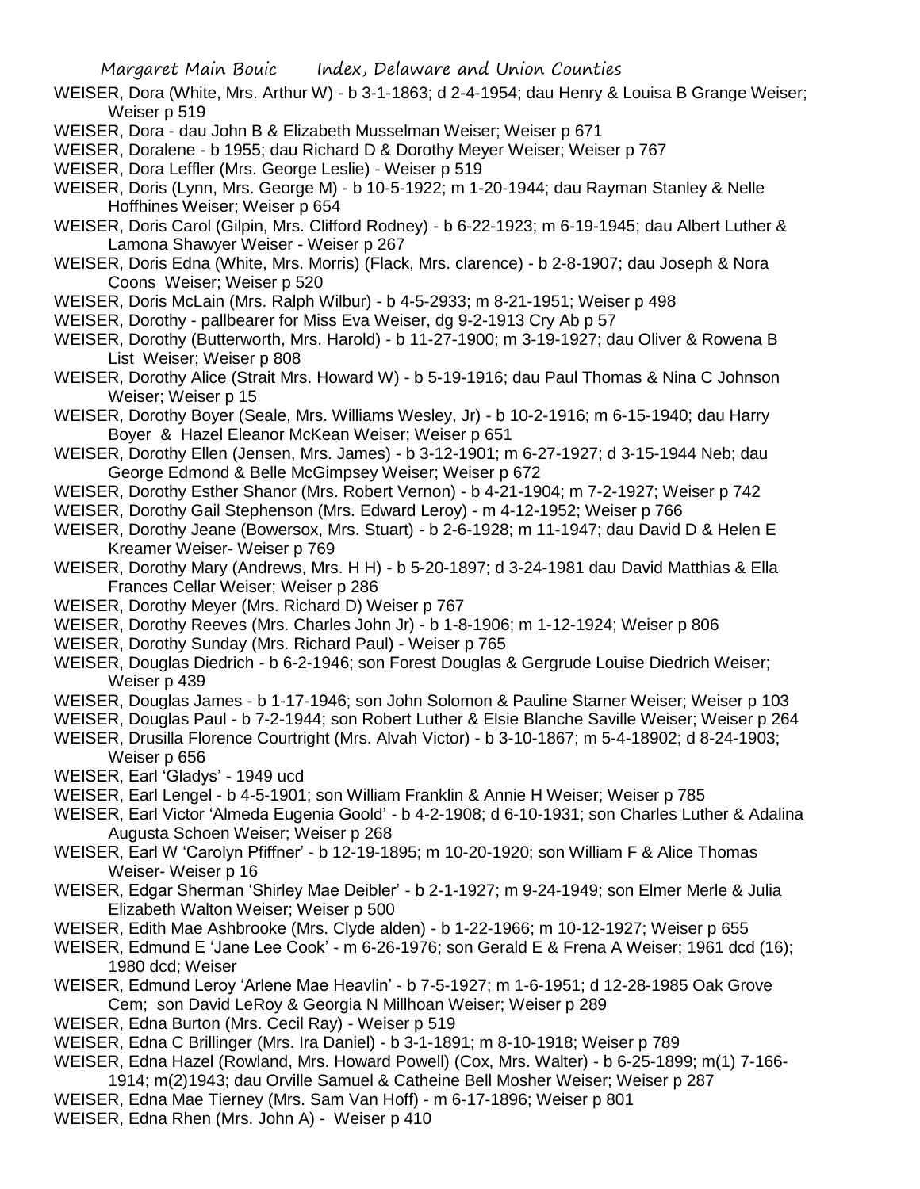WEISER, Dora (White, Mrs. Arthur W) - b 3-1-1863; d 2-4-1954; dau Henry & Louisa B Grange Weiser; Weiser p 519

WEISER, Dora - dau John B & Elizabeth Musselman Weiser; Weiser p 671

WEISER, Doralene - b 1955; dau Richard D & Dorothy Meyer Weiser; Weiser p 767

WEISER, Dora Leffler (Mrs. George Leslie) - Weiser p 519

WEISER, Doris (Lynn, Mrs. George M) - b 10-5-1922; m 1-20-1944; dau Rayman Stanley & Nelle Hoffhines Weiser; Weiser p 654

WEISER, Doris Carol (Gilpin, Mrs. Clifford Rodney) - b 6-22-1923; m 6-19-1945; dau Albert Luther & Lamona Shawyer Weiser - Weiser p 267

WEISER, Doris Edna (White, Mrs. Morris) (Flack, Mrs. clarence) - b 2-8-1907; dau Joseph & Nora Coons Weiser; Weiser p 520

WEISER, Doris McLain (Mrs. Ralph Wilbur) - b 4-5-2933; m 8-21-1951; Weiser p 498

WEISER, Dorothy - pallbearer for Miss Eva Weiser, dg 9-2-1913 Cry Ab p 57

WEISER, Dorothy (Butterworth, Mrs. Harold) - b 11-27-1900; m 3-19-1927; dau Oliver & Rowena B List Weiser; Weiser p 808

WEISER, Dorothy Alice (Strait Mrs. Howard W) - b 5-19-1916; dau Paul Thomas & Nina C Johnson Weiser; Weiser p 15

WEISER, Dorothy Boyer (Seale, Mrs. Williams Wesley, Jr) - b 10-2-1916; m 6-15-1940; dau Harry Boyer & Hazel Eleanor McKean Weiser; Weiser p 651

WEISER, Dorothy Ellen (Jensen, Mrs. James) - b 3-12-1901; m 6-27-1927; d 3-15-1944 Neb; dau George Edmond & Belle McGimpsey Weiser; Weiser p 672

WEISER, Dorothy Esther Shanor (Mrs. Robert Vernon) - b 4-21-1904; m 7-2-1927; Weiser p 742

WEISER, Dorothy Gail Stephenson (Mrs. Edward Leroy) - m 4-12-1952; Weiser p 766

WEISER, Dorothy Jeane (Bowersox, Mrs. Stuart) - b 2-6-1928; m 11-1947; dau David D & Helen E Kreamer Weiser- Weiser p 769

WEISER, Dorothy Mary (Andrews, Mrs. H H) - b 5-20-1897; d 3-24-1981 dau David Matthias & Ella Frances Cellar Weiser; Weiser p 286

WEISER, Dorothy Meyer (Mrs. Richard D) Weiser p 767

WEISER, Dorothy Reeves (Mrs. Charles John Jr) - b 1-8-1906; m 1-12-1924; Weiser p 806

WEISER, Dorothy Sunday (Mrs. Richard Paul) - Weiser p 765

WEISER, Douglas Diedrich - b 6-2-1946; son Forest Douglas & Gergrude Louise Diedrich Weiser; Weiser p 439

WEISER, Douglas James - b 1-17-1946; son John Solomon & Pauline Starner Weiser; Weiser p 103

WEISER, Douglas Paul - b 7-2-1944; son Robert Luther & Elsie Blanche Saville Weiser; Weiser p 264

WEISER, Drusilla Florence Courtright (Mrs. Alvah Victor) - b 3-10-1867; m 5-4-18902; d 8-24-1903; Weiser p 656

WEISER, Earl 'Gladys' - 1949 ucd

WEISER, Earl Lengel - b 4-5-1901; son William Franklin & Annie H Weiser; Weiser p 785

WEISER, Earl Victor 'Almeda Eugenia Goold' - b 4-2-1908; d 6-10-1931; son Charles Luther & Adalina Augusta Schoen Weiser; Weiser p 268

WEISER, Earl W 'Carolyn Pfiffner' - b 12-19-1895; m 10-20-1920; son William F & Alice Thomas Weiser- Weiser p 16

WEISER, Edgar Sherman 'Shirley Mae Deibler' - b 2-1-1927; m 9-24-1949; son Elmer Merle & Julia Elizabeth Walton Weiser; Weiser p 500

WEISER, Edith Mae Ashbrooke (Mrs. Clyde alden) - b 1-22-1966; m 10-12-1927; Weiser p 655

WEISER, Edmund E 'Jane Lee Cook' - m 6-26-1976; son Gerald E & Frena A Weiser; 1961 dcd (16); 1980 dcd; Weiser

WEISER, Edmund Leroy 'Arlene Mae Heavlin' - b 7-5-1927; m 1-6-1951; d 12-28-1985 Oak Grove Cem; son David LeRoy & Georgia N Millhoan Weiser; Weiser p 289

WEISER, Edna Burton (Mrs. Cecil Ray) - Weiser p 519

WEISER, Edna C Brillinger (Mrs. Ira Daniel) - b 3-1-1891; m 8-10-1918; Weiser p 789

WEISER, Edna Hazel (Rowland, Mrs. Howard Powell) (Cox, Mrs. Walter) - b 6-25-1899; m(1) 7-166-1914; m(2)1943; dau Orville Samuel & Catheine Bell Mosher Weiser; Weiser p 287

WEISER, Edna Mae Tierney (Mrs. Sam Van Hoff) - m 6-17-1896; Weiser p 801

WEISER, Edna Rhen (Mrs. John A) - Weiser p 410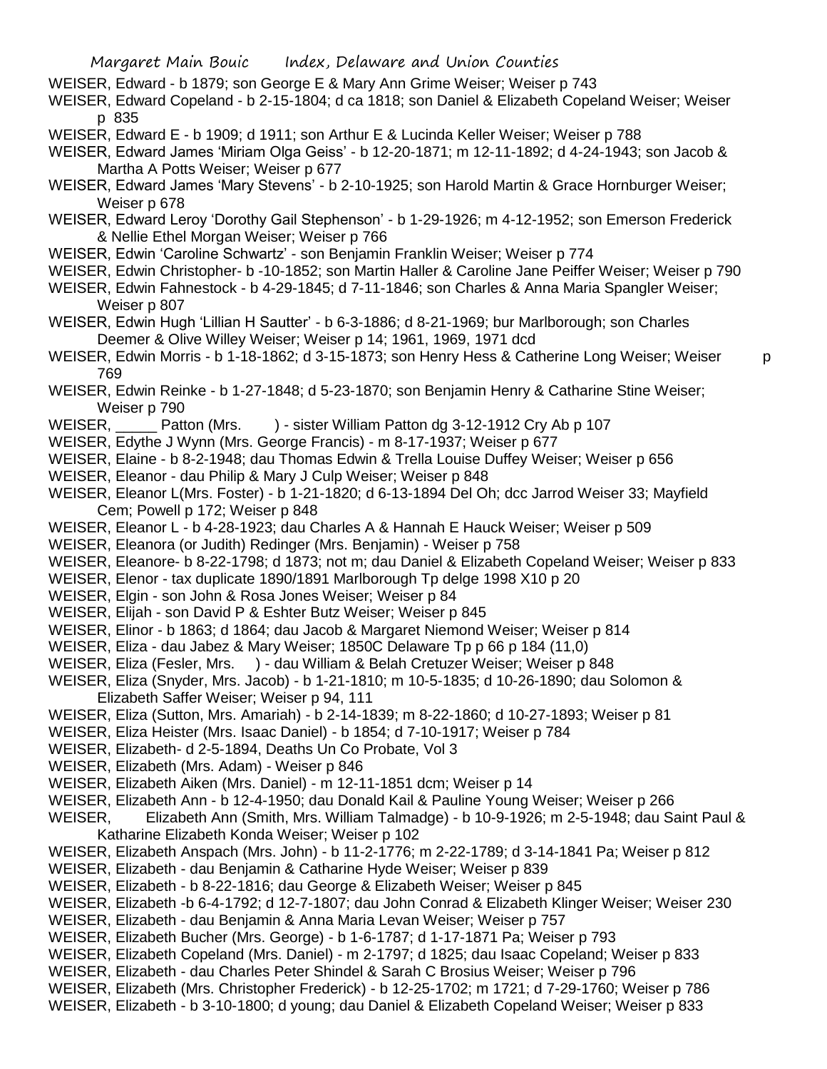WEISER, Edward - b 1879; son George E & Mary Ann Grime Weiser; Weiser p 743

WEISER, Edward Copeland - b 2-15-1804; d ca 1818; son Daniel & Elizabeth Copeland Weiser; Weiser p 835

WEISER, Edward E - b 1909; d 1911; son Arthur E & Lucinda Keller Weiser; Weiser p 788

WEISER, Edward James 'Miriam Olga Geiss' - b 12-20-1871; m 12-11-1892; d 4-24-1943; son Jacob & Martha A Potts Weiser; Weiser p 677

WEISER, Edward James 'Mary Stevens' - b 2-10-1925; son Harold Martin & Grace Hornburger Weiser; Weiser p 678

WEISER, Edward Leroy 'Dorothy Gail Stephenson' - b 1-29-1926; m 4-12-1952; son Emerson Frederick & Nellie Ethel Morgan Weiser; Weiser p 766

WEISER, Edwin 'Caroline Schwartz' - son Benjamin Franklin Weiser; Weiser p 774

WEISER, Edwin Christopher- b -10-1852; son Martin Haller & Caroline Jane Peiffer Weiser; Weiser p 790

WEISER, Edwin Fahnestock - b 4-29-1845; d 7-11-1846; son Charles & Anna Maria Spangler Weiser; Weiser p 807

WEISER, Edwin Hugh 'Lillian H Sautter' - b 6-3-1886; d 8-21-1969; bur Marlborough; son Charles Deemer & Olive Willey Weiser; Weiser p 14; 1961, 1969, 1971 dcd

WEISER, Edwin Morris - b 1-18-1862; d 3-15-1873; son Henry Hess & Catherine Long Weiser; Weiser p 769

WEISER, Edwin Reinke - b 1-27-1848; d 5-23-1870; son Benjamin Henry & Catharine Stine Weiser; Weiser p 790

WEISER, _____ Patton (Mrs. ) - sister William Patton dg 3-12-1912 Cry Ab p 107

WEISER, Edythe J Wynn (Mrs. George Francis) - m 8-17-1937; Weiser p 677

WEISER, Elaine - b 8-2-1948; dau Thomas Edwin & Trella Louise Duffey Weiser; Weiser p 656

WEISER, Eleanor - dau Philip & Mary J Culp Weiser; Weiser p 848

WEISER, Eleanor L(Mrs. Foster) - b 1-21-1820; d 6-13-1894 Del Oh; dcc Jarrod Weiser 33; Mayfield Cem; Powell p 172; Weiser p 848

WEISER, Eleanor L - b 4-28-1923; dau Charles A & Hannah E Hauck Weiser; Weiser p 509

WEISER, Eleanora (or Judith) Redinger (Mrs. Benjamin) - Weiser p 758

WEISER, Eleanore- b 8-22-1798; d 1873; not m; dau Daniel & Elizabeth Copeland Weiser; Weiser p 833

WEISER, Elenor - tax duplicate 1890/1891 Marlborough Tp delge 1998 X10 p 20

WEISER, Elgin - son John & Rosa Jones Weiser; Weiser p 84

WEISER, Elijah - son David P & Eshter Butz Weiser; Weiser p 845

WEISER, Elinor - b 1863; d 1864; dau Jacob & Margaret Niemond Weiser; Weiser p 814

WEISER, Eliza - dau Jabez & Mary Weiser; 1850C Delaware Tp p 66 p 184 (11,0)

WEISER, Eliza (Fesler, Mrs. ) - dau William & Belah Cretuzer Weiser; Weiser p 848

WEISER, Eliza (Snyder, Mrs. Jacob) - b 1-21-1810; m 10-5-1835; d 10-26-1890; dau Solomon & Elizabeth Saffer Weiser; Weiser p 94, 111

WEISER, Eliza (Sutton, Mrs. Amariah) - b 2-14-1839; m 8-22-1860; d 10-27-1893; Weiser p 81

WEISER, Eliza Heister (Mrs. Isaac Daniel) - b 1854; d 7-10-1917; Weiser p 784

WEISER, Elizabeth- d 2-5-1894, Deaths Un Co Probate, Vol 3

WEISER, Elizabeth (Mrs. Adam) - Weiser p 846

WEISER, Elizabeth Aiken (Mrs. Daniel) - m 12-11-1851 dcm; Weiser p 14

WEISER, Elizabeth Ann - b 12-4-1950; dau Donald Kail & Pauline Young Weiser; Weiser p 266

WEISER, Elizabeth Ann (Smith, Mrs. William Talmadge) - b 10-9-1926; m 2-5-1948; dau Saint Paul & Katharine Elizabeth Konda Weiser; Weiser p 102

WEISER, Elizabeth Anspach (Mrs. John) - b 11-2-1776; m 2-22-1789; d 3-14-1841 Pa; Weiser p 812

WEISER, Elizabeth - dau Benjamin & Catharine Hyde Weiser; Weiser p 839

WEISER, Elizabeth - b 8-22-1816; dau George & Elizabeth Weiser; Weiser p 845

WEISER, Elizabeth -b 6-4-1792; d 12-7-1807; dau John Conrad & Elizabeth Klinger Weiser; Weiser 230

WEISER, Elizabeth - dau Benjamin & Anna Maria Levan Weiser; Weiser p 757

WEISER, Elizabeth Bucher (Mrs. George) - b 1-6-1787; d 1-17-1871 Pa; Weiser p 793

WEISER, Elizabeth Copeland (Mrs. Daniel) - m 2-1797; d 1825; dau Isaac Copeland; Weiser p 833

WEISER, Elizabeth - dau Charles Peter Shindel & Sarah C Brosius Weiser; Weiser p 796

WEISER, Elizabeth (Mrs. Christopher Frederick) - b 12-25-1702; m 1721; d 7-29-1760; Weiser p 786

WEISER, Elizabeth - b 3-10-1800; d young; dau Daniel & Elizabeth Copeland Weiser; Weiser p 833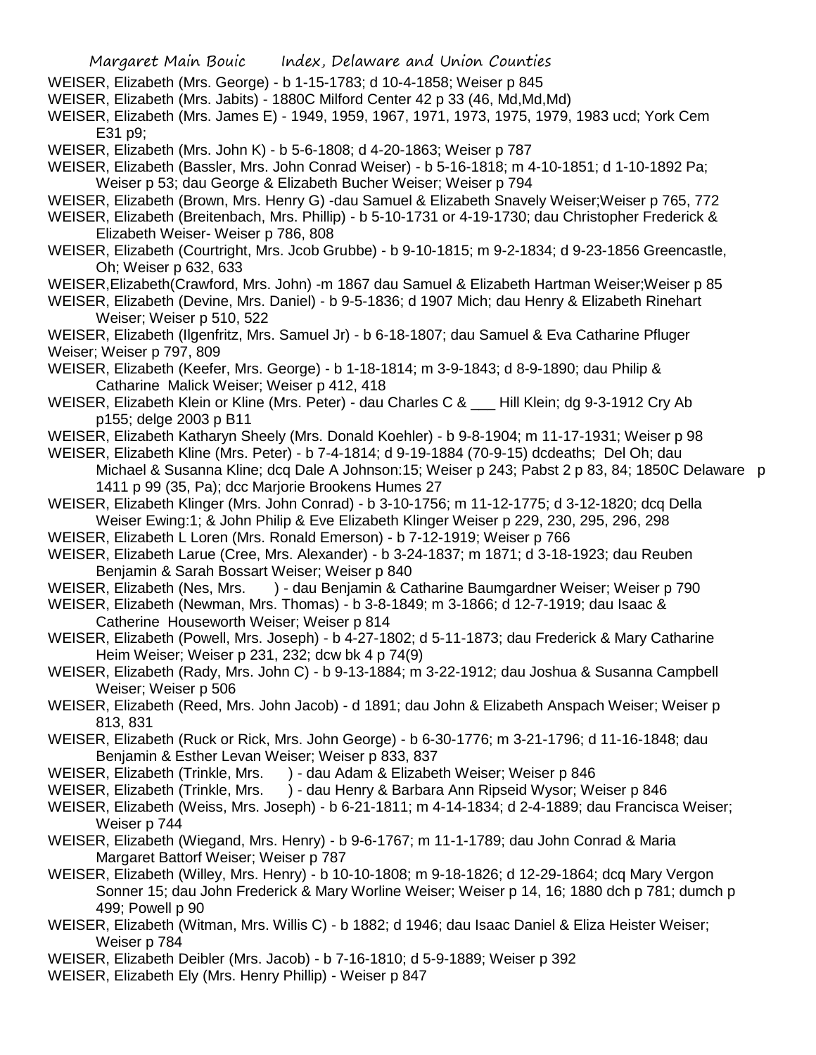WEISER, Elizabeth (Mrs. George) - b 1-15-1783; d 10-4-1858; Weiser p 845

WEISER, Elizabeth (Mrs. Jabits) - 1880C Milford Center 42 p 33 (46, Md,Md,Md)

WEISER, Elizabeth (Mrs. James E) - 1949, 1959, 1967, 1971, 1973, 1975, 1979, 1983 ucd; York Cem E31 p9;

WEISER, Elizabeth (Mrs. John K) - b 5-6-1808; d 4-20-1863; Weiser p 787

WEISER, Elizabeth (Bassler, Mrs. John Conrad Weiser) - b 5-16-1818; m 4-10-1851; d 1-10-1892 Pa; Weiser p 53; dau George & Elizabeth Bucher Weiser; Weiser p 794

WEISER, Elizabeth (Brown, Mrs. Henry G) -dau Samuel & Elizabeth Snavely Weiser;Weiser p 765, 772

WEISER, Elizabeth (Breitenbach, Mrs. Phillip) - b 5-10-1731 or 4-19-1730; dau Christopher Frederick & Elizabeth Weiser- Weiser p 786, 808

WEISER, Elizabeth (Courtright, Mrs. Jcob Grubbe) - b 9-10-1815; m 9-2-1834; d 9-23-1856 Greencastle, Oh; Weiser p 632, 633

WEISER,Elizabeth(Crawford, Mrs. John) -m 1867 dau Samuel & Elizabeth Hartman Weiser;Weiser p 85

WEISER, Elizabeth (Devine, Mrs. Daniel) - b 9-5-1836; d 1907 Mich; dau Henry & Elizabeth Rinehart Weiser; Weiser p 510, 522

WEISER, Elizabeth (Ilgenfritz, Mrs. Samuel Jr) - b 6-18-1807; dau Samuel & Eva Catharine Pfluger Weiser; Weiser p 797, 809

WEISER, Elizabeth (Keefer, Mrs. George) - b 1-18-1814; m 3-9-1843; d 8-9-1890; dau Philip & Catharine Malick Weiser; Weiser p 412, 418

WEISER, Elizabeth Klein or Kline (Mrs. Peter) - dau Charles C & ___ Hill Klein; dg 9-3-1912 Cry Ab p155; delge 2003 p B11

WEISER, Elizabeth Katharyn Sheely (Mrs. Donald Koehler) - b 9-8-1904; m 11-17-1931; Weiser p 98

WEISER, Elizabeth Kline (Mrs. Peter) - b 7-4-1814; d 9-19-1884 (70-9-15) dcdeaths; Del Oh; dau Michael & Susanna Kline; dcq Dale A Johnson:15; Weiser p 243; Pabst 2 p 83, 84; 1850C Delaware p 1411 p 99 (35, Pa); dcc Marjorie Brookens Humes 27

WEISER, Elizabeth Klinger (Mrs. John Conrad) - b 3-10-1756; m 11-12-1775; d 3-12-1820; dcq Della Weiser Ewing:1; & John Philip & Eve Elizabeth Klinger Weiser p 229, 230, 295, 296, 298

WEISER, Elizabeth L Loren (Mrs. Ronald Emerson) - b 7-12-1919; Weiser p 766

WEISER, Elizabeth Larue (Cree, Mrs. Alexander) - b 3-24-1837; m 1871; d 3-18-1923; dau Reuben Benjamin & Sarah Bossart Weiser; Weiser p 840

WEISER, Elizabeth (Nes, Mrs.       ) - dau Benjamin & Catharine Baumgardner Weiser; Weiser p 790

WEISER, Elizabeth (Newman, Mrs. Thomas) - b 3-8-1849; m 3-1866; d 12-7-1919; dau Isaac & Catherine Houseworth Weiser; Weiser p 814

WEISER, Elizabeth (Powell, Mrs. Joseph) - b 4-27-1802; d 5-11-1873; dau Frederick & Mary Catharine Heim Weiser; Weiser p 231, 232; dcw bk 4 p 74(9)

WEISER, Elizabeth (Rady, Mrs. John C) - b 9-13-1884; m 3-22-1912; dau Joshua & Susanna Campbell Weiser; Weiser p 506

WEISER, Elizabeth (Reed, Mrs. John Jacob) - d 1891; dau John & Elizabeth Anspach Weiser; Weiser p 813, 831

WEISER, Elizabeth (Ruck or Rick, Mrs. John George) - b 6-30-1776; m 3-21-1796; d 11-16-1848; dau Benjamin & Esther Levan Weiser; Weiser p 833, 837

WEISER, Elizabeth (Trinkle, Mrs.       ) - dau Adam & Elizabeth Weiser; Weiser p 846

WEISER, Elizabeth (Trinkle, Mrs.       ) - dau Henry & Barbara Ann Ripseid Wysor; Weiser p 846

WEISER, Elizabeth (Weiss, Mrs. Joseph) - b 6-21-1811; m 4-14-1834; d 2-4-1889; dau Francisca Weiser; Weiser p 744

WEISER, Elizabeth (Wiegand, Mrs. Henry) - b 9-6-1767; m 11-1-1789; dau John Conrad & Maria Margaret Battorf Weiser; Weiser p 787

WEISER, Elizabeth (Willey, Mrs. Henry) - b 10-10-1808; m 9-18-1826; d 12-29-1864; dcq Mary Vergon Sonner 15; dau John Frederick & Mary Worline Weiser; Weiser p 14, 16; 1880 dch p 781; dumch p 499; Powell p 90

WEISER, Elizabeth (Witman, Mrs. Willis C) - b 1882; d 1946; dau Isaac Daniel & Eliza Heister Weiser; Weiser p 784

WEISER, Elizabeth Deibler (Mrs. Jacob) - b 7-16-1810; d 5-9-1889; Weiser p 392

WEISER, Elizabeth Ely (Mrs. Henry Phillip) - Weiser p 847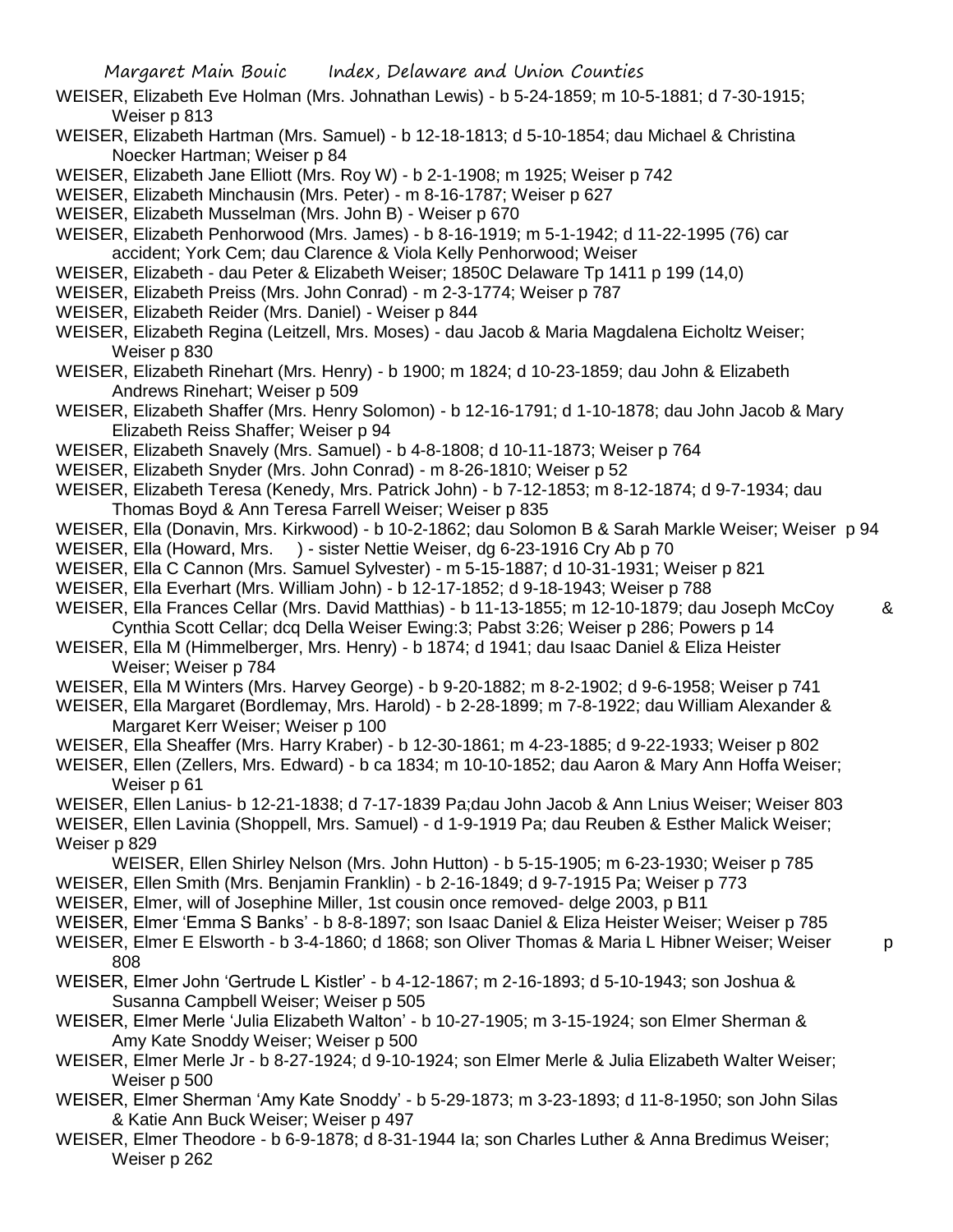WEISER, Elizabeth Eve Holman (Mrs. Johnathan Lewis) - b 5-24-1859; m 10-5-1881; d 7-30-1915; Weiser p 813

WEISER, Elizabeth Hartman (Mrs. Samuel) - b 12-18-1813; d 5-10-1854; dau Michael & Christina Noecker Hartman; Weiser p 84

WEISER, Elizabeth Jane Elliott (Mrs. Roy W) - b 2-1-1908; m 1925; Weiser p 742

WEISER, Elizabeth Minchausin (Mrs. Peter) - m 8-16-1787; Weiser p 627

WEISER, Elizabeth Musselman (Mrs. John B) - Weiser p 670

WEISER, Elizabeth Penhorwood (Mrs. James) - b 8-16-1919; m 5-1-1942; d 11-22-1995 (76) car accident; York Cem; dau Clarence & Viola Kelly Penhorwood; Weiser

WEISER, Elizabeth - dau Peter & Elizabeth Weiser; 1850C Delaware Tp 1411 p 199 (14,0)

WEISER, Elizabeth Preiss (Mrs. John Conrad) - m 2-3-1774; Weiser p 787

WEISER, Elizabeth Reider (Mrs. Daniel) - Weiser p 844

WEISER, Elizabeth Regina (Leitzell, Mrs. Moses) - dau Jacob & Maria Magdalena Eicholtz Weiser; Weiser p 830

WEISER, Elizabeth Rinehart (Mrs. Henry) - b 1900; m 1824; d 10-23-1859; dau John & Elizabeth Andrews Rinehart; Weiser p 509

WEISER, Elizabeth Shaffer (Mrs. Henry Solomon) - b 12-16-1791; d 1-10-1878; dau John Jacob & Mary Elizabeth Reiss Shaffer; Weiser p 94

WEISER, Elizabeth Snavely (Mrs. Samuel) - b 4-8-1808; d 10-11-1873; Weiser p 764

WEISER, Elizabeth Snyder (Mrs. John Conrad) - m 8-26-1810; Weiser p 52

WEISER, Elizabeth Teresa (Kenedy, Mrs. Patrick John) - b 7-12-1853; m 8-12-1874; d 9-7-1934; dau Thomas Boyd & Ann Teresa Farrell Weiser; Weiser p 835

WEISER, Ella (Donavin, Mrs. Kirkwood) - b 10-2-1862; dau Solomon B & Sarah Markle Weiser; Weiser p 94

WEISER, Ella (Howard, Mrs. ) - sister Nettie Weiser, dg 6-23-1916 Cry Ab p 70

WEISER, Ella C Cannon (Mrs. Samuel Sylvester) - m 5-15-1887; d 10-31-1931; Weiser p 821

WEISER, Ella Everhart (Mrs. William John) - b 12-17-1852; d 9-18-1943; Weiser p 788

WEISER, Ella Frances Cellar (Mrs. David Matthias) - b 11-13-1855; m 12-10-1879; dau Joseph McCoy & Cynthia Scott Cellar; dcq Della Weiser Ewing:3; Pabst 3:26; Weiser p 286; Powers p 14

WEISER, Ella M (Himmelberger, Mrs. Henry) - b 1874; d 1941; dau Isaac Daniel & Eliza Heister Weiser; Weiser p 784

WEISER, Ella M Winters (Mrs. Harvey George) - b 9-20-1882; m 8-2-1902; d 9-6-1958; Weiser p 741

WEISER, Ella Margaret (Bordlemay, Mrs. Harold) - b 2-28-1899; m 7-8-1922; dau William Alexander & Margaret Kerr Weiser; Weiser p 100

WEISER, Ella Sheaffer (Mrs. Harry Kraber) - b 12-30-1861; m 4-23-1885; d 9-22-1933; Weiser p 802

WEISER, Ellen (Zellers, Mrs. Edward) - b ca 1834; m 10-10-1852; dau Aaron & Mary Ann Hoffa Weiser; Weiser p 61

WEISER, Ellen Lanius- b 12-21-1838; d 7-17-1839 Pa;dau John Jacob & Ann Lnius Weiser; Weiser 803

WEISER, Ellen Lavinia (Shoppell, Mrs. Samuel) - d 1-9-1919 Pa; dau Reuben & Esther Malick Weiser; Weiser p 829

WEISER, Ellen Shirley Nelson (Mrs. John Hutton) - b 5-15-1905; m 6-23-1930; Weiser p 785

WEISER, Ellen Smith (Mrs. Benjamin Franklin) - b 2-16-1849; d 9-7-1915 Pa; Weiser p 773

WEISER, Elmer, will of Josephine Miller, 1st cousin once removed- delge 2003, p B11

WEISER, Elmer 'Emma S Banks' - b 8-8-1897; son Isaac Daniel & Eliza Heister Weiser; Weiser p 785

WEISER, Elmer E Elsworth - b 3-4-1860; d 1868; son Oliver Thomas & Maria L Hibner Weiser; Weiser p 808

WEISER, Elmer John 'Gertrude L Kistler' - b 4-12-1867; m 2-16-1893; d 5-10-1943; son Joshua & Susanna Campbell Weiser; Weiser p 505

WEISER, Elmer Merle 'Julia Elizabeth Walton' - b 10-27-1905; m 3-15-1924; son Elmer Sherman & Amy Kate Snoddy Weiser; Weiser p 500

WEISER, Elmer Merle Jr - b 8-27-1924; d 9-10-1924; son Elmer Merle & Julia Elizabeth Walter Weiser; Weiser p 500

WEISER, Elmer Sherman 'Amy Kate Snoddy' - b 5-29-1873; m 3-23-1893; d 11-8-1950; son John Silas & Katie Ann Buck Weiser; Weiser p 497

WEISER, Elmer Theodore - b 6-9-1878; d 8-31-1944 Ia; son Charles Luther & Anna Bredimus Weiser; Weiser p 262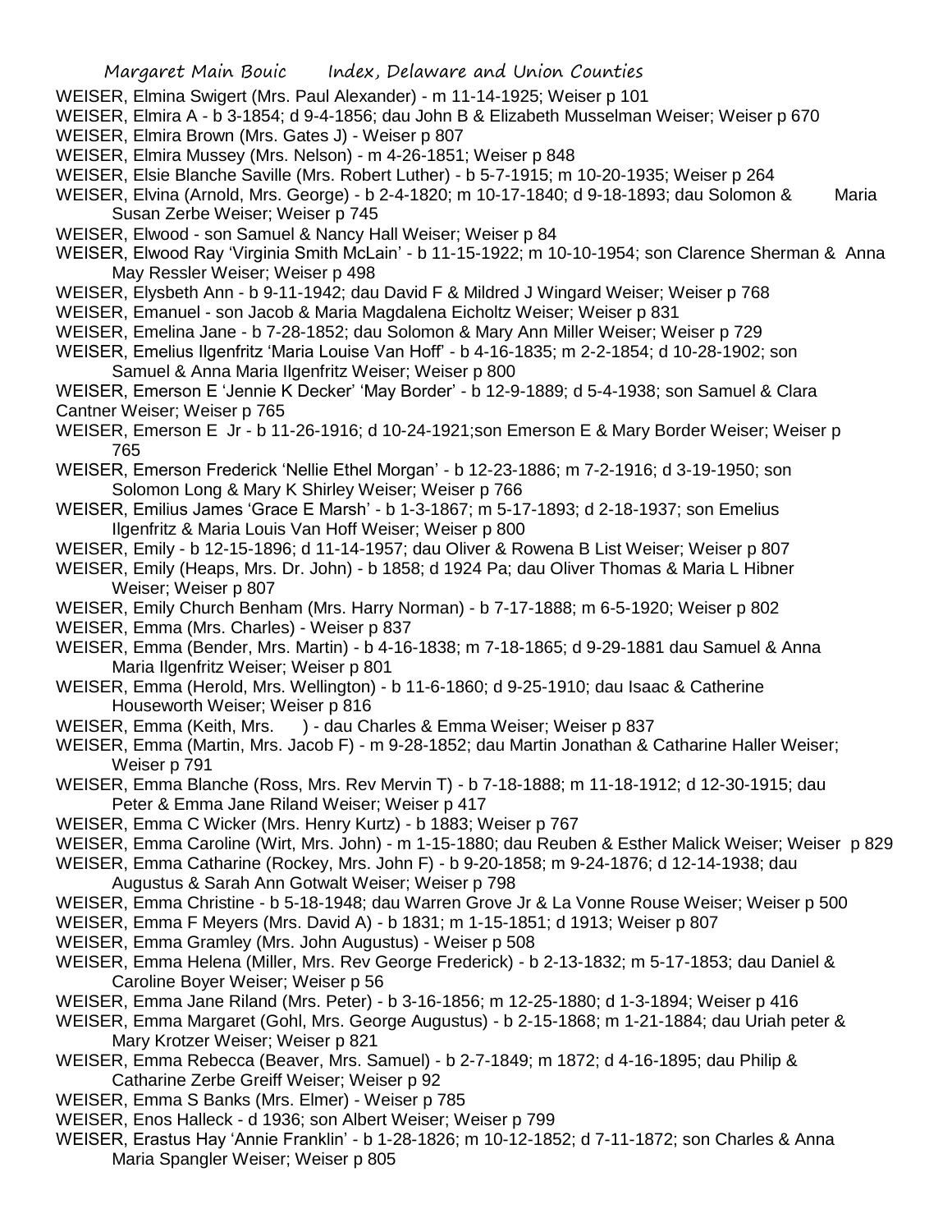WEISER, Elmina Swigert (Mrs. Paul Alexander) - m 11-14-1925; Weiser p 101

WEISER, Elmira A - b 3-1854; d 9-4-1856; dau John B & Elizabeth Musselman Weiser; Weiser p 670

WEISER, Elmira Brown (Mrs. Gates J) - Weiser p 807

WEISER, Elmira Mussey (Mrs. Nelson) - m 4-26-1851; Weiser p 848

WEISER, Elsie Blanche Saville (Mrs. Robert Luther) - b 5-7-1915; m 10-20-1935; Weiser p 264

WEISER, Elvina (Arnold, Mrs. George) - b 2-4-1820; m 10-17-1840; d 9-18-1893; dau Solomon & Maria Susan Zerbe Weiser; Weiser p 745

WEISER, Elwood - son Samuel & Nancy Hall Weiser; Weiser p 84

WEISER, Elwood Ray 'Virginia Smith McLain' - b 11-15-1922; m 10-10-1954; son Clarence Sherman & Anna May Ressler Weiser; Weiser p 498

WEISER, Elysbeth Ann - b 9-11-1942; dau David F & Mildred J Wingard Weiser; Weiser p 768

WEISER, Emanuel - son Jacob & Maria Magdalena Eicholtz Weiser; Weiser p 831

WEISER, Emelina Jane - b 7-28-1852; dau Solomon & Mary Ann Miller Weiser; Weiser p 729

WEISER, Emelius Ilgenfritz 'Maria Louise Van Hoff' - b 4-16-1835; m 2-2-1854; d 10-28-1902; son Samuel & Anna Maria Ilgenfritz Weiser; Weiser p 800

WEISER, Emerson E 'Jennie K Decker' 'May Border' - b 12-9-1889; d 5-4-1938; son Samuel & Clara Cantner Weiser; Weiser p 765

WEISER, Emerson E Jr - b 11-26-1916; d 10-24-1921;son Emerson E & Mary Border Weiser; Weiser p 765

WEISER, Emerson Frederick 'Nellie Ethel Morgan' - b 12-23-1886; m 7-2-1916; d 3-19-1950; son Solomon Long & Mary K Shirley Weiser; Weiser p 766

WEISER, Emilius James 'Grace E Marsh' - b 1-3-1867; m 5-17-1893; d 2-18-1937; son Emelius Ilgenfritz & Maria Louis Van Hoff Weiser; Weiser p 800

WEISER, Emily - b 12-15-1896; d 11-14-1957; dau Oliver & Rowena B List Weiser; Weiser p 807

WEISER, Emily (Heaps, Mrs. Dr. John) - b 1858; d 1924 Pa; dau Oliver Thomas & Maria L Hibner Weiser; Weiser p 807

WEISER, Emily Church Benham (Mrs. Harry Norman) - b 7-17-1888; m 6-5-1920; Weiser p 802

WEISER, Emma (Mrs. Charles) - Weiser p 837

WEISER, Emma (Bender, Mrs. Martin) - b 4-16-1838; m 7-18-1865; d 9-29-1881 dau Samuel & Anna Maria Ilgenfritz Weiser; Weiser p 801

WEISER, Emma (Herold, Mrs. Wellington) - b 11-6-1860; d 9-25-1910; dau Isaac & Catherine Houseworth Weiser; Weiser p 816

WEISER, Emma (Keith, Mrs. ) - dau Charles & Emma Weiser; Weiser p 837

WEISER, Emma (Martin, Mrs. Jacob F) - m 9-28-1852; dau Martin Jonathan & Catharine Haller Weiser; Weiser p 791

WEISER, Emma Blanche (Ross, Mrs. Rev Mervin T) - b 7-18-1888; m 11-18-1912; d 12-30-1915; dau Peter & Emma Jane Riland Weiser; Weiser p 417

WEISER, Emma C Wicker (Mrs. Henry Kurtz) - b 1883; Weiser p 767

WEISER, Emma Caroline (Wirt, Mrs. John) - m 1-15-1880; dau Reuben & Esther Malick Weiser; Weiser p 829

WEISER, Emma Catharine (Rockey, Mrs. John F) - b 9-20-1858; m 9-24-1876; d 12-14-1938; dau Augustus & Sarah Ann Gotwalt Weiser; Weiser p 798

WEISER, Emma Christine - b 5-18-1948; dau Warren Grove Jr & La Vonne Rouse Weiser; Weiser p 500

WEISER, Emma F Meyers (Mrs. David A) - b 1831; m 1-15-1851; d 1913; Weiser p 807

WEISER, Emma Gramley (Mrs. John Augustus) - Weiser p 508

WEISER, Emma Helena (Miller, Mrs. Rev George Frederick) - b 2-13-1832; m 5-17-1853; dau Daniel & Caroline Boyer Weiser; Weiser p 56

WEISER, Emma Jane Riland (Mrs. Peter) - b 3-16-1856; m 12-25-1880; d 1-3-1894; Weiser p 416

WEISER, Emma Margaret (Gohl, Mrs. George Augustus) - b 2-15-1868; m 1-21-1884; dau Uriah peter & Mary Krotzer Weiser; Weiser p 821

WEISER, Emma Rebecca (Beaver, Mrs. Samuel) - b 2-7-1849; m 1872; d 4-16-1895; dau Philip & Catharine Zerbe Greiff Weiser; Weiser p 92

WEISER, Emma S Banks (Mrs. Elmer) - Weiser p 785

WEISER, Enos Halleck - d 1936; son Albert Weiser; Weiser p 799

WEISER, Erastus Hay 'Annie Franklin' - b 1-28-1826; m 10-12-1852; d 7-11-1872; son Charles & Anna Maria Spangler Weiser; Weiser p 805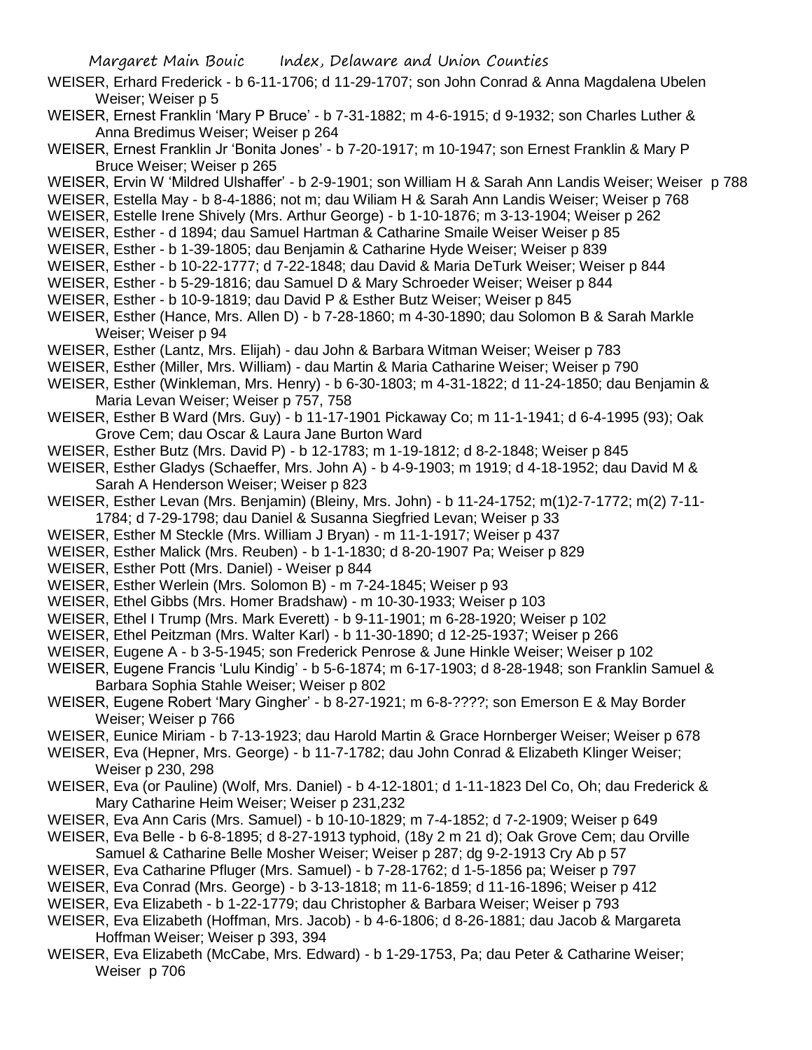WEISER, Erhard Frederick - b 6-11-1706; d 11-29-1707; son John Conrad & Anna Magdalena Ubelen Weiser; Weiser p 5

WEISER, Ernest Franklin 'Mary P Bruce' - b 7-31-1882; m 4-6-1915; d 9-1932; son Charles Luther & Anna Bredimus Weiser; Weiser p 264

WEISER, Ernest Franklin Jr 'Bonita Jones' - b 7-20-1917; m 10-1947; son Ernest Franklin & Mary P Bruce Weiser; Weiser p 265

WEISER, Ervin W 'Mildred Ulshaffer' - b 2-9-1901; son William H & Sarah Ann Landis Weiser; Weiser p 788

WEISER, Estella May - b 8-4-1886; not m; dau Wiliam H & Sarah Ann Landis Weiser; Weiser p 768

WEISER, Estelle Irene Shively (Mrs. Arthur George) - b 1-10-1876; m 3-13-1904; Weiser p 262

WEISER, Esther - d 1894; dau Samuel Hartman & Catharine Smaile Weiser Weiser p 85

WEISER, Esther - b 1-39-1805; dau Benjamin & Catharine Hyde Weiser; Weiser p 839

WEISER, Esther - b 10-22-1777; d 7-22-1848; dau David & Maria DeTurk Weiser; Weiser p 844

WEISER, Esther - b 5-29-1816; dau Samuel D & Mary Schroeder Weiser; Weiser p 844

WEISER, Esther - b 10-9-1819; dau David P & Esther Butz Weiser; Weiser p 845

WEISER, Esther (Hance, Mrs. Allen D) - b 7-28-1860; m 4-30-1890; dau Solomon B & Sarah Markle Weiser; Weiser p 94

WEISER, Esther (Lantz, Mrs. Elijah) - dau John & Barbara Witman Weiser; Weiser p 783

WEISER, Esther (Miller, Mrs. William) - dau Martin & Maria Catharine Weiser; Weiser p 790

WEISER, Esther (Winkleman, Mrs. Henry) - b 6-30-1803; m 4-31-1822; d 11-24-1850; dau Benjamin & Maria Levan Weiser; Weiser p 757, 758

WEISER, Esther B Ward (Mrs. Guy) - b 11-17-1901 Pickaway Co; m 11-1-1941; d 6-4-1995 (93); Oak Grove Cem; dau Oscar & Laura Jane Burton Ward

WEISER, Esther Butz (Mrs. David P) - b 12-1783; m 1-19-1812; d 8-2-1848; Weiser p 845

WEISER, Esther Gladys (Schaeffer, Mrs. John A) - b 4-9-1903; m 1919; d 4-18-1952; dau David M & Sarah A Henderson Weiser; Weiser p 823

WEISER, Esther Levan (Mrs. Benjamin) (Bleiny, Mrs. John) - b 11-24-1752; m(1)2-7-1772; m(2) 7-11-1784; d 7-29-1798; dau Daniel & Susanna Siegfried Levan; Weiser p 33

WEISER, Esther M Steckle (Mrs. William J Bryan) - m 11-1-1917; Weiser p 437

WEISER, Esther Malick (Mrs. Reuben) - b 1-1-1830; d 8-20-1907 Pa; Weiser p 829

WEISER, Esther Pott (Mrs. Daniel) - Weiser p 844

WEISER, Esther Werlein (Mrs. Solomon B) - m 7-24-1845; Weiser p 93

WEISER, Ethel Gibbs (Mrs. Homer Bradshaw) - m 10-30-1933; Weiser p 103

WEISER, Ethel I Trump (Mrs. Mark Everett) - b 9-11-1901; m 6-28-1920; Weiser p 102

WEISER, Ethel Peitzman (Mrs. Walter Karl) - b 11-30-1890; d 12-25-1937; Weiser p 266

WEISER, Eugene A - b 3-5-1945; son Frederick Penrose & June Hinkle Weiser; Weiser p 102

WEISER, Eugene Francis 'Lulu Kindig' - b 5-6-1874; m 6-17-1903; d 8-28-1948; son Franklin Samuel & Barbara Sophia Stahle Weiser; Weiser p 802

WEISER, Eugene Robert 'Mary Gingher' - b 8-27-1921; m 6-8-????; son Emerson E & May Border Weiser; Weiser p 766

WEISER, Eunice Miriam - b 7-13-1923; dau Harold Martin & Grace Hornberger Weiser; Weiser p 678

WEISER, Eva (Hepner, Mrs. George) - b 11-7-1782; dau John Conrad & Elizabeth Klinger Weiser; Weiser p 230, 298

WEISER, Eva (or Pauline) (Wolf, Mrs. Daniel) - b 4-12-1801; d 1-11-1823 Del Co, Oh; dau Frederick & Mary Catharine Heim Weiser; Weiser p 231,232

WEISER, Eva Ann Caris (Mrs. Samuel) - b 10-10-1829; m 7-4-1852; d 7-2-1909; Weiser p 649

WEISER, Eva Belle - b 6-8-1895; d 8-27-1913 typhoid, (18y 2 m 21 d); Oak Grove Cem; dau Orville Samuel & Catharine Belle Mosher Weiser; Weiser p 287; dg 9-2-1913 Cry Ab p 57

WEISER, Eva Catharine Pfluger (Mrs. Samuel) - b 7-28-1762; d 1-5-1856 pa; Weiser p 797

WEISER, Eva Conrad (Mrs. George) - b 3-13-1818; m 11-6-1859; d 11-16-1896; Weiser p 412

WEISER, Eva Elizabeth - b 1-22-1779; dau Christopher & Barbara Weiser; Weiser p 793

WEISER, Eva Elizabeth (Hoffman, Mrs. Jacob) - b 4-6-1806; d 8-26-1881; dau Jacob & Margareta Hoffman Weiser; Weiser p 393, 394

WEISER, Eva Elizabeth (McCabe, Mrs. Edward) - b 1-29-1753, Pa; dau Peter & Catharine Weiser; Weiser p 706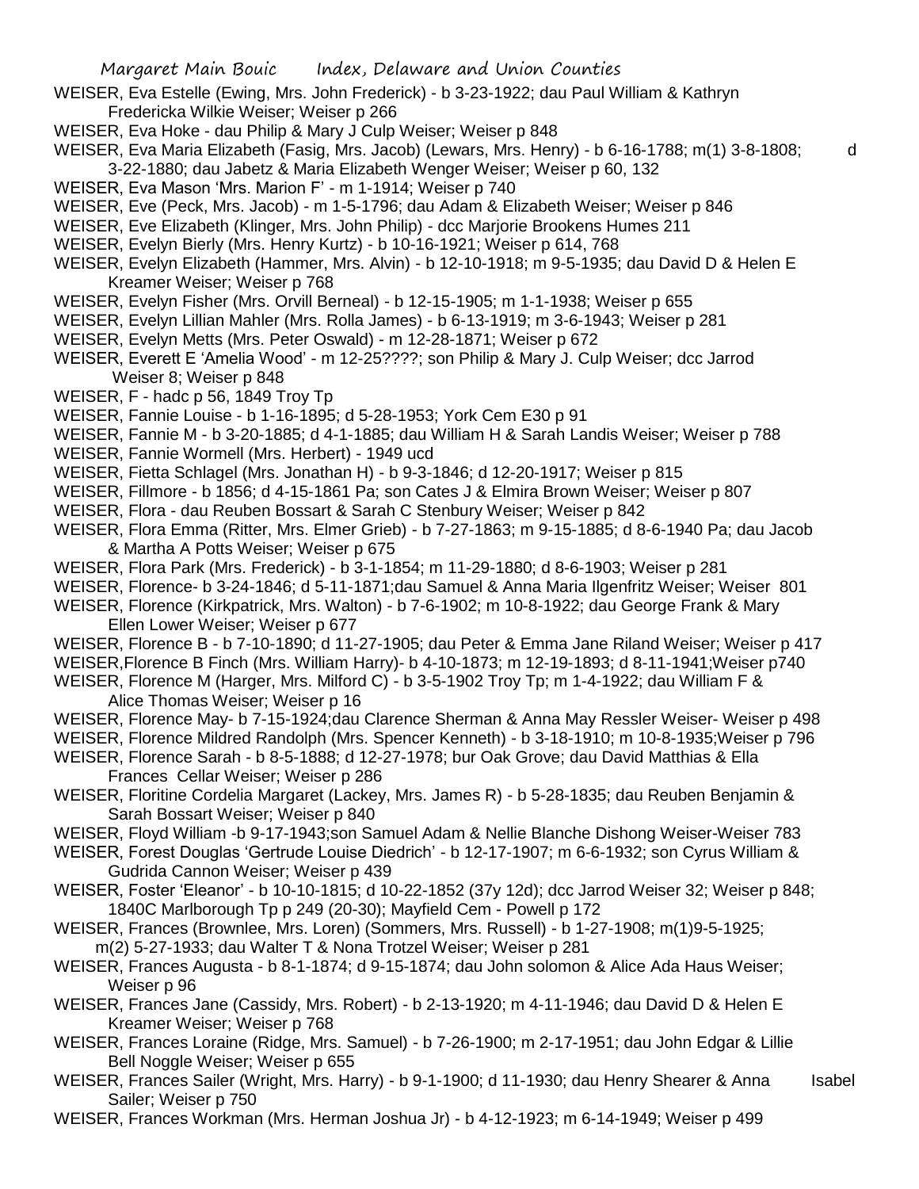WEISER, Eva Estelle (Ewing, Mrs. John Frederick) - b 3-23-1922; dau Paul William & Kathryn Fredericka Wilkie Weiser; Weiser p 266

WEISER, Eva Hoke - dau Philip & Mary J Culp Weiser; Weiser p 848

WEISER, Eva Maria Elizabeth (Fasig, Mrs. Jacob) (Lewars, Mrs. Henry) - b 6-16-1788; m(1) 3-8-1808; d 3-22-1880; dau Jabetz & Maria Elizabeth Wenger Weiser; Weiser p 60, 132

WEISER, Eva Mason 'Mrs. Marion F' - m 1-1914; Weiser p 740

WEISER, Eve (Peck, Mrs. Jacob) - m 1-5-1796; dau Adam & Elizabeth Weiser; Weiser p 846

WEISER, Eve Elizabeth (Klinger, Mrs. John Philip) - dcc Marjorie Brookens Humes 211

WEISER, Evelyn Bierly (Mrs. Henry Kurtz) - b 10-16-1921; Weiser p 614, 768

WEISER, Evelyn Elizabeth (Hammer, Mrs. Alvin) - b 12-10-1918; m 9-5-1935; dau David D & Helen E Kreamer Weiser; Weiser p 768

WEISER, Evelyn Fisher (Mrs. Orvill Berneal) - b 12-15-1905; m 1-1-1938; Weiser p 655

WEISER, Evelyn Lillian Mahler (Mrs. Rolla James) - b 6-13-1919; m 3-6-1943; Weiser p 281

WEISER, Evelyn Metts (Mrs. Peter Oswald) - m 12-28-1871; Weiser p 672

WEISER, Everett E 'Amelia Wood' - m 12-25????; son Philip & Mary J. Culp Weiser; dcc Jarrod Weiser 8; Weiser p 848

WEISER, F - hadc p 56, 1849 Troy Tp

WEISER, Fannie Louise - b 1-16-1895; d 5-28-1953; York Cem E30 p 91

WEISER, Fannie M - b 3-20-1885; d 4-1-1885; dau William H & Sarah Landis Weiser; Weiser p 788

WEISER, Fannie Wormell (Mrs. Herbert) - 1949 ucd

WEISER, Fietta Schlagel (Mrs. Jonathan H) - b 9-3-1846; d 12-20-1917; Weiser p 815

WEISER, Fillmore - b 1856; d 4-15-1861 Pa; son Cates J & Elmira Brown Weiser; Weiser p 807

WEISER, Flora - dau Reuben Bossart & Sarah C Stenbury Weiser; Weiser p 842

WEISER, Flora Emma (Ritter, Mrs. Elmer Grieb) - b 7-27-1863; m 9-15-1885; d 8-6-1940 Pa; dau Jacob & Martha A Potts Weiser; Weiser p 675

WEISER, Flora Park (Mrs. Frederick) - b 3-1-1854; m 11-29-1880; d 8-6-1903; Weiser p 281

WEISER, Florence- b 3-24-1846; d 5-11-1871;dau Samuel & Anna Maria Ilgenfritz Weiser; Weiser 801

WEISER, Florence (Kirkpatrick, Mrs. Walton) - b 7-6-1902; m 10-8-1922; dau George Frank & Mary Ellen Lower Weiser; Weiser p 677

WEISER, Florence B - b 7-10-1890; d 11-27-1905; dau Peter & Emma Jane Riland Weiser; Weiser p 417

WEISER,Florence B Finch (Mrs. William Harry)- b 4-10-1873; m 12-19-1893; d 8-11-1941;Weiser p740

WEISER, Florence M (Harger, Mrs. Milford C) - b 3-5-1902 Troy Tp; m 1-4-1922; dau William F & Alice Thomas Weiser; Weiser p 16

WEISER, Florence May- b 7-15-1924;dau Clarence Sherman & Anna May Ressler Weiser- Weiser p 498

WEISER, Florence Mildred Randolph (Mrs. Spencer Kenneth) - b 3-18-1910; m 10-8-1935;Weiser p 796

WEISER, Florence Sarah - b 8-5-1888; d 12-27-1978; bur Oak Grove; dau David Matthias & Ella Frances Cellar Weiser; Weiser p 286

WEISER, Floritine Cordelia Margaret (Lackey, Mrs. James R) - b 5-28-1835; dau Reuben Benjamin & Sarah Bossart Weiser; Weiser p 840

WEISER, Floyd William -b 9-17-1943;son Samuel Adam & Nellie Blanche Dishong Weiser-Weiser 783

WEISER, Forest Douglas 'Gertrude Louise Diedrich' - b 12-17-1907; m 6-6-1932; son Cyrus William & Gudrida Cannon Weiser; Weiser p 439

WEISER, Foster 'Eleanor' - b 10-10-1815; d 10-22-1852 (37y 12d); dcc Jarrod Weiser 32; Weiser p 848; 1840C Marlborough Tp p 249 (20-30); Mayfield Cem - Powell p 172

WEISER, Frances (Brownlee, Mrs. Loren) (Sommers, Mrs. Russell) - b 1-27-1908; m(1)9-5-1925; m(2) 5-27-1933; dau Walter T & Nona Trotzel Weiser; Weiser p 281

WEISER, Frances Augusta - b 8-1-1874; d 9-15-1874; dau John solomon & Alice Ada Haus Weiser; Weiser p 96

WEISER, Frances Jane (Cassidy, Mrs. Robert) - b 2-13-1920; m 4-11-1946; dau David D & Helen E Kreamer Weiser; Weiser p 768

WEISER, Frances Loraine (Ridge, Mrs. Samuel) - b 7-26-1900; m 2-17-1951; dau John Edgar & Lillie Bell Noggle Weiser; Weiser p 655

WEISER, Frances Sailer (Wright, Mrs. Harry) - b 9-1-1900; d 11-1930; dau Henry Shearer & Anna Isabel Sailer; Weiser p 750

WEISER, Frances Workman (Mrs. Herman Joshua Jr) - b 4-12-1923; m 6-14-1949; Weiser p 499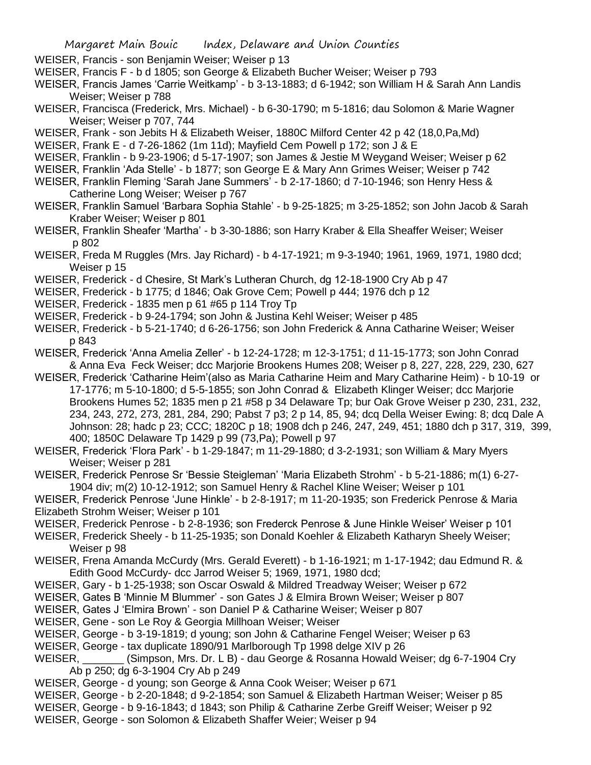WEISER, Francis - son Benjamin Weiser; Weiser p 13

WEISER, Francis F - b d 1805; son George & Elizabeth Bucher Weiser; Weiser p 793

WEISER, Francis James 'Carrie Weitkamp' - b 3-13-1883; d 6-1942; son William H & Sarah Ann Landis Weiser; Weiser p 788

WEISER, Francisca (Frederick, Mrs. Michael) - b 6-30-1790; m 5-1816; dau Solomon & Marie Wagner Weiser; Weiser p 707, 744

WEISER, Frank - son Jebits H & Elizabeth Weiser, 1880C Milford Center 42 p 42 (18,0,Pa,Md)

WEISER, Frank E - d 7-26-1862 (1m 11d); Mayfield Cem Powell p 172; son J & E

WEISER, Franklin - b 9-23-1906; d 5-17-1907; son James & Jestie M Weygand Weiser; Weiser p 62

WEISER, Franklin 'Ada Stelle' - b 1877; son George E & Mary Ann Grimes Weiser; Weiser p 742

WEISER, Franklin Fleming 'Sarah Jane Summers' - b 2-17-1860; d 7-10-1946; son Henry Hess & Catherine Long Weiser; Weiser p 767

WEISER, Franklin Samuel 'Barbara Sophia Stahle' - b 9-25-1825; m 3-25-1852; son John Jacob & Sarah Kraber Weiser; Weiser p 801

WEISER, Franklin Sheafer 'Martha' - b 3-30-1886; son Harry Kraber & Ella Sheaffer Weiser; Weiser p 802

WEISER, Freda M Ruggles (Mrs. Jay Richard) - b 4-17-1921; m 9-3-1940; 1961, 1969, 1971, 1980 dcd; Weiser p 15

WEISER, Frederick - d Chesire, St Mark's Lutheran Church, dg 12-18-1900 Cry Ab p 47

WEISER, Frederick - b 1775; d 1846; Oak Grove Cem; Powell p 444; 1976 dch p 12

WEISER, Frederick - 1835 men p 61 #65 p 114 Troy Tp

WEISER, Frederick - b 9-24-1794; son John & Justina Kehl Weiser; Weiser p 485

WEISER, Frederick - b 5-21-1740; d 6-26-1756; son John Frederick & Anna Catharine Weiser; Weiser p 843

WEISER, Frederick 'Anna Amelia Zeller' - b 12-24-1728; m 12-3-1751; d 11-15-1773; son John Conrad & Anna Eva Feck Weiser; dcc Marjorie Brookens Humes 208; Weiser p 8, 227, 228, 229, 230, 627

WEISER, Frederick 'Catharine Heim'(also as Maria Catharine Heim and Mary Catharine Heim) - b 10-19 or 17-1776; m 5-10-1800; d 5-5-1855; son John Conrad & Elizabeth Klinger Weiser; dcc Marjorie Brookens Humes 52; 1835 men p 21 #58 p 34 Delaware Tp; bur Oak Grove Weiser p 230, 231, 232, 234, 243, 272, 273, 281, 284, 290; Pabst 7 p3; 2 p 14, 85, 94; dcq Della Weiser Ewing: 8; dcq Dale A Johnson: 28; hadc p 23; CCC; 1820C p 18; 1908 dch p 246, 247, 249, 451; 1880 dch p 317, 319, 399, 400; 1850C Delaware Tp 1429 p 99 (73,Pa); Powell p 97

WEISER, Frederick 'Flora Park' - b 1-29-1847; m 11-29-1880; d 3-2-1931; son William & Mary Myers Weiser; Weiser p 281

WEISER, Frederick Penrose Sr 'Bessie Steigleman' 'Maria Elizabeth Strohm' - b 5-21-1886; m(1) 6-27-1904 div; m(2) 10-12-1912; son Samuel Henry & Rachel Kline Weiser; Weiser p 101

WEISER, Frederick Penrose 'June Hinkle' - b 2-8-1917; m 11-20-1935; son Frederick Penrose & Maria Elizabeth Strohm Weiser; Weiser p 101

WEISER, Frederick Penrose - b 2-8-1936; son Frederck Penrose & June Hinkle Weiser' Weiser p 101

WEISER, Frederick Sheely - b 11-25-1935; son Donald Koehler & Elizabeth Katharyn Sheely Weiser; Weiser p 98

WEISER, Frena Amanda McCurdy (Mrs. Gerald Everett) - b 1-16-1921; m 1-17-1942; dau Edmund R. & Edith Good McCurdy- dcc Jarrod Weiser 5; 1969, 1971, 1980 dcd;

WEISER, Gary - b 1-25-1938; son Oscar Oswald & Mildred Treadway Weiser; Weiser p 672

WEISER, Gates B 'Minnie M Blummer' - son Gates J & Elmira Brown Weiser; Weiser p 807

WEISER, Gates J 'Elmira Brown' - son Daniel P & Catharine Weiser; Weiser p 807

WEISER, Gene - son Le Roy & Georgia Millhoan Weiser; Weiser

WEISER, George - b 3-19-1819; d young; son John & Catharine Fengel Weiser; Weiser p 63

WEISER, George - tax duplicate 1890/91 Marlborough Tp 1998 delge XIV p 26

WEISER, _______ (Simpson, Mrs. Dr. L B) - dau George & Rosanna Howald Weiser; dg 6-7-1904 Cry Ab p 250; dg 6-3-1904 Cry Ab p 249

WEISER, George - d young; son George & Anna Cook Weiser; Weiser p 671

WEISER, George - b 2-20-1848; d 9-2-1854; son Samuel & Elizabeth Hartman Weiser; Weiser p 85

WEISER, George - b 9-16-1843; d 1843; son Philip & Catharine Zerbe Greiff Weiser; Weiser p 92

WEISER, George - son Solomon & Elizabeth Shaffer Weier; Weiser p 94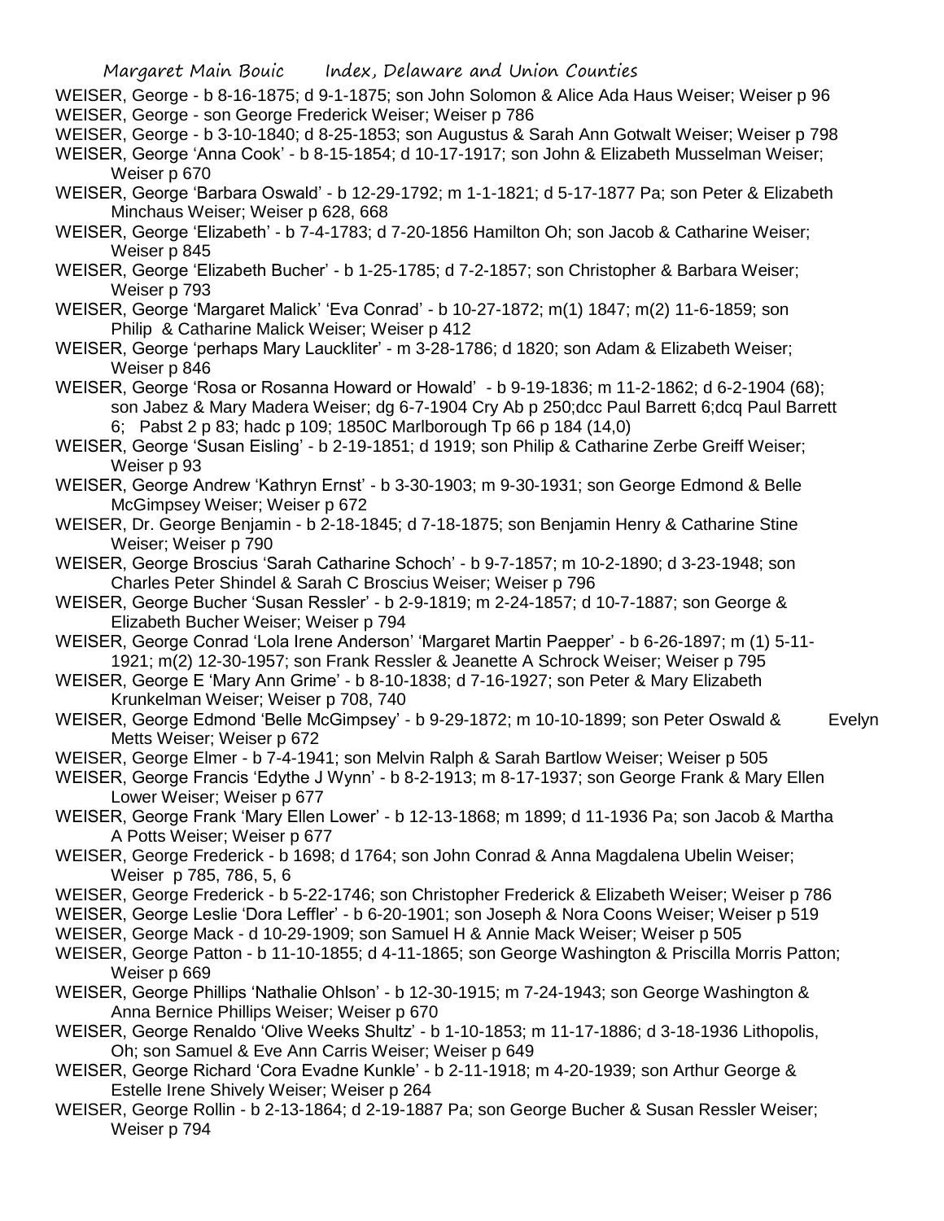WEISER, George - b 8-16-1875; d 9-1-1875; son John Solomon & Alice Ada Haus Weiser; Weiser p 96

WEISER, George - son George Frederick Weiser; Weiser p 786

WEISER, George - b 3-10-1840; d 8-25-1853; son Augustus & Sarah Ann Gotwalt Weiser; Weiser p 798

WEISER, George 'Anna Cook' - b 8-15-1854; d 10-17-1917; son John & Elizabeth Musselman Weiser; Weiser p 670

WEISER, George 'Barbara Oswald' - b 12-29-1792; m 1-1-1821; d 5-17-1877 Pa; son Peter & Elizabeth Minchaus Weiser; Weiser p 628, 668

WEISER, George 'Elizabeth' - b 7-4-1783; d 7-20-1856 Hamilton Oh; son Jacob & Catharine Weiser; Weiser p 845

WEISER, George 'Elizabeth Bucher' - b 1-25-1785; d 7-2-1857; son Christopher & Barbara Weiser; Weiser p 793

WEISER, George 'Margaret Malick' 'Eva Conrad' - b 10-27-1872; m(1) 1847; m(2) 11-6-1859; son Philip & Catharine Malick Weiser; Weiser p 412

WEISER, George 'perhaps Mary Lauckliter' - m 3-28-1786; d 1820; son Adam & Elizabeth Weiser; Weiser p 846

WEISER, George 'Rosa or Rosanna Howard or Howald' - b 9-19-1836; m 11-2-1862; d 6-2-1904 (68); son Jabez & Mary Madera Weiser; dg 6-7-1904 Cry Ab p 250;dcc Paul Barrett 6;dcq Paul Barrett 6; Pabst 2 p 83; hadc p 109; 1850C Marlborough Tp 66 p 184 (14,0)

WEISER, George 'Susan Eisling' - b 2-19-1851; d 1919; son Philip & Catharine Zerbe Greiff Weiser; Weiser p 93

WEISER, George Andrew 'Kathryn Ernst' - b 3-30-1903; m 9-30-1931; son George Edmond & Belle McGimpsey Weiser; Weiser p 672

WEISER, Dr. George Benjamin - b 2-18-1845; d 7-18-1875; son Benjamin Henry & Catharine Stine Weiser; Weiser p 790

WEISER, George Broscius 'Sarah Catharine Schoch' - b 9-7-1857; m 10-2-1890; d 3-23-1948; son Charles Peter Shindel & Sarah C Broscius Weiser; Weiser p 796

WEISER, George Bucher 'Susan Ressler' - b 2-9-1819; m 2-24-1857; d 10-7-1887; son George & Elizabeth Bucher Weiser; Weiser p 794

WEISER, George Conrad 'Lola Irene Anderson' 'Margaret Martin Paepper' - b 6-26-1897; m (1) 5-11-1921; m(2) 12-30-1957; son Frank Ressler & Jeanette A Schrock Weiser; Weiser p 795

WEISER, George E 'Mary Ann Grime' - b 8-10-1838; d 7-16-1927; son Peter & Mary Elizabeth Krunkelman Weiser; Weiser p 708, 740

WEISER, George Edmond 'Belle McGimpsey' - b 9-29-1872; m 10-10-1899; son Peter Oswald & Evelyn Metts Weiser; Weiser p 672

WEISER, George Elmer - b 7-4-1941; son Melvin Ralph & Sarah Bartlow Weiser; Weiser p 505

WEISER, George Francis 'Edythe J Wynn' - b 8-2-1913; m 8-17-1937; son George Frank & Mary Ellen Lower Weiser; Weiser p 677

WEISER, George Frank 'Mary Ellen Lower' - b 12-13-1868; m 1899; d 11-1936 Pa; son Jacob & Martha A Potts Weiser; Weiser p 677

WEISER, George Frederick - b 1698; d 1764; son John Conrad & Anna Magdalena Ubelin Weiser; Weiser p 785, 786, 5, 6

WEISER, George Frederick - b 5-22-1746; son Christopher Frederick & Elizabeth Weiser; Weiser p 786

WEISER, George Leslie 'Dora Leffler' - b 6-20-1901; son Joseph & Nora Coons Weiser; Weiser p 519

WEISER, George Mack - d 10-29-1909; son Samuel H & Annie Mack Weiser; Weiser p 505

WEISER, George Patton - b 11-10-1855; d 4-11-1865; son George Washington & Priscilla Morris Patton; Weiser p 669

WEISER, George Phillips 'Nathalie Ohlson' - b 12-30-1915; m 7-24-1943; son George Washington & Anna Bernice Phillips Weiser; Weiser p 670

WEISER, George Renaldo 'Olive Weeks Shultz' - b 1-10-1853; m 11-17-1886; d 3-18-1936 Lithopolis, Oh; son Samuel & Eve Ann Carris Weiser; Weiser p 649

WEISER, George Richard 'Cora Evadne Kunkle' - b 2-11-1918; m 4-20-1939; son Arthur George & Estelle Irene Shively Weiser; Weiser p 264

WEISER, George Rollin - b 2-13-1864; d 2-19-1887 Pa; son George Bucher & Susan Ressler Weiser; Weiser p 794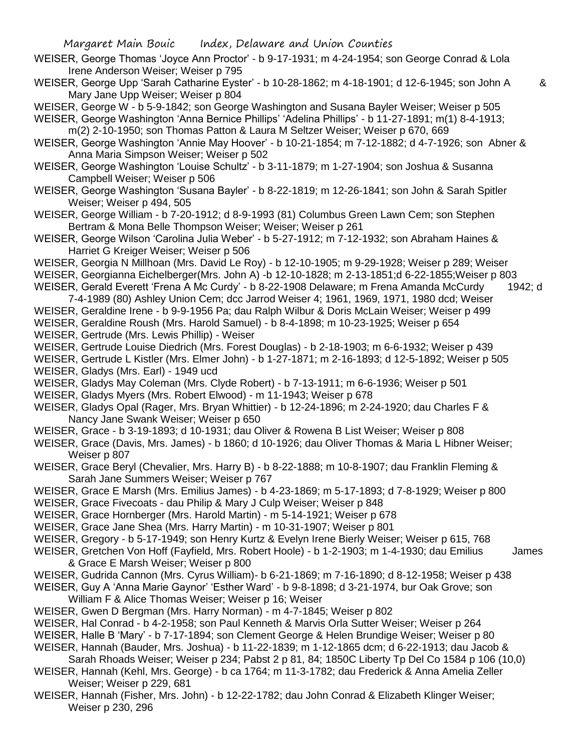WEISER, George Thomas 'Joyce Ann Proctor' - b 9-17-1931; m 4-24-1954; son George Conrad & Lola Irene Anderson Weiser; Weiser p 795

WEISER, George Upp 'Sarah Catharine Eyster' - b 10-28-1862; m 4-18-1901; d 12-6-1945; son John A & Mary Jane Upp Weiser; Weiser p 804

WEISER, George W - b 5-9-1842; son George Washington and Susana Bayler Weiser; Weiser p 505

WEISER, George Washington 'Anna Bernice Phillips' 'Adelina Phillips' - b 11-27-1891; m(1) 8-4-1913; m(2) 2-10-1950; son Thomas Patton & Laura M Seltzer Weiser; Weiser p 670, 669

WEISER, George Washington 'Annie May Hoover' - b 10-21-1854; m 7-12-1882; d 4-7-1926; son Abner & Anna Maria Simpson Weiser; Weiser p 502

WEISER, George Washington 'Louise Schultz' - b 3-11-1879; m 1-27-1904; son Joshua & Susanna Campbell Weiser; Weiser p 506

WEISER, George Washington 'Susana Bayler' - b 8-22-1819; m 12-26-1841; son John & Sarah Spitler Weiser; Weiser p 494, 505

WEISER, George William - b 7-20-1912; d 8-9-1993 (81) Columbus Green Lawn Cem; son Stephen Bertram & Mona Belle Thompson Weiser; Weiser; Weiser p 261

WEISER, George Wilson 'Carolina Julia Weber' - b 5-27-1912; m 7-12-1932; son Abraham Haines & Harriet G Kreiger Weiser; Weiser p 506

WEISER, Georgia N Millhoan (Mrs. David Le Roy) - b 12-10-1905; m 9-29-1928; Weiser p 289; Weiser

WEISER, Georgianna Eichelberger(Mrs. John A) -b 12-10-1828; m 2-13-1851;d 6-22-1855;Weiser p 803

WEISER, Gerald Everett 'Frena A Mc Curdy' - b 8-22-1908 Delaware; m Frena Amanda McCurdy 1942; d 7-4-1989 (80) Ashley Union Cem; dcc Jarrod Weiser 4; 1961, 1969, 1971, 1980 dcd; Weiser

WEISER, Geraldine Irene - b 9-9-1956 Pa; dau Ralph Wilbur & Doris McLain Weiser; Weiser p 499

WEISER, Geraldine Roush (Mrs. Harold Samuel) - b 8-4-1898; m 10-23-1925; Weiser p 654

WEISER, Gertrude (Mrs. Lewis Phillip) - Weiser

WEISER, Gertrude Louise Diedrich (Mrs. Forest Douglas) - b 2-18-1903; m 6-6-1932; Weiser p 439

WEISER, Gertrude L Kistler (Mrs. Elmer John) - b 1-27-1871; m 2-16-1893; d 12-5-1892; Weiser p 505

WEISER, Gladys (Mrs. Earl) - 1949 ucd

WEISER, Gladys May Coleman (Mrs. Clyde Robert) - b 7-13-1911; m 6-6-1936; Weiser p 501

WEISER, Gladys Myers (Mrs. Robert Elwood) - m 11-1943; Weiser p 678

WEISER, Gladys Opal (Rager, Mrs. Bryan Whittier) - b 12-24-1896; m 2-24-1920; dau Charles F & Nancy Jane Swank Weiser; Weiser p 650

WEISER, Grace - b 3-19-1893; d 10-1931; dau Oliver & Rowena B List Weiser; Weiser p 808

WEISER, Grace (Davis, Mrs. James) - b 1860; d 10-1926; dau Oliver Thomas & Maria L Hibner Weiser; Weiser p 807

WEISER, Grace Beryl (Chevalier, Mrs. Harry B) - b 8-22-1888; m 10-8-1907; dau Franklin Fleming & Sarah Jane Summers Weiser; Weiser p 767

WEISER, Grace E Marsh (Mrs. Emilius James) - b 4-23-1869; m 5-17-1893; d 7-8-1929; Weiser p 800

WEISER, Grace Fivecoats - dau Philip & Mary J Culp Weiser; Weiser p 848

WEISER, Grace Hornberger (Mrs. Harold Martin) - m 5-14-1921; Weiser p 678

WEISER, Grace Jane Shea (Mrs. Harry Martin) - m 10-31-1907; Weiser p 801

WEISER, Gregory - b 5-17-1949; son Henry Kurtz & Evelyn Irene Bierly Weiser; Weiser p 615, 768

WEISER, Gretchen Von Hoff (Fayfield, Mrs. Robert Hoole) - b 1-2-1903; m 1-4-1930; dau Emilius James & Grace E Marsh Weiser; Weiser p 800

WEISER, Gudrida Cannon (Mrs. Cyrus William)- b 6-21-1869; m 7-16-1890; d 8-12-1958; Weiser p 438

WEISER, Guy A 'Anna Marie Gaynor' 'Esther Ward' - b 9-8-1898; d 3-21-1974, bur Oak Grove; son William F & Alice Thomas Weiser; Weiser p 16; Weiser

WEISER, Gwen D Bergman (Mrs. Harry Norman) - m 4-7-1845; Weiser p 802

WEISER, Hal Conrad - b 4-2-1958; son Paul Kenneth & Marvis Orla Sutter Weiser; Weiser p 264

WEISER, Halle B 'Mary' - b 7-17-1894; son Clement George & Helen Brundige Weiser; Weiser p 80

WEISER, Hannah (Bauder, Mrs. Joshua) - b 11-22-1839; m 1-12-1865 dcm; d 6-22-1913; dau Jacob & Sarah Rhoads Weiser; Weiser p 234; Pabst 2 p 81, 84; 1850C Liberty Tp Del Co 1584 p 106 (10,0)

WEISER, Hannah (Kehl, Mrs. George) - b ca 1764; m 11-3-1782; dau Frederick & Anna Amelia Zeller Weiser; Weiser p 229, 681

WEISER, Hannah (Fisher, Mrs. John) - b 12-22-1782; dau John Conrad & Elizabeth Klinger Weiser; Weiser p 230, 296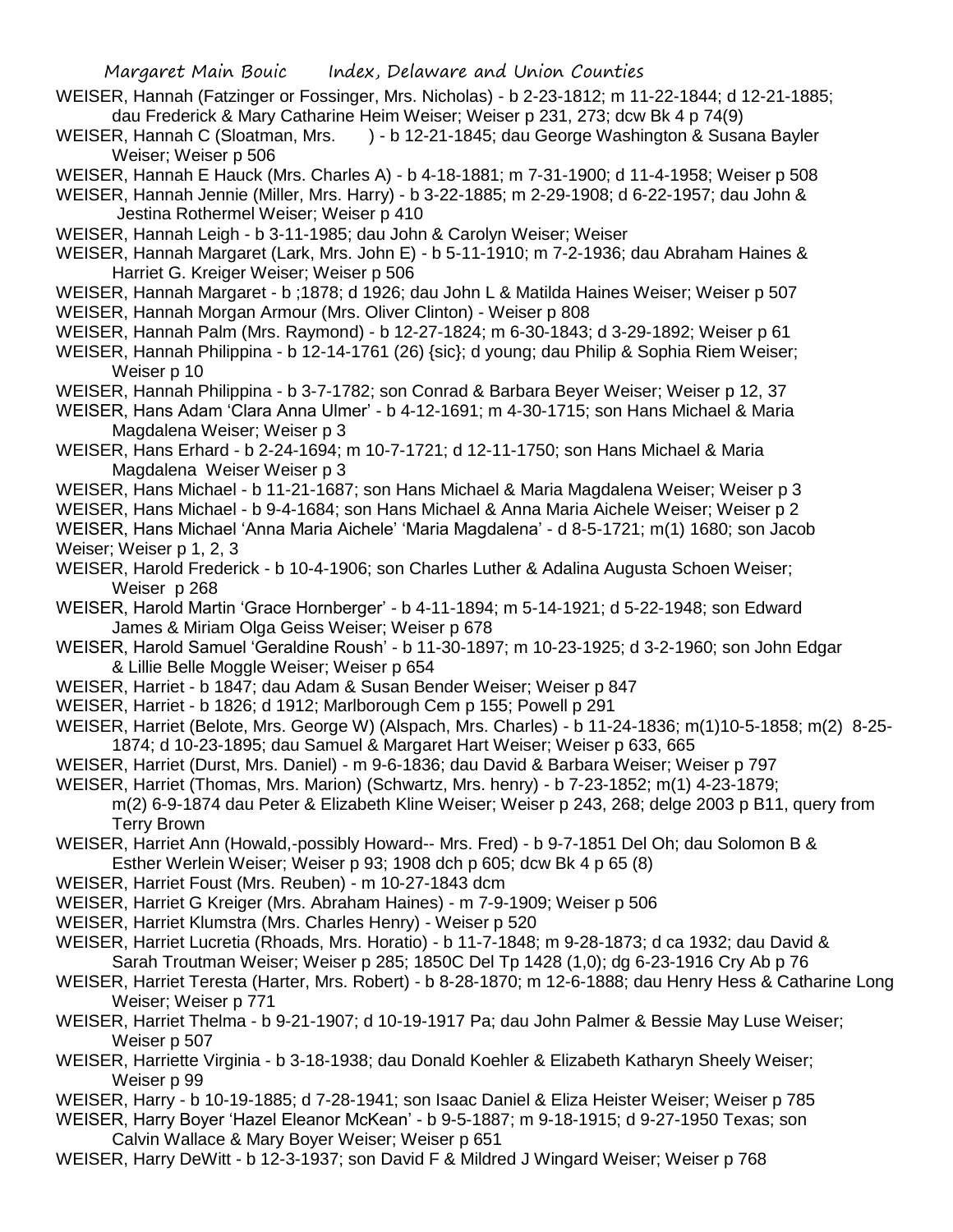WEISER, Hannah (Fatzinger or Fossinger, Mrs. Nicholas) - b 2-23-1812; m 11-22-1844; d 12-21-1885; dau Frederick & Mary Catharine Heim Weiser; Weiser p 231, 273; dcw Bk 4 p 74(9)

WEISER, Hannah C (Sloatman, Mrs. ) - b 12-21-1845; dau George Washington & Susana Bayler Weiser; Weiser p 506

WEISER, Hannah E Hauck (Mrs. Charles A) - b 4-18-1881; m 7-31-1900; d 11-4-1958; Weiser p 508

WEISER, Hannah Jennie (Miller, Mrs. Harry) - b 3-22-1885; m 2-29-1908; d 6-22-1957; dau John & Jestina Rothermel Weiser; Weiser p 410

WEISER, Hannah Leigh - b 3-11-1985; dau John & Carolyn Weiser; Weiser

WEISER, Hannah Margaret (Lark, Mrs. John E) - b 5-11-1910; m 7-2-1936; dau Abraham Haines & Harriet G. Kreiger Weiser; Weiser p 506

WEISER, Hannah Margaret - b ;1878; d 1926; dau John L & Matilda Haines Weiser; Weiser p 507

WEISER, Hannah Morgan Armour (Mrs. Oliver Clinton) - Weiser p 808

WEISER, Hannah Palm (Mrs. Raymond) - b 12-27-1824; m 6-30-1843; d 3-29-1892; Weiser p 61

WEISER, Hannah Philippina - b 12-14-1761 (26) {sic}; d young; dau Philip & Sophia Riem Weiser; Weiser p 10

WEISER, Hannah Philippina - b 3-7-1782; son Conrad & Barbara Beyer Weiser; Weiser p 12, 37

WEISER, Hans Adam 'Clara Anna Ulmer' - b 4-12-1691; m 4-30-1715; son Hans Michael & Maria Magdalena Weiser; Weiser p 3

WEISER, Hans Erhard - b 2-24-1694; m 10-7-1721; d 12-11-1750; son Hans Michael & Maria Magdalena Weiser Weiser p 3

WEISER, Hans Michael - b 11-21-1687; son Hans Michael & Maria Magdalena Weiser; Weiser p 3

WEISER, Hans Michael - b 9-4-1684; son Hans Michael & Anna Maria Aichele Weiser; Weiser p 2

WEISER, Hans Michael 'Anna Maria Aichele' 'Maria Magdalena' - d 8-5-1721; m(1) 1680; son Jacob Weiser; Weiser p 1, 2, 3

WEISER, Harold Frederick - b 10-4-1906; son Charles Luther & Adalina Augusta Schoen Weiser; Weiser p 268

WEISER, Harold Martin 'Grace Hornberger' - b 4-11-1894; m 5-14-1921; d 5-22-1948; son Edward James & Miriam Olga Geiss Weiser; Weiser p 678

WEISER, Harold Samuel 'Geraldine Roush' - b 11-30-1897; m 10-23-1925; d 3-2-1960; son John Edgar & Lillie Belle Moggle Weiser; Weiser p 654

WEISER, Harriet - b 1847; dau Adam & Susan Bender Weiser; Weiser p 847

WEISER, Harriet - b 1826; d 1912; Marlborough Cem p 155; Powell p 291

WEISER, Harriet (Belote, Mrs. George W) (Alspach, Mrs. Charles) - b 11-24-1836; m(1)10-5-1858; m(2) 8-25-1874; d 10-23-1895; dau Samuel & Margaret Hart Weiser; Weiser p 633, 665

WEISER, Harriet (Durst, Mrs. Daniel) - m 9-6-1836; dau David & Barbara Weiser; Weiser p 797

WEISER, Harriet (Thomas, Mrs. Marion) (Schwartz, Mrs. henry) - b 7-23-1852; m(1) 4-23-1879; m(2) 6-9-1874 dau Peter & Elizabeth Kline Weiser; Weiser p 243, 268; delge 2003 p B11, query from Terry Brown

WEISER, Harriet Ann (Howald,-possibly Howard-- Mrs. Fred) - b 9-7-1851 Del Oh; dau Solomon B & Esther Werlein Weiser; Weiser p 93; 1908 dch p 605; dcw Bk 4 p 65 (8)

WEISER, Harriet Foust (Mrs. Reuben) - m 10-27-1843 dcm

WEISER, Harriet G Kreiger (Mrs. Abraham Haines) - m 7-9-1909; Weiser p 506

WEISER, Harriet Klumstra (Mrs. Charles Henry) - Weiser p 520

WEISER, Harriet Lucretia (Rhoads, Mrs. Horatio) - b 11-7-1848; m 9-28-1873; d ca 1932; dau David & Sarah Troutman Weiser; Weiser p 285; 1850C Del Tp 1428 (1,0); dg 6-23-1916 Cry Ab p 76

WEISER, Harriet Teresta (Harter, Mrs. Robert) - b 8-28-1870; m 12-6-1888; dau Henry Hess & Catharine Long Weiser; Weiser p 771

WEISER, Harriet Thelma - b 9-21-1907; d 10-19-1917 Pa; dau John Palmer & Bessie May Luse Weiser; Weiser p 507

WEISER, Harriette Virginia - b 3-18-1938; dau Donald Koehler & Elizabeth Katharyn Sheely Weiser; Weiser p 99

WEISER, Harry - b 10-19-1885; d 7-28-1941; son Isaac Daniel & Eliza Heister Weiser; Weiser p 785

WEISER, Harry Boyer 'Hazel Eleanor McKean' - b 9-5-1887; m 9-18-1915; d 9-27-1950 Texas; son Calvin Wallace & Mary Boyer Weiser; Weiser p 651

WEISER, Harry DeWitt - b 12-3-1937; son David F & Mildred J Wingard Weiser; Weiser p 768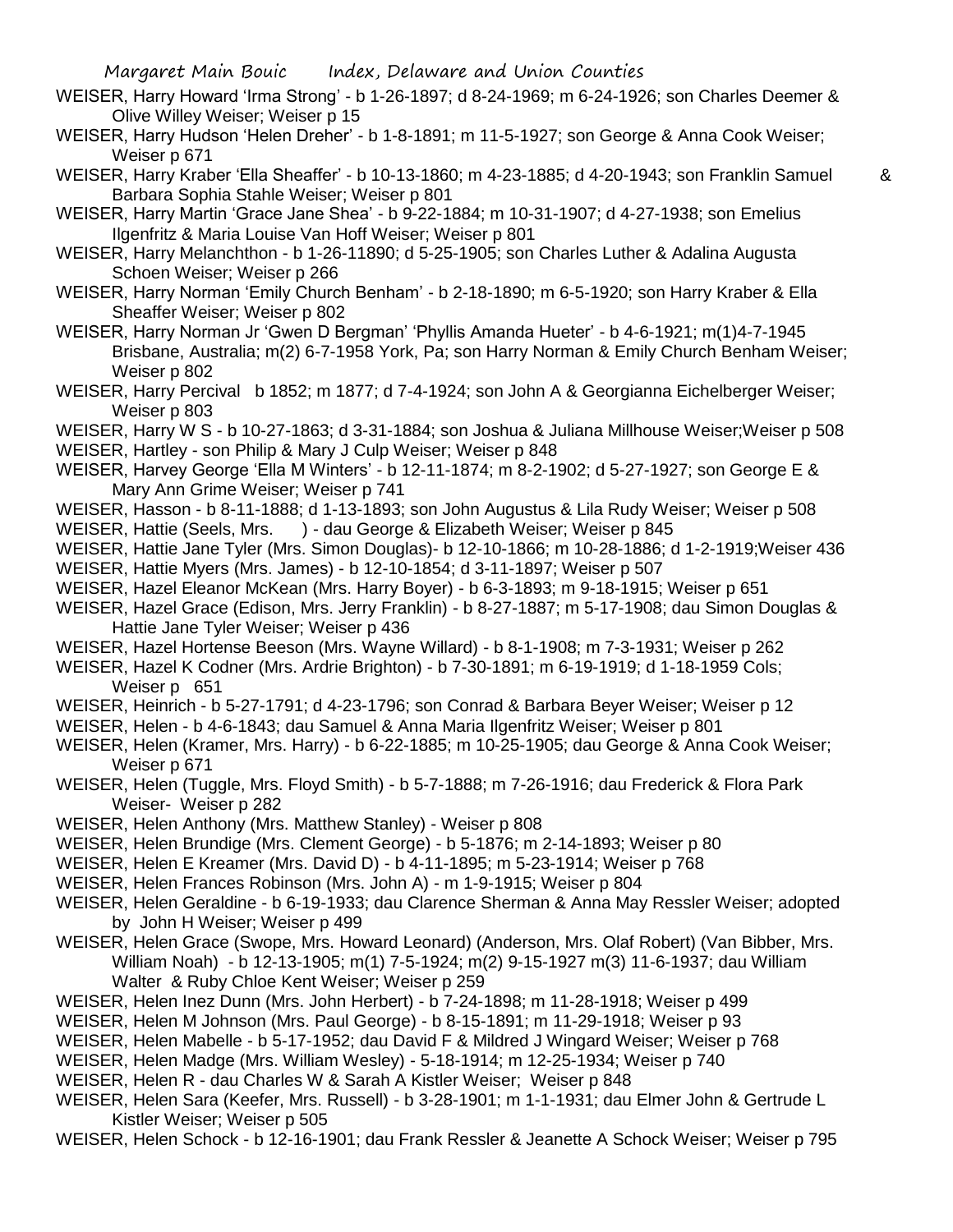WEISER, Harry Howard 'Irma Strong' - b 1-26-1897; d 8-24-1969; m 6-24-1926; son Charles Deemer & Olive Willey Weiser; Weiser p 15

WEISER, Harry Hudson 'Helen Dreher' - b 1-8-1891; m 11-5-1927; son George & Anna Cook Weiser; Weiser p 671

WEISER, Harry Kraber 'Ella Sheaffer' - b 10-13-1860; m 4-23-1885; d 4-20-1943; son Franklin Samuel & Barbara Sophia Stahle Weiser; Weiser p 801

WEISER, Harry Martin 'Grace Jane Shea' - b 9-22-1884; m 10-31-1907; d 4-27-1938; son Emelius Ilgenfritz & Maria Louise Van Hoff Weiser; Weiser p 801

WEISER, Harry Melanchthon - b 1-26-11890; d 5-25-1905; son Charles Luther & Adalina Augusta Schoen Weiser; Weiser p 266

WEISER, Harry Norman 'Emily Church Benham' - b 2-18-1890; m 6-5-1920; son Harry Kraber & Ella Sheaffer Weiser; Weiser p 802

WEISER, Harry Norman Jr 'Gwen D Bergman' 'Phyllis Amanda Hueter' - b 4-6-1921; m(1)4-7-1945 Brisbane, Australia; m(2) 6-7-1958 York, Pa; son Harry Norman & Emily Church Benham Weiser; Weiser p 802

WEISER, Harry Percival b 1852; m 1877; d 7-4-1924; son John A & Georgianna Eichelberger Weiser; Weiser p 803

WEISER, Harry W S - b 10-27-1863; d 3-31-1884; son Joshua & Juliana Millhouse Weiser;Weiser p 508

WEISER, Hartley - son Philip & Mary J Culp Weiser; Weiser p 848

WEISER, Harvey George 'Ella M Winters' - b 12-11-1874; m 8-2-1902; d 5-27-1927; son George E & Mary Ann Grime Weiser; Weiser p 741

WEISER, Hasson - b 8-11-1888; d 1-13-1893; son John Augustus & Lila Rudy Weiser; Weiser p 508

WEISER, Hattie (Seels, Mrs. ) - dau George & Elizabeth Weiser; Weiser p 845

WEISER, Hattie Jane Tyler (Mrs. Simon Douglas)- b 12-10-1866; m 10-28-1886; d 1-2-1919;Weiser 436

WEISER, Hattie Myers (Mrs. James) - b 12-10-1854; d 3-11-1897; Weiser p 507

WEISER, Hazel Eleanor McKean (Mrs. Harry Boyer) - b 6-3-1893; m 9-18-1915; Weiser p 651

WEISER, Hazel Grace (Edison, Mrs. Jerry Franklin) - b 8-27-1887; m 5-17-1908; dau Simon Douglas & Hattie Jane Tyler Weiser; Weiser p 436

WEISER, Hazel Hortense Beeson (Mrs. Wayne Willard) - b 8-1-1908; m 7-3-1931; Weiser p 262

WEISER, Hazel K Codner (Mrs. Ardrie Brighton) - b 7-30-1891; m 6-19-1919; d 1-18-1959 Cols; Weiser p 651

WEISER, Heinrich - b 5-27-1791; d 4-23-1796; son Conrad & Barbara Beyer Weiser; Weiser p 12

WEISER, Helen - b 4-6-1843; dau Samuel & Anna Maria Ilgenfritz Weiser; Weiser p 801

WEISER, Helen (Kramer, Mrs. Harry) - b 6-22-1885; m 10-25-1905; dau George & Anna Cook Weiser; Weiser p 671

WEISER, Helen (Tuggle, Mrs. Floyd Smith) - b 5-7-1888; m 7-26-1916; dau Frederick & Flora Park Weiser- Weiser p 282

WEISER, Helen Anthony (Mrs. Matthew Stanley) - Weiser p 808

WEISER, Helen Brundige (Mrs. Clement George) - b 5-1876; m 2-14-1893; Weiser p 80

WEISER, Helen E Kreamer (Mrs. David D) - b 4-11-1895; m 5-23-1914; Weiser p 768

WEISER, Helen Frances Robinson (Mrs. John A) - m 1-9-1915; Weiser p 804

WEISER, Helen Geraldine - b 6-19-1933; dau Clarence Sherman & Anna May Ressler Weiser; adopted by John H Weiser; Weiser p 499

WEISER, Helen Grace (Swope, Mrs. Howard Leonard) (Anderson, Mrs. Olaf Robert) (Van Bibber, Mrs. William Noah) - b 12-13-1905; m(1) 7-5-1924; m(2) 9-15-1927 m(3) 11-6-1937; dau William Walter & Ruby Chloe Kent Weiser; Weiser p 259

WEISER, Helen Inez Dunn (Mrs. John Herbert) - b 7-24-1898; m 11-28-1918; Weiser p 499

WEISER, Helen M Johnson (Mrs. Paul George) - b 8-15-1891; m 11-29-1918; Weiser p 93

WEISER, Helen Mabelle - b 5-17-1952; dau David F & Mildred J Wingard Weiser; Weiser p 768

WEISER, Helen Madge (Mrs. William Wesley) - 5-18-1914; m 12-25-1934; Weiser p 740

WEISER, Helen R - dau Charles W & Sarah A Kistler Weiser; Weiser p 848

WEISER, Helen Sara (Keefer, Mrs. Russell) - b 3-28-1901; m 1-1-1931; dau Elmer John & Gertrude L Kistler Weiser; Weiser p 505

WEISER, Helen Schock - b 12-16-1901; dau Frank Ressler & Jeanette A Schock Weiser; Weiser p 795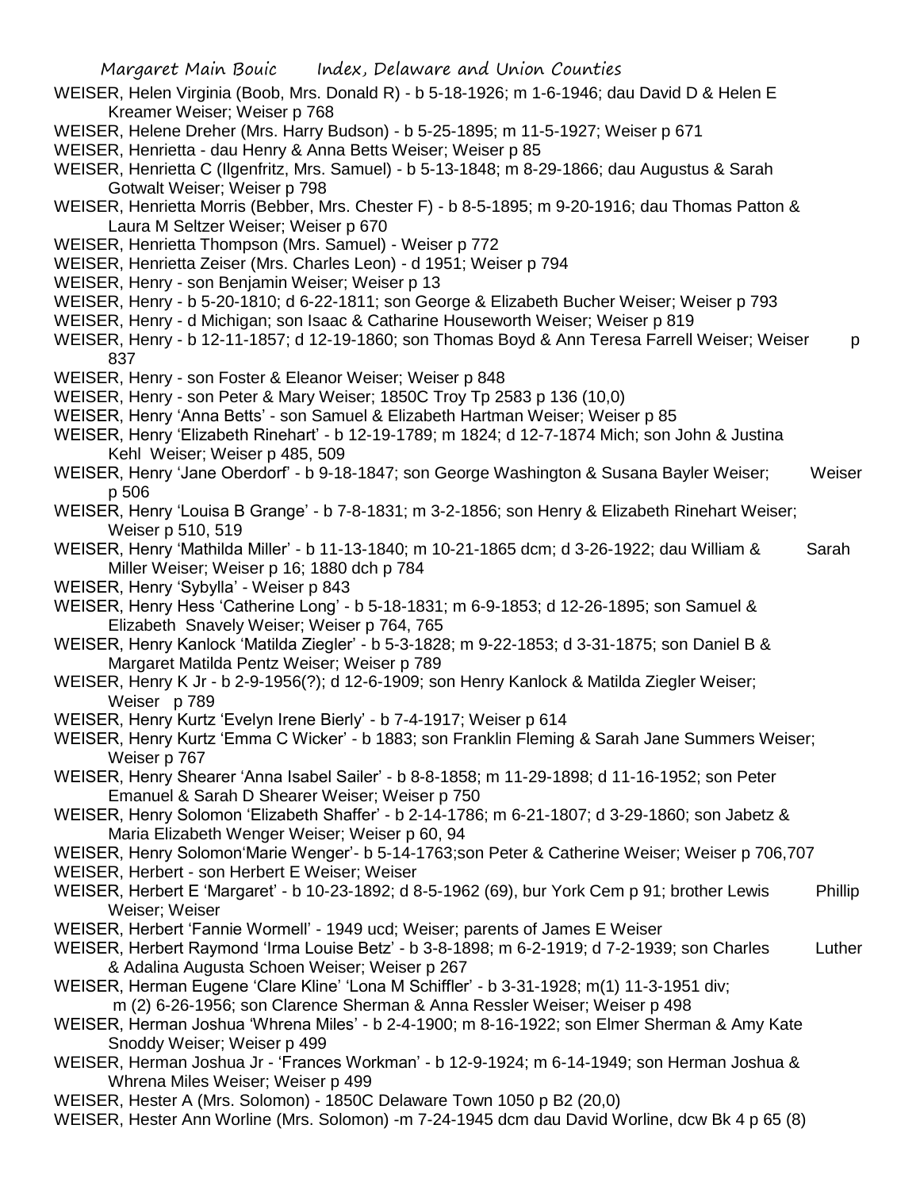WEISER, Helen Virginia (Boob, Mrs. Donald R) - b 5-18-1926; m 1-6-1946; dau David D & Helen E Kreamer Weiser; Weiser p 768

WEISER, Helene Dreher (Mrs. Harry Budson) - b 5-25-1895; m 11-5-1927; Weiser p 671

WEISER, Henrietta - dau Henry & Anna Betts Weiser; Weiser p 85

WEISER, Henrietta C (Ilgenfritz, Mrs. Samuel) - b 5-13-1848; m 8-29-1866; dau Augustus & Sarah Gotwalt Weiser; Weiser p 798

WEISER, Henrietta Morris (Bebber, Mrs. Chester F) - b 8-5-1895; m 9-20-1916; dau Thomas Patton & Laura M Seltzer Weiser; Weiser p 670

WEISER, Henrietta Thompson (Mrs. Samuel) - Weiser p 772

WEISER, Henrietta Zeiser (Mrs. Charles Leon) - d 1951; Weiser p 794

WEISER, Henry - son Benjamin Weiser; Weiser p 13

WEISER, Henry - b 5-20-1810; d 6-22-1811; son George & Elizabeth Bucher Weiser; Weiser p 793

WEISER, Henry - d Michigan; son Isaac & Catharine Houseworth Weiser; Weiser p 819

WEISER, Henry - b 12-11-1857; d 12-19-1860; son Thomas Boyd & Ann Teresa Farrell Weiser; Weiser p 837

WEISER, Henry - son Foster & Eleanor Weiser; Weiser p 848

WEISER, Henry - son Peter & Mary Weiser; 1850C Troy Tp 2583 p 136 (10,0)

WEISER, Henry 'Anna Betts' - son Samuel & Elizabeth Hartman Weiser; Weiser p 85

WEISER, Henry 'Elizabeth Rinehart' - b 12-19-1789; m 1824; d 12-7-1874 Mich; son John & Justina Kehl Weiser; Weiser p 485, 509

WEISER, Henry 'Jane Oberdorf' - b 9-18-1847; son George Washington & Susana Bayler Weiser; Weiser p 506

WEISER, Henry 'Louisa B Grange' - b 7-8-1831; m 3-2-1856; son Henry & Elizabeth Rinehart Weiser; Weiser p 510, 519

WEISER, Henry 'Mathilda Miller' - b 11-13-1840; m 10-21-1865 dcm; d 3-26-1922; dau William & Sarah Miller Weiser; Weiser p 16; 1880 dch p 784

WEISER, Henry 'Sybylla' - Weiser p 843

WEISER, Henry Hess 'Catherine Long' - b 5-18-1831; m 6-9-1853; d 12-26-1895; son Samuel & Elizabeth Snavely Weiser; Weiser p 764, 765

WEISER, Henry Kanlock 'Matilda Ziegler' - b 5-3-1828; m 9-22-1853; d 3-31-1875; son Daniel B & Margaret Matilda Pentz Weiser; Weiser p 789

WEISER, Henry K Jr - b 2-9-1956(?); d 12-6-1909; son Henry Kanlock & Matilda Ziegler Weiser; Weiser p 789

WEISER, Henry Kurtz 'Evelyn Irene Bierly' - b 7-4-1917; Weiser p 614

WEISER, Henry Kurtz 'Emma C Wicker' - b 1883; son Franklin Fleming & Sarah Jane Summers Weiser; Weiser p 767

WEISER, Henry Shearer 'Anna Isabel Sailer' - b 8-8-1858; m 11-29-1898; d 11-16-1952; son Peter Emanuel & Sarah D Shearer Weiser; Weiser p 750

WEISER, Henry Solomon 'Elizabeth Shaffer' - b 2-14-1786; m 6-21-1807; d 3-29-1860; son Jabetz & Maria Elizabeth Wenger Weiser; Weiser p 60, 94

WEISER, Henry Solomon'Marie Wenger'- b 5-14-1763;son Peter & Catherine Weiser; Weiser p 706,707

WEISER, Herbert - son Herbert E Weiser; Weiser

WEISER, Herbert E 'Margaret' - b 10-23-1892; d 8-5-1962 (69), bur York Cem p 91; brother Lewis Phillip Weiser; Weiser

WEISER, Herbert 'Fannie Wormell' - 1949 ucd; Weiser; parents of James E Weiser

WEISER, Herbert Raymond 'Irma Louise Betz' - b 3-8-1898; m 6-2-1919; d 7-2-1939; son Charles Luther & Adalina Augusta Schoen Weiser; Weiser p 267

WEISER, Herman Eugene 'Clare Kline' 'Lona M Schiffler' - b 3-31-1928; m(1) 11-3-1951 div; m (2) 6-26-1956; son Clarence Sherman & Anna Ressler Weiser; Weiser p 498

WEISER, Herman Joshua 'Whrena Miles' - b 2-4-1900; m 8-16-1922; son Elmer Sherman & Amy Kate Snoddy Weiser; Weiser p 499

WEISER, Herman Joshua Jr - 'Frances Workman' - b 12-9-1924; m 6-14-1949; son Herman Joshua & Whrena Miles Weiser; Weiser p 499

WEISER, Hester A (Mrs. Solomon) - 1850C Delaware Town 1050 p B2 (20,0)

WEISER, Hester Ann Worline (Mrs. Solomon) -m 7-24-1945 dcm dau David Worline, dcw Bk 4 p 65 (8)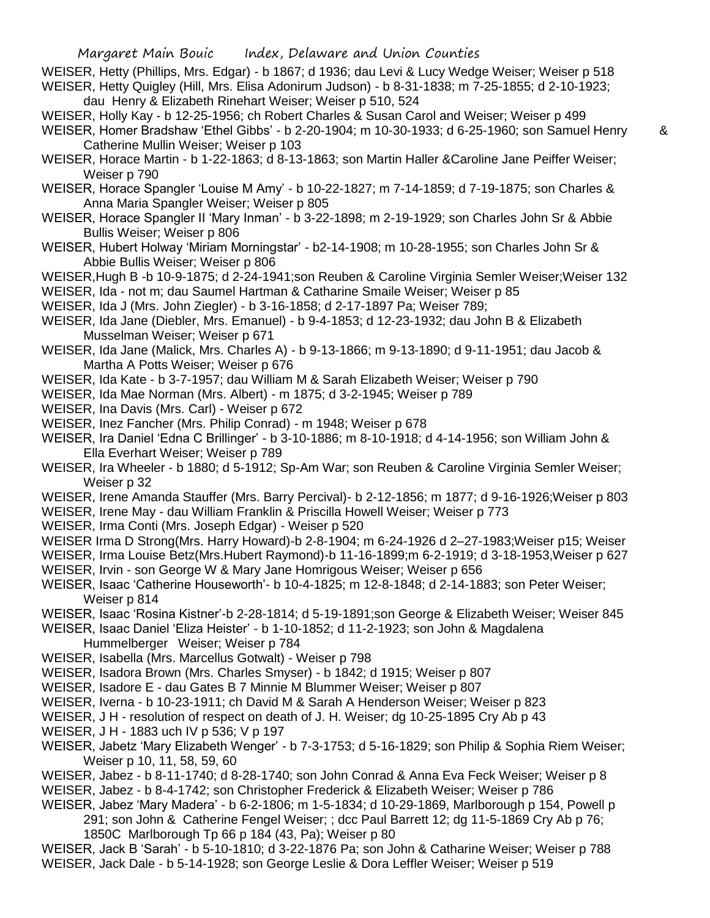WEISER, Hetty (Phillips, Mrs. Edgar) - b 1867; d 1936; dau Levi & Lucy Wedge Weiser; Weiser p 518

WEISER, Hetty Quigley (Hill, Mrs. Elisa Adonirum Judson) - b 8-31-1838; m 7-25-1855; d 2-10-1923; dau Henry & Elizabeth Rinehart Weiser; Weiser p 510, 524

WEISER, Holly Kay - b 12-25-1956; ch Robert Charles & Susan Carol and Weiser; Weiser p 499

WEISER, Homer Bradshaw 'Ethel Gibbs' - b 2-20-1904; m 10-30-1933; d 6-25-1960; son Samuel Henry & Catherine Mullin Weiser; Weiser p 103

WEISER, Horace Martin - b 1-22-1863; d 8-13-1863; son Martin Haller &Caroline Jane Peiffer Weiser; Weiser p 790

WEISER, Horace Spangler 'Louise M Amy' - b 10-22-1827; m 7-14-1859; d 7-19-1875; son Charles & Anna Maria Spangler Weiser; Weiser p 805

WEISER, Horace Spangler II 'Mary Inman' - b 3-22-1898; m 2-19-1929; son Charles John Sr & Abbie Bullis Weiser; Weiser p 806

WEISER, Hubert Holway 'Miriam Morningstar' - b2-14-1908; m 10-28-1955; son Charles John Sr & Abbie Bullis Weiser; Weiser p 806

WEISER,Hugh B -b 10-9-1875; d 2-24-1941;son Reuben & Caroline Virginia Semler Weiser;Weiser 132

WEISER, Ida - not m; dau Saumel Hartman & Catharine Smaile Weiser; Weiser p 85

WEISER, Ida J (Mrs. John Ziegler) - b 3-16-1858; d 2-17-1897 Pa; Weiser 789;

WEISER, Ida Jane (Diebler, Mrs. Emanuel) - b 9-4-1853; d 12-23-1932; dau John B & Elizabeth Musselman Weiser; Weiser p 671

WEISER, Ida Jane (Malick, Mrs. Charles A) - b 9-13-1866; m 9-13-1890; d 9-11-1951; dau Jacob & Martha A Potts Weiser; Weiser p 676

WEISER, Ida Kate - b 3-7-1957; dau William M & Sarah Elizabeth Weiser; Weiser p 790

WEISER, Ida Mae Norman (Mrs. Albert) - m 1875; d 3-2-1945; Weiser p 789

WEISER, Ina Davis (Mrs. Carl) - Weiser p 672

WEISER, Inez Fancher (Mrs. Philip Conrad) - m 1948; Weiser p 678

WEISER, Ira Daniel 'Edna C Brillinger' - b 3-10-1886; m 8-10-1918; d 4-14-1956; son William John & Ella Everhart Weiser; Weiser p 789

WEISER, Ira Wheeler - b 1880; d 5-1912; Sp-Am War; son Reuben & Caroline Virginia Semler Weiser; Weiser p 32

WEISER, Irene Amanda Stauffer (Mrs. Barry Percival)- b 2-12-1856; m 1877; d 9-16-1926;Weiser p 803

WEISER, Irene May - dau William Franklin & Priscilla Howell Weiser; Weiser p 773

WEISER, Irma Conti (Mrs. Joseph Edgar) - Weiser p 520

WEISER Irma D Strong(Mrs. Harry Howard)-b 2-8-1904; m 6-24-1926 d 2–27-1983;Weiser p15; Weiser

WEISER, Irma Louise Betz(Mrs.Hubert Raymond)-b 11-16-1899;m 6-2-1919; d 3-18-1953,Weiser p 627

WEISER, Irvin - son George W & Mary Jane Homrigous Weiser; Weiser p 656

WEISER, Isaac 'Catherine Houseworth'- b 10-4-1825; m 12-8-1848; d 2-14-1883; son Peter Weiser; Weiser p 814

WEISER, Isaac 'Rosina Kistner'-b 2-28-1814; d 5-19-1891;son George & Elizabeth Weiser; Weiser 845

WEISER, Isaac Daniel 'Eliza Heister' - b 1-10-1852; d 11-2-1923; son John & Magdalena Hummelberger Weiser; Weiser p 784

WEISER, Isabella (Mrs. Marcellus Gotwalt) - Weiser p 798

WEISER, Isadora Brown (Mrs. Charles Smyser) - b 1842; d 1915; Weiser p 807

WEISER, Isadore E - dau Gates B 7 Minnie M Blummer Weiser; Weiser p 807

WEISER, Iverna - b 10-23-1911; ch David M & Sarah A Henderson Weiser; Weiser p 823

WEISER, J H - resolution of respect on death of J. H. Weiser; dg 10-25-1895 Cry Ab p 43

WEISER, J H - 1883 uch IV p 536; V p 197

WEISER, Jabetz 'Mary Elizabeth Wenger' - b 7-3-1753; d 5-16-1829; son Philip & Sophia Riem Weiser; Weiser p 10, 11, 58, 59, 60

WEISER, Jabez - b 8-11-1740; d 8-28-1740; son John Conrad & Anna Eva Feck Weiser; Weiser p 8

WEISER, Jabez - b 8-4-1742; son Christopher Frederick & Elizabeth Weiser; Weiser p 786

WEISER, Jabez 'Mary Madera' - b 6-2-1806; m 1-5-1834; d 10-29-1869, Marlborough p 154, Powell p 291; son John & Catherine Fengel Weiser; ; dcc Paul Barrett 12; dg 11-5-1869 Cry Ab p 76; 1850C Marlborough Tp 66 p 184 (43, Pa); Weiser p 80

WEISER, Jack B 'Sarah' - b 5-10-1810; d 3-22-1876 Pa; son John & Catharine Weiser; Weiser p 788

WEISER, Jack Dale - b 5-14-1928; son George Leslie & Dora Leffler Weiser; Weiser p 519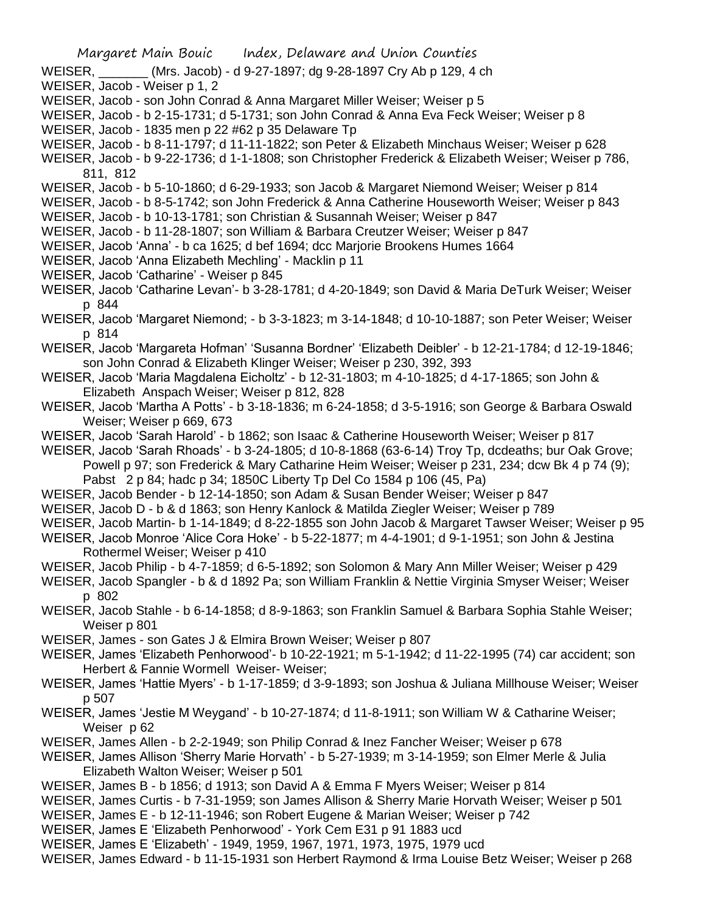WEISER, _______ (Mrs. Jacob) - d 9-27-1897; dg 9-28-1897 Cry Ab p 129, 4 ch

WEISER, Jacob - Weiser p 1, 2

WEISER, Jacob - son John Conrad & Anna Margaret Miller Weiser; Weiser p 5

WEISER, Jacob - b 2-15-1731; d 5-1731; son John Conrad & Anna Eva Feck Weiser; Weiser p 8

WEISER, Jacob - 1835 men p 22 #62 p 35 Delaware Tp

WEISER, Jacob - b 8-11-1797; d 11-11-1822; son Peter & Elizabeth Minchaus Weiser; Weiser p 628

WEISER, Jacob - b 9-22-1736; d 1-1-1808; son Christopher Frederick & Elizabeth Weiser; Weiser p 786, 811, 812

WEISER, Jacob - b 5-10-1860; d 6-29-1933; son Jacob & Margaret Niemond Weiser; Weiser p 814

WEISER, Jacob - b 8-5-1742; son John Frederick & Anna Catherine Houseworth Weiser; Weiser p 843

WEISER, Jacob - b 10-13-1781; son Christian & Susannah Weiser; Weiser p 847

WEISER, Jacob - b 11-28-1807; son William & Barbara Creutzer Weiser; Weiser p 847

WEISER, Jacob 'Anna' - b ca 1625; d bef 1694; dcc Marjorie Brookens Humes 1664

WEISER, Jacob 'Anna Elizabeth Mechling' - Macklin p 11

WEISER, Jacob 'Catharine' - Weiser p 845

WEISER, Jacob 'Catharine Levan'- b 3-28-1781; d 4-20-1849; son David & Maria DeTurk Weiser; Weiser p 844

WEISER, Jacob 'Margaret Niemond; - b 3-3-1823; m 3-14-1848; d 10-10-1887; son Peter Weiser; Weiser p 814

WEISER, Jacob 'Margareta Hofman' 'Susanna Bordner' 'Elizabeth Deibler' - b 12-21-1784; d 12-19-1846; son John Conrad & Elizabeth Klinger Weiser; Weiser p 230, 392, 393

WEISER, Jacob 'Maria Magdalena Eicholtz' - b 12-31-1803; m 4-10-1825; d 4-17-1865; son John & Elizabeth Anspach Weiser; Weiser p 812, 828

WEISER, Jacob 'Martha A Potts' - b 3-18-1836; m 6-24-1858; d 3-5-1916; son George & Barbara Oswald Weiser; Weiser p 669, 673

WEISER, Jacob 'Sarah Harold' - b 1862; son Isaac & Catherine Houseworth Weiser; Weiser p 817

WEISER, Jacob 'Sarah Rhoads' - b 3-24-1805; d 10-8-1868 (63-6-14) Troy Tp, dcdeaths; bur Oak Grove; Powell p 97; son Frederick & Mary Catharine Heim Weiser; Weiser p 231, 234; dcw Bk 4 p 74 (9); Pabst 2 p 84; hadc p 34; 1850C Liberty Tp Del Co 1584 p 106 (45, Pa)

WEISER, Jacob Bender - b 12-14-1850; son Adam & Susan Bender Weiser; Weiser p 847

WEISER, Jacob D - b & d 1863; son Henry Kanlock & Matilda Ziegler Weiser; Weiser p 789

WEISER, Jacob Martin- b 1-14-1849; d 8-22-1855 son John Jacob & Margaret Tawser Weiser; Weiser p 95

WEISER, Jacob Monroe 'Alice Cora Hoke' - b 5-22-1877; m 4-4-1901; d 9-1-1951; son John & Jestina Rothermel Weiser; Weiser p 410

WEISER, Jacob Philip - b 4-7-1859; d 6-5-1892; son Solomon & Mary Ann Miller Weiser; Weiser p 429

WEISER, Jacob Spangler - b & d 1892 Pa; son William Franklin & Nettie Virginia Smyser Weiser; Weiser p 802

WEISER, Jacob Stahle - b 6-14-1858; d 8-9-1863; son Franklin Samuel & Barbara Sophia Stahle Weiser; Weiser p 801

WEISER, James - son Gates J & Elmira Brown Weiser; Weiser p 807

WEISER, James 'Elizabeth Penhorwood'- b 10-22-1921; m 5-1-1942; d 11-22-1995 (74) car accident; son Herbert & Fannie Wormell Weiser- Weiser;

WEISER, James 'Hattie Myers' - b 1-17-1859; d 3-9-1893; son Joshua & Juliana Millhouse Weiser; Weiser p 507

WEISER, James 'Jestie M Weygand' - b 10-27-1874; d 11-8-1911; son William W & Catharine Weiser; Weiser p 62

WEISER, James Allen - b 2-2-1949; son Philip Conrad & Inez Fancher Weiser; Weiser p 678

WEISER, James Allison 'Sherry Marie Horvath' - b 5-27-1939; m 3-14-1959; son Elmer Merle & Julia Elizabeth Walton Weiser; Weiser p 501

WEISER, James B - b 1856; d 1913; son David A & Emma F Myers Weiser; Weiser p 814

WEISER, James Curtis - b 7-31-1959; son James Allison & Sherry Marie Horvath Weiser; Weiser p 501

WEISER, James E - b 12-11-1946; son Robert Eugene & Marian Weiser; Weiser p 742

WEISER, James E 'Elizabeth Penhorwood' - York Cem E31 p 91 1883 ucd

WEISER, James E 'Elizabeth' - 1949, 1959, 1967, 1971, 1973, 1975, 1979 ucd

WEISER, James Edward - b 11-15-1931 son Herbert Raymond & Irma Louise Betz Weiser; Weiser p 268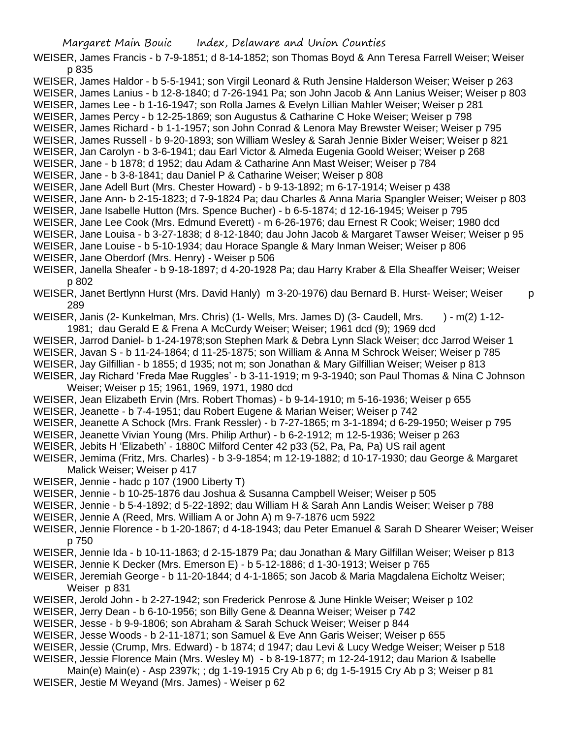WEISER, James Francis - b 7-9-1851; d 8-14-1852; son Thomas Boyd & Ann Teresa Farrell Weiser; Weiser p 835

WEISER, James Haldor - b 5-5-1941; son Virgil Leonard & Ruth Jensine Halderson Weiser; Weiser p 263

WEISER, James Lanius - b 12-8-1840; d 7-26-1941 Pa; son John Jacob & Ann Lanius Weiser; Weiser p 803

WEISER, James Lee - b 1-16-1947; son Rolla James & Evelyn Lillian Mahler Weiser; Weiser p 281

WEISER, James Percy - b 12-25-1869; son Augustus & Catharine C Hoke Weiser; Weiser p 798

WEISER, James Richard - b 1-1-1957; son John Conrad & Lenora May Brewster Weiser; Weiser p 795

WEISER, James Russell - b 9-20-1893; son William Wesley & Sarah Jennie Bixler Weiser; Weiser p 821

WEISER, Jan Carolyn - b 3-6-1941; dau Earl Victor & Almeda Eugenia Goold Weiser; Weiser p 268

WEISER, Jane - b 1878; d 1952; dau Adam & Catharine Ann Mast Weiser; Weiser p 784

WEISER, Jane - b 3-8-1841; dau Daniel P & Catharine Weiser; Weiser p 808

WEISER, Jane Adell Burt (Mrs. Chester Howard) - b 9-13-1892; m 6-17-1914; Weiser p 438

WEISER, Jane Ann- b 2-15-1823; d 7-9-1824 Pa; dau Charles & Anna Maria Spangler Weiser; Weiser p 803

WEISER, Jane Isabelle Hutton (Mrs. Spence Bucher) - b 6-5-1874; d 12-16-1945; Weiser p 795

WEISER, Jane Lee Cook (Mrs. Edmund Everett) - m 6-26-1976; dau Ernest R Cook; Weiser; 1980 dcd

WEISER, Jane Louisa - b 3-27-1838; d 8-12-1840; dau John Jacob & Margaret Tawser Weiser; Weiser p 95

WEISER, Jane Louise - b 5-10-1934; dau Horace Spangle & Mary Inman Weiser; Weiser p 806

WEISER, Jane Oberdorf (Mrs. Henry) - Weiser p 506

WEISER, Janella Sheafer - b 9-18-1897; d 4-20-1928 Pa; dau Harry Kraber & Ella Sheaffer Weiser; Weiser p 802

WEISER, Janet Bertlynn Hurst (Mrs. David Hanly) m 3-20-1976) dau Bernard B. Hurst- Weiser; Weiser p 289

WEISER, Janis (2- Kunkelman, Mrs. Chris) (1- Wells, Mrs. James D) (3- Caudell, Mrs. ) - m(2) 1-12-1981; dau Gerald E & Frena A McCurdy Weiser; Weiser; 1961 dcd (9); 1969 dcd

WEISER, Jarrod Daniel- b 1-24-1978;son Stephen Mark & Debra Lynn Slack Weiser; dcc Jarrod Weiser 1

WEISER, Javan S - b 11-24-1864; d 11-25-1875; son William & Anna M Schrock Weiser; Weiser p 785

WEISER, Jay Gilfillian - b 1855; d 1935; not m; son Jonathan & Mary Gilfillian Weiser; Weiser p 813

WEISER, Jay Richard 'Freda Mae Ruggles' - b 3-11-1919; m 9-3-1940; son Paul Thomas & Nina C Johnson Weiser; Weiser p 15; 1961, 1969, 1971, 1980 dcd

WEISER, Jean Elizabeth Ervin (Mrs. Robert Thomas) - b 9-14-1910; m 5-16-1936; Weiser p 655

WEISER, Jeanette - b 7-4-1951; dau Robert Eugene & Marian Weiser; Weiser p 742

WEISER, Jeanette A Schock (Mrs. Frank Ressler) - b 7-27-1865; m 3-1-1894; d 6-29-1950; Weiser p 795

WEISER, Jeanette Vivian Young (Mrs. Philip Arthur) - b 6-2-1912; m 12-5-1936; Weiser p 263

WEISER, Jebits H 'Elizabeth' - 1880C Milford Center 42 p33 (52, Pa, Pa, Pa) US rail agent

WEISER, Jemima (Fritz, Mrs. Charles) - b 3-9-1854; m 12-19-1882; d 10-17-1930; dau George & Margaret Malick Weiser; Weiser p 417

WEISER, Jennie - hadc p 107 (1900 Liberty T)

WEISER, Jennie - b 10-25-1876 dau Joshua & Susanna Campbell Weiser; Weiser p 505

WEISER, Jennie - b 5-4-1892; d 5-22-1892; dau William H & Sarah Ann Landis Weiser; Weiser p 788

WEISER, Jennie A (Reed, Mrs. William A or John A) m 9-7-1876 ucm 5922

WEISER, Jennie Florence - b 1-20-1867; d 4-18-1943; dau Peter Emanuel & Sarah D Shearer Weiser; Weiser p 750

WEISER, Jennie Ida - b 10-11-1863; d 2-15-1879 Pa; dau Jonathan & Mary Gilfillan Weiser; Weiser p 813

WEISER, Jennie K Decker (Mrs. Emerson E) - b 5-12-1886; d 1-30-1913; Weiser p 765

WEISER, Jeremiah George - b 11-20-1844; d 4-1-1865; son Jacob & Maria Magdalena Eicholtz Weiser; Weiser p 831

WEISER, Jerold John - b 2-27-1942; son Frederick Penrose & June Hinkle Weiser; Weiser p 102

WEISER, Jerry Dean - b 6-10-1956; son Billy Gene & Deanna Weiser; Weiser p 742

WEISER, Jesse - b 9-9-1806; son Abraham & Sarah Schuck Weiser; Weiser p 844

WEISER, Jesse Woods - b 2-11-1871; son Samuel & Eve Ann Garis Weiser; Weiser p 655

WEISER, Jessie (Crump, Mrs. Edward) - b 1874; d 1947; dau Levi & Lucy Wedge Weiser; Weiser p 518

WEISER, Jessie Florence Main (Mrs. Wesley M) - b 8-19-1877; m 12-24-1912; dau Marion & Isabelle Main(e) Main(e) - Asp 2397k; ; dg 1-19-1915 Cry Ab p 6; dg 1-5-1915 Cry Ab p 3; Weiser p 81

WEISER, Jestie M Weyand (Mrs. James) - Weiser p 62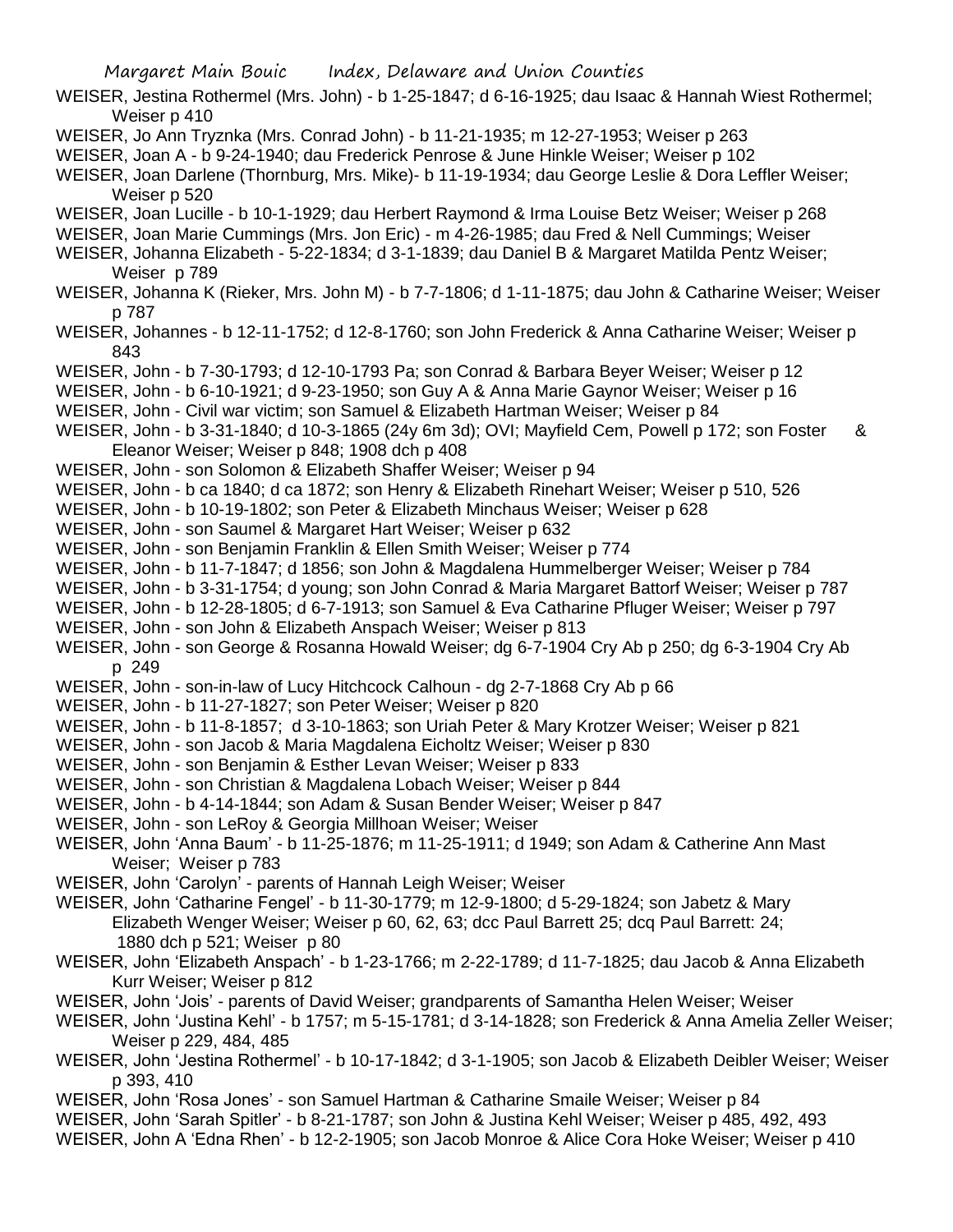WEISER, Jestina Rothermel (Mrs. John) - b 1-25-1847; d 6-16-1925; dau Isaac & Hannah Wiest Rothermel; Weiser p 410

WEISER, Jo Ann Tryznka (Mrs. Conrad John) - b 11-21-1935; m 12-27-1953; Weiser p 263

WEISER, Joan A - b 9-24-1940; dau Frederick Penrose & June Hinkle Weiser; Weiser p 102

WEISER, Joan Darlene (Thornburg, Mrs. Mike)- b 11-19-1934; dau George Leslie & Dora Leffler Weiser; Weiser p 520

WEISER, Joan Lucille - b 10-1-1929; dau Herbert Raymond & Irma Louise Betz Weiser; Weiser p 268

WEISER, Joan Marie Cummings (Mrs. Jon Eric) - m 4-26-1985; dau Fred & Nell Cummings; Weiser

WEISER, Johanna Elizabeth - 5-22-1834; d 3-1-1839; dau Daniel B & Margaret Matilda Pentz Weiser; Weiser p 789

WEISER, Johanna K (Rieker, Mrs. John M) - b 7-7-1806; d 1-11-1875; dau John & Catharine Weiser; Weiser p 787

WEISER, Johannes - b 12-11-1752; d 12-8-1760; son John Frederick & Anna Catharine Weiser; Weiser p 843

WEISER, John - b 7-30-1793; d 12-10-1793 Pa; son Conrad & Barbara Beyer Weiser; Weiser p 12

WEISER, John - b 6-10-1921; d 9-23-1950; son Guy A & Anna Marie Gaynor Weiser; Weiser p 16

WEISER, John - Civil war victim; son Samuel & Elizabeth Hartman Weiser; Weiser p 84

WEISER, John - b 3-31-1840; d 10-3-1865 (24y 6m 3d); OVI; Mayfield Cem, Powell p 172; son Foster & Eleanor Weiser; Weiser p 848; 1908 dch p 408

WEISER, John - son Solomon & Elizabeth Shaffer Weiser; Weiser p 94

WEISER, John - b ca 1840; d ca 1872; son Henry & Elizabeth Rinehart Weiser; Weiser p 510, 526

WEISER, John - b 10-19-1802; son Peter & Elizabeth Minchaus Weiser; Weiser p 628

WEISER, John - son Saumel & Margaret Hart Weiser; Weiser p 632

WEISER, John - son Benjamin Franklin & Ellen Smith Weiser; Weiser p 774

WEISER, John - b 11-7-1847; d 1856; son John & Magdalena Hummelberger Weiser; Weiser p 784

WEISER, John - b 3-31-1754; d young; son John Conrad & Maria Margaret Battorf Weiser; Weiser p 787

WEISER, John - b 12-28-1805; d 6-7-1913; son Samuel & Eva Catharine Pfluger Weiser; Weiser p 797

WEISER, John - son John & Elizabeth Anspach Weiser; Weiser p 813

WEISER, John - son George & Rosanna Howald Weiser; dg 6-7-1904 Cry Ab p 250; dg 6-3-1904 Cry Ab p 249

WEISER, John - son-in-law of Lucy Hitchcock Calhoun - dg 2-7-1868 Cry Ab p 66

WEISER, John - b 11-27-1827; son Peter Weiser; Weiser p 820

WEISER, John - b 11-8-1857; d 3-10-1863; son Uriah Peter & Mary Krotzer Weiser; Weiser p 821

WEISER, John - son Jacob & Maria Magdalena Eicholtz Weiser; Weiser p 830

WEISER, John - son Benjamin & Esther Levan Weiser; Weiser p 833

WEISER, John - son Christian & Magdalena Lobach Weiser; Weiser p 844

WEISER, John - b 4-14-1844; son Adam & Susan Bender Weiser; Weiser p 847

WEISER, John - son LeRoy & Georgia Millhoan Weiser; Weiser

WEISER, John 'Anna Baum' - b 11-25-1876; m 11-25-1911; d 1949; son Adam & Catherine Ann Mast Weiser; Weiser p 783

WEISER, John 'Carolyn' - parents of Hannah Leigh Weiser; Weiser

WEISER, John 'Catharine Fengel' - b 11-30-1779; m 12-9-1800; d 5-29-1824; son Jabetz & Mary Elizabeth Wenger Weiser; Weiser p 60, 62, 63; dcc Paul Barrett 25; dcq Paul Barrett: 24; 1880 dch p 521; Weiser p 80

WEISER, John 'Elizabeth Anspach' - b 1-23-1766; m 2-22-1789; d 11-7-1825; dau Jacob & Anna Elizabeth Kurr Weiser; Weiser p 812

WEISER, John 'Jois' - parents of David Weiser; grandparents of Samantha Helen Weiser; Weiser

WEISER, John 'Justina Kehl' - b 1757; m 5-15-1781; d 3-14-1828; son Frederick & Anna Amelia Zeller Weiser; Weiser p 229, 484, 485

WEISER, John 'Jestina Rothermel' - b 10-17-1842; d 3-1-1905; son Jacob & Elizabeth Deibler Weiser; Weiser p 393, 410

WEISER, John 'Rosa Jones' - son Samuel Hartman & Catharine Smaile Weiser; Weiser p 84

WEISER, John 'Sarah Spitler' - b 8-21-1787; son John & Justina Kehl Weiser; Weiser p 485, 492, 493

WEISER, John A 'Edna Rhen' - b 12-2-1905; son Jacob Monroe & Alice Cora Hoke Weiser; Weiser p 410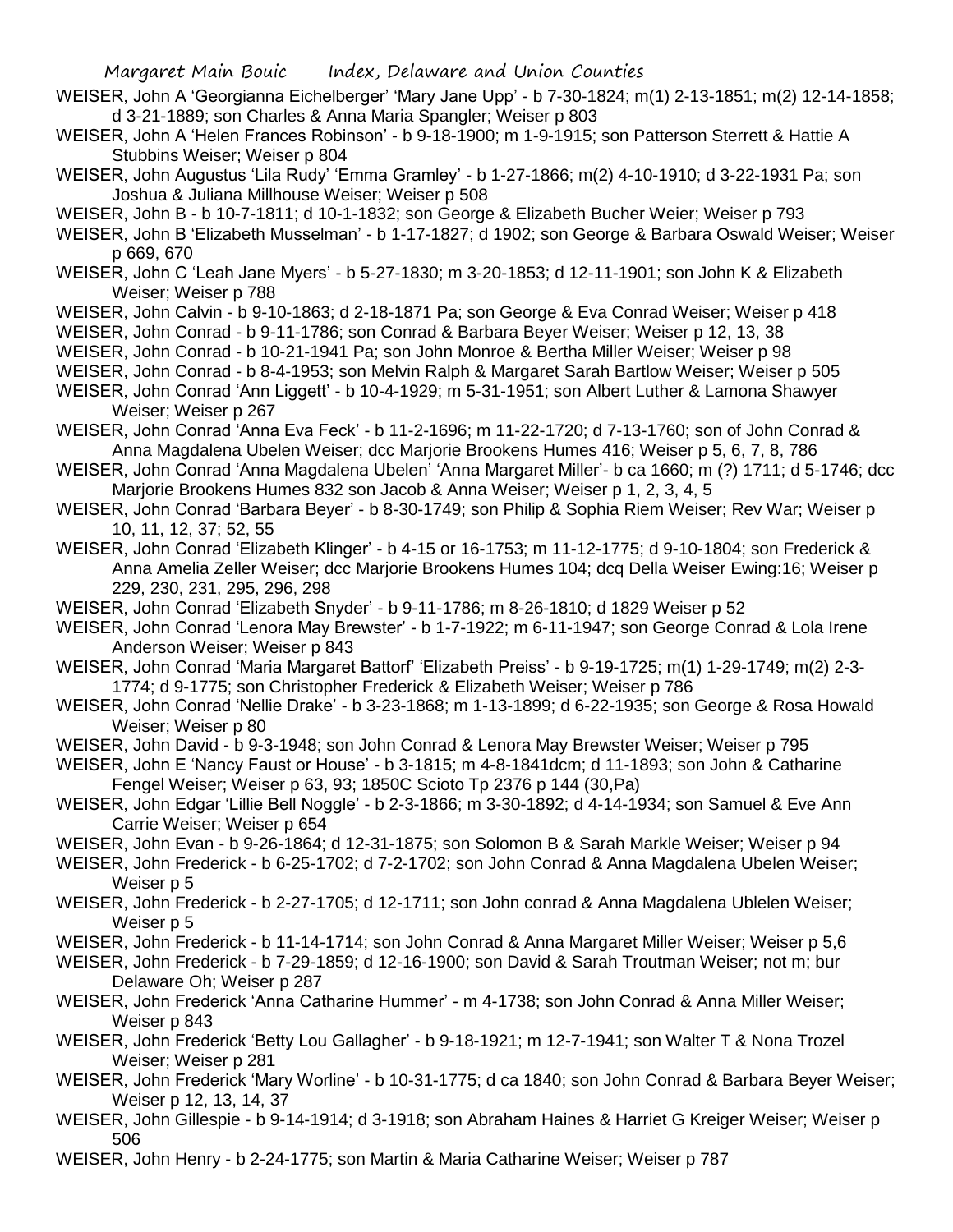WEISER, John A 'Georgianna Eichelberger' 'Mary Jane Upp' - b 7-30-1824; m(1) 2-13-1851; m(2) 12-14-1858; d 3-21-1889; son Charles & Anna Maria Spangler; Weiser p 803

WEISER, John A 'Helen Frances Robinson' - b 9-18-1900; m 1-9-1915; son Patterson Sterrett & Hattie A Stubbins Weiser; Weiser p 804

WEISER, John Augustus 'Lila Rudy' 'Emma Gramley' - b 1-27-1866; m(2) 4-10-1910; d 3-22-1931 Pa; son Joshua & Juliana Millhouse Weiser; Weiser p 508

WEISER, John B - b 10-7-1811; d 10-1-1832; son George & Elizabeth Bucher Weier; Weiser p 793

WEISER, John B 'Elizabeth Musselman' - b 1-17-1827; d 1902; son George & Barbara Oswald Weiser; Weiser p 669, 670

WEISER, John C 'Leah Jane Myers' - b 5-27-1830; m 3-20-1853; d 12-11-1901; son John K & Elizabeth Weiser; Weiser p 788

WEISER, John Calvin - b 9-10-1863; d 2-18-1871 Pa; son George & Eva Conrad Weiser; Weiser p 418

WEISER, John Conrad - b 9-11-1786; son Conrad & Barbara Beyer Weiser; Weiser p 12, 13, 38

WEISER, John Conrad - b 10-21-1941 Pa; son John Monroe & Bertha Miller Weiser; Weiser p 98

WEISER, John Conrad - b 8-4-1953; son Melvin Ralph & Margaret Sarah Bartlow Weiser; Weiser p 505

WEISER, John Conrad 'Ann Liggett' - b 10-4-1929; m 5-31-1951; son Albert Luther & Lamona Shawyer Weiser; Weiser p 267

WEISER, John Conrad 'Anna Eva Feck' - b 11-2-1696; m 11-22-1720; d 7-13-1760; son of John Conrad & Anna Magdalena Ubelen Weiser; dcc Marjorie Brookens Humes 416; Weiser p 5, 6, 7, 8, 786

WEISER, John Conrad 'Anna Magdalena Ubelen' 'Anna Margaret Miller'- b ca 1660; m (?) 1711; d 5-1746; dcc Marjorie Brookens Humes 832 son Jacob & Anna Weiser; Weiser p 1, 2, 3, 4, 5

WEISER, John Conrad 'Barbara Beyer' - b 8-30-1749; son Philip & Sophia Riem Weiser; Rev War; Weiser p 10, 11, 12, 37; 52, 55

WEISER, John Conrad 'Elizabeth Klinger' - b 4-15 or 16-1753; m 11-12-1775; d 9-10-1804; son Frederick & Anna Amelia Zeller Weiser; dcc Marjorie Brookens Humes 104; dcq Della Weiser Ewing:16; Weiser p 229, 230, 231, 295, 296, 298

WEISER, John Conrad 'Elizabeth Snyder' - b 9-11-1786; m 8-26-1810; d 1829 Weiser p 52

WEISER, John Conrad 'Lenora May Brewster' - b 1-7-1922; m 6-11-1947; son George Conrad & Lola Irene Anderson Weiser; Weiser p 843

WEISER, John Conrad 'Maria Margaret Battorf' 'Elizabeth Preiss' - b 9-19-1725; m(1) 1-29-1749; m(2) 2-3-1774; d 9-1775; son Christopher Frederick & Elizabeth Weiser; Weiser p 786

WEISER, John Conrad 'Nellie Drake' - b 3-23-1868; m 1-13-1899; d 6-22-1935; son George & Rosa Howald Weiser; Weiser p 80

WEISER, John David - b 9-3-1948; son John Conrad & Lenora May Brewster Weiser; Weiser p 795

WEISER, John E 'Nancy Faust or House' - b 3-1815; m 4-8-1841dcm; d 11-1893; son John & Catharine Fengel Weiser; Weiser p 63, 93; 1850C Scioto Tp 2376 p 144 (30,Pa)

WEISER, John Edgar 'Lillie Bell Noggle' - b 2-3-1866; m 3-30-1892; d 4-14-1934; son Samuel & Eve Ann Carrie Weiser; Weiser p 654

WEISER, John Evan - b 9-26-1864; d 12-31-1875; son Solomon B & Sarah Markle Weiser; Weiser p 94

WEISER, John Frederick - b 6-25-1702; d 7-2-1702; son John Conrad & Anna Magdalena Ubelen Weiser; Weiser p 5

WEISER, John Frederick - b 2-27-1705; d 12-1711; son John conrad & Anna Magdalena Ublelen Weiser; Weiser p 5

WEISER, John Frederick - b 11-14-1714; son John Conrad & Anna Margaret Miller Weiser; Weiser p 5,6

WEISER, John Frederick - b 7-29-1859; d 12-16-1900; son David & Sarah Troutman Weiser; not m; bur Delaware Oh; Weiser p 287

WEISER, John Frederick 'Anna Catharine Hummer' - m 4-1738; son John Conrad & Anna Miller Weiser; Weiser p 843

WEISER, John Frederick 'Betty Lou Gallagher' - b 9-18-1921; m 12-7-1941; son Walter T & Nona Trozel Weiser; Weiser p 281

WEISER, John Frederick 'Mary Worline' - b 10-31-1775; d ca 1840; son John Conrad & Barbara Beyer Weiser; Weiser p 12, 13, 14, 37

WEISER, John Gillespie - b 9-14-1914; d 3-1918; son Abraham Haines & Harriet G Kreiger Weiser; Weiser p 506

WEISER, John Henry - b 2-24-1775; son Martin & Maria Catharine Weiser; Weiser p 787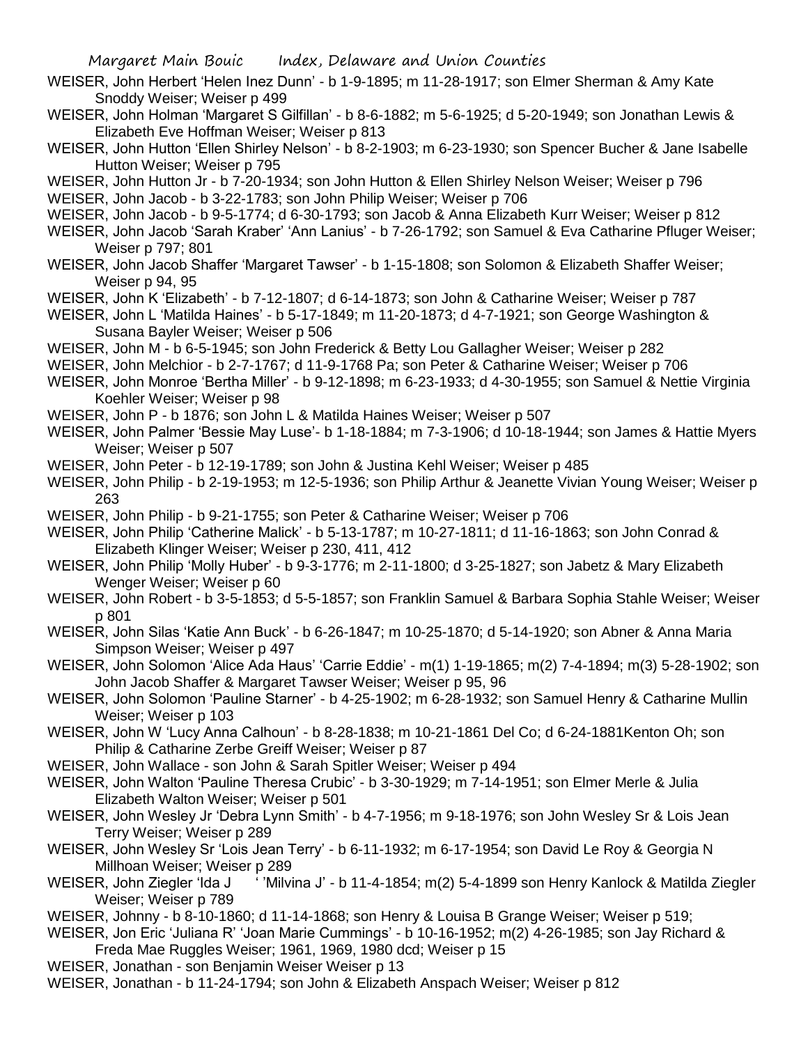WEISER, John Herbert 'Helen Inez Dunn' - b 1-9-1895; m 11-28-1917; son Elmer Sherman & Amy Kate Snoddy Weiser; Weiser p 499

WEISER, John Holman 'Margaret S Gilfillan' - b 8-6-1882; m 5-6-1925; d 5-20-1949; son Jonathan Lewis & Elizabeth Eve Hoffman Weiser; Weiser p 813

WEISER, John Hutton 'Ellen Shirley Nelson' - b 8-2-1903; m 6-23-1930; son Spencer Bucher & Jane Isabelle Hutton Weiser; Weiser p 795

WEISER, John Hutton Jr - b 7-20-1934; son John Hutton & Ellen Shirley Nelson Weiser; Weiser p 796

WEISER, John Jacob - b 3-22-1783; son John Philip Weiser; Weiser p 706

WEISER, John Jacob - b 9-5-1774; d 6-30-1793; son Jacob & Anna Elizabeth Kurr Weiser; Weiser p 812

WEISER, John Jacob 'Sarah Kraber' 'Ann Lanius' - b 7-26-1792; son Samuel & Eva Catharine Pfluger Weiser; Weiser p 797; 801

WEISER, John Jacob Shaffer 'Margaret Tawser' - b 1-15-1808; son Solomon & Elizabeth Shaffer Weiser; Weiser p 94, 95

WEISER, John K 'Elizabeth' - b 7-12-1807; d 6-14-1873; son John & Catharine Weiser; Weiser p 787

WEISER, John L 'Matilda Haines' - b 5-17-1849; m 11-20-1873; d 4-7-1921; son George Washington & Susana Bayler Weiser; Weiser p 506

WEISER, John M - b 6-5-1945; son John Frederick & Betty Lou Gallagher Weiser; Weiser p 282

WEISER, John Melchior - b 2-7-1767; d 11-9-1768 Pa; son Peter & Catharine Weiser; Weiser p 706

WEISER, John Monroe 'Bertha Miller' - b 9-12-1898; m 6-23-1933; d 4-30-1955; son Samuel & Nettie Virginia Koehler Weiser; Weiser p 98

WEISER, John P - b 1876; son John L & Matilda Haines Weiser; Weiser p 507

WEISER, John Palmer 'Bessie May Luse'- b 1-18-1884; m 7-3-1906; d 10-18-1944; son James & Hattie Myers Weiser; Weiser p 507

WEISER, John Peter - b 12-19-1789; son John & Justina Kehl Weiser; Weiser p 485

WEISER, John Philip - b 2-19-1953; m 12-5-1936; son Philip Arthur & Jeanette Vivian Young Weiser; Weiser p 263

WEISER, John Philip - b 9-21-1755; son Peter & Catharine Weiser; Weiser p 706

WEISER, John Philip 'Catherine Malick' - b 5-13-1787; m 10-27-1811; d 11-16-1863; son John Conrad & Elizabeth Klinger Weiser; Weiser p 230, 411, 412

WEISER, John Philip 'Molly Huber' - b 9-3-1776; m 2-11-1800; d 3-25-1827; son Jabetz & Mary Elizabeth Wenger Weiser; Weiser p 60

WEISER, John Robert - b 3-5-1853; d 5-5-1857; son Franklin Samuel & Barbara Sophia Stahle Weiser; Weiser p 801

WEISER, John Silas 'Katie Ann Buck' - b 6-26-1847; m 10-25-1870; d 5-14-1920; son Abner & Anna Maria Simpson Weiser; Weiser p 497

WEISER, John Solomon 'Alice Ada Haus' 'Carrie Eddie' - m(1) 1-19-1865; m(2) 7-4-1894; m(3) 5-28-1902; son John Jacob Shaffer & Margaret Tawser Weiser; Weiser p 95, 96

WEISER, John Solomon 'Pauline Starner' - b 4-25-1902; m 6-28-1932; son Samuel Henry & Catharine Mullin Weiser; Weiser p 103

WEISER, John W 'Lucy Anna Calhoun' - b 8-28-1838; m 10-21-1861 Del Co; d 6-24-1881Kenton Oh; son Philip & Catharine Zerbe Greiff Weiser; Weiser p 87

WEISER, John Wallace - son John & Sarah Spitler Weiser; Weiser p 494

WEISER, John Walton 'Pauline Theresa Crubic' - b 3-30-1929; m 7-14-1951; son Elmer Merle & Julia Elizabeth Walton Weiser; Weiser p 501

WEISER, John Wesley Jr 'Debra Lynn Smith' - b 4-7-1956; m 9-18-1976; son John Wesley Sr & Lois Jean Terry Weiser; Weiser p 289

WEISER, John Wesley Sr 'Lois Jean Terry' - b 6-11-1932; m 6-17-1954; son David Le Roy & Georgia N Millhoan Weiser; Weiser p 289

WEISER, John Ziegler 'Ida J ' 'Milvina J' - b 11-4-1854; m(2) 5-4-1899 son Henry Kanlock & Matilda Ziegler Weiser; Weiser p 789

WEISER, Johnny - b 8-10-1860; d 11-14-1868; son Henry & Louisa B Grange Weiser; Weiser p 519;

WEISER, Jon Eric 'Juliana R' 'Joan Marie Cummings' - b 10-16-1952; m(2) 4-26-1985; son Jay Richard & Freda Mae Ruggles Weiser; 1961, 1969, 1980 dcd; Weiser p 15

WEISER, Jonathan - son Benjamin Weiser Weiser p 13

WEISER, Jonathan - b 11-24-1794; son John & Elizabeth Anspach Weiser; Weiser p 812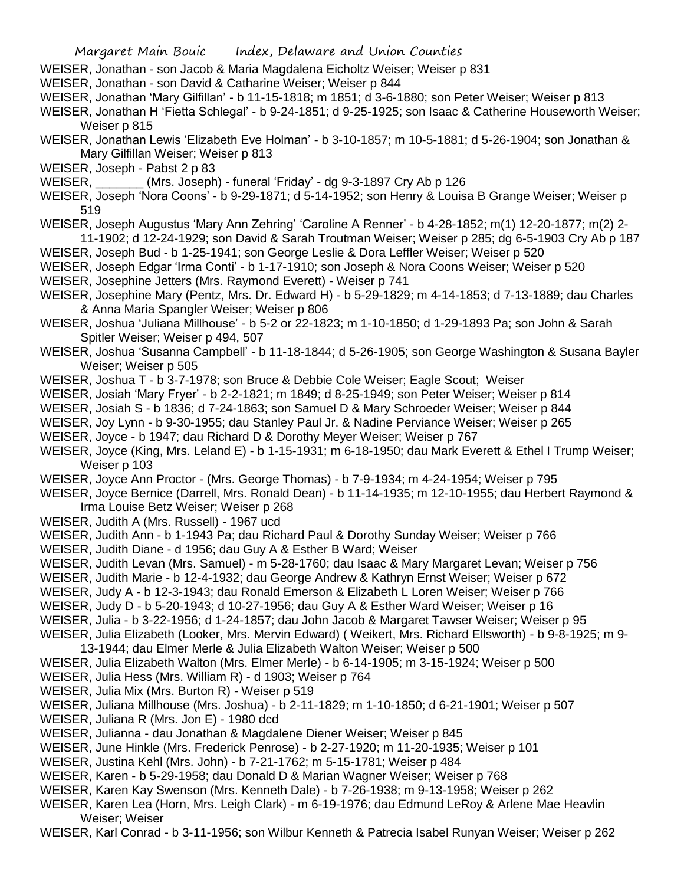WEISER, Jonathan - son Jacob & Maria Magdalena Eicholtz Weiser; Weiser p 831

WEISER, Jonathan - son David & Catharine Weiser; Weiser p 844

WEISER, Jonathan 'Mary Gilfillan' - b 11-15-1818; m 1851; d 3-6-1880; son Peter Weiser; Weiser p 813

WEISER, Jonathan H 'Fietta Schlegal' - b 9-24-1851; d 9-25-1925; son Isaac & Catherine Houseworth Weiser; Weiser p 815

WEISER, Jonathan Lewis 'Elizabeth Eve Holman' - b 3-10-1857; m 10-5-1881; d 5-26-1904; son Jonathan & Mary Gilfillan Weiser; Weiser p 813

WEISER, Joseph - Pabst 2 p 83

WEISER, _______ (Mrs. Joseph) - funeral 'Friday' - dg 9-3-1897 Cry Ab p 126

WEISER, Joseph 'Nora Coons' - b 9-29-1871; d 5-14-1952; son Henry & Louisa B Grange Weiser; Weiser p 519

WEISER, Joseph Augustus 'Mary Ann Zehring' 'Caroline A Renner' - b 4-28-1852; m(1) 12-20-1877; m(2) 2-11-1902; d 12-24-1929; son David & Sarah Troutman Weiser; Weiser p 285; dg 6-5-1903 Cry Ab p 187

WEISER, Joseph Bud - b 1-25-1941; son George Leslie & Dora Leffler Weiser; Weiser p 520

WEISER, Joseph Edgar 'Irma Conti' - b 1-17-1910; son Joseph & Nora Coons Weiser; Weiser p 520

WEISER, Josephine Jetters (Mrs. Raymond Everett) - Weiser p 741

WEISER, Josephine Mary (Pentz, Mrs. Dr. Edward H) - b 5-29-1829; m 4-14-1853; d 7-13-1889; dau Charles & Anna Maria Spangler Weiser; Weiser p 806

WEISER, Joshua 'Juliana Millhouse' - b 5-2 or 22-1823; m 1-10-1850; d 1-29-1893 Pa; son John & Sarah Spitler Weiser; Weiser p 494, 507

WEISER, Joshua 'Susanna Campbell' - b 11-18-1844; d 5-26-1905; son George Washington & Susana Bayler Weiser; Weiser p 505

WEISER, Joshua T - b 3-7-1978; son Bruce & Debbie Cole Weiser; Eagle Scout; Weiser

WEISER, Josiah 'Mary Fryer' - b 2-2-1821; m 1849; d 8-25-1949; son Peter Weiser; Weiser p 814

WEISER, Josiah S - b 1836; d 7-24-1863; son Samuel D & Mary Schroeder Weiser; Weiser p 844

WEISER, Joy Lynn - b 9-30-1955; dau Stanley Paul Jr. & Nadine Perviance Weiser; Weiser p 265

WEISER, Joyce - b 1947; dau Richard D & Dorothy Meyer Weiser; Weiser p 767

WEISER, Joyce (King, Mrs. Leland E) - b 1-15-1931; m 6-18-1950; dau Mark Everett & Ethel I Trump Weiser; Weiser p 103

WEISER, Joyce Ann Proctor - (Mrs. George Thomas) - b 7-9-1934; m 4-24-1954; Weiser p 795

WEISER, Joyce Bernice (Darrell, Mrs. Ronald Dean) - b 11-14-1935; m 12-10-1955; dau Herbert Raymond & Irma Louise Betz Weiser; Weiser p 268

WEISER, Judith A (Mrs. Russell) - 1967 ucd

WEISER, Judith Ann - b 1-1943 Pa; dau Richard Paul & Dorothy Sunday Weiser; Weiser p 766

WEISER, Judith Diane - d 1956; dau Guy A & Esther B Ward; Weiser

WEISER, Judith Levan (Mrs. Samuel) - m 5-28-1760; dau Isaac & Mary Margaret Levan; Weiser p 756

WEISER, Judith Marie - b 12-4-1932; dau George Andrew & Kathryn Ernst Weiser; Weiser p 672

WEISER, Judy A - b 12-3-1943; dau Ronald Emerson & Elizabeth L Loren Weiser; Weiser p 766

WEISER, Judy D - b 5-20-1943; d 10-27-1956; dau Guy A & Esther Ward Weiser; Weiser p 16

WEISER, Julia - b 3-22-1956; d 1-24-1857; dau John Jacob & Margaret Tawser Weiser; Weiser p 95

WEISER, Julia Elizabeth (Looker, Mrs. Mervin Edward) ( Weikert, Mrs. Richard Ellsworth) - b 9-8-1925; m 9-13-1944; dau Elmer Merle & Julia Elizabeth Walton Weiser; Weiser p 500

WEISER, Julia Elizabeth Walton (Mrs. Elmer Merle) - b 6-14-1905; m 3-15-1924; Weiser p 500

WEISER, Julia Hess (Mrs. William R) - d 1903; Weiser p 764

WEISER, Julia Mix (Mrs. Burton R) - Weiser p 519

WEISER, Juliana Millhouse (Mrs. Joshua) - b 2-11-1829; m 1-10-1850; d 6-21-1901; Weiser p 507

WEISER, Juliana R (Mrs. Jon E) - 1980 dcd

WEISER, Julianna - dau Jonathan & Magdalene Diener Weiser; Weiser p 845

WEISER, June Hinkle (Mrs. Frederick Penrose) - b 2-27-1920; m 11-20-1935; Weiser p 101

WEISER, Justina Kehl (Mrs. John) - b 7-21-1762; m 5-15-1781; Weiser p 484

WEISER, Karen - b 5-29-1958; dau Donald D & Marian Wagner Weiser; Weiser p 768

WEISER, Karen Kay Swenson (Mrs. Kenneth Dale) - b 7-26-1938; m 9-13-1958; Weiser p 262

WEISER, Karen Lea (Horn, Mrs. Leigh Clark) - m 6-19-1976; dau Edmund LeRoy & Arlene Mae Heavlin Weiser; Weiser

WEISER, Karl Conrad - b 3-11-1956; son Wilbur Kenneth & Patrecia Isabel Runyan Weiser; Weiser p 262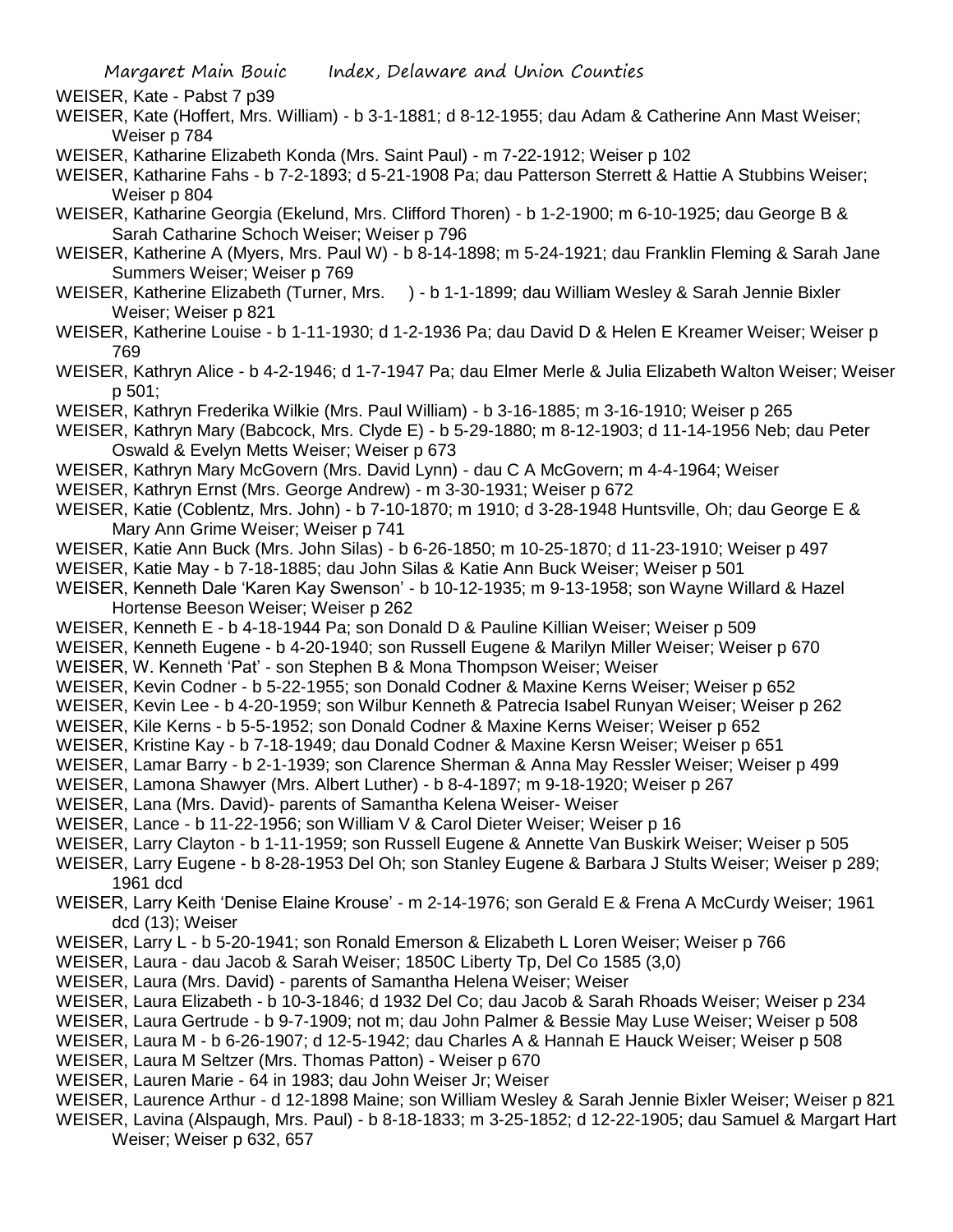WEISER, Kate - Pabst 7 p39

WEISER, Kate (Hoffert, Mrs. William) - b 3-1-1881; d 8-12-1955; dau Adam & Catherine Ann Mast Weiser; Weiser p 784

WEISER, Katharine Elizabeth Konda (Mrs. Saint Paul) - m 7-22-1912; Weiser p 102

WEISER, Katharine Fahs - b 7-2-1893; d 5-21-1908 Pa; dau Patterson Sterrett & Hattie A Stubbins Weiser; Weiser p 804

WEISER, Katharine Georgia (Ekelund, Mrs. Clifford Thoren) - b 1-2-1900; m 6-10-1925; dau George B & Sarah Catharine Schoch Weiser; Weiser p 796

WEISER, Katherine A (Myers, Mrs. Paul W) - b 8-14-1898; m 5-24-1921; dau Franklin Fleming & Sarah Jane Summers Weiser; Weiser p 769

WEISER, Katherine Elizabeth (Turner, Mrs. ) - b 1-1-1899; dau William Wesley & Sarah Jennie Bixler Weiser; Weiser p 821

WEISER, Katherine Louise - b 1-11-1930; d 1-2-1936 Pa; dau David D & Helen E Kreamer Weiser; Weiser p 769

WEISER, Kathryn Alice - b 4-2-1946; d 1-7-1947 Pa; dau Elmer Merle & Julia Elizabeth Walton Weiser; Weiser p 501;

WEISER, Kathryn Frederika Wilkie (Mrs. Paul William) - b 3-16-1885; m 3-16-1910; Weiser p 265

WEISER, Kathryn Mary (Babcock, Mrs. Clyde E) - b 5-29-1880; m 8-12-1903; d 11-14-1956 Neb; dau Peter Oswald & Evelyn Metts Weiser; Weiser p 673

WEISER, Kathryn Mary McGovern (Mrs. David Lynn) - dau C A McGovern; m 4-4-1964; Weiser

WEISER, Kathryn Ernst (Mrs. George Andrew) - m 3-30-1931; Weiser p 672

WEISER, Katie (Coblentz, Mrs. John) - b 7-10-1870; m 1910; d 3-28-1948 Huntsville, Oh; dau George E & Mary Ann Grime Weiser; Weiser p 741

WEISER, Katie Ann Buck (Mrs. John Silas) - b 6-26-1850; m 10-25-1870; d 11-23-1910; Weiser p 497

WEISER, Katie May - b 7-18-1885; dau John Silas & Katie Ann Buck Weiser; Weiser p 501

WEISER, Kenneth Dale 'Karen Kay Swenson' - b 10-12-1935; m 9-13-1958; son Wayne Willard & Hazel Hortense Beeson Weiser; Weiser p 262

WEISER, Kenneth E - b 4-18-1944 Pa; son Donald D & Pauline Killian Weiser; Weiser p 509

WEISER, Kenneth Eugene - b 4-20-1940; son Russell Eugene & Marilyn Miller Weiser; Weiser p 670

WEISER, W. Kenneth 'Pat' - son Stephen B & Mona Thompson Weiser; Weiser

WEISER, Kevin Codner - b 5-22-1955; son Donald Codner & Maxine Kerns Weiser; Weiser p 652

WEISER, Kevin Lee - b 4-20-1959; son Wilbur Kenneth & Patrecia Isabel Runyan Weiser; Weiser p 262

WEISER, Kile Kerns - b 5-5-1952; son Donald Codner & Maxine Kerns Weiser; Weiser p 652

WEISER, Kristine Kay - b 7-18-1949; dau Donald Codner & Maxine Kersn Weiser; Weiser p 651

WEISER, Lamar Barry - b 2-1-1939; son Clarence Sherman & Anna May Ressler Weiser; Weiser p 499

WEISER, Lamona Shawyer (Mrs. Albert Luther) - b 8-4-1897; m 9-18-1920; Weiser p 267

WEISER, Lana (Mrs. David)- parents of Samantha Kelena Weiser- Weiser

WEISER, Lance - b 11-22-1956; son William V & Carol Dieter Weiser; Weiser p 16

WEISER, Larry Clayton - b 1-11-1959; son Russell Eugene & Annette Van Buskirk Weiser; Weiser p 505

WEISER, Larry Eugene - b 8-28-1953 Del Oh; son Stanley Eugene & Barbara J Stults Weiser; Weiser p 289; 1961 dcd

WEISER, Larry Keith 'Denise Elaine Krouse' - m 2-14-1976; son Gerald E & Frena A McCurdy Weiser; 1961 dcd (13); Weiser

WEISER, Larry L - b 5-20-1941; son Ronald Emerson & Elizabeth L Loren Weiser; Weiser p 766

WEISER, Laura - dau Jacob & Sarah Weiser; 1850C Liberty Tp, Del Co 1585 (3,0)

WEISER, Laura (Mrs. David) - parents of Samantha Helena Weiser; Weiser

WEISER, Laura Elizabeth - b 10-3-1846; d 1932 Del Co; dau Jacob & Sarah Rhoads Weiser; Weiser p 234

WEISER, Laura Gertrude - b 9-7-1909; not m; dau John Palmer & Bessie May Luse Weiser; Weiser p 508

WEISER, Laura M - b 6-26-1907; d 12-5-1942; dau Charles A & Hannah E Hauck Weiser; Weiser p 508

WEISER, Laura M Seltzer (Mrs. Thomas Patton) - Weiser p 670

WEISER, Lauren Marie - 64 in 1983; dau John Weiser Jr; Weiser

WEISER, Laurence Arthur - d 12-1898 Maine; son William Wesley & Sarah Jennie Bixler Weiser; Weiser p 821

WEISER, Lavina (Alspaugh, Mrs. Paul) - b 8-18-1833; m 3-25-1852; d 12-22-1905; dau Samuel & Margart Hart Weiser; Weiser p 632, 657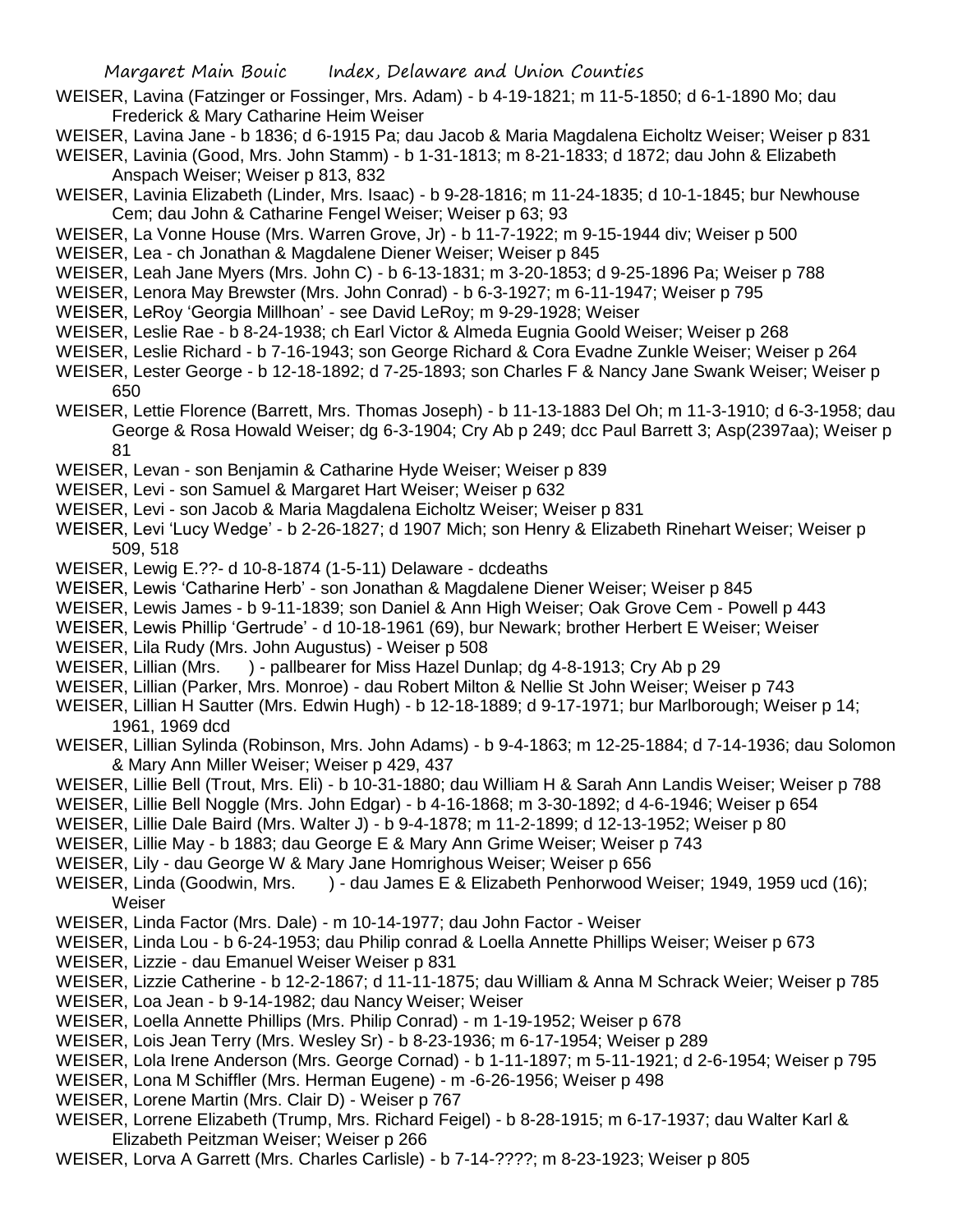WEISER, Lavina (Fatzinger or Fossinger, Mrs. Adam) - b 4-19-1821; m 11-5-1850; d 6-1-1890 Mo; dau Frederick & Mary Catharine Heim Weiser

WEISER, Lavina Jane - b 1836; d 6-1915 Pa; dau Jacob & Maria Magdalena Eicholtz Weiser; Weiser p 831

WEISER, Lavinia (Good, Mrs. John Stamm) - b 1-31-1813; m 8-21-1833; d 1872; dau John & Elizabeth Anspach Weiser; Weiser p 813, 832

WEISER, Lavinia Elizabeth (Linder, Mrs. Isaac) - b 9-28-1816; m 11-24-1835; d 10-1-1845; bur Newhouse Cem; dau John & Catharine Fengel Weiser; Weiser p 63; 93

WEISER, La Vonne House (Mrs. Warren Grove, Jr) - b 11-7-1922; m 9-15-1944 div; Weiser p 500

WEISER, Lea - ch Jonathan & Magdalene Diener Weiser; Weiser p 845

WEISER, Leah Jane Myers (Mrs. John C) - b 6-13-1831; m 3-20-1853; d 9-25-1896 Pa; Weiser p 788

WEISER, Lenora May Brewster (Mrs. John Conrad) - b 6-3-1927; m 6-11-1947; Weiser p 795

WEISER, LeRoy 'Georgia Millhoan' - see David LeRoy; m 9-29-1928; Weiser

WEISER, Leslie Rae - b 8-24-1938; ch Earl Victor & Almeda Eugnia Goold Weiser; Weiser p 268

WEISER, Leslie Richard - b 7-16-1943; son George Richard & Cora Evadne Zunkle Weiser; Weiser p 264

WEISER, Lester George - b 12-18-1892; d 7-25-1893; son Charles F & Nancy Jane Swank Weiser; Weiser p 650

WEISER, Lettie Florence (Barrett, Mrs. Thomas Joseph) - b 11-13-1883 Del Oh; m 11-3-1910; d 6-3-1958; dau George & Rosa Howald Weiser; dg 6-3-1904; Cry Ab p 249; dcc Paul Barrett 3; Asp(2397aa); Weiser p 81

WEISER, Levan - son Benjamin & Catharine Hyde Weiser; Weiser p 839

WEISER, Levi - son Samuel & Margaret Hart Weiser; Weiser p 632

WEISER, Levi - son Jacob & Maria Magdalena Eicholtz Weiser; Weiser p 831

WEISER, Levi 'Lucy Wedge' - b 2-26-1827; d 1907 Mich; son Henry & Elizabeth Rinehart Weiser; Weiser p 509, 518

WEISER, Lewig E.??- d 10-8-1874 (1-5-11) Delaware - dcdeaths

WEISER, Lewis 'Catharine Herb' - son Jonathan & Magdalene Diener Weiser; Weiser p 845

WEISER, Lewis James - b 9-11-1839; son Daniel & Ann High Weiser; Oak Grove Cem - Powell p 443

WEISER, Lewis Phillip 'Gertrude' - d 10-18-1961 (69), bur Newark; brother Herbert E Weiser; Weiser

WEISER, Lila Rudy (Mrs. John Augustus) - Weiser p 508

WEISER, Lillian (Mrs. ) - pallbearer for Miss Hazel Dunlap; dg 4-8-1913; Cry Ab p 29

WEISER, Lillian (Parker, Mrs. Monroe) - dau Robert Milton & Nellie St John Weiser; Weiser p 743

WEISER, Lillian H Sautter (Mrs. Edwin Hugh) - b 12-18-1889; d 9-17-1971; bur Marlborough; Weiser p 14; 1961, 1969 dcd

WEISER, Lillian Sylinda (Robinson, Mrs. John Adams) - b 9-4-1863; m 12-25-1884; d 7-14-1936; dau Solomon & Mary Ann Miller Weiser; Weiser p 429, 437

WEISER, Lillie Bell (Trout, Mrs. Eli) - b 10-31-1880; dau William H & Sarah Ann Landis Weiser; Weiser p 788

WEISER, Lillie Bell Noggle (Mrs. John Edgar) - b 4-16-1868; m 3-30-1892; d 4-6-1946; Weiser p 654

WEISER, Lillie Dale Baird (Mrs. Walter J) - b 9-4-1878; m 11-2-1899; d 12-13-1952; Weiser p 80

WEISER, Lillie May - b 1883; dau George E & Mary Ann Grime Weiser; Weiser p 743

WEISER, Lily - dau George W & Mary Jane Homrighous Weiser; Weiser p 656

WEISER, Linda (Goodwin, Mrs. ) - dau James E & Elizabeth Penhorwood Weiser; 1949, 1959 ucd (16); Weiser

WEISER, Linda Factor (Mrs. Dale) - m 10-14-1977; dau John Factor - Weiser

WEISER, Linda Lou - b 6-24-1953; dau Philip conrad & Loella Annette Phillips Weiser; Weiser p 673

WEISER, Lizzie - dau Emanuel Weiser Weiser p 831

WEISER, Lizzie Catherine - b 12-2-1867; d 11-11-1875; dau William & Anna M Schrack Weier; Weiser p 785

WEISER, Loa Jean - b 9-14-1982; dau Nancy Weiser; Weiser

WEISER, Loella Annette Phillips (Mrs. Philip Conrad) - m 1-19-1952; Weiser p 678

WEISER, Lois Jean Terry (Mrs. Wesley Sr) - b 8-23-1936; m 6-17-1954; Weiser p 289

WEISER, Lola Irene Anderson (Mrs. George Cornad) - b 1-11-1897; m 5-11-1921; d 2-6-1954; Weiser p 795

WEISER, Lona M Schiffler (Mrs. Herman Eugene) - m -6-26-1956; Weiser p 498

WEISER, Lorene Martin (Mrs. Clair D) - Weiser p 767

WEISER, Lorrene Elizabeth (Trump, Mrs. Richard Feigel) - b 8-28-1915; m 6-17-1937; dau Walter Karl & Elizabeth Peitzman Weiser; Weiser p 266

WEISER, Lorva A Garrett (Mrs. Charles Carlisle) - b 7-14-????; m 8-23-1923; Weiser p 805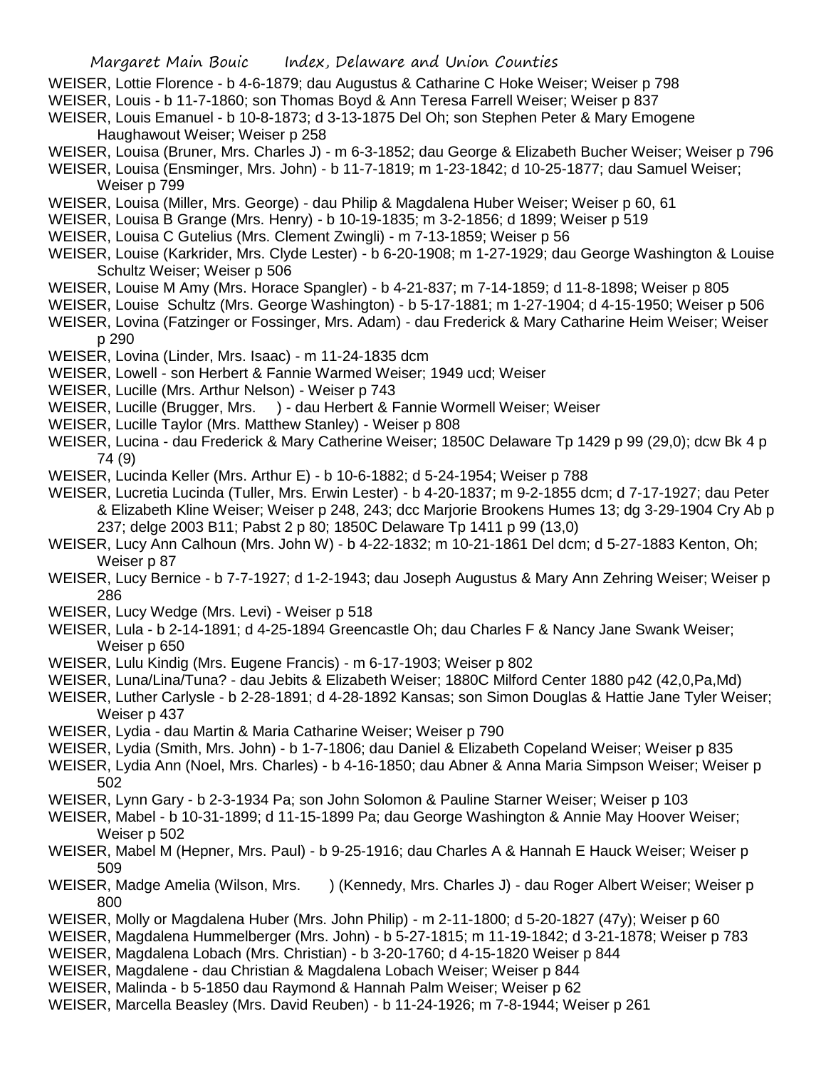WEISER, Lottie Florence - b 4-6-1879; dau Augustus & Catharine C Hoke Weiser; Weiser p 798

WEISER, Louis - b 11-7-1860; son Thomas Boyd & Ann Teresa Farrell Weiser; Weiser p 837

WEISER, Louis Emanuel - b 10-8-1873; d 3-13-1875 Del Oh; son Stephen Peter & Mary Emogene Haughawout Weiser; Weiser p 258

WEISER, Louisa (Bruner, Mrs. Charles J) - m 6-3-1852; dau George & Elizabeth Bucher Weiser; Weiser p 796

WEISER, Louisa (Ensminger, Mrs. John) - b 11-7-1819; m 1-23-1842; d 10-25-1877; dau Samuel Weiser; Weiser p 799

WEISER, Louisa (Miller, Mrs. George) - dau Philip & Magdalena Huber Weiser; Weiser p 60, 61

WEISER, Louisa B Grange (Mrs. Henry) - b 10-19-1835; m 3-2-1856; d 1899; Weiser p 519

WEISER, Louisa C Gutelius (Mrs. Clement Zwingli) - m 7-13-1859; Weiser p 56

WEISER, Louise (Karkrider, Mrs. Clyde Lester) - b 6-20-1908; m 1-27-1929; dau George Washington & Louise Schultz Weiser; Weiser p 506

WEISER, Louise M Amy (Mrs. Horace Spangler) - b 4-21-837; m 7-14-1859; d 11-8-1898; Weiser p 805

WEISER, Louise Schultz (Mrs. George Washington) - b 5-17-1881; m 1-27-1904; d 4-15-1950; Weiser p 506

WEISER, Lovina (Fatzinger or Fossinger, Mrs. Adam) - dau Frederick & Mary Catharine Heim Weiser; Weiser p 290

WEISER, Lovina (Linder, Mrs. Isaac) - m 11-24-1835 dcm

WEISER, Lowell - son Herbert & Fannie Warmed Weiser; 1949 ucd; Weiser

WEISER, Lucille (Mrs. Arthur Nelson) - Weiser p 743

WEISER, Lucille (Brugger, Mrs. ) - dau Herbert & Fannie Wormell Weiser; Weiser

WEISER, Lucille Taylor (Mrs. Matthew Stanley) - Weiser p 808

WEISER, Lucina - dau Frederick & Mary Catherine Weiser; 1850C Delaware Tp 1429 p 99 (29,0); dcw Bk 4 p 74 (9)

WEISER, Lucinda Keller (Mrs. Arthur E) - b 10-6-1882; d 5-24-1954; Weiser p 788

WEISER, Lucretia Lucinda (Tuller, Mrs. Erwin Lester) - b 4-20-1837; m 9-2-1855 dcm; d 7-17-1927; dau Peter & Elizabeth Kline Weiser; Weiser p 248, 243; dcc Marjorie Brookens Humes 13; dg 3-29-1904 Cry Ab p 237; delge 2003 B11; Pabst 2 p 80; 1850C Delaware Tp 1411 p 99 (13,0)

WEISER, Lucy Ann Calhoun (Mrs. John W) - b 4-22-1832; m 10-21-1861 Del dcm; d 5-27-1883 Kenton, Oh; Weiser p 87

WEISER, Lucy Bernice - b 7-7-1927; d 1-2-1943; dau Joseph Augustus & Mary Ann Zehring Weiser; Weiser p 286

WEISER, Lucy Wedge (Mrs. Levi) - Weiser p 518

WEISER, Lula - b 2-14-1891; d 4-25-1894 Greencastle Oh; dau Charles F & Nancy Jane Swank Weiser; Weiser p 650

WEISER, Lulu Kindig (Mrs. Eugene Francis) - m 6-17-1903; Weiser p 802

WEISER, Luna/Lina/Tuna? - dau Jebits & Elizabeth Weiser; 1880C Milford Center 1880 p42 (42,0,Pa,Md)

WEISER, Luther Carlysle - b 2-28-1891; d 4-28-1892 Kansas; son Simon Douglas & Hattie Jane Tyler Weiser; Weiser p 437

WEISER, Lydia - dau Martin & Maria Catharine Weiser; Weiser p 790

WEISER, Lydia (Smith, Mrs. John) - b 1-7-1806; dau Daniel & Elizabeth Copeland Weiser; Weiser p 835

WEISER, Lydia Ann (Noel, Mrs. Charles) - b 4-16-1850; dau Abner & Anna Maria Simpson Weiser; Weiser p 502

WEISER, Lynn Gary - b 2-3-1934 Pa; son John Solomon & Pauline Starner Weiser; Weiser p 103

WEISER, Mabel - b 10-31-1899; d 11-15-1899 Pa; dau George Washington & Annie May Hoover Weiser; Weiser p 502

WEISER, Mabel M (Hepner, Mrs. Paul) - b 9-25-1916; dau Charles A & Hannah E Hauck Weiser; Weiser p 509

WEISER, Madge Amelia (Wilson, Mrs. ) (Kennedy, Mrs. Charles J) - dau Roger Albert Weiser; Weiser p 800

WEISER, Molly or Magdalena Huber (Mrs. John Philip) - m 2-11-1800; d 5-20-1827 (47y); Weiser p 60

WEISER, Magdalena Hummelberger (Mrs. John) - b 5-27-1815; m 11-19-1842; d 3-21-1878; Weiser p 783

WEISER, Magdalena Lobach (Mrs. Christian) - b 3-20-1760; d 4-15-1820 Weiser p 844

WEISER, Magdalene - dau Christian & Magdalena Lobach Weiser; Weiser p 844

WEISER, Malinda - b 5-1850 dau Raymond & Hannah Palm Weiser; Weiser p 62

WEISER, Marcella Beasley (Mrs. David Reuben) - b 11-24-1926; m 7-8-1944; Weiser p 261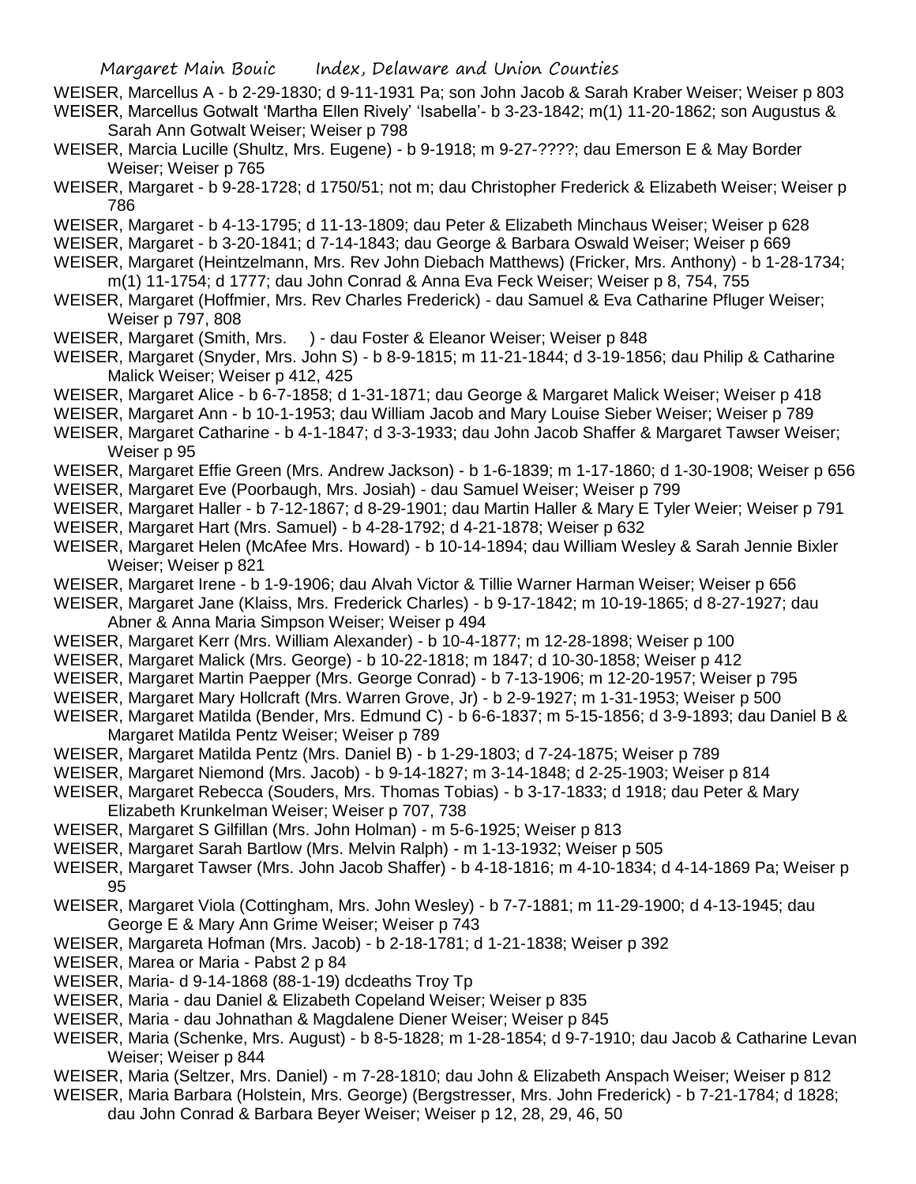WEISER, Marcellus A - b 2-29-1830; d 9-11-1931 Pa; son John Jacob & Sarah Kraber Weiser; Weiser p 803

WEISER, Marcellus Gotwalt 'Martha Ellen Rively' 'Isabella'- b 3-23-1842; m(1) 11-20-1862; son Augustus & Sarah Ann Gotwalt Weiser; Weiser p 798

WEISER, Marcia Lucille (Shultz, Mrs. Eugene) - b 9-1918; m 9-27-????; dau Emerson E & May Border Weiser; Weiser p 765

WEISER, Margaret - b 9-28-1728; d 1750/51; not m; dau Christopher Frederick & Elizabeth Weiser; Weiser p 786

WEISER, Margaret - b 4-13-1795; d 11-13-1809; dau Peter & Elizabeth Minchaus Weiser; Weiser p 628

WEISER, Margaret - b 3-20-1841; d 7-14-1843; dau George & Barbara Oswald Weiser; Weiser p 669

WEISER, Margaret (Heintzelmann, Mrs. Rev John Diebach Matthews) (Fricker, Mrs. Anthony) - b 1-28-1734; m(1) 11-1754; d 1777; dau John Conrad & Anna Eva Feck Weiser; Weiser p 8, 754, 755

WEISER, Margaret (Hoffmier, Mrs. Rev Charles Frederick) - dau Samuel & Eva Catharine Pfluger Weiser; Weiser p 797, 808

WEISER, Margaret (Smith, Mrs. ) - dau Foster & Eleanor Weiser; Weiser p 848

WEISER, Margaret (Snyder, Mrs. John S) - b 8-9-1815; m 11-21-1844; d 3-19-1856; dau Philip & Catharine Malick Weiser; Weiser p 412, 425

WEISER, Margaret Alice - b 6-7-1858; d 1-31-1871; dau George & Margaret Malick Weiser; Weiser p 418

WEISER, Margaret Ann - b 10-1-1953; dau William Jacob and Mary Louise Sieber Weiser; Weiser p 789

WEISER, Margaret Catharine - b 4-1-1847; d 3-3-1933; dau John Jacob Shaffer & Margaret Tawser Weiser; Weiser p 95

WEISER, Margaret Effie Green (Mrs. Andrew Jackson) - b 1-6-1839; m 1-17-1860; d 1-30-1908; Weiser p 656

WEISER, Margaret Eve (Poorbaugh, Mrs. Josiah) - dau Samuel Weiser; Weiser p 799

WEISER, Margaret Haller - b 7-12-1867; d 8-29-1901; dau Martin Haller & Mary E Tyler Weier; Weiser p 791

WEISER, Margaret Hart (Mrs. Samuel) - b 4-28-1792; d 4-21-1878; Weiser p 632

WEISER, Margaret Helen (McAfee Mrs. Howard) - b 10-14-1894; dau William Wesley & Sarah Jennie Bixler Weiser; Weiser p 821

WEISER, Margaret Irene - b 1-9-1906; dau Alvah Victor & Tillie Warner Harman Weiser; Weiser p 656

WEISER, Margaret Jane (Klaiss, Mrs. Frederick Charles) - b 9-17-1842; m 10-19-1865; d 8-27-1927; dau Abner & Anna Maria Simpson Weiser; Weiser p 494

WEISER, Margaret Kerr (Mrs. William Alexander) - b 10-4-1877; m 12-28-1898; Weiser p 100

WEISER, Margaret Malick (Mrs. George) - b 10-22-1818; m 1847; d 10-30-1858; Weiser p 412

WEISER, Margaret Martin Paepper (Mrs. George Conrad) - b 7-13-1906; m 12-20-1957; Weiser p 795

WEISER, Margaret Mary Hollcraft (Mrs. Warren Grove, Jr) - b 2-9-1927; m 1-31-1953; Weiser p 500

WEISER, Margaret Matilda (Bender, Mrs. Edmund C) - b 6-6-1837; m 5-15-1856; d 3-9-1893; dau Daniel B & Margaret Matilda Pentz Weiser; Weiser p 789

WEISER, Margaret Matilda Pentz (Mrs. Daniel B) - b 1-29-1803; d 7-24-1875; Weiser p 789

WEISER, Margaret Niemond (Mrs. Jacob) - b 9-14-1827; m 3-14-1848; d 2-25-1903; Weiser p 814

WEISER, Margaret Rebecca (Souders, Mrs. Thomas Tobias) - b 3-17-1833; d 1918; dau Peter & Mary Elizabeth Krunkelman Weiser; Weiser p 707, 738

WEISER, Margaret S Gilfillan (Mrs. John Holman) - m 5-6-1925; Weiser p 813

WEISER, Margaret Sarah Bartlow (Mrs. Melvin Ralph) - m 1-13-1932; Weiser p 505

WEISER, Margaret Tawser (Mrs. John Jacob Shaffer) - b 4-18-1816; m 4-10-1834; d 4-14-1869 Pa; Weiser p 95

WEISER, Margaret Viola (Cottingham, Mrs. John Wesley) - b 7-7-1881; m 11-29-1900; d 4-13-1945; dau George E & Mary Ann Grime Weiser; Weiser p 743

WEISER, Margareta Hofman (Mrs. Jacob) - b 2-18-1781; d 1-21-1838; Weiser p 392

WEISER, Marea or Maria - Pabst 2 p 84

WEISER, Maria- d 9-14-1868 (88-1-19) dcdeaths Troy Tp

WEISER, Maria - dau Daniel & Elizabeth Copeland Weiser; Weiser p 835

WEISER, Maria - dau Johnathan & Magdalene Diener Weiser; Weiser p 845

WEISER, Maria (Schenke, Mrs. August) - b 8-5-1828; m 1-28-1854; d 9-7-1910; dau Jacob & Catharine Levan Weiser; Weiser p 844

WEISER, Maria (Seltzer, Mrs. Daniel) - m 7-28-1810; dau John & Elizabeth Anspach Weiser; Weiser p 812

WEISER, Maria Barbara (Holstein, Mrs. George) (Bergstresser, Mrs. John Frederick) - b 7-21-1784; d 1828; dau John Conrad & Barbara Beyer Weiser; Weiser p 12, 28, 29, 46, 50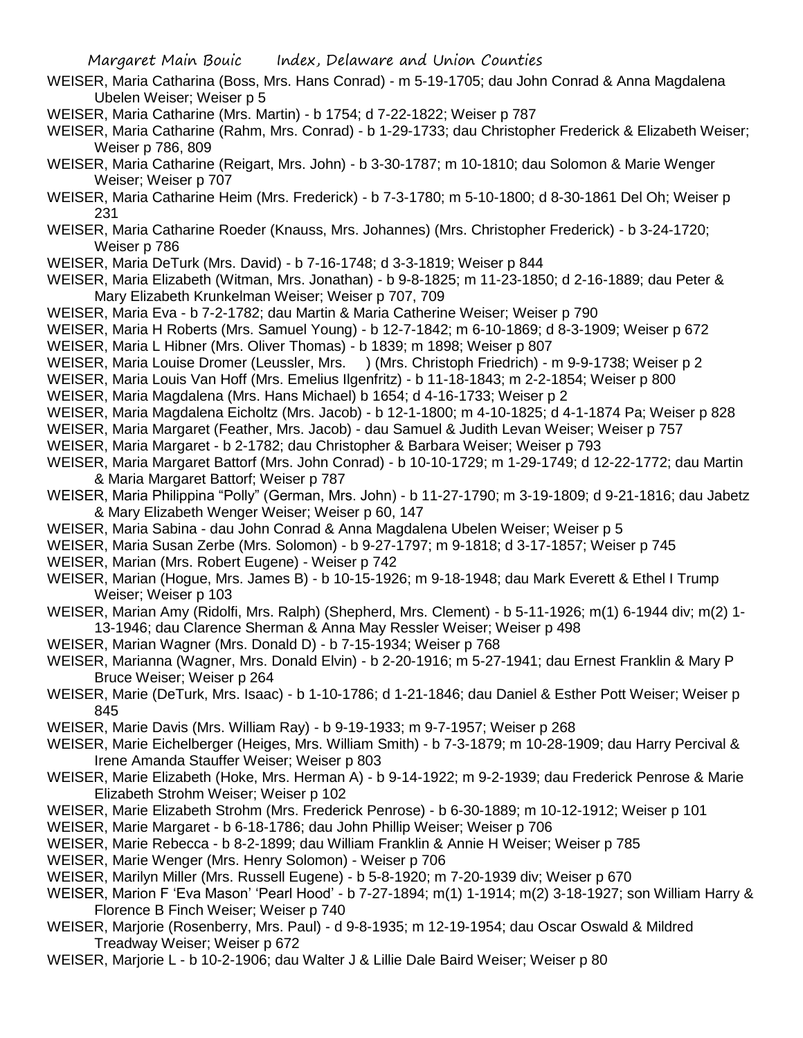WEISER, Maria Catharina (Boss, Mrs. Hans Conrad) - m 5-19-1705; dau John Conrad & Anna Magdalena Ubelen Weiser; Weiser p 5

WEISER, Maria Catharine (Mrs. Martin) - b 1754; d 7-22-1822; Weiser p 787

WEISER, Maria Catharine (Rahm, Mrs. Conrad) - b 1-29-1733; dau Christopher Frederick & Elizabeth Weiser; Weiser p 786, 809

WEISER, Maria Catharine (Reigart, Mrs. John) - b 3-30-1787; m 10-1810; dau Solomon & Marie Wenger Weiser; Weiser p 707

WEISER, Maria Catharine Heim (Mrs. Frederick) - b 7-3-1780; m 5-10-1800; d 8-30-1861 Del Oh; Weiser p 231

WEISER, Maria Catharine Roeder (Knauss, Mrs. Johannes) (Mrs. Christopher Frederick) - b 3-24-1720; Weiser p 786

WEISER, Maria DeTurk (Mrs. David) - b 7-16-1748; d 3-3-1819; Weiser p 844

WEISER, Maria Elizabeth (Witman, Mrs. Jonathan) - b 9-8-1825; m 11-23-1850; d 2-16-1889; dau Peter & Mary Elizabeth Krunkelman Weiser; Weiser p 707, 709

WEISER, Maria Eva - b 7-2-1782; dau Martin & Maria Catherine Weiser; Weiser p 790

WEISER, Maria H Roberts (Mrs. Samuel Young) - b 12-7-1842; m 6-10-1869; d 8-3-1909; Weiser p 672

WEISER, Maria L Hibner (Mrs. Oliver Thomas) - b 1839; m 1898; Weiser p 807

WEISER, Maria Louise Dromer (Leussler, Mrs. ) (Mrs. Christoph Friedrich) - m 9-9-1738; Weiser p 2

WEISER, Maria Louis Van Hoff (Mrs. Emelius Ilgenfritz) - b 11-18-1843; m 2-2-1854; Weiser p 800

WEISER, Maria Magdalena (Mrs. Hans Michael) b 1654; d 4-16-1733; Weiser p 2

WEISER, Maria Magdalena Eicholtz (Mrs. Jacob) - b 12-1-1800; m 4-10-1825; d 4-1-1874 Pa; Weiser p 828

WEISER, Maria Margaret (Feather, Mrs. Jacob) - dau Samuel & Judith Levan Weiser; Weiser p 757

WEISER, Maria Margaret - b 2-1782; dau Christopher & Barbara Weiser; Weiser p 793

WEISER, Maria Margaret Battorf (Mrs. John Conrad) - b 10-10-1729; m 1-29-1749; d 12-22-1772; dau Martin & Maria Margaret Battorf; Weiser p 787

WEISER, Maria Philippina "Polly" (German, Mrs. John) - b 11-27-1790; m 3-19-1809; d 9-21-1816; dau Jabetz & Mary Elizabeth Wenger Weiser; Weiser p 60, 147

WEISER, Maria Sabina - dau John Conrad & Anna Magdalena Ubelen Weiser; Weiser p 5

WEISER, Maria Susan Zerbe (Mrs. Solomon) - b 9-27-1797; m 9-1818; d 3-17-1857; Weiser p 745

WEISER, Marian (Mrs. Robert Eugene) - Weiser p 742

WEISER, Marian (Hogue, Mrs. James B) - b 10-15-1926; m 9-18-1948; dau Mark Everett & Ethel I Trump Weiser; Weiser p 103

WEISER, Marian Amy (Ridolfi, Mrs. Ralph) (Shepherd, Mrs. Clement) - b 5-11-1926; m(1) 6-1944 div; m(2) 1-13-1946; dau Clarence Sherman & Anna May Ressler Weiser; Weiser p 498

WEISER, Marian Wagner (Mrs. Donald D) - b 7-15-1934; Weiser p 768

WEISER, Marianna (Wagner, Mrs. Donald Elvin) - b 2-20-1916; m 5-27-1941; dau Ernest Franklin & Mary P Bruce Weiser; Weiser p 264

WEISER, Marie (DeTurk, Mrs. Isaac) - b 1-10-1786; d 1-21-1846; dau Daniel & Esther Pott Weiser; Weiser p 845

WEISER, Marie Davis (Mrs. William Ray) - b 9-19-1933; m 9-7-1957; Weiser p 268

WEISER, Marie Eichelberger (Heiges, Mrs. William Smith) - b 7-3-1879; m 10-28-1909; dau Harry Percival & Irene Amanda Stauffer Weiser; Weiser p 803

WEISER, Marie Elizabeth (Hoke, Mrs. Herman A) - b 9-14-1922; m 9-2-1939; dau Frederick Penrose & Marie Elizabeth Strohm Weiser; Weiser p 102

WEISER, Marie Elizabeth Strohm (Mrs. Frederick Penrose) - b 6-30-1889; m 10-12-1912; Weiser p 101

WEISER, Marie Margaret - b 6-18-1786; dau John Phillip Weiser; Weiser p 706

WEISER, Marie Rebecca - b 8-2-1899; dau William Franklin & Annie H Weiser; Weiser p 785

WEISER, Marie Wenger (Mrs. Henry Solomon) - Weiser p 706

WEISER, Marilyn Miller (Mrs. Russell Eugene) - b 5-8-1920; m 7-20-1939 div; Weiser p 670

WEISER, Marion F 'Eva Mason' 'Pearl Hood' - b 7-27-1894; m(1) 1-1914; m(2) 3-18-1927; son William Harry & Florence B Finch Weiser; Weiser p 740

WEISER, Marjorie (Rosenberry, Mrs. Paul) - d 9-8-1935; m 12-19-1954; dau Oscar Oswald & Mildred Treadway Weiser; Weiser p 672

WEISER, Marjorie L - b 10-2-1906; dau Walter J & Lillie Dale Baird Weiser; Weiser p 80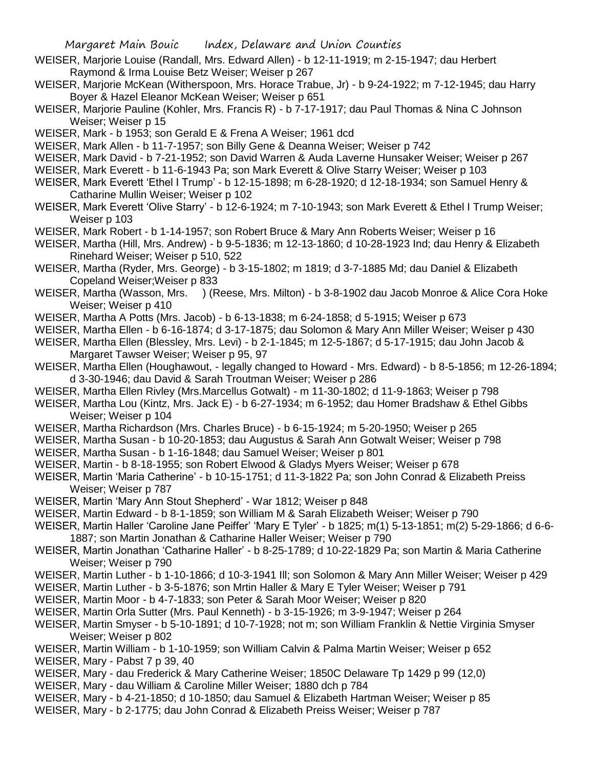WEISER, Marjorie Louise (Randall, Mrs. Edward Allen) - b 12-11-1919; m 2-15-1947; dau Herbert Raymond & Irma Louise Betz Weiser; Weiser p 267

WEISER, Marjorie McKean (Witherspoon, Mrs. Horace Trabue, Jr) - b 9-24-1922; m 7-12-1945; dau Harry Boyer & Hazel Eleanor McKean Weiser; Weiser p 651

WEISER, Marjorie Pauline (Kohler, Mrs. Francis R) - b 7-17-1917; dau Paul Thomas & Nina C Johnson Weiser; Weiser p 15

WEISER, Mark - b 1953; son Gerald E & Frena A Weiser; 1961 dcd

WEISER, Mark Allen - b 11-7-1957; son Billy Gene & Deanna Weiser; Weiser p 742

WEISER, Mark David - b 7-21-1952; son David Warren & Auda Laverne Hunsaker Weiser; Weiser p 267

WEISER, Mark Everett - b 11-6-1943 Pa; son Mark Everett & Olive Starry Weiser; Weiser p 103

WEISER, Mark Everett 'Ethel I Trump' - b 12-15-1898; m 6-28-1920; d 12-18-1934; son Samuel Henry & Catharine Mullin Weiser; Weiser p 102

WEISER, Mark Everett 'Olive Starry' - b 12-6-1924; m 7-10-1943; son Mark Everett & Ethel I Trump Weiser; Weiser p 103

WEISER, Mark Robert - b 1-14-1957; son Robert Bruce & Mary Ann Roberts Weiser; Weiser p 16

WEISER, Martha (Hill, Mrs. Andrew) - b 9-5-1836; m 12-13-1860; d 10-28-1923 Ind; dau Henry & Elizabeth Rinehard Weiser; Weiser p 510, 522

WEISER, Martha (Ryder, Mrs. George) - b 3-15-1802; m 1819; d 3-7-1885 Md; dau Daniel & Elizabeth Copeland Weiser;Weiser p 833

WEISER, Martha (Wasson, Mrs. ) (Reese, Mrs. Milton) - b 3-8-1902 dau Jacob Monroe & Alice Cora Hoke Weiser; Weiser p 410

WEISER, Martha A Potts (Mrs. Jacob) - b 6-13-1838; m 6-24-1858; d 5-1915; Weiser p 673

WEISER, Martha Ellen - b 6-16-1874; d 3-17-1875; dau Solomon & Mary Ann Miller Weiser; Weiser p 430

WEISER, Martha Ellen (Blessley, Mrs. Levi) - b 2-1-1845; m 12-5-1867; d 5-17-1915; dau John Jacob & Margaret Tawser Weiser; Weiser p 95, 97

WEISER, Martha Ellen (Houghawout, - legally changed to Howard - Mrs. Edward) - b 8-5-1856; m 12-26-1894; d 3-30-1946; dau David & Sarah Troutman Weiser; Weiser p 286

WEISER, Martha Ellen Rivley (Mrs.Marcellus Gotwalt) - m 11-30-1802; d 11-9-1863; Weiser p 798

WEISER, Martha Lou (Kintz, Mrs. Jack E) - b 6-27-1934; m 6-1952; dau Homer Bradshaw & Ethel Gibbs Weiser; Weiser p 104

WEISER, Martha Richardson (Mrs. Charles Bruce) - b 6-15-1924; m 5-20-1950; Weiser p 265

WEISER, Martha Susan - b 10-20-1853; dau Augustus & Sarah Ann Gotwalt Weiser; Weiser p 798

WEISER, Martha Susan - b 1-16-1848; dau Samuel Weiser; Weiser p 801

WEISER, Martin - b 8-18-1955; son Robert Elwood & Gladys Myers Weiser; Weiser p 678

WEISER, Martin 'Maria Catherine' - b 10-15-1751; d 11-3-1822 Pa; son John Conrad & Elizabeth Preiss Weiser; Weiser p 787

WEISER, Martin 'Mary Ann Stout Shepherd' - War 1812; Weiser p 848

WEISER, Martin Edward - b 8-1-1859; son William M & Sarah Elizabeth Weiser; Weiser p 790

WEISER, Martin Haller 'Caroline Jane Peiffer' 'Mary E Tyler' - b 1825; m(1) 5-13-1851; m(2) 5-29-1866; d 6-6-1887; son Martin Jonathan & Catharine Haller Weiser; Weiser p 790

WEISER, Martin Jonathan 'Catharine Haller' - b 8-25-1789; d 10-22-1829 Pa; son Martin & Maria Catherine Weiser; Weiser p 790

WEISER, Martin Luther - b 1-10-1866; d 10-3-1941 Ill; son Solomon & Mary Ann Miller Weiser; Weiser p 429

WEISER, Martin Luther - b 3-5-1876; son Mrtin Haller & Mary E Tyler Weiser; Weiser p 791

WEISER, Martin Moor - b 4-7-1833; son Peter & Sarah Moor Weiser; Weiser p 820

WEISER, Martin Orla Sutter (Mrs. Paul Kenneth) - b 3-15-1926; m 3-9-1947; Weiser p 264

WEISER, Martin Smyser - b 5-10-1891; d 10-7-1928; not m; son William Franklin & Nettie Virginia Smyser Weiser; Weiser p 802

WEISER, Martin William - b 1-10-1959; son William Calvin & Palma Martin Weiser; Weiser p 652

WEISER, Mary - Pabst 7 p 39, 40

WEISER, Mary - dau Frederick & Mary Catherine Weiser; 1850C Delaware Tp 1429 p 99 (12,0)

WEISER, Mary - dau William & Caroline Miller Weiser; 1880 dch p 784

WEISER, Mary - b 4-21-1850; d 10-1850; dau Samuel & Elizabeth Hartman Weiser; Weiser p 85

WEISER, Mary - b 2-1775; dau John Conrad & Elizabeth Preiss Weiser; Weiser p 787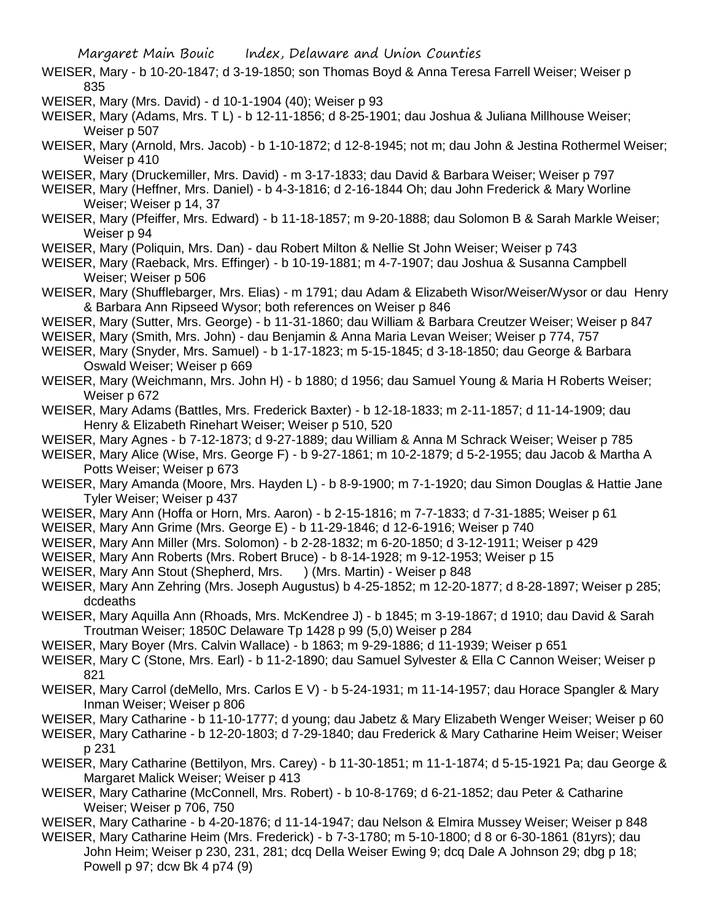WEISER, Mary - b 10-20-1847; d 3-19-1850; son Thomas Boyd & Anna Teresa Farrell Weiser; Weiser p 835

WEISER, Mary (Mrs. David) - d 10-1-1904 (40); Weiser p 93

WEISER, Mary (Adams, Mrs. T L) - b 12-11-1856; d 8-25-1901; dau Joshua & Juliana Millhouse Weiser; Weiser p 507

WEISER, Mary (Arnold, Mrs. Jacob) - b 1-10-1872; d 12-8-1945; not m; dau John & Jestina Rothermel Weiser; Weiser p 410

WEISER, Mary (Druckemiller, Mrs. David) - m 3-17-1833; dau David & Barbara Weiser; Weiser p 797

WEISER, Mary (Heffner, Mrs. Daniel) - b 4-3-1816; d 2-16-1844 Oh; dau John Frederick & Mary Worline Weiser; Weiser p 14, 37

WEISER, Mary (Pfeiffer, Mrs. Edward) - b 11-18-1857; m 9-20-1888; dau Solomon B & Sarah Markle Weiser; Weiser p 94

WEISER, Mary (Poliquin, Mrs. Dan) - dau Robert Milton & Nellie St John Weiser; Weiser p 743

WEISER, Mary (Raeback, Mrs. Effinger) - b 10-19-1881; m 4-7-1907; dau Joshua & Susanna Campbell Weiser; Weiser p 506

WEISER, Mary (Shufflebarger, Mrs. Elias) - m 1791; dau Adam & Elizabeth Wisor/Weiser/Wysor or dau Henry & Barbara Ann Ripseed Wysor; both references on Weiser p 846

WEISER, Mary (Sutter, Mrs. George) - b 11-31-1860; dau William & Barbara Creutzer Weiser; Weiser p 847

WEISER, Mary (Smith, Mrs. John) - dau Benjamin & Anna Maria Levan Weiser; Weiser p 774, 757

WEISER, Mary (Snyder, Mrs. Samuel) - b 1-17-1823; m 5-15-1845; d 3-18-1850; dau George & Barbara Oswald Weiser; Weiser p 669

WEISER, Mary (Weichmann, Mrs. John H) - b 1880; d 1956; dau Samuel Young & Maria H Roberts Weiser; Weiser p 672

WEISER, Mary Adams (Battles, Mrs. Frederick Baxter) - b 12-18-1833; m 2-11-1857; d 11-14-1909; dau Henry & Elizabeth Rinehart Weiser; Weiser p 510, 520

WEISER, Mary Agnes - b 7-12-1873; d 9-27-1889; dau William & Anna M Schrack Weiser; Weiser p 785

WEISER, Mary Alice (Wise, Mrs. George F) - b 9-27-1861; m 10-2-1879; d 5-2-1955; dau Jacob & Martha A Potts Weiser; Weiser p 673

WEISER, Mary Amanda (Moore, Mrs. Hayden L) - b 8-9-1900; m 7-1-1920; dau Simon Douglas & Hattie Jane Tyler Weiser; Weiser p 437

WEISER, Mary Ann (Hoffa or Horn, Mrs. Aaron) - b 2-15-1816; m 7-7-1833; d 7-31-1885; Weiser p 61

WEISER, Mary Ann Grime (Mrs. George E) - b 11-29-1846; d 12-6-1916; Weiser p 740

WEISER, Mary Ann Miller (Mrs. Solomon) - b 2-28-1832; m 6-20-1850; d 3-12-1911; Weiser p 429

WEISER, Mary Ann Roberts (Mrs. Robert Bruce) - b 8-14-1928; m 9-12-1953; Weiser p 15

WEISER, Mary Ann Stout (Shepherd, Mrs. ) (Mrs. Martin) - Weiser p 848

WEISER, Mary Ann Zehring (Mrs. Joseph Augustus) b 4-25-1852; m 12-20-1877; d 8-28-1897; Weiser p 285; dcdeaths

WEISER, Mary Aquilla Ann (Rhoads, Mrs. McKendree J) - b 1845; m 3-19-1867; d 1910; dau David & Sarah Troutman Weiser; 1850C Delaware Tp 1428 p 99 (5,0) Weiser p 284

WEISER, Mary Boyer (Mrs. Calvin Wallace) - b 1863; m 9-29-1886; d 11-1939; Weiser p 651

WEISER, Mary C (Stone, Mrs. Earl) - b 11-2-1890; dau Samuel Sylvester & Ella C Cannon Weiser; Weiser p 821

WEISER, Mary Carrol (deMello, Mrs. Carlos E V) - b 5-24-1931; m 11-14-1957; dau Horace Spangler & Mary Inman Weiser; Weiser p 806

WEISER, Mary Catharine - b 11-10-1777; d young; dau Jabetz & Mary Elizabeth Wenger Weiser; Weiser p 60

WEISER, Mary Catharine - b 12-20-1803; d 7-29-1840; dau Frederick & Mary Catharine Heim Weiser; Weiser p 231

WEISER, Mary Catharine (Bettilyon, Mrs. Carey) - b 11-30-1851; m 11-1-1874; d 5-15-1921 Pa; dau George & Margaret Malick Weiser; Weiser p 413

WEISER, Mary Catharine (McConnell, Mrs. Robert) - b 10-8-1769; d 6-21-1852; dau Peter & Catharine Weiser; Weiser p 706, 750

WEISER, Mary Catharine - b 4-20-1876; d 11-14-1947; dau Nelson & Elmira Mussey Weiser; Weiser p 848

WEISER, Mary Catharine Heim (Mrs. Frederick) - b 7-3-1780; m 5-10-1800; d 8 or 6-30-1861 (81yrs); dau John Heim; Weiser p 230, 231, 281; dcq Della Weiser Ewing 9; dcq Dale A Johnson 29; dbg p 18; Powell p 97; dcw Bk 4 p74 (9)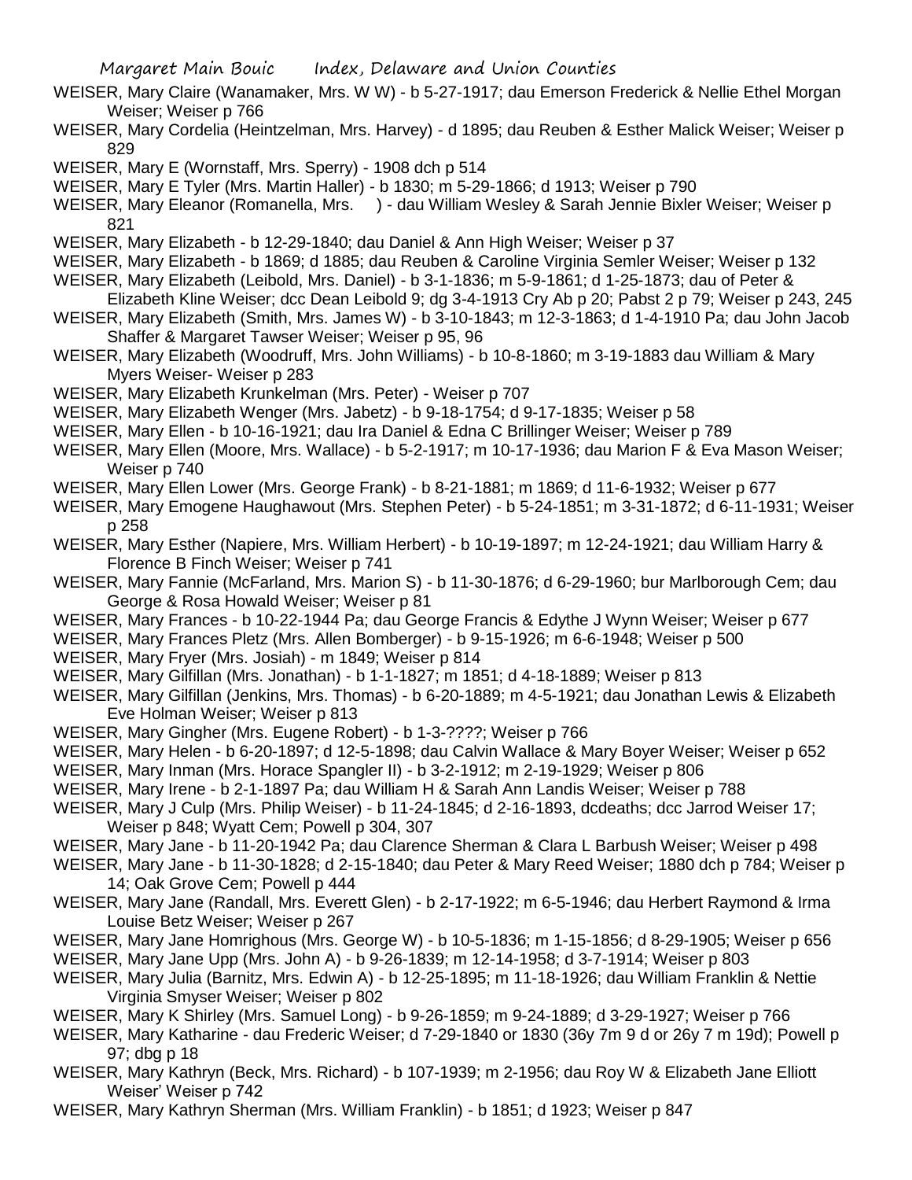WEISER, Mary Claire (Wanamaker, Mrs. W W) - b 5-27-1917; dau Emerson Frederick & Nellie Ethel Morgan Weiser; Weiser p 766

WEISER, Mary Cordelia (Heintzelman, Mrs. Harvey) - d 1895; dau Reuben & Esther Malick Weiser; Weiser p 829

WEISER, Mary E (Wornstaff, Mrs. Sperry) - 1908 dch p 514

WEISER, Mary E Tyler (Mrs. Martin Haller) - b 1830; m 5-29-1866; d 1913; Weiser p 790

WEISER, Mary Eleanor (Romanella, Mrs. ) - dau William Wesley & Sarah Jennie Bixler Weiser; Weiser p 821

WEISER, Mary Elizabeth - b 12-29-1840; dau Daniel & Ann High Weiser; Weiser p 37

WEISER, Mary Elizabeth - b 1869; d 1885; dau Reuben & Caroline Virginia Semler Weiser; Weiser p 132

WEISER, Mary Elizabeth (Leibold, Mrs. Daniel) - b 3-1-1836; m 5-9-1861; d 1-25-1873; dau of Peter & Elizabeth Kline Weiser; dcc Dean Leibold 9; dg 3-4-1913 Cry Ab p 20; Pabst 2 p 79; Weiser p 243, 245

WEISER, Mary Elizabeth (Smith, Mrs. James W) - b 3-10-1843; m 12-3-1863; d 1-4-1910 Pa; dau John Jacob Shaffer & Margaret Tawser Weiser; Weiser p 95, 96

WEISER, Mary Elizabeth (Woodruff, Mrs. John Williams) - b 10-8-1860; m 3-19-1883 dau William & Mary Myers Weiser- Weiser p 283

WEISER, Mary Elizabeth Krunkelman (Mrs. Peter) - Weiser p 707

WEISER, Mary Elizabeth Wenger (Mrs. Jabetz) - b 9-18-1754; d 9-17-1835; Weiser p 58

WEISER, Mary Ellen - b 10-16-1921; dau Ira Daniel & Edna C Brillinger Weiser; Weiser p 789

WEISER, Mary Ellen (Moore, Mrs. Wallace) - b 5-2-1917; m 10-17-1936; dau Marion F & Eva Mason Weiser; Weiser p 740

WEISER, Mary Ellen Lower (Mrs. George Frank) - b 8-21-1881; m 1869; d 11-6-1932; Weiser p 677

WEISER, Mary Emogene Haughawout (Mrs. Stephen Peter) - b 5-24-1851; m 3-31-1872; d 6-11-1931; Weiser p 258

WEISER, Mary Esther (Napiere, Mrs. William Herbert) - b 10-19-1897; m 12-24-1921; dau William Harry & Florence B Finch Weiser; Weiser p 741

WEISER, Mary Fannie (McFarland, Mrs. Marion S) - b 11-30-1876; d 6-29-1960; bur Marlborough Cem; dau George & Rosa Howald Weiser; Weiser p 81

WEISER, Mary Frances - b 10-22-1944 Pa; dau George Francis & Edythe J Wynn Weiser; Weiser p 677

WEISER, Mary Frances Pletz (Mrs. Allen Bomberger) - b 9-15-1926; m 6-6-1948; Weiser p 500

WEISER, Mary Fryer (Mrs. Josiah) - m 1849; Weiser p 814

WEISER, Mary Gilfillan (Mrs. Jonathan) - b 1-1-1827; m 1851; d 4-18-1889; Weiser p 813

WEISER, Mary Gilfillan (Jenkins, Mrs. Thomas) - b 6-20-1889; m 4-5-1921; dau Jonathan Lewis & Elizabeth Eve Holman Weiser; Weiser p 813

WEISER, Mary Gingher (Mrs. Eugene Robert) - b 1-3-????; Weiser p 766

WEISER, Mary Helen - b 6-20-1897; d 12-5-1898; dau Calvin Wallace & Mary Boyer Weiser; Weiser p 652

WEISER, Mary Inman (Mrs. Horace Spangler II) - b 3-2-1912; m 2-19-1929; Weiser p 806

WEISER, Mary Irene - b 2-1-1897 Pa; dau William H & Sarah Ann Landis Weiser; Weiser p 788

WEISER, Mary J Culp (Mrs. Philip Weiser) - b 11-24-1845; d 2-16-1893, dcdeaths; dcc Jarrod Weiser 17; Weiser p 848; Wyatt Cem; Powell p 304, 307

WEISER, Mary Jane - b 11-20-1942 Pa; dau Clarence Sherman & Clara L Barbush Weiser; Weiser p 498

WEISER, Mary Jane - b 11-30-1828; d 2-15-1840; dau Peter & Mary Reed Weiser; 1880 dch p 784; Weiser p 14; Oak Grove Cem; Powell p 444

WEISER, Mary Jane (Randall, Mrs. Everett Glen) - b 2-17-1922; m 6-5-1946; dau Herbert Raymond & Irma Louise Betz Weiser; Weiser p 267

WEISER, Mary Jane Homrighous (Mrs. George W) - b 10-5-1836; m 1-15-1856; d 8-29-1905; Weiser p 656

WEISER, Mary Jane Upp (Mrs. John A) - b 9-26-1839; m 12-14-1958; d 3-7-1914; Weiser p 803

WEISER, Mary Julia (Barnitz, Mrs. Edwin A) - b 12-25-1895; m 11-18-1926; dau William Franklin & Nettie Virginia Smyser Weiser; Weiser p 802

WEISER, Mary K Shirley (Mrs. Samuel Long) - b 9-26-1859; m 9-24-1889; d 3-29-1927; Weiser p 766

WEISER, Mary Katharine - dau Frederic Weiser; d 7-29-1840 or 1830 (36y 7m 9 d or 26y 7 m 19d); Powell p 97; dbg p 18

WEISER, Mary Kathryn (Beck, Mrs. Richard) - b 107-1939; m 2-1956; dau Roy W & Elizabeth Jane Elliott Weiser' Weiser p 742

WEISER, Mary Kathryn Sherman (Mrs. William Franklin) - b 1851; d 1923; Weiser p 847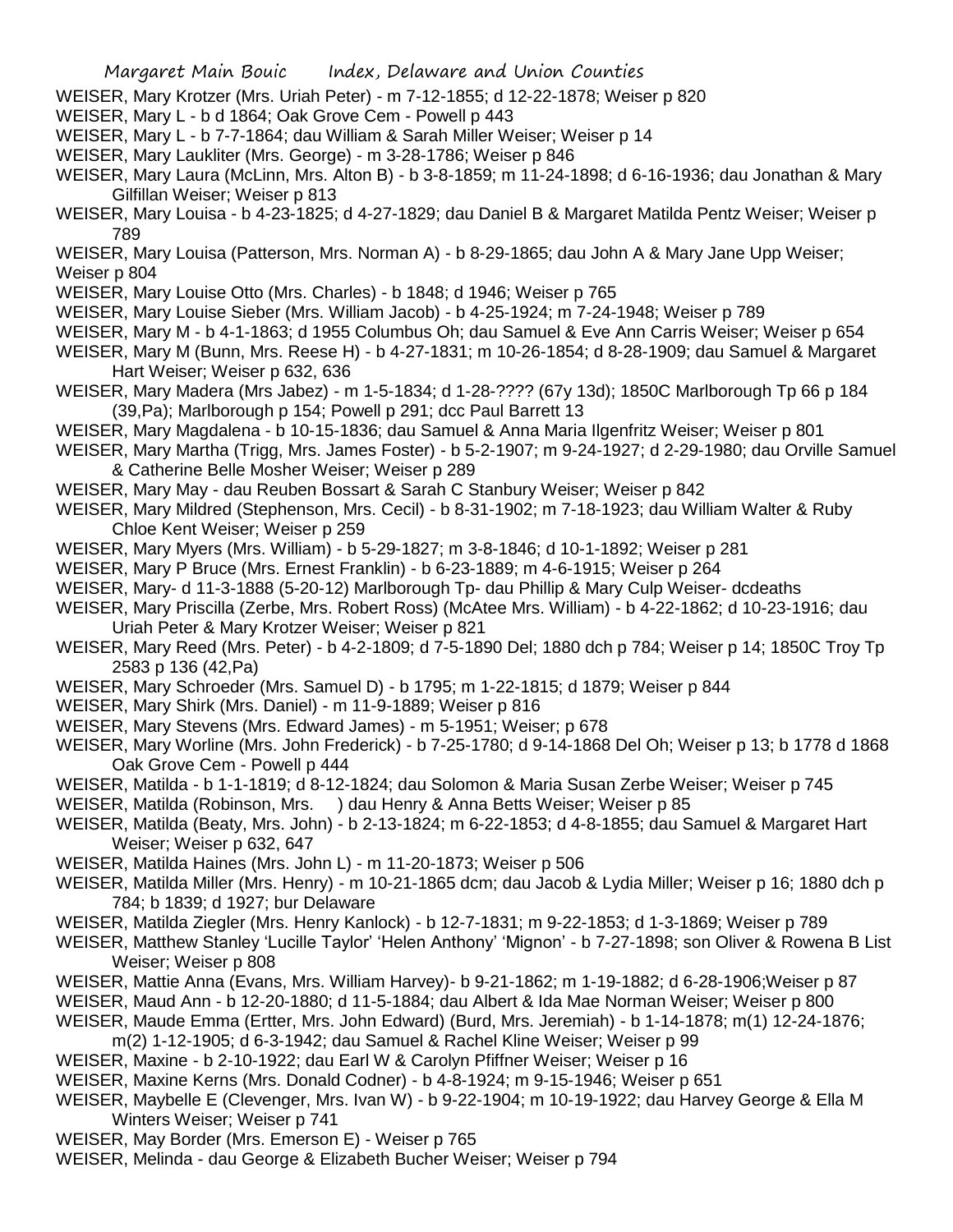WEISER, Mary Krotzer (Mrs. Uriah Peter) - m 7-12-1855; d 12-22-1878; Weiser p 820

WEISER, Mary L - b d 1864; Oak Grove Cem - Powell p 443

WEISER, Mary L - b 7-7-1864; dau William & Sarah Miller Weiser; Weiser p 14

WEISER, Mary Laukliter (Mrs. George) - m 3-28-1786; Weiser p 846

WEISER, Mary Laura (McLinn, Mrs. Alton B) - b 3-8-1859; m 11-24-1898; d 6-16-1936; dau Jonathan & Mary Gilfillan Weiser; Weiser p 813

WEISER, Mary Louisa - b 4-23-1825; d 4-27-1829; dau Daniel B & Margaret Matilda Pentz Weiser; Weiser p 789

WEISER, Mary Louisa (Patterson, Mrs. Norman A) - b 8-29-1865; dau John A & Mary Jane Upp Weiser; Weiser p 804

WEISER, Mary Louise Otto (Mrs. Charles) - b 1848; d 1946; Weiser p 765

WEISER, Mary Louise Sieber (Mrs. William Jacob) - b 4-25-1924; m 7-24-1948; Weiser p 789

WEISER, Mary M - b 4-1-1863; d 1955 Columbus Oh; dau Samuel & Eve Ann Carris Weiser; Weiser p 654

WEISER, Mary M (Bunn, Mrs. Reese H) - b 4-27-1831; m 10-26-1854; d 8-28-1909; dau Samuel & Margaret Hart Weiser; Weiser p 632, 636

WEISER, Mary Madera (Mrs Jabez) - m 1-5-1834; d 1-28-???? (67y 13d); 1850C Marlborough Tp 66 p 184 (39,Pa); Marlborough p 154; Powell p 291; dcc Paul Barrett 13

WEISER, Mary Magdalena - b 10-15-1836; dau Samuel & Anna Maria Ilgenfritz Weiser; Weiser p 801

WEISER, Mary Martha (Trigg, Mrs. James Foster) - b 5-2-1907; m 9-24-1927; d 2-29-1980; dau Orville Samuel & Catherine Belle Mosher Weiser; Weiser p 289

WEISER, Mary May - dau Reuben Bossart & Sarah C Stanbury Weiser; Weiser p 842

WEISER, Mary Mildred (Stephenson, Mrs. Cecil) - b 8-31-1902; m 7-18-1923; dau William Walter & Ruby Chloe Kent Weiser; Weiser p 259

WEISER, Mary Myers (Mrs. William) - b 5-29-1827; m 3-8-1846; d 10-1-1892; Weiser p 281

WEISER, Mary P Bruce (Mrs. Ernest Franklin) - b 6-23-1889; m 4-6-1915; Weiser p 264

WEISER, Mary- d 11-3-1888 (5-20-12) Marlborough Tp- dau Phillip & Mary Culp Weiser- dcdeaths

WEISER, Mary Priscilla (Zerbe, Mrs. Robert Ross) (McAtee Mrs. William) - b 4-22-1862; d 10-23-1916; dau Uriah Peter & Mary Krotzer Weiser; Weiser p 821

WEISER, Mary Reed (Mrs. Peter) - b 4-2-1809; d 7-5-1890 Del; 1880 dch p 784; Weiser p 14; 1850C Troy Tp 2583 p 136 (42,Pa)

WEISER, Mary Schroeder (Mrs. Samuel D) - b 1795; m 1-22-1815; d 1879; Weiser p 844

WEISER, Mary Shirk (Mrs. Daniel) - m 11-9-1889; Weiser p 816

WEISER, Mary Stevens (Mrs. Edward James) - m 5-1951; Weiser; p 678

WEISER, Mary Worline (Mrs. John Frederick) - b 7-25-1780; d 9-14-1868 Del Oh; Weiser p 13; b 1778 d 1868 Oak Grove Cem - Powell p 444

WEISER, Matilda - b 1-1-1819; d 8-12-1824; dau Solomon & Maria Susan Zerbe Weiser; Weiser p 745

WEISER, Matilda (Robinson, Mrs. ) dau Henry & Anna Betts Weiser; Weiser p 85

WEISER, Matilda (Beaty, Mrs. John) - b 2-13-1824; m 6-22-1853; d 4-8-1855; dau Samuel & Margaret Hart Weiser; Weiser p 632, 647

WEISER, Matilda Haines (Mrs. John L) - m 11-20-1873; Weiser p 506

WEISER, Matilda Miller (Mrs. Henry) - m 10-21-1865 dcm; dau Jacob & Lydia Miller; Weiser p 16; 1880 dch p 784; b 1839; d 1927; bur Delaware

WEISER, Matilda Ziegler (Mrs. Henry Kanlock) - b 12-7-1831; m 9-22-1853; d 1-3-1869; Weiser p 789

WEISER, Matthew Stanley 'Lucille Taylor' 'Helen Anthony' 'Mignon' - b 7-27-1898; son Oliver & Rowena B List Weiser; Weiser p 808

WEISER, Mattie Anna (Evans, Mrs. William Harvey)- b 9-21-1862; m 1-19-1882; d 6-28-1906;Weiser p 87

WEISER, Maud Ann - b 12-20-1880; d 11-5-1884; dau Albert & Ida Mae Norman Weiser; Weiser p 800

WEISER, Maude Emma (Ertter, Mrs. John Edward) (Burd, Mrs. Jeremiah) - b 1-14-1878; m(1) 12-24-1876; m(2) 1-12-1905; d 6-3-1942; dau Samuel & Rachel Kline Weiser; Weiser p 99

WEISER, Maxine - b 2-10-1922; dau Earl W & Carolyn Pfiffner Weiser; Weiser p 16

WEISER, Maxine Kerns (Mrs. Donald Codner) - b 4-8-1924; m 9-15-1946; Weiser p 651

WEISER, Maybelle E (Clevenger, Mrs. Ivan W) - b 9-22-1904; m 10-19-1922; dau Harvey George & Ella M Winters Weiser; Weiser p 741

WEISER, May Border (Mrs. Emerson E) - Weiser p 765

WEISER, Melinda - dau George & Elizabeth Bucher Weiser; Weiser p 794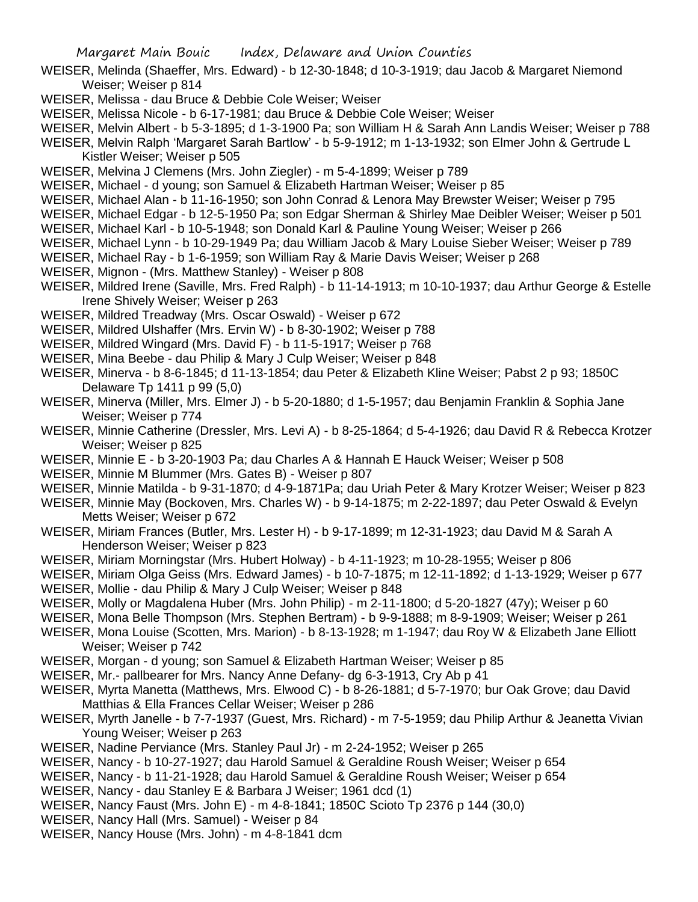WEISER, Melinda (Shaeffer, Mrs. Edward) - b 12-30-1848; d 10-3-1919; dau Jacob & Margaret Niemond Weiser; Weiser p 814

WEISER, Melissa - dau Bruce & Debbie Cole Weiser; Weiser

WEISER, Melissa Nicole - b 6-17-1981; dau Bruce & Debbie Cole Weiser; Weiser

WEISER, Melvin Albert - b 5-3-1895; d 1-3-1900 Pa; son William H & Sarah Ann Landis Weiser; Weiser p 788

WEISER, Melvin Ralph 'Margaret Sarah Bartlow' - b 5-9-1912; m 1-13-1932; son Elmer John & Gertrude L Kistler Weiser; Weiser p 505

WEISER, Melvina J Clemens (Mrs. John Ziegler) - m 5-4-1899; Weiser p 789

WEISER, Michael - d young; son Samuel & Elizabeth Hartman Weiser; Weiser p 85

WEISER, Michael Alan - b 11-16-1950; son John Conrad & Lenora May Brewster Weiser; Weiser p 795

WEISER, Michael Edgar - b 12-5-1950 Pa; son Edgar Sherman & Shirley Mae Deibler Weiser; Weiser p 501

WEISER, Michael Karl - b 10-5-1948; son Donald Karl & Pauline Young Weiser; Weiser p 266

WEISER, Michael Lynn - b 10-29-1949 Pa; dau William Jacob & Mary Louise Sieber Weiser; Weiser p 789

WEISER, Michael Ray - b 1-6-1959; son William Ray & Marie Davis Weiser; Weiser p 268

WEISER, Mignon - (Mrs. Matthew Stanley) - Weiser p 808

WEISER, Mildred Irene (Saville, Mrs. Fred Ralph) - b 11-14-1913; m 10-10-1937; dau Arthur George & Estelle Irene Shively Weiser; Weiser p 263

WEISER, Mildred Treadway (Mrs. Oscar Oswald) - Weiser p 672

WEISER, Mildred Ulshaffer (Mrs. Ervin W) - b 8-30-1902; Weiser p 788

WEISER, Mildred Wingard (Mrs. David F) - b 11-5-1917; Weiser p 768

WEISER, Mina Beebe - dau Philip & Mary J Culp Weiser; Weiser p 848

WEISER, Minerva - b 8-6-1845; d 11-13-1854; dau Peter & Elizabeth Kline Weiser; Pabst 2 p 93; 1850C Delaware Tp 1411 p 99 (5,0)

WEISER, Minerva (Miller, Mrs. Elmer J) - b 5-20-1880; d 1-5-1957; dau Benjamin Franklin & Sophia Jane Weiser; Weiser p 774

WEISER, Minnie Catherine (Dressler, Mrs. Levi A) - b 8-25-1864; d 5-4-1926; dau David R & Rebecca Krotzer Weiser; Weiser p 825

WEISER, Minnie E - b 3-20-1903 Pa; dau Charles A & Hannah E Hauck Weiser; Weiser p 508

WEISER, Minnie M Blummer (Mrs. Gates B) - Weiser p 807

WEISER, Minnie Matilda - b 9-31-1870; d 4-9-1871Pa; dau Uriah Peter & Mary Krotzer Weiser; Weiser p 823

WEISER, Minnie May (Bockoven, Mrs. Charles W) - b 9-14-1875; m 2-22-1897; dau Peter Oswald & Evelyn Metts Weiser; Weiser p 672

WEISER, Miriam Frances (Butler, Mrs. Lester H) - b 9-17-1899; m 12-31-1923; dau David M & Sarah A Henderson Weiser; Weiser p 823

WEISER, Miriam Morningstar (Mrs. Hubert Holway) - b 4-11-1923; m 10-28-1955; Weiser p 806

WEISER, Miriam Olga Geiss (Mrs. Edward James) - b 10-7-1875; m 12-11-1892; d 1-13-1929; Weiser p 677

WEISER, Mollie - dau Philip & Mary J Culp Weiser; Weiser p 848

WEISER, Molly or Magdalena Huber (Mrs. John Philip) - m 2-11-1800; d 5-20-1827 (47y); Weiser p 60

WEISER, Mona Belle Thompson (Mrs. Stephen Bertram) - b 9-9-1888; m 8-9-1909; Weiser; Weiser p 261

WEISER, Mona Louise (Scotten, Mrs. Marion) - b 8-13-1928; m 1-1947; dau Roy W & Elizabeth Jane Elliott Weiser; Weiser p 742

WEISER, Morgan - d young; son Samuel & Elizabeth Hartman Weiser; Weiser p 85

WEISER, Mr.- pallbearer for Mrs. Nancy Anne Defany- dg 6-3-1913, Cry Ab p 41

WEISER, Myrta Manetta (Matthews, Mrs. Elwood C) - b 8-26-1881; d 5-7-1970; bur Oak Grove; dau David Matthias & Ella Frances Cellar Weiser; Weiser p 286

WEISER, Myrth Janelle - b 7-7-1937 (Guest, Mrs. Richard) - m 7-5-1959; dau Philip Arthur & Jeanetta Vivian Young Weiser; Weiser p 263

WEISER, Nadine Perviance (Mrs. Stanley Paul Jr) - m 2-24-1952; Weiser p 265

WEISER, Nancy - b 10-27-1927; dau Harold Samuel & Geraldine Roush Weiser; Weiser p 654

WEISER, Nancy - b 11-21-1928; dau Harold Samuel & Geraldine Roush Weiser; Weiser p 654

WEISER, Nancy - dau Stanley E & Barbara J Weiser; 1961 dcd (1)

WEISER, Nancy Faust (Mrs. John E) - m 4-8-1841; 1850C Scioto Tp 2376 p 144 (30,0)

WEISER, Nancy Hall (Mrs. Samuel) - Weiser p 84

WEISER, Nancy House (Mrs. John) - m 4-8-1841 dcm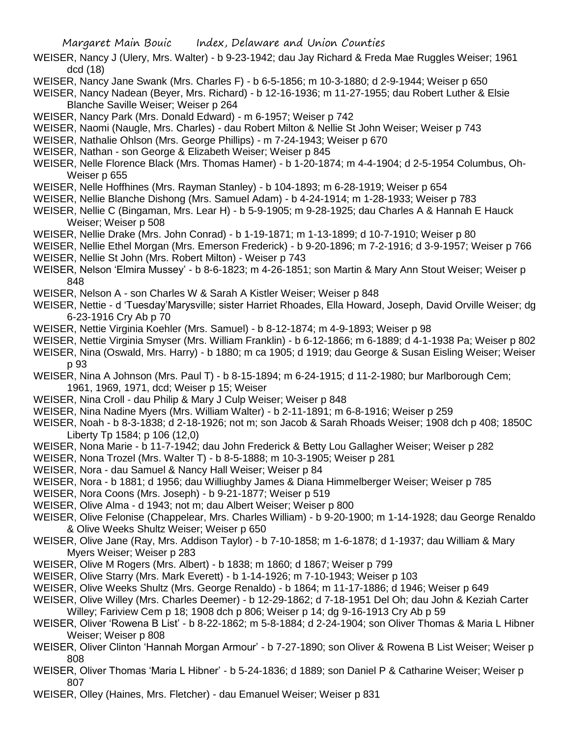WEISER, Nancy J (Ulery, Mrs. Walter) - b 9-23-1942; dau Jay Richard & Freda Mae Ruggles Weiser; 1961 dcd (18)

WEISER, Nancy Jane Swank (Mrs. Charles F) - b 6-5-1856; m 10-3-1880; d 2-9-1944; Weiser p 650

WEISER, Nancy Nadean (Beyer, Mrs. Richard) - b 12-16-1936; m 11-27-1955; dau Robert Luther & Elsie Blanche Saville Weiser; Weiser p 264

WEISER, Nancy Park (Mrs. Donald Edward) - m 6-1957; Weiser p 742

WEISER, Naomi (Naugle, Mrs. Charles) - dau Robert Milton & Nellie St John Weiser; Weiser p 743

WEISER, Nathalie Ohlson (Mrs. George Phillips) - m 7-24-1943; Weiser p 670

WEISER, Nathan - son George & Elizabeth Weiser; Weiser p 845

WEISER, Nelle Florence Black (Mrs. Thomas Hamer) - b 1-20-1874; m 4-4-1904; d 2-5-1954 Columbus, Oh- Weiser p 655

WEISER, Nelle Hoffhines (Mrs. Rayman Stanley) - b 104-1893; m 6-28-1919; Weiser p 654

WEISER, Nellie Blanche Dishong (Mrs. Samuel Adam) - b 4-24-1914; m 1-28-1933; Weiser p 783

WEISER, Nellie C (Bingaman, Mrs. Lear H) - b 5-9-1905; m 9-28-1925; dau Charles A & Hannah E Hauck Weiser; Weiser p 508

WEISER, Nellie Drake (Mrs. John Conrad) - b 1-19-1871; m 1-13-1899; d 10-7-1910; Weiser p 80

WEISER, Nellie Ethel Morgan (Mrs. Emerson Frederick) - b 9-20-1896; m 7-2-1916; d 3-9-1957; Weiser p 766

WEISER, Nellie St John (Mrs. Robert Milton) - Weiser p 743

WEISER, Nelson 'Elmira Mussey' - b 8-6-1823; m 4-26-1851; son Martin & Mary Ann Stout Weiser; Weiser p 848

WEISER, Nelson A - son Charles W & Sarah A Kistler Weiser; Weiser p 848

WEISER, Nettie - d 'Tuesday'Marysville; sister Harriet Rhoades, Ella Howard, Joseph, David Orville Weiser; dg 6-23-1916 Cry Ab p 70

WEISER, Nettie Virginia Koehler (Mrs. Samuel) - b 8-12-1874; m 4-9-1893; Weiser p 98

WEISER, Nettie Virginia Smyser (Mrs. William Franklin) - b 6-12-1866; m 6-1889; d 4-1-1938 Pa; Weiser p 802

WEISER, Nina (Oswald, Mrs. Harry) - b 1880; m ca 1905; d 1919; dau George & Susan Eisling Weiser; Weiser p 93

WEISER, Nina A Johnson (Mrs. Paul T) - b 8-15-1894; m 6-24-1915; d 11-2-1980; bur Marlborough Cem; 1961, 1969, 1971, dcd; Weiser p 15; Weiser

WEISER, Nina Croll - dau Philip & Mary J Culp Weiser; Weiser p 848

WEISER, Nina Nadine Myers (Mrs. William Walter) - b 2-11-1891; m 6-8-1916; Weiser p 259

WEISER, Noah - b 8-3-1838; d 2-18-1926; not m; son Jacob & Sarah Rhoads Weiser; 1908 dch p 408; 1850C Liberty Tp 1584; p 106 (12,0)

WEISER, Nona Marie - b 11-7-1942; dau John Frederick & Betty Lou Gallagher Weiser; Weiser p 282

WEISER, Nona Trozel (Mrs. Walter T) - b 8-5-1888; m 10-3-1905; Weiser p 281

WEISER, Nora - dau Samuel & Nancy Hall Weiser; Weiser p 84

WEISER, Nora - b 1881; d 1956; dau Williughby James & Diana Himmelberger Weiser; Weiser p 785

WEISER, Nora Coons (Mrs. Joseph) - b 9-21-1877; Weiser p 519

WEISER, Olive Alma - d 1943; not m; dau Albert Weiser; Weiser p 800

WEISER, Olive Felonise (Chappelear, Mrs. Charles William) - b 9-20-1900; m 1-14-1928; dau George Renaldo & Olive Weeks Shultz Weiser; Weiser p 650

WEISER, Olive Jane (Ray, Mrs. Addison Taylor) - b 7-10-1858; m 1-6-1878; d 1-1937; dau William & Mary Myers Weiser; Weiser p 283

WEISER, Olive M Rogers (Mrs. Albert) - b 1838; m 1860; d 1867; Weiser p 799

WEISER, Olive Starry (Mrs. Mark Everett) - b 1-14-1926; m 7-10-1943; Weiser p 103

WEISER, Olive Weeks Shultz (Mrs. George Renaldo) - b 1864; m 11-17-1886; d 1946; Weiser p 649

WEISER, Olive Willey (Mrs. Charles Deemer) - b 12-29-1862; d 7-18-1951 Del Oh; dau John & Keziah Carter Willey; Fariview Cem p 18; 1908 dch p 806; Weiser p 14; dg 9-16-1913 Cry Ab p 59

WEISER, Oliver 'Rowena B List' - b 8-22-1862; m 5-8-1884; d 2-24-1904; son Oliver Thomas & Maria L Hibner Weiser; Weiser p 808

WEISER, Oliver Clinton 'Hannah Morgan Armour' - b 7-27-1890; son Oliver & Rowena B List Weiser; Weiser p 808

WEISER, Oliver Thomas 'Maria L Hibner' - b 5-24-1836; d 1889; son Daniel P & Catharine Weiser; Weiser p 807

WEISER, Olley (Haines, Mrs. Fletcher) - dau Emanuel Weiser; Weiser p 831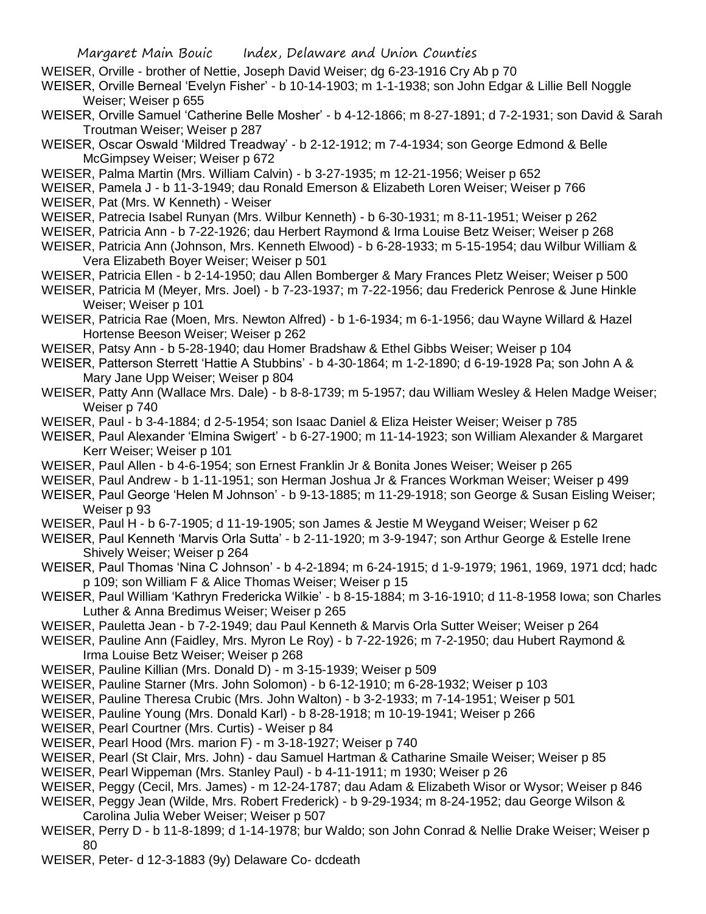WEISER, Orville - brother of Nettie, Joseph David Weiser; dg 6-23-1916 Cry Ab p 70

WEISER, Orville Berneal 'Evelyn Fisher' - b 10-14-1903; m 1-1-1938; son John Edgar & Lillie Bell Noggle Weiser; Weiser p 655

WEISER, Orville Samuel 'Catherine Belle Mosher' - b 4-12-1866; m 8-27-1891; d 7-2-1931; son David & Sarah Troutman Weiser; Weiser p 287

WEISER, Oscar Oswald 'Mildred Treadway' - b 2-12-1912; m 7-4-1934; son George Edmond & Belle McGimpsey Weiser; Weiser p 672

WEISER, Palma Martin (Mrs. William Calvin) - b 3-27-1935; m 12-21-1956; Weiser p 652

WEISER, Pamela J - b 11-3-1949; dau Ronald Emerson & Elizabeth Loren Weiser; Weiser p 766

WEISER, Pat (Mrs. W Kenneth) - Weiser

WEISER, Patrecia Isabel Runyan (Mrs. Wilbur Kenneth) - b 6-30-1931; m 8-11-1951; Weiser p 262

WEISER, Patricia Ann - b 7-22-1926; dau Herbert Raymond & Irma Louise Betz Weiser; Weiser p 268

WEISER, Patricia Ann (Johnson, Mrs. Kenneth Elwood) - b 6-28-1933; m 5-15-1954; dau Wilbur William & Vera Elizabeth Boyer Weiser; Weiser p 501

WEISER, Patricia Ellen - b 2-14-1950; dau Allen Bomberger & Mary Frances Pletz Weiser; Weiser p 500

WEISER, Patricia M (Meyer, Mrs. Joel) - b 7-23-1937; m 7-22-1956; dau Frederick Penrose & June Hinkle Weiser; Weiser p 101

WEISER, Patricia Rae (Moen, Mrs. Newton Alfred) - b 1-6-1934; m 6-1-1956; dau Wayne Willard & Hazel Hortense Beeson Weiser; Weiser p 262

WEISER, Patsy Ann - b 5-28-1940; dau Homer Bradshaw & Ethel Gibbs Weiser; Weiser p 104

WEISER, Patterson Sterrett 'Hattie A Stubbins' - b 4-30-1864; m 1-2-1890; d 6-19-1928 Pa; son John A & Mary Jane Upp Weiser; Weiser p 804

WEISER, Patty Ann (Wallace Mrs. Dale) - b 8-8-1739; m 5-1957; dau William Wesley & Helen Madge Weiser; Weiser p 740

WEISER, Paul - b 3-4-1884; d 2-5-1954; son Isaac Daniel & Eliza Heister Weiser; Weiser p 785

WEISER, Paul Alexander 'Elmina Swigert' - b 6-27-1900; m 11-14-1923; son William Alexander & Margaret Kerr Weiser; Weiser p 101

WEISER, Paul Allen - b 4-6-1954; son Ernest Franklin Jr & Bonita Jones Weiser; Weiser p 265

WEISER, Paul Andrew - b 1-11-1951; son Herman Joshua Jr & Frances Workman Weiser; Weiser p 499

WEISER, Paul George 'Helen M Johnson' - b 9-13-1885; m 11-29-1918; son George & Susan Eisling Weiser; Weiser p 93

WEISER, Paul H - b 6-7-1905; d 11-19-1905; son James & Jestie M Weygand Weiser; Weiser p 62

WEISER, Paul Kenneth 'Marvis Orla Sutta' - b 2-11-1920; m 3-9-1947; son Arthur George & Estelle Irene Shively Weiser; Weiser p 264

WEISER, Paul Thomas 'Nina C Johnson' - b 4-2-1894; m 6-24-1915; d 1-9-1979; 1961, 1969, 1971 dcd; hadc p 109; son William F & Alice Thomas Weiser; Weiser p 15

WEISER, Paul William 'Kathryn Fredericka Wilkie' - b 8-15-1884; m 3-16-1910; d 11-8-1958 Iowa; son Charles Luther & Anna Bredimus Weiser; Weiser p 265

WEISER, Pauletta Jean - b 7-2-1949; dau Paul Kenneth & Marvis Orla Sutter Weiser; Weiser p 264

WEISER, Pauline Ann (Faidley, Mrs. Myron Le Roy) - b 7-22-1926; m 7-2-1950; dau Hubert Raymond & Irma Louise Betz Weiser; Weiser p 268

WEISER, Pauline Killian (Mrs. Donald D) - m 3-15-1939; Weiser p 509

WEISER, Pauline Starner (Mrs. John Solomon) - b 6-12-1910; m 6-28-1932; Weiser p 103

WEISER, Pauline Theresa Crubic (Mrs. John Walton) - b 3-2-1933; m 7-14-1951; Weiser p 501

WEISER, Pauline Young (Mrs. Donald Karl) - b 8-28-1918; m 10-19-1941; Weiser p 266

WEISER, Pearl Courtner (Mrs. Curtis) - Weiser p 84

WEISER, Pearl Hood (Mrs. marion F) - m 3-18-1927; Weiser p 740

WEISER, Pearl (St Clair, Mrs. John) - dau Samuel Hartman & Catharine Smaile Weiser; Weiser p 85

WEISER, Pearl Wippeman (Mrs. Stanley Paul) - b 4-11-1911; m 1930; Weiser p 26

WEISER, Peggy (Cecil, Mrs. James) - m 12-24-1787; dau Adam & Elizabeth Wisor or Wysor; Weiser p 846

WEISER, Peggy Jean (Wilde, Mrs. Robert Frederick) - b 9-29-1934; m 8-24-1952; dau George Wilson & Carolina Julia Weber Weiser; Weiser p 507

WEISER, Perry D - b 11-8-1899; d 1-14-1978; bur Waldo; son John Conrad & Nellie Drake Weiser; Weiser p 80

WEISER, Peter- d 12-3-1883 (9y) Delaware Co- dcdeath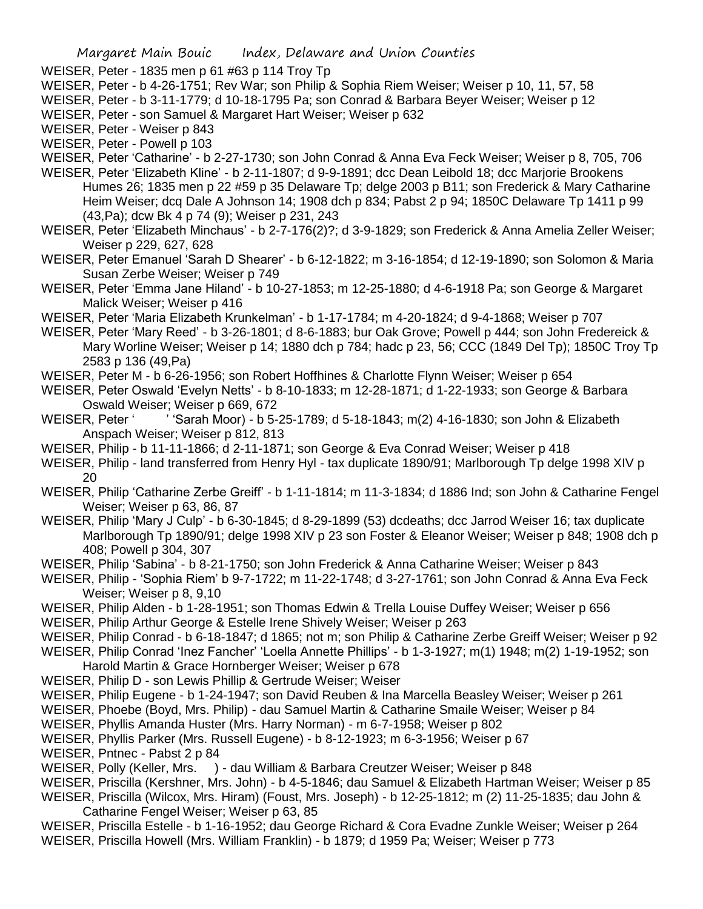WEISER, Peter - 1835 men p 61 #63 p 114 Troy Tp

WEISER, Peter - b 4-26-1751; Rev War; son Philip & Sophia Riem Weiser; Weiser p 10, 11, 57, 58

WEISER, Peter - b 3-11-1779; d 10-18-1795 Pa; son Conrad & Barbara Beyer Weiser; Weiser p 12

WEISER, Peter - son Samuel & Margaret Hart Weiser; Weiser p 632

WEISER, Peter - Weiser p 843

WEISER, Peter - Powell p 103

WEISER, Peter 'Catharine' - b 2-27-1730; son John Conrad & Anna Eva Feck Weiser; Weiser p 8, 705, 706

WEISER, Peter 'Elizabeth Kline' - b 2-11-1807; d 9-9-1891; dcc Dean Leibold 18; dcc Marjorie Brookens Humes 26; 1835 men p 22 #59 p 35 Delaware Tp; delge 2003 p B11; son Frederick & Mary Catharine Heim Weiser; dcq Dale A Johnson 14; 1908 dch p 834; Pabst 2 p 94; 1850C Delaware Tp 1411 p 99 (43,Pa); dcw Bk 4 p 74 (9); Weiser p 231, 243

WEISER, Peter 'Elizabeth Minchaus' - b 2-7-176(2)?; d 3-9-1829; son Frederick & Anna Amelia Zeller Weiser; Weiser p 229, 627, 628

WEISER, Peter Emanuel 'Sarah D Shearer' - b 6-12-1822; m 3-16-1854; d 12-19-1890; son Solomon & Maria Susan Zerbe Weiser; Weiser p 749

WEISER, Peter 'Emma Jane Hiland' - b 10-27-1853; m 12-25-1880; d 4-6-1918 Pa; son George & Margaret Malick Weiser; Weiser p 416

WEISER, Peter 'Maria Elizabeth Krunkelman' - b 1-17-1784; m 4-20-1824; d 9-4-1868; Weiser p 707

WEISER, Peter 'Mary Reed' - b 3-26-1801; d 8-6-1883; bur Oak Grove; Powell p 444; son John Fredereick & Mary Worline Weiser; Weiser p 14; 1880 dch p 784; hadc p 23, 56; CCC (1849 Del Tp); 1850C Troy Tp 2583 p 136 (49,Pa)

WEISER, Peter M - b 6-26-1956; son Robert Hoffhines & Charlotte Flynn Weiser; Weiser p 654

WEISER, Peter Oswald 'Evelyn Netts' - b 8-10-1833; m 12-28-1871; d 1-22-1933; son George & Barbara Oswald Weiser; Weiser p 669, 672

WEISER, Peter ' ' 'Sarah Moor) - b 5-25-1789; d 5-18-1843; m(2) 4-16-1830; son John & Elizabeth Anspach Weiser; Weiser p 812, 813

WEISER, Philip - b 11-11-1866; d 2-11-1871; son George & Eva Conrad Weiser; Weiser p 418

WEISER, Philip - land transferred from Henry Hyl - tax duplicate 1890/91; Marlborough Tp delge 1998 XIV p 20

WEISER, Philip 'Catharine Zerbe Greiff' - b 1-11-1814; m 11-3-1834; d 1886 Ind; son John & Catharine Fengel Weiser; Weiser p 63, 86, 87

WEISER, Philip 'Mary J Culp' - b 6-30-1845; d 8-29-1899 (53) dcdeaths; dcc Jarrod Weiser 16; tax duplicate Marlborough Tp 1890/91; delge 1998 XIV p 23 son Foster & Eleanor Weiser; Weiser p 848; 1908 dch p 408; Powell p 304, 307

WEISER, Philip 'Sabina' - b 8-21-1750; son John Frederick & Anna Catharine Weiser; Weiser p 843

WEISER, Philip - 'Sophia Riem' b 9-7-1722; m 11-22-1748; d 3-27-1761; son John Conrad & Anna Eva Feck Weiser; Weiser p 8, 9,10

WEISER, Philip Alden - b 1-28-1951; son Thomas Edwin & Trella Louise Duffey Weiser; Weiser p 656

WEISER, Philip Arthur George & Estelle Irene Shively Weiser; Weiser p 263

WEISER, Philip Conrad - b 6-18-1847; d 1865; not m; son Philip & Catharine Zerbe Greiff Weiser; Weiser p 92

WEISER, Philip Conrad 'Inez Fancher' 'Loella Annette Phillips' - b 1-3-1927; m(1) 1948; m(2) 1-19-1952; son Harold Martin & Grace Hornberger Weiser; Weiser p 678

WEISER, Philip D - son Lewis Phillip & Gertrude Weiser; Weiser

WEISER, Philip Eugene - b 1-24-1947; son David Reuben & Ina Marcella Beasley Weiser; Weiser p 261

WEISER, Phoebe (Boyd, Mrs. Philip) - dau Samuel Martin & Catharine Smaile Weiser; Weiser p 84

WEISER, Phyllis Amanda Huster (Mrs. Harry Norman) - m 6-7-1958; Weiser p 802

WEISER, Phyllis Parker (Mrs. Russell Eugene) - b 8-12-1923; m 6-3-1956; Weiser p 67

WEISER, Pntnec - Pabst 2 p 84

WEISER, Polly (Keller, Mrs. ) - dau William & Barbara Creutzer Weiser; Weiser p 848

WEISER, Priscilla (Kershner, Mrs. John) - b 4-5-1846; dau Samuel & Elizabeth Hartman Weiser; Weiser p 85

WEISER, Priscilla (Wilcox, Mrs. Hiram) (Foust, Mrs. Joseph) - b 12-25-1812; m (2) 11-25-1835; dau John & Catharine Fengel Weiser; Weiser p 63, 85

WEISER, Priscilla Estelle - b 1-16-1952; dau George Richard & Cora Evadne Zunkle Weiser; Weiser p 264

WEISER, Priscilla Howell (Mrs. William Franklin) - b 1879; d 1959 Pa; Weiser; Weiser p 773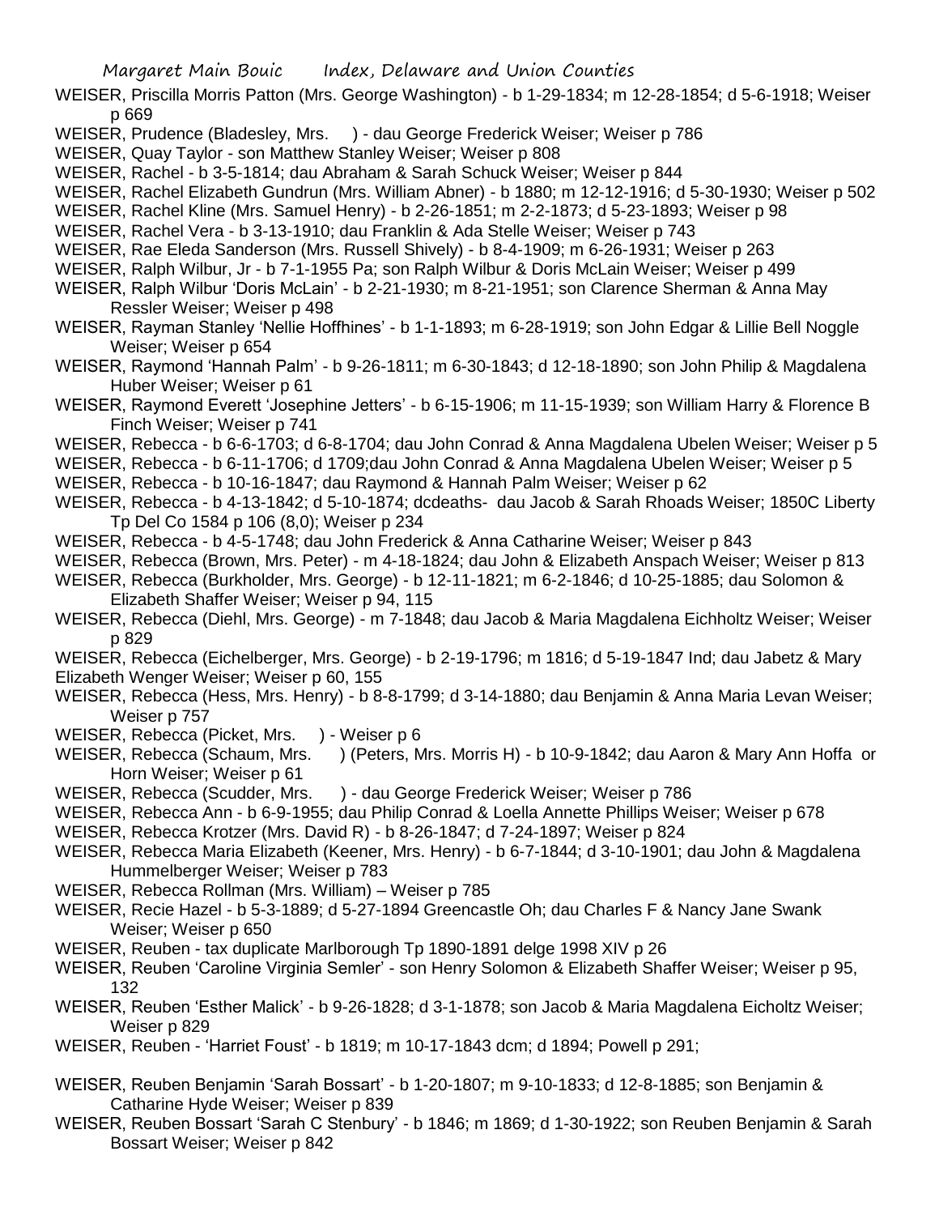WEISER, Priscilla Morris Patton (Mrs. George Washington) - b 1-29-1834; m 12-28-1854; d 5-6-1918; Weiser p 669

WEISER, Prudence (Bladesley, Mrs. ) - dau George Frederick Weiser; Weiser p 786

WEISER, Quay Taylor - son Matthew Stanley Weiser; Weiser p 808

WEISER, Rachel - b 3-5-1814; dau Abraham & Sarah Schuck Weiser; Weiser p 844

WEISER, Rachel Elizabeth Gundrun (Mrs. William Abner) - b 1880; m 12-12-1916; d 5-30-1930; Weiser p 502

WEISER, Rachel Kline (Mrs. Samuel Henry) - b 2-26-1851; m 2-2-1873; d 5-23-1893; Weiser p 98

WEISER, Rachel Vera - b 3-13-1910; dau Franklin & Ada Stelle Weiser; Weiser p 743

WEISER, Rae Eleda Sanderson (Mrs. Russell Shively) - b 8-4-1909; m 6-26-1931; Weiser p 263

WEISER, Ralph Wilbur, Jr - b 7-1-1955 Pa; son Ralph Wilbur & Doris McLain Weiser; Weiser p 499

WEISER, Ralph Wilbur 'Doris McLain' - b 2-21-1930; m 8-21-1951; son Clarence Sherman & Anna May Ressler Weiser; Weiser p 498

WEISER, Rayman Stanley 'Nellie Hoffhines' - b 1-1-1893; m 6-28-1919; son John Edgar & Lillie Bell Noggle Weiser; Weiser p 654

WEISER, Raymond 'Hannah Palm' - b 9-26-1811; m 6-30-1843; d 12-18-1890; son John Philip & Magdalena Huber Weiser; Weiser p 61

WEISER, Raymond Everett 'Josephine Jetters' - b 6-15-1906; m 11-15-1939; son William Harry & Florence B Finch Weiser; Weiser p 741

WEISER, Rebecca - b 6-6-1703; d 6-8-1704; dau John Conrad & Anna Magdalena Ubelen Weiser; Weiser p 5

WEISER, Rebecca - b 6-11-1706; d 1709;dau John Conrad & Anna Magdalena Ubelen Weiser; Weiser p 5

WEISER, Rebecca - b 10-16-1847; dau Raymond & Hannah Palm Weiser; Weiser p 62

WEISER, Rebecca - b 4-13-1842; d 5-10-1874; dcdeaths- dau Jacob & Sarah Rhoads Weiser; 1850C Liberty Tp Del Co 1584 p 106 (8,0); Weiser p 234

WEISER, Rebecca - b 4-5-1748; dau John Frederick & Anna Catharine Weiser; Weiser p 843

WEISER, Rebecca (Brown, Mrs. Peter) - m 4-18-1824; dau John & Elizabeth Anspach Weiser; Weiser p 813

WEISER, Rebecca (Burkholder, Mrs. George) - b 12-11-1821; m 6-2-1846; d 10-25-1885; dau Solomon & Elizabeth Shaffer Weiser; Weiser p 94, 115

WEISER, Rebecca (Diehl, Mrs. George) - m 7-1848; dau Jacob & Maria Magdalena Eichholtz Weiser; Weiser p 829

WEISER, Rebecca (Eichelberger, Mrs. George) - b 2-19-1796; m 1816; d 5-19-1847 Ind; dau Jabetz & Mary Elizabeth Wenger Weiser; Weiser p 60, 155

WEISER, Rebecca (Hess, Mrs. Henry) - b 8-8-1799; d 3-14-1880; dau Benjamin & Anna Maria Levan Weiser; Weiser p 757

WEISER, Rebecca (Picket, Mrs. ) - Weiser p 6

WEISER, Rebecca (Schaum, Mrs. ) (Peters, Mrs. Morris H) - b 10-9-1842; dau Aaron & Mary Ann Hoffa or Horn Weiser; Weiser p 61

WEISER, Rebecca (Scudder, Mrs. ) - dau George Frederick Weiser; Weiser p 786

WEISER, Rebecca Ann - b 6-9-1955; dau Philip Conrad & Loella Annette Phillips Weiser; Weiser p 678

WEISER, Rebecca Krotzer (Mrs. David R) - b 8-26-1847; d 7-24-1897; Weiser p 824

WEISER, Rebecca Maria Elizabeth (Keener, Mrs. Henry) - b 6-7-1844; d 3-10-1901; dau John & Magdalena Hummelberger Weiser; Weiser p 783

WEISER, Rebecca Rollman (Mrs. William) – Weiser p 785

WEISER, Recie Hazel - b 5-3-1889; d 5-27-1894 Greencastle Oh; dau Charles F & Nancy Jane Swank Weiser; Weiser p 650

WEISER, Reuben - tax duplicate Marlborough Tp 1890-1891 delge 1998 XIV p 26

WEISER, Reuben 'Caroline Virginia Semler' - son Henry Solomon & Elizabeth Shaffer Weiser; Weiser p 95, 132

WEISER, Reuben 'Esther Malick' - b 9-26-1828; d 3-1-1878; son Jacob & Maria Magdalena Eicholtz Weiser; Weiser p 829

WEISER, Reuben - 'Harriet Foust' - b 1819; m 10-17-1843 dcm; d 1894; Powell p 291;

WEISER, Reuben Benjamin 'Sarah Bossart' - b 1-20-1807; m 9-10-1833; d 12-8-1885; son Benjamin & Catharine Hyde Weiser; Weiser p 839

WEISER, Reuben Bossart 'Sarah C Stenbury' - b 1846; m 1869; d 1-30-1922; son Reuben Benjamin & Sarah Bossart Weiser; Weiser p 842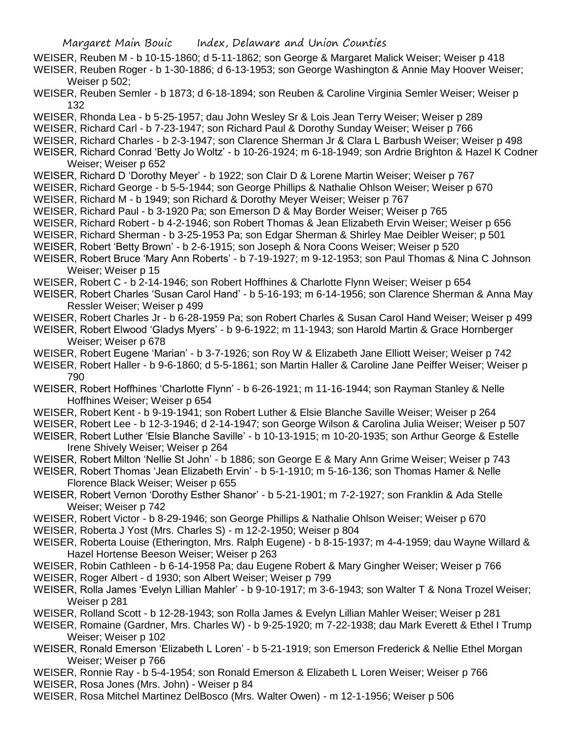WEISER, Reuben M - b 10-15-1860; d 5-11-1862; son George & Margaret Malick Weiser; Weiser p 418

WEISER, Reuben Roger - b 1-30-1886; d 6-13-1953; son George Washington & Annie May Hoover Weiser; Weiser p 502;

WEISER, Reuben Semler - b 1873; d 6-18-1894; son Reuben & Caroline Virginia Semler Weiser; Weiser p 132

WEISER, Rhonda Lea - b 5-25-1957; dau John Wesley Sr & Lois Jean Terry Weiser; Weiser p 289

WEISER, Richard Carl - b 7-23-1947; son Richard Paul & Dorothy Sunday Weiser; Weiser p 766

WEISER, Richard Charles - b 2-3-1947; son Clarence Sherman Jr & Clara L Barbush Weiser; Weiser p 498

WEISER, Richard Conrad 'Betty Jo Woltz' - b 10-26-1924; m 6-18-1949; son Ardrie Brighton & Hazel K Codner Weiser; Weiser p 652

WEISER, Richard D 'Dorothy Meyer' - b 1922; son Clair D & Lorene Martin Weiser; Weiser p 767

WEISER, Richard George - b 5-5-1944; son George Phillips & Nathalie Ohlson Weiser; Weiser p 670

WEISER, Richard M - b 1949; son Richard & Dorothy Meyer Weiser; Weiser p 767

WEISER, Richard Paul - b 3-1920 Pa; son Emerson D & May Border Weiser; Weiser p 765

WEISER, Richard Robert - b 4-2-1946; son Robert Thomas & Jean Elizabeth Ervin Weiser; Weiser p 656

WEISER, Richard Sherman - b 3-25-1953 Pa; son Edgar Sherman & Shirley Mae Deibler Weiser; p 501

WEISER, Robert 'Betty Brown' - b 2-6-1915; son Joseph & Nora Coons Weiser; Weiser p 520

WEISER, Robert Bruce 'Mary Ann Roberts' - b 7-19-1927; m 9-12-1953; son Paul Thomas & Nina C Johnson Weiser; Weiser p 15

WEISER, Robert C - b 2-14-1946; son Robert Hoffhines & Charlotte Flynn Weiser; Weiser p 654

WEISER, Robert Charles 'Susan Carol Hand' - b 5-16-193; m 6-14-1956; son Clarence Sherman & Anna May Ressler Weiser; Weiser p 499

WEISER, Robert Charles Jr - b 6-28-1959 Pa; son Robert Charles & Susan Carol Hand Weiser; Weiser p 499

WEISER, Robert Elwood 'Gladys Myers' - b 9-6-1922; m 11-1943; son Harold Martin & Grace Hornberger Weiser; Weiser p 678

WEISER, Robert Eugene 'Marian' - b 3-7-1926; son Roy W & Elizabeth Jane Elliott Weiser; Weiser p 742

WEISER, Robert Haller - b 9-6-1860; d 5-5-1861; son Martin Haller & Caroline Jane Peiffer Weiser; Weiser p 790

WEISER, Robert Hoffhines 'Charlotte Flynn' - b 6-26-1921; m 11-16-1944; son Rayman Stanley & Nelle Hoffhines Weiser; Weiser p 654

WEISER, Robert Kent - b 9-19-1941; son Robert Luther & Elsie Blanche Saville Weiser; Weiser p 264

WEISER, Robert Lee - b 12-3-1946; d 2-14-1947; son George Wilson & Carolina Julia Weiser; Weiser p 507

WEISER, Robert Luther 'Elsie Blanche Saville' - b 10-13-1915; m 10-20-1935; son Arthur George & Estelle Irene Shively Weiser; Weiser p 264

WEISER, Robert Milton 'Nellie St John' - b 1886; son George E & Mary Ann Grime Weiser; Weiser p 743

WEISER, Robert Thomas 'Jean Elizabeth Ervin' - b 5-1-1910; m 5-16-136; son Thomas Hamer & Nelle Florence Black Weiser; Weiser p 655

WEISER, Robert Vernon 'Dorothy Esther Shanor' - b 5-21-1901; m 7-2-1927; son Franklin & Ada Stelle Weiser; Weiser p 742

WEISER, Robert Victor - b 8-29-1946; son George Phillips & Nathalie Ohlson Weiser; Weiser p 670

WEISER, Roberta J Yost (Mrs. Charles S) - m 12-2-1950; Weiser p 804

WEISER, Roberta Louise (Etherington, Mrs. Ralph Eugene) - b 8-15-1937; m 4-4-1959; dau Wayne Willard & Hazel Hortense Beeson Weiser; Weiser p 263

WEISER, Robin Cathleen - b 6-14-1958 Pa; dau Eugene Robert & Mary Gingher Weiser; Weiser p 766

WEISER, Roger Albert - d 1930; son Albert Weiser; Weiser p 799

WEISER, Rolla James 'Evelyn Lillian Mahler' - b 9-10-1917; m 3-6-1943; son Walter T & Nona Trozel Weiser; Weiser p 281

WEISER, Rolland Scott - b 12-28-1943; son Rolla James & Evelyn Lillian Mahler Weiser; Weiser p 281

WEISER, Romaine (Gardner, Mrs. Charles W) - b 9-25-1920; m 7-22-1938; dau Mark Everett & Ethel I Trump Weiser; Weiser p 102

WEISER, Ronald Emerson 'Elizabeth L Loren' - b 5-21-1919; son Emerson Frederick & Nellie Ethel Morgan Weiser; Weiser p 766

WEISER, Ronnie Ray - b 5-4-1954; son Ronald Emerson & Elizabeth L Loren Weiser; Weiser p 766

WEISER, Rosa Jones (Mrs. John) - Weiser p 84

WEISER, Rosa Mitchel Martinez DelBosco (Mrs. Walter Owen) - m 12-1-1956; Weiser p 506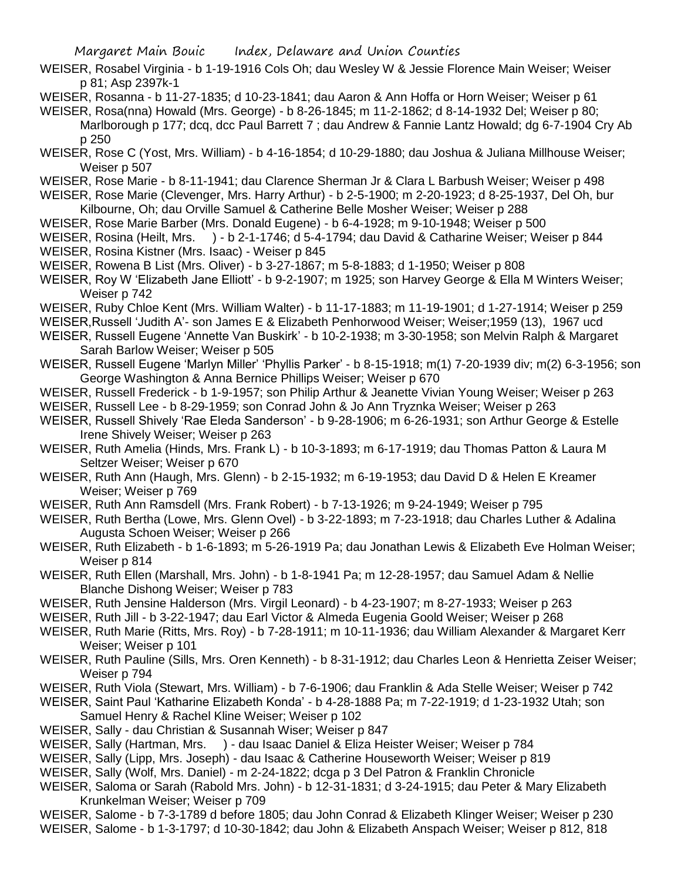WEISER, Rosabel Virginia - b 1-19-1916 Cols Oh; dau Wesley W & Jessie Florence Main Weiser; Weiser p 81; Asp 2397k-1

WEISER, Rosanna - b 11-27-1835; d 10-23-1841; dau Aaron & Ann Hoffa or Horn Weiser; Weiser p 61

WEISER, Rosa(nna) Howald (Mrs. George) - b 8-26-1845; m 11-2-1862; d 8-14-1932 Del; Weiser p 80; Marlborough p 177; dcq, dcc Paul Barrett 7 ; dau Andrew & Fannie Lantz Howald; dg 6-7-1904 Cry Ab p 250

WEISER, Rose C (Yost, Mrs. William) - b 4-16-1854; d 10-29-1880; dau Joshua & Juliana Millhouse Weiser; Weiser p 507

WEISER, Rose Marie - b 8-11-1941; dau Clarence Sherman Jr & Clara L Barbush Weiser; Weiser p 498

WEISER, Rose Marie (Clevenger, Mrs. Harry Arthur) - b 2-5-1900; m 2-20-1923; d 8-25-1937, Del Oh, bur Kilbourne, Oh; dau Orville Samuel & Catherine Belle Mosher Weiser; Weiser p 288

WEISER, Rose Marie Barber (Mrs. Donald Eugene) - b 6-4-1928; m 9-10-1948; Weiser p 500

WEISER, Rosina (Heilt, Mrs. ) - b 2-1-1746; d 5-4-1794; dau David & Catharine Weiser; Weiser p 844

WEISER, Rosina Kistner (Mrs. Isaac) - Weiser p 845

WEISER, Rowena B List (Mrs. Oliver) - b 3-27-1867; m 5-8-1883; d 1-1950; Weiser p 808

WEISER, Roy W 'Elizabeth Jane Elliott' - b 9-2-1907; m 1925; son Harvey George & Ella M Winters Weiser; Weiser p 742

WEISER, Ruby Chloe Kent (Mrs. William Walter) - b 11-17-1883; m 11-19-1901; d 1-27-1914; Weiser p 259

WEISER,Russell 'Judith A'- son James E & Elizabeth Penhorwood Weiser; Weiser;1959 (13), 1967 ucd

WEISER, Russell Eugene 'Annette Van Buskirk' - b 10-2-1938; m 3-30-1958; son Melvin Ralph & Margaret Sarah Barlow Weiser; Weiser p 505

WEISER, Russell Eugene 'Marlyn Miller' 'Phyllis Parker' - b 8-15-1918; m(1) 7-20-1939 div; m(2) 6-3-1956; son George Washington & Anna Bernice Phillips Weiser; Weiser p 670

WEISER, Russell Frederick - b 1-9-1957; son Philip Arthur & Jeanette Vivian Young Weiser; Weiser p 263

WEISER, Russell Lee - b 8-29-1959; son Conrad John & Jo Ann Tryznka Weiser; Weiser p 263

WEISER, Russell Shively 'Rae Eleda Sanderson' - b 9-28-1906; m 6-26-1931; son Arthur George & Estelle Irene Shively Weiser; Weiser p 263

WEISER, Ruth Amelia (Hinds, Mrs. Frank L) - b 10-3-1893; m 6-17-1919; dau Thomas Patton & Laura M Seltzer Weiser; Weiser p 670

WEISER, Ruth Ann (Haugh, Mrs. Glenn) - b 2-15-1932; m 6-19-1953; dau David D & Helen E Kreamer Weiser; Weiser p 769

WEISER, Ruth Ann Ramsdell (Mrs. Frank Robert) - b 7-13-1926; m 9-24-1949; Weiser p 795

WEISER, Ruth Bertha (Lowe, Mrs. Glenn Ovel) - b 3-22-1893; m 7-23-1918; dau Charles Luther & Adalina Augusta Schoen Weiser; Weiser p 266

WEISER, Ruth Elizabeth - b 1-6-1893; m 5-26-1919 Pa; dau Jonathan Lewis & Elizabeth Eve Holman Weiser; Weiser p 814

WEISER, Ruth Ellen (Marshall, Mrs. John) - b 1-8-1941 Pa; m 12-28-1957; dau Samuel Adam & Nellie Blanche Dishong Weiser; Weiser p 783

WEISER, Ruth Jensine Halderson (Mrs. Virgil Leonard) - b 4-23-1907; m 8-27-1933; Weiser p 263

WEISER, Ruth Jill - b 3-22-1947; dau Earl Victor & Almeda Eugenia Goold Weiser; Weiser p 268

WEISER, Ruth Marie (Ritts, Mrs. Roy) - b 7-28-1911; m 10-11-1936; dau William Alexander & Margaret Kerr Weiser; Weiser p 101

WEISER, Ruth Pauline (Sills, Mrs. Oren Kenneth) - b 8-31-1912; dau Charles Leon & Henrietta Zeiser Weiser; Weiser p 794

WEISER, Ruth Viola (Stewart, Mrs. William) - b 7-6-1906; dau Franklin & Ada Stelle Weiser; Weiser p 742

WEISER, Saint Paul 'Katharine Elizabeth Konda' - b 4-28-1888 Pa; m 7-22-1919; d 1-23-1932 Utah; son Samuel Henry & Rachel Kline Weiser; Weiser p 102

WEISER, Sally - dau Christian & Susannah Wiser; Weiser p 847

WEISER, Sally (Hartman, Mrs. ) - dau Isaac Daniel & Eliza Heister Weiser; Weiser p 784

WEISER, Sally (Lipp, Mrs. Joseph) - dau Isaac & Catherine Houseworth Weiser; Weiser p 819

WEISER, Sally (Wolf, Mrs. Daniel) - m 2-24-1822; dcga p 3 Del Patron & Franklin Chronicle

WEISER, Saloma or Sarah (Rabold Mrs. John) - b 12-31-1831; d 3-24-1915; dau Peter & Mary Elizabeth Krunkelman Weiser; Weiser p 709

WEISER, Salome - b 7-3-1789 d before 1805; dau John Conrad & Elizabeth Klinger Weiser; Weiser p 230

WEISER, Salome - b 1-3-1797; d 10-30-1842; dau John & Elizabeth Anspach Weiser; Weiser p 812, 818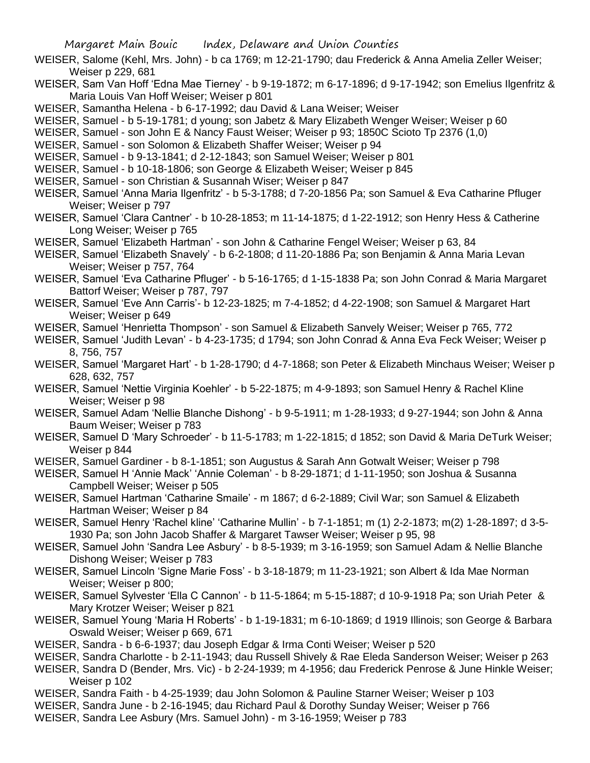WEISER, Salome (Kehl, Mrs. John) - b ca 1769; m 12-21-1790; dau Frederick & Anna Amelia Zeller Weiser; Weiser p 229, 681

WEISER, Sam Van Hoff 'Edna Mae Tierney' - b 9-19-1872; m 6-17-1896; d 9-17-1942; son Emelius Ilgenfritz & Maria Louis Van Hoff Weiser; Weiser p 801

WEISER, Samantha Helena - b 6-17-1992; dau David & Lana Weiser; Weiser

WEISER, Samuel - b 5-19-1781; d young; son Jabetz & Mary Elizabeth Wenger Weiser; Weiser p 60

WEISER, Samuel - son John E & Nancy Faust Weiser; Weiser p 93; 1850C Scioto Tp 2376 (1,0)

WEISER, Samuel - son Solomon & Elizabeth Shaffer Weiser; Weiser p 94

WEISER, Samuel - b 9-13-1841; d 2-12-1843; son Samuel Weiser; Weiser p 801

WEISER, Samuel - b 10-18-1806; son George & Elizabeth Weiser; Weiser p 845

WEISER, Samuel - son Christian & Susannah Wiser; Weiser p 847

WEISER, Samuel 'Anna Maria Ilgenfritz' - b 5-3-1788; d 7-20-1856 Pa; son Samuel & Eva Catharine Pfluger Weiser; Weiser p 797

WEISER, Samuel 'Clara Cantner' - b 10-28-1853; m 11-14-1875; d 1-22-1912; son Henry Hess & Catherine Long Weiser; Weiser p 765

WEISER, Samuel 'Elizabeth Hartman' - son John & Catharine Fengel Weiser; Weiser p 63, 84

WEISER, Samuel 'Elizabeth Snavely' - b 6-2-1808; d 11-20-1886 Pa; son Benjamin & Anna Maria Levan Weiser; Weiser p 757, 764

WEISER, Samuel 'Eva Catharine Pfluger' - b 5-16-1765; d 1-15-1838 Pa; son John Conrad & Maria Margaret Battorf Weiser; Weiser p 787, 797

WEISER, Samuel 'Eve Ann Carris'- b 12-23-1825; m 7-4-1852; d 4-22-1908; son Samuel & Margaret Hart Weiser; Weiser p 649

WEISER, Samuel 'Henrietta Thompson' - son Samuel & Elizabeth Sanvely Weiser; Weiser p 765, 772

WEISER, Samuel 'Judith Levan' - b 4-23-1735; d 1794; son John Conrad & Anna Eva Feck Weiser; Weiser p 8, 756, 757

WEISER, Samuel 'Margaret Hart' - b 1-28-1790; d 4-7-1868; son Peter & Elizabeth Minchaus Weiser; Weiser p 628, 632, 757

WEISER, Samuel 'Nettie Virginia Koehler' - b 5-22-1875; m 4-9-1893; son Samuel Henry & Rachel Kline Weiser; Weiser p 98

WEISER, Samuel Adam 'Nellie Blanche Dishong' - b 9-5-1911; m 1-28-1933; d 9-27-1944; son John & Anna Baum Weiser; Weiser p 783

WEISER, Samuel D 'Mary Schroeder' - b 11-5-1783; m 1-22-1815; d 1852; son David & Maria DeTurk Weiser; Weiser p 844

WEISER, Samuel Gardiner - b 8-1-1851; son Augustus & Sarah Ann Gotwalt Weiser; Weiser p 798

WEISER, Samuel H 'Annie Mack' 'Annie Coleman' - b 8-29-1871; d 1-11-1950; son Joshua & Susanna Campbell Weiser; Weiser p 505

WEISER, Samuel Hartman 'Catharine Smaile' - m 1867; d 6-2-1889; Civil War; son Samuel & Elizabeth Hartman Weiser; Weiser p 84

WEISER, Samuel Henry 'Rachel kline' 'Catharine Mullin' - b 7-1-1851; m (1) 2-2-1873; m(2) 1-28-1897; d 3-5-1930 Pa; son John Jacob Shaffer & Margaret Tawser Weiser; Weiser p 95, 98

WEISER, Samuel John 'Sandra Lee Asbury' - b 8-5-1939; m 3-16-1959; son Samuel Adam & Nellie Blanche Dishong Weiser; Weiser p 783

WEISER, Samuel Lincoln 'Signe Marie Foss' - b 3-18-1879; m 11-23-1921; son Albert & Ida Mae Norman Weiser; Weiser p 800;

WEISER, Samuel Sylvester 'Ella C Cannon' - b 11-5-1864; m 5-15-1887; d 10-9-1918 Pa; son Uriah Peter & Mary Krotzer Weiser; Weiser p 821

WEISER, Samuel Young 'Maria H Roberts' - b 1-19-1831; m 6-10-1869; d 1919 Illinois; son George & Barbara Oswald Weiser; Weiser p 669, 671

WEISER, Sandra - b 6-6-1937; dau Joseph Edgar & Irma Conti Weiser; Weiser p 520

WEISER, Sandra Charlotte - b 2-11-1943; dau Russell Shively & Rae Eleda Sanderson Weiser; Weiser p 263

WEISER, Sandra D (Bender, Mrs. Vic) - b 2-24-1939; m 4-1956; dau Frederick Penrose & June Hinkle Weiser; Weiser p 102

WEISER, Sandra Faith - b 4-25-1939; dau John Solomon & Pauline Starner Weiser; Weiser p 103

WEISER, Sandra June - b 2-16-1945; dau Richard Paul & Dorothy Sunday Weiser; Weiser p 766

WEISER, Sandra Lee Asbury (Mrs. Samuel John) - m 3-16-1959; Weiser p 783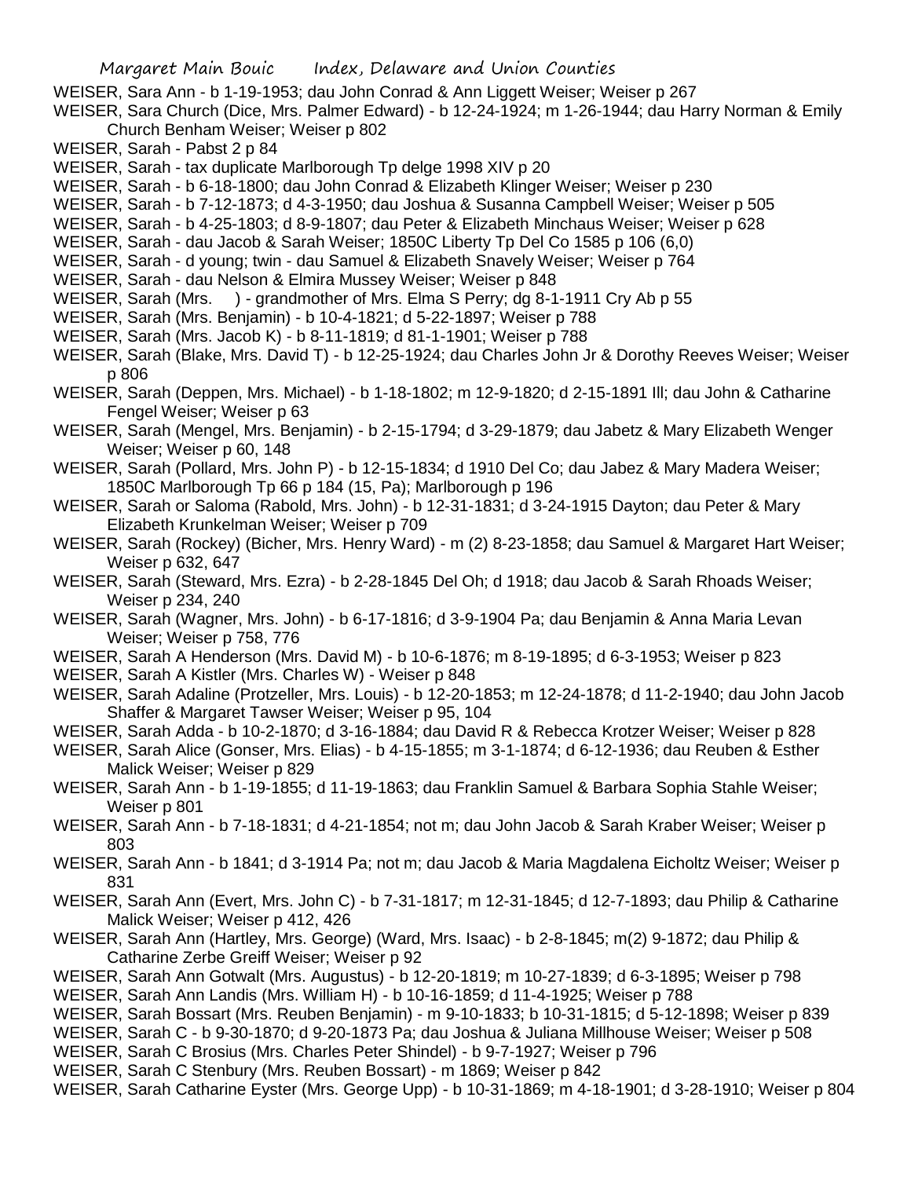WEISER, Sara Ann - b 1-19-1953; dau John Conrad & Ann Liggett Weiser; Weiser p 267

WEISER, Sara Church (Dice, Mrs. Palmer Edward) - b 12-24-1924; m 1-26-1944; dau Harry Norman & Emily Church Benham Weiser; Weiser p 802

WEISER, Sarah - Pabst 2 p 84

WEISER, Sarah - tax duplicate Marlborough Tp delge 1998 XIV p 20

WEISER, Sarah - b 6-18-1800; dau John Conrad & Elizabeth Klinger Weiser; Weiser p 230

WEISER, Sarah - b 7-12-1873; d 4-3-1950; dau Joshua & Susanna Campbell Weiser; Weiser p 505

WEISER, Sarah - b 4-25-1803; d 8-9-1807; dau Peter & Elizabeth Minchaus Weiser; Weiser p 628

WEISER, Sarah - dau Jacob & Sarah Weiser; 1850C Liberty Tp Del Co 1585 p 106 (6,0)

WEISER, Sarah - d young; twin - dau Samuel & Elizabeth Snavely Weiser; Weiser p 764

WEISER, Sarah - dau Nelson & Elmira Mussey Weiser; Weiser p 848

WEISER, Sarah (Mrs. ) - grandmother of Mrs. Elma S Perry; dg 8-1-1911 Cry Ab p 55

WEISER, Sarah (Mrs. Benjamin) - b 10-4-1821; d 5-22-1897; Weiser p 788

WEISER, Sarah (Mrs. Jacob K) - b 8-11-1819; d 81-1-1901; Weiser p 788

WEISER, Sarah (Blake, Mrs. David T) - b 12-25-1924; dau Charles John Jr & Dorothy Reeves Weiser; Weiser p 806

WEISER, Sarah (Deppen, Mrs. Michael) - b 1-18-1802; m 12-9-1820; d 2-15-1891 Ill; dau John & Catharine Fengel Weiser; Weiser p 63

WEISER, Sarah (Mengel, Mrs. Benjamin) - b 2-15-1794; d 3-29-1879; dau Jabetz & Mary Elizabeth Wenger Weiser; Weiser p 60, 148

WEISER, Sarah (Pollard, Mrs. John P) - b 12-15-1834; d 1910 Del Co; dau Jabez & Mary Madera Weiser; 1850C Marlborough Tp 66 p 184 (15, Pa); Marlborough p 196

WEISER, Sarah or Saloma (Rabold, Mrs. John) - b 12-31-1831; d 3-24-1915 Dayton; dau Peter & Mary Elizabeth Krunkelman Weiser; Weiser p 709

WEISER, Sarah (Rockey) (Bicher, Mrs. Henry Ward) - m (2) 8-23-1858; dau Samuel & Margaret Hart Weiser; Weiser p 632, 647

WEISER, Sarah (Steward, Mrs. Ezra) - b 2-28-1845 Del Oh; d 1918; dau Jacob & Sarah Rhoads Weiser; Weiser p 234, 240

WEISER, Sarah (Wagner, Mrs. John) - b 6-17-1816; d 3-9-1904 Pa; dau Benjamin & Anna Maria Levan Weiser; Weiser p 758, 776

WEISER, Sarah A Henderson (Mrs. David M) - b 10-6-1876; m 8-19-1895; d 6-3-1953; Weiser p 823

WEISER, Sarah A Kistler (Mrs. Charles W) - Weiser p 848

WEISER, Sarah Adaline (Protzeller, Mrs. Louis) - b 12-20-1853; m 12-24-1878; d 11-2-1940; dau John Jacob Shaffer & Margaret Tawser Weiser; Weiser p 95, 104

WEISER, Sarah Adda - b 10-2-1870; d 3-16-1884; dau David R & Rebecca Krotzer Weiser; Weiser p 828

WEISER, Sarah Alice (Gonser, Mrs. Elias) - b 4-15-1855; m 3-1-1874; d 6-12-1936; dau Reuben & Esther Malick Weiser; Weiser p 829

WEISER, Sarah Ann - b 1-19-1855; d 11-19-1863; dau Franklin Samuel & Barbara Sophia Stahle Weiser; Weiser p 801

WEISER, Sarah Ann - b 7-18-1831; d 4-21-1854; not m; dau John Jacob & Sarah Kraber Weiser; Weiser p 803

WEISER, Sarah Ann - b 1841; d 3-1914 Pa; not m; dau Jacob & Maria Magdalena Eicholtz Weiser; Weiser p 831

WEISER, Sarah Ann (Evert, Mrs. John C) - b 7-31-1817; m 12-31-1845; d 12-7-1893; dau Philip & Catharine Malick Weiser; Weiser p 412, 426

WEISER, Sarah Ann (Hartley, Mrs. George) (Ward, Mrs. Isaac) - b 2-8-1845; m(2) 9-1872; dau Philip & Catharine Zerbe Greiff Weiser; Weiser p 92

WEISER, Sarah Ann Gotwalt (Mrs. Augustus) - b 12-20-1819; m 10-27-1839; d 6-3-1895; Weiser p 798

WEISER, Sarah Ann Landis (Mrs. William H) - b 10-16-1859; d 11-4-1925; Weiser p 788

WEISER, Sarah Bossart (Mrs. Reuben Benjamin) - m 9-10-1833; b 10-31-1815; d 5-12-1898; Weiser p 839

WEISER, Sarah C - b 9-30-1870; d 9-20-1873 Pa; dau Joshua & Juliana Millhouse Weiser; Weiser p 508

WEISER, Sarah C Brosius (Mrs. Charles Peter Shindel) - b 9-7-1927; Weiser p 796

WEISER, Sarah C Stenbury (Mrs. Reuben Bossart) - m 1869; Weiser p 842

WEISER, Sarah Catharine Eyster (Mrs. George Upp) - b 10-31-1869; m 4-18-1901; d 3-28-1910; Weiser p 804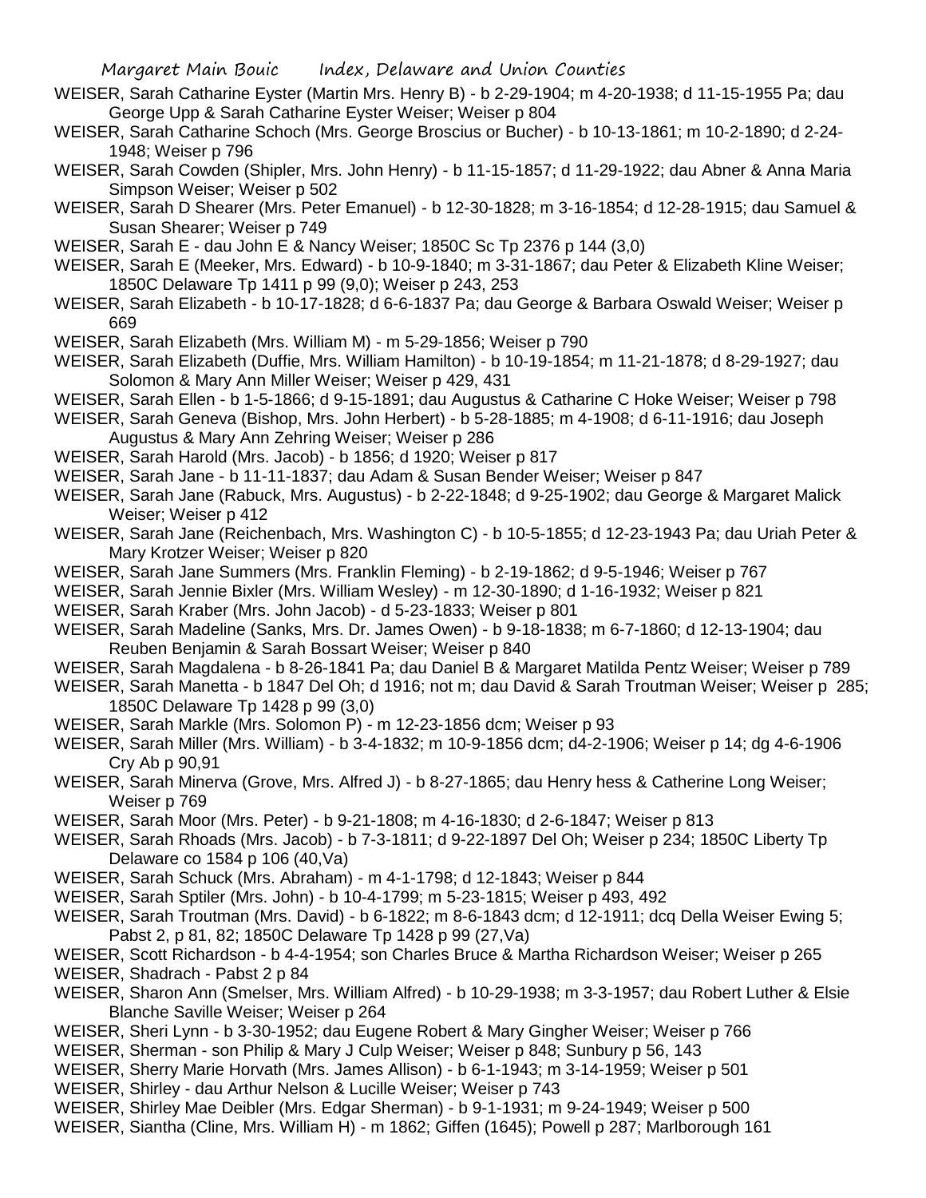WEISER, Sarah Catharine Eyster (Martin Mrs. Henry B) - b 2-29-1904; m 4-20-1938; d 11-15-1955 Pa; dau George Upp & Sarah Catharine Eyster Weiser; Weiser p 804

WEISER, Sarah Catharine Schoch (Mrs. George Broscius or Bucher) - b 10-13-1861; m 10-2-1890; d 2-24-1948; Weiser p 796

WEISER, Sarah Cowden (Shipler, Mrs. John Henry) - b 11-15-1857; d 11-29-1922; dau Abner & Anna Maria Simpson Weiser; Weiser p 502

WEISER, Sarah D Shearer (Mrs. Peter Emanuel) - b 12-30-1828; m 3-16-1854; d 12-28-1915; dau Samuel & Susan Shearer; Weiser p 749

WEISER, Sarah E - dau John E & Nancy Weiser; 1850C Sc Tp 2376 p 144 (3,0)

WEISER, Sarah E (Meeker, Mrs. Edward) - b 10-9-1840; m 3-31-1867; dau Peter & Elizabeth Kline Weiser; 1850C Delaware Tp 1411 p 99 (9,0); Weiser p 243, 253

WEISER, Sarah Elizabeth - b 10-17-1828; d 6-6-1837 Pa; dau George & Barbara Oswald Weiser; Weiser p 669

WEISER, Sarah Elizabeth (Mrs. William M) - m 5-29-1856; Weiser p 790

WEISER, Sarah Elizabeth (Duffie, Mrs. William Hamilton) - b 10-19-1854; m 11-21-1878; d 8-29-1927; dau Solomon & Mary Ann Miller Weiser; Weiser p 429, 431

WEISER, Sarah Ellen - b 1-5-1866; d 9-15-1891; dau Augustus & Catharine C Hoke Weiser; Weiser p 798

WEISER, Sarah Geneva (Bishop, Mrs. John Herbert) - b 5-28-1885; m 4-1908; d 6-11-1916; dau Joseph Augustus & Mary Ann Zehring Weiser; Weiser p 286

WEISER, Sarah Harold (Mrs. Jacob) - b 1856; d 1920; Weiser p 817

WEISER, Sarah Jane - b 11-11-1837; dau Adam & Susan Bender Weiser; Weiser p 847

WEISER, Sarah Jane (Rabuck, Mrs. Augustus) - b 2-22-1848; d 9-25-1902; dau George & Margaret Malick Weiser; Weiser p 412

WEISER, Sarah Jane (Reichenbach, Mrs. Washington C) - b 10-5-1855; d 12-23-1943 Pa; dau Uriah Peter & Mary Krotzer Weiser; Weiser p 820

WEISER, Sarah Jane Summers (Mrs. Franklin Fleming) - b 2-19-1862; d 9-5-1946; Weiser p 767

WEISER, Sarah Jennie Bixler (Mrs. William Wesley) - m 12-30-1890; d 1-16-1932; Weiser p 821

WEISER, Sarah Kraber (Mrs. John Jacob) - d 5-23-1833; Weiser p 801

WEISER, Sarah Madeline (Sanks, Mrs. Dr. James Owen) - b 9-18-1838; m 6-7-1860; d 12-13-1904; dau Reuben Benjamin & Sarah Bossart Weiser; Weiser p 840

WEISER, Sarah Magdalena - b 8-26-1841 Pa; dau Daniel B & Margaret Matilda Pentz Weiser; Weiser p 789

WEISER, Sarah Manetta - b 1847 Del Oh; d 1916; not m; dau David & Sarah Troutman Weiser; Weiser p 285; 1850C Delaware Tp 1428 p 99 (3,0)

WEISER, Sarah Markle (Mrs. Solomon P) - m 12-23-1856 dcm; Weiser p 93

WEISER, Sarah Miller (Mrs. William) - b 3-4-1832; m 10-9-1856 dcm; d4-2-1906; Weiser p 14; dg 4-6-1906 Cry Ab p 90,91

WEISER, Sarah Minerva (Grove, Mrs. Alfred J) - b 8-27-1865; dau Henry hess & Catherine Long Weiser; Weiser p 769

WEISER, Sarah Moor (Mrs. Peter) - b 9-21-1808; m 4-16-1830; d 2-6-1847; Weiser p 813

WEISER, Sarah Rhoads (Mrs. Jacob) - b 7-3-1811; d 9-22-1897 Del Oh; Weiser p 234; 1850C Liberty Tp Delaware co 1584 p 106 (40,Va)

WEISER, Sarah Schuck (Mrs. Abraham) - m 4-1-1798; d 12-1843; Weiser p 844

WEISER, Sarah Sptiler (Mrs. John) - b 10-4-1799; m 5-23-1815; Weiser p 493, 492

WEISER, Sarah Troutman (Mrs. David) - b 6-1822; m 8-6-1843 dcm; d 12-1911; dcq Della Weiser Ewing 5; Pabst 2, p 81, 82; 1850C Delaware Tp 1428 p 99 (27,Va)

WEISER, Scott Richardson - b 4-4-1954; son Charles Bruce & Martha Richardson Weiser; Weiser p 265

WEISER, Shadrach - Pabst 2 p 84

WEISER, Sharon Ann (Smelser, Mrs. William Alfred) - b 10-29-1938; m 3-3-1957; dau Robert Luther & Elsie Blanche Saville Weiser; Weiser p 264

WEISER, Sheri Lynn - b 3-30-1952; dau Eugene Robert & Mary Gingher Weiser; Weiser p 766

WEISER, Sherman - son Philip & Mary J Culp Weiser; Weiser p 848; Sunbury p 56, 143

WEISER, Sherry Marie Horvath (Mrs. James Allison) - b 6-1-1943; m 3-14-1959; Weiser p 501

WEISER, Shirley - dau Arthur Nelson & Lucille Weiser; Weiser p 743

WEISER, Shirley Mae Deibler (Mrs. Edgar Sherman) - b 9-1-1931; m 9-24-1949; Weiser p 500

WEISER, Siantha (Cline, Mrs. William H) - m 1862; Giffen (1645); Powell p 287; Marlborough 161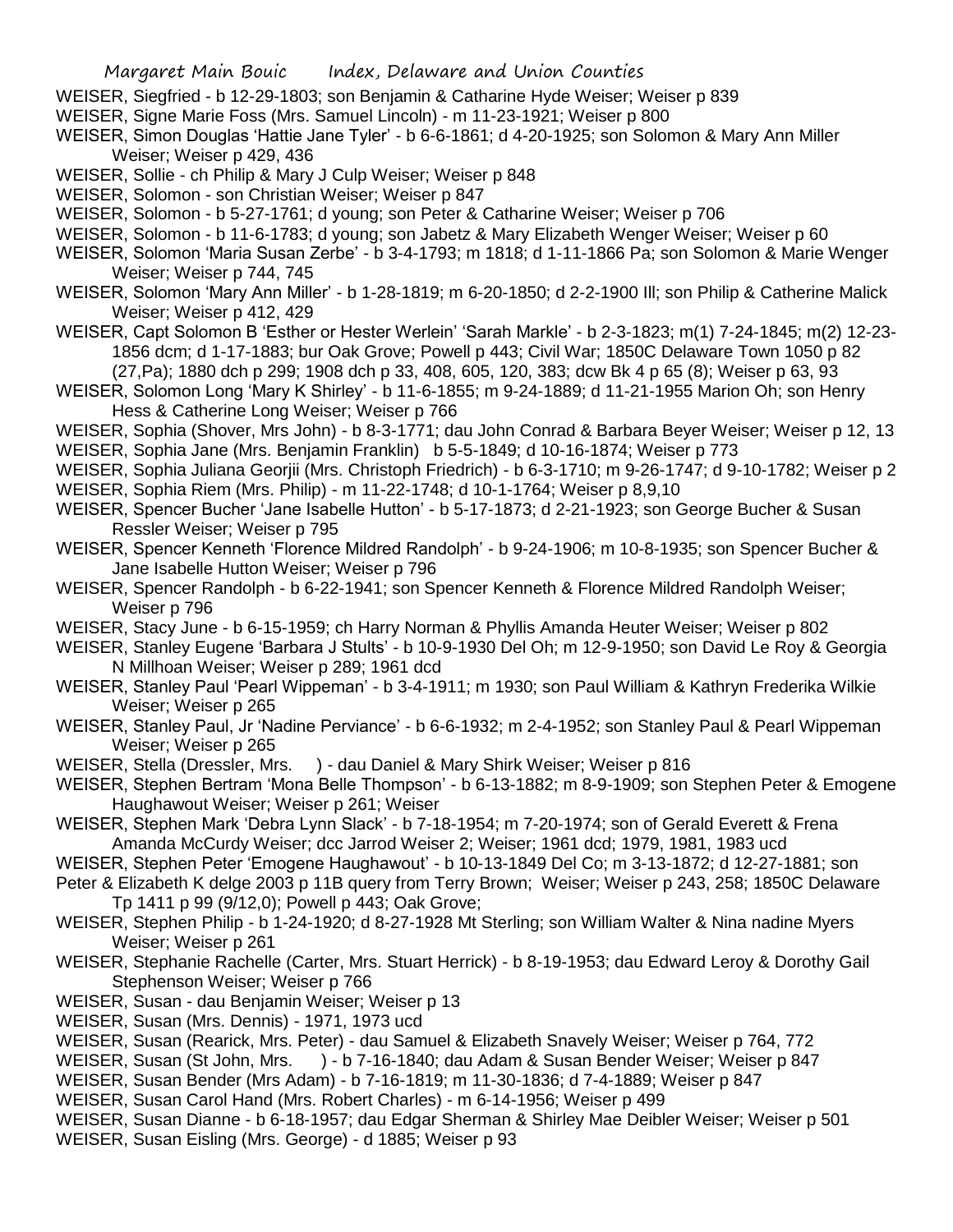WEISER, Siegfried - b 12-29-1803; son Benjamin & Catharine Hyde Weiser; Weiser p 839

WEISER, Signe Marie Foss (Mrs. Samuel Lincoln) - m 11-23-1921; Weiser p 800

WEISER, Simon Douglas 'Hattie Jane Tyler' - b 6-6-1861; d 4-20-1925; son Solomon & Mary Ann Miller Weiser; Weiser p 429, 436

WEISER, Sollie - ch Philip & Mary J Culp Weiser; Weiser p 848

WEISER, Solomon - son Christian Weiser; Weiser p 847

WEISER, Solomon - b 5-27-1761; d young; son Peter & Catharine Weiser; Weiser p 706

WEISER, Solomon - b 11-6-1783; d young; son Jabetz & Mary Elizabeth Wenger Weiser; Weiser p 60

WEISER, Solomon 'Maria Susan Zerbe' - b 3-4-1793; m 1818; d 1-11-1866 Pa; son Solomon & Marie Wenger Weiser; Weiser p 744, 745

WEISER, Solomon 'Mary Ann Miller' - b 1-28-1819; m 6-20-1850; d 2-2-1900 Ill; son Philip & Catherine Malick Weiser; Weiser p 412, 429

WEISER, Capt Solomon B 'Esther or Hester Werlein' 'Sarah Markle' - b 2-3-1823; m(1) 7-24-1845; m(2) 12-23-1856 dcm; d 1-17-1883; bur Oak Grove; Powell p 443; Civil War; 1850C Delaware Town 1050 p 82 (27,Pa); 1880 dch p 299; 1908 dch p 33, 408, 605, 120, 383; dcw Bk 4 p 65 (8); Weiser p 63, 93

WEISER, Solomon Long 'Mary K Shirley' - b 11-6-1855; m 9-24-1889; d 11-21-1955 Marion Oh; son Henry Hess & Catherine Long Weiser; Weiser p 766

WEISER, Sophia (Shover, Mrs John) - b 8-3-1771; dau John Conrad & Barbara Beyer Weiser; Weiser p 12, 13

WEISER, Sophia Jane (Mrs. Benjamin Franklin) b 5-5-1849; d 10-16-1874; Weiser p 773

WEISER, Sophia Juliana Georjii (Mrs. Christoph Friedrich) - b 6-3-1710; m 9-26-1747; d 9-10-1782; Weiser p 2

WEISER, Sophia Riem (Mrs. Philip) - m 11-22-1748; d 10-1-1764; Weiser p 8,9,10

WEISER, Spencer Bucher 'Jane Isabelle Hutton' - b 5-17-1873; d 2-21-1923; son George Bucher & Susan Ressler Weiser; Weiser p 795

WEISER, Spencer Kenneth 'Florence Mildred Randolph' - b 9-24-1906; m 10-8-1935; son Spencer Bucher & Jane Isabelle Hutton Weiser; Weiser p 796

WEISER, Spencer Randolph - b 6-22-1941; son Spencer Kenneth & Florence Mildred Randolph Weiser; Weiser p 796

WEISER, Stacy June - b 6-15-1959; ch Harry Norman & Phyllis Amanda Heuter Weiser; Weiser p 802

WEISER, Stanley Eugene 'Barbara J Stults' - b 10-9-1930 Del Oh; m 12-9-1950; son David Le Roy & Georgia N Millhoan Weiser; Weiser p 289; 1961 dcd

WEISER, Stanley Paul 'Pearl Wippeman' - b 3-4-1911; m 1930; son Paul William & Kathryn Frederika Wilkie Weiser; Weiser p 265

WEISER, Stanley Paul, Jr 'Nadine Perviance' - b 6-6-1932; m 2-4-1952; son Stanley Paul & Pearl Wippeman Weiser; Weiser p 265

WEISER, Stella (Dressler, Mrs. ) - dau Daniel & Mary Shirk Weiser; Weiser p 816

WEISER, Stephen Bertram 'Mona Belle Thompson' - b 6-13-1882; m 8-9-1909; son Stephen Peter & Emogene Haughawout Weiser; Weiser p 261; Weiser

WEISER, Stephen Mark 'Debra Lynn Slack' - b 7-18-1954; m 7-20-1974; son of Gerald Everett & Frena Amanda McCurdy Weiser; dcc Jarrod Weiser 2; Weiser; 1961 dcd; 1979, 1981, 1983 ucd

WEISER, Stephen Peter 'Emogene Haughawout' - b 10-13-1849 Del Co; m 3-13-1872; d 12-27-1881; son Peter & Elizabeth K delge 2003 p 11B query from Terry Brown; Weiser; Weiser p 243, 258; 1850C Delaware Tp 1411 p 99 (9/12,0); Powell p 443; Oak Grove;

WEISER, Stephen Philip - b 1-24-1920; d 8-27-1928 Mt Sterling; son William Walter & Nina nadine Myers Weiser; Weiser p 261

WEISER, Stephanie Rachelle (Carter, Mrs. Stuart Herrick) - b 8-19-1953; dau Edward Leroy & Dorothy Gail Stephenson Weiser; Weiser p 766

WEISER, Susan - dau Benjamin Weiser; Weiser p 13

WEISER, Susan (Mrs. Dennis) - 1971, 1973 ucd

WEISER, Susan (Rearick, Mrs. Peter) - dau Samuel & Elizabeth Snavely Weiser; Weiser p 764, 772

WEISER, Susan (St John, Mrs. ) - b 7-16-1840; dau Adam & Susan Bender Weiser; Weiser p 847

WEISER, Susan Bender (Mrs Adam) - b 7-16-1819; m 11-30-1836; d 7-4-1889; Weiser p 847

WEISER, Susan Carol Hand (Mrs. Robert Charles) - m 6-14-1956; Weiser p 499

WEISER, Susan Dianne - b 6-18-1957; dau Edgar Sherman & Shirley Mae Deibler Weiser; Weiser p 501

WEISER, Susan Eisling (Mrs. George) - d 1885; Weiser p 93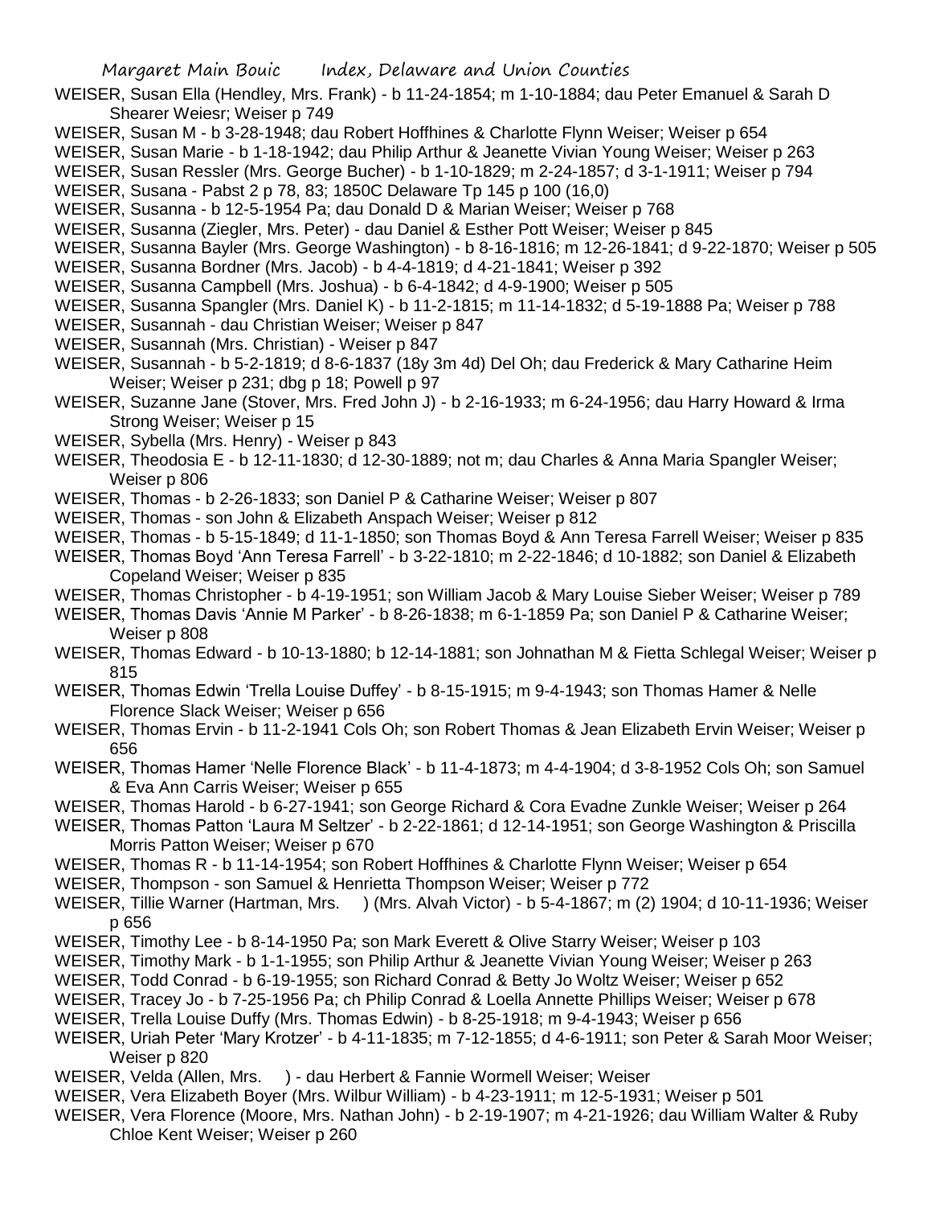WEISER, Susan Ella (Hendley, Mrs. Frank) - b 11-24-1854; m 1-10-1884; dau Peter Emanuel & Sarah D Shearer Weiesr; Weiser p 749

WEISER, Susan M - b 3-28-1948; dau Robert Hoffhines & Charlotte Flynn Weiser; Weiser p 654

WEISER, Susan Marie - b 1-18-1942; dau Philip Arthur & Jeanette Vivian Young Weiser; Weiser p 263

WEISER, Susan Ressler (Mrs. George Bucher) - b 1-10-1829; m 2-24-1857; d 3-1-1911; Weiser p 794

WEISER, Susana - Pabst 2 p 78, 83; 1850C Delaware Tp 145 p 100 (16,0)

WEISER, Susanna - b 12-5-1954 Pa; dau Donald D & Marian Weiser; Weiser p 768

WEISER, Susanna (Ziegler, Mrs. Peter) - dau Daniel & Esther Pott Weiser; Weiser p 845

WEISER, Susanna Bayler (Mrs. George Washington) - b 8-16-1816; m 12-26-1841; d 9-22-1870; Weiser p 505

WEISER, Susanna Bordner (Mrs. Jacob) - b 4-4-1819; d 4-21-1841; Weiser p 392

WEISER, Susanna Campbell (Mrs. Joshua) - b 6-4-1842; d 4-9-1900; Weiser p 505

WEISER, Susanna Spangler (Mrs. Daniel K) - b 11-2-1815; m 11-14-1832; d 5-19-1888 Pa; Weiser p 788

WEISER, Susannah - dau Christian Weiser; Weiser p 847

WEISER, Susannah (Mrs. Christian) - Weiser p 847

WEISER, Susannah - b 5-2-1819; d 8-6-1837 (18y 3m 4d) Del Oh; dau Frederick & Mary Catharine Heim Weiser; Weiser p 231; dbg p 18; Powell p 97

WEISER, Suzanne Jane (Stover, Mrs. Fred John J) - b 2-16-1933; m 6-24-1956; dau Harry Howard & Irma Strong Weiser; Weiser p 15

WEISER, Sybella (Mrs. Henry) - Weiser p 843

WEISER, Theodosia E - b 12-11-1830; d 12-30-1889; not m; dau Charles & Anna Maria Spangler Weiser; Weiser p 806

WEISER, Thomas - b 2-26-1833; son Daniel P & Catharine Weiser; Weiser p 807

WEISER, Thomas - son John & Elizabeth Anspach Weiser; Weiser p 812

WEISER, Thomas - b 5-15-1849; d 11-1-1850; son Thomas Boyd & Ann Teresa Farrell Weiser; Weiser p 835

WEISER, Thomas Boyd 'Ann Teresa Farrell' - b 3-22-1810; m 2-22-1846; d 10-1882; son Daniel & Elizabeth Copeland Weiser; Weiser p 835

WEISER, Thomas Christopher - b 4-19-1951; son William Jacob & Mary Louise Sieber Weiser; Weiser p 789

WEISER, Thomas Davis 'Annie M Parker' - b 8-26-1838; m 6-1-1859 Pa; son Daniel P & Catharine Weiser; Weiser p 808

WEISER, Thomas Edward - b 10-13-1880; b 12-14-1881; son Johnathan M & Fietta Schlegal Weiser; Weiser p 815

WEISER, Thomas Edwin 'Trella Louise Duffey' - b 8-15-1915; m 9-4-1943; son Thomas Hamer & Nelle Florence Slack Weiser; Weiser p 656

WEISER, Thomas Ervin - b 11-2-1941 Cols Oh; son Robert Thomas & Jean Elizabeth Ervin Weiser; Weiser p 656

WEISER, Thomas Hamer 'Nelle Florence Black' - b 11-4-1873; m 4-4-1904; d 3-8-1952 Cols Oh; son Samuel & Eva Ann Carris Weiser; Weiser p 655

WEISER, Thomas Harold - b 6-27-1941; son George Richard & Cora Evadne Zunkle Weiser; Weiser p 264

WEISER, Thomas Patton 'Laura M Seltzer' - b 2-22-1861; d 12-14-1951; son George Washington & Priscilla Morris Patton Weiser; Weiser p 670

WEISER, Thomas R - b 11-14-1954; son Robert Hoffhines & Charlotte Flynn Weiser; Weiser p 654

WEISER, Thompson - son Samuel & Henrietta Thompson Weiser; Weiser p 772

WEISER, Tillie Warner (Hartman, Mrs. ) (Mrs. Alvah Victor) - b 5-4-1867; m (2) 1904; d 10-11-1936; Weiser p 656

WEISER, Timothy Lee - b 8-14-1950 Pa; son Mark Everett & Olive Starry Weiser; Weiser p 103

WEISER, Timothy Mark - b 1-1-1955; son Philip Arthur & Jeanette Vivian Young Weiser; Weiser p 263

WEISER, Todd Conrad - b 6-19-1955; son Richard Conrad & Betty Jo Woltz Weiser; Weiser p 652

WEISER, Tracey Jo - b 7-25-1956 Pa; ch Philip Conrad & Loella Annette Phillips Weiser; Weiser p 678

WEISER, Trella Louise Duffy (Mrs. Thomas Edwin) - b 8-25-1918; m 9-4-1943; Weiser p 656

WEISER, Uriah Peter 'Mary Krotzer' - b 4-11-1835; m 7-12-1855; d 4-6-1911; son Peter & Sarah Moor Weiser; Weiser p 820

WEISER, Velda (Allen, Mrs. ) - dau Herbert & Fannie Wormell Weiser; Weiser

WEISER, Vera Elizabeth Boyer (Mrs. Wilbur William) - b 4-23-1911; m 12-5-1931; Weiser p 501

WEISER, Vera Florence (Moore, Mrs. Nathan John) - b 2-19-1907; m 4-21-1926; dau William Walter & Ruby Chloe Kent Weiser; Weiser p 260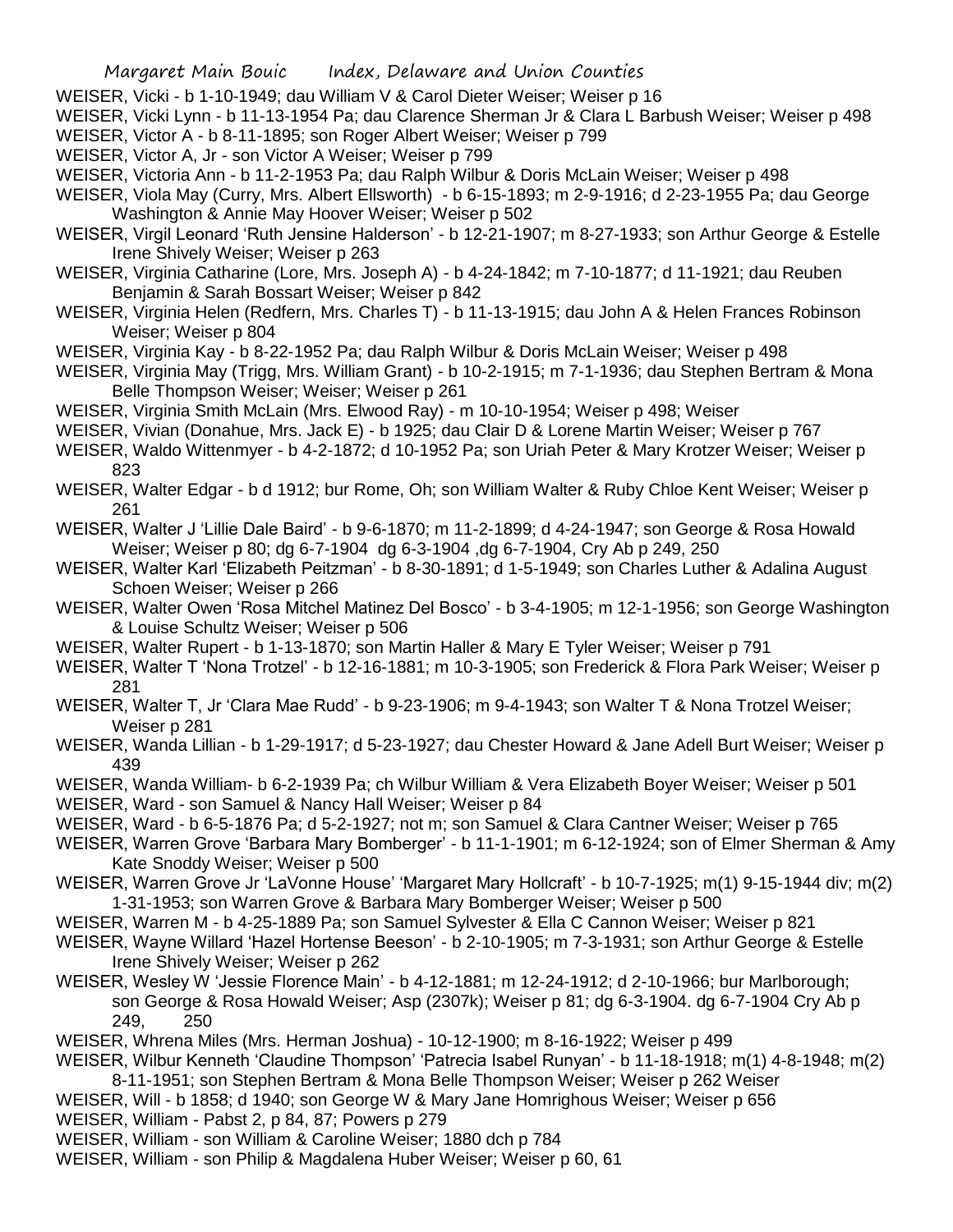WEISER, Vicki - b 1-10-1949; dau William V & Carol Dieter Weiser; Weiser p 16

WEISER, Vicki Lynn - b 11-13-1954 Pa; dau Clarence Sherman Jr & Clara L Barbush Weiser; Weiser p 498

WEISER, Victor A - b 8-11-1895; son Roger Albert Weiser; Weiser p 799

WEISER, Victor A, Jr - son Victor A Weiser; Weiser p 799

WEISER, Victoria Ann - b 11-2-1953 Pa; dau Ralph Wilbur & Doris McLain Weiser; Weiser p 498

WEISER, Viola May (Curry, Mrs. Albert Ellsworth) - b 6-15-1893; m 2-9-1916; d 2-23-1955 Pa; dau George Washington & Annie May Hoover Weiser; Weiser p 502

WEISER, Virgil Leonard 'Ruth Jensine Halderson' - b 12-21-1907; m 8-27-1933; son Arthur George & Estelle Irene Shively Weiser; Weiser p 263

WEISER, Virginia Catharine (Lore, Mrs. Joseph A) - b 4-24-1842; m 7-10-1877; d 11-1921; dau Reuben Benjamin & Sarah Bossart Weiser; Weiser p 842

WEISER, Virginia Helen (Redfern, Mrs. Charles T) - b 11-13-1915; dau John A & Helen Frances Robinson Weiser; Weiser p 804

WEISER, Virginia Kay - b 8-22-1952 Pa; dau Ralph Wilbur & Doris McLain Weiser; Weiser p 498

WEISER, Virginia May (Trigg, Mrs. William Grant) - b 10-2-1915; m 7-1-1936; dau Stephen Bertram & Mona Belle Thompson Weiser; Weiser; Weiser p 261

WEISER, Virginia Smith McLain (Mrs. Elwood Ray) - m 10-10-1954; Weiser p 498; Weiser

WEISER, Vivian (Donahue, Mrs. Jack E) - b 1925; dau Clair D & Lorene Martin Weiser; Weiser p 767

WEISER, Waldo Wittenmyer - b 4-2-1872; d 10-1952 Pa; son Uriah Peter & Mary Krotzer Weiser; Weiser p 823

WEISER, Walter Edgar - b d 1912; bur Rome, Oh; son William Walter & Ruby Chloe Kent Weiser; Weiser p 261

WEISER, Walter J 'Lillie Dale Baird' - b 9-6-1870; m 11-2-1899; d 4-24-1947; son George & Rosa Howald Weiser; Weiser p 80; dg 6-7-1904 dg 6-3-1904 ,dg 6-7-1904, Cry Ab p 249, 250

WEISER, Walter Karl 'Elizabeth Peitzman' - b 8-30-1891; d 1-5-1949; son Charles Luther & Adalina August Schoen Weiser; Weiser p 266

WEISER, Walter Owen 'Rosa Mitchel Matinez Del Bosco' - b 3-4-1905; m 12-1-1956; son George Washington & Louise Schultz Weiser; Weiser p 506

WEISER, Walter Rupert - b 1-13-1870; son Martin Haller & Mary E Tyler Weiser; Weiser p 791

WEISER, Walter T 'Nona Trotzel' - b 12-16-1881; m 10-3-1905; son Frederick & Flora Park Weiser; Weiser p 281

WEISER, Walter T, Jr 'Clara Mae Rudd' - b 9-23-1906; m 9-4-1943; son Walter T & Nona Trotzel Weiser; Weiser p 281

WEISER, Wanda Lillian - b 1-29-1917; d 5-23-1927; dau Chester Howard & Jane Adell Burt Weiser; Weiser p 439

WEISER, Wanda William- b 6-2-1939 Pa; ch Wilbur William & Vera Elizabeth Boyer Weiser; Weiser p 501

WEISER, Ward - son Samuel & Nancy Hall Weiser; Weiser p 84

WEISER, Ward - b 6-5-1876 Pa; d 5-2-1927; not m; son Samuel & Clara Cantner Weiser; Weiser p 765

WEISER, Warren Grove 'Barbara Mary Bomberger' - b 11-1-1901; m 6-12-1924; son of Elmer Sherman & Amy Kate Snoddy Weiser; Weiser p 500

WEISER, Warren Grove Jr 'LaVonne House' 'Margaret Mary Hollcraft' - b 10-7-1925; m(1) 9-15-1944 div; m(2) 1-31-1953; son Warren Grove & Barbara Mary Bomberger Weiser; Weiser p 500

WEISER, Warren M - b 4-25-1889 Pa; son Samuel Sylvester & Ella C Cannon Weiser; Weiser p 821

WEISER, Wayne Willard 'Hazel Hortense Beeson' - b 2-10-1905; m 7-3-1931; son Arthur George & Estelle Irene Shively Weiser; Weiser p 262

WEISER, Wesley W 'Jessie Florence Main' - b 4-12-1881; m 12-24-1912; d 2-10-1966; bur Marlborough; son George & Rosa Howald Weiser; Asp (2307k); Weiser p 81; dg 6-3-1904. dg 6-7-1904 Cry Ab p 249, 250

WEISER, Whrena Miles (Mrs. Herman Joshua) - 10-12-1900; m 8-16-1922; Weiser p 499

WEISER, Wilbur Kenneth 'Claudine Thompson' 'Patrecia Isabel Runyan' - b 11-18-1918; m(1) 4-8-1948; m(2) 8-11-1951; son Stephen Bertram & Mona Belle Thompson Weiser; Weiser p 262 Weiser

WEISER, Will - b 1858; d 1940; son George W & Mary Jane Homrighous Weiser; Weiser p 656

WEISER, William - Pabst 2, p 84, 87; Powers p 279

WEISER, William - son William & Caroline Weiser; 1880 dch p 784

WEISER, William - son Philip & Magdalena Huber Weiser; Weiser p 60, 61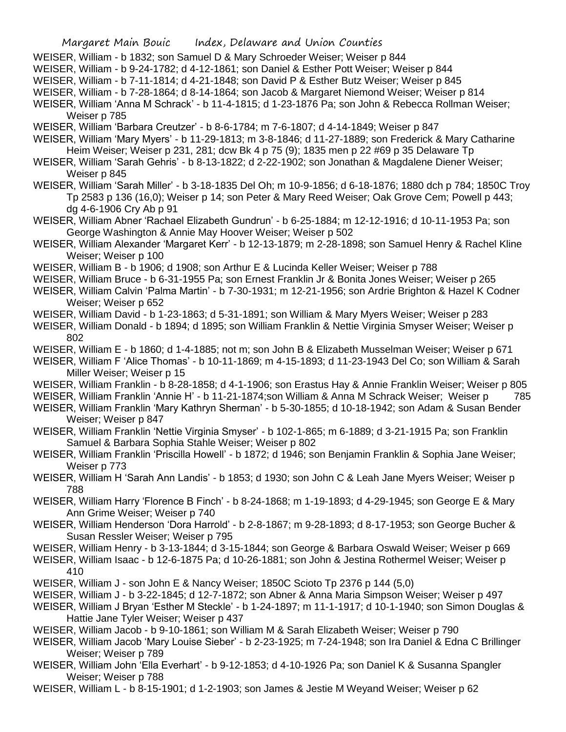WEISER, William - b 1832; son Samuel D & Mary Schroeder Weiser; Weiser p 844

WEISER, William - b 9-24-1782; d 4-12-1861; son Daniel & Esther Pott Weiser; Weiser p 844

WEISER, William - b 7-11-1814; d 4-21-1848; son David P & Esther Butz Weiser; Weiser p 845

WEISER, William - b 7-28-1864; d 8-14-1864; son Jacob & Margaret Niemond Weiser; Weiser p 814

WEISER, William 'Anna M Schrack' - b 11-4-1815; d 1-23-1876 Pa; son John & Rebecca Rollman Weiser; Weiser p 785

WEISER, William 'Barbara Creutzer' - b 8-6-1784; m 7-6-1807; d 4-14-1849; Weiser p 847

WEISER, William 'Mary Myers' - b 11-29-1813; m 3-8-1846; d 11-27-1889; son Frederick & Mary Catharine Heim Weiser; Weiser p 231, 281; dcw Bk 4 p 75 (9); 1835 men p 22 #69 p 35 Delaware Tp

WEISER, William 'Sarah Gehris' - b 8-13-1822; d 2-22-1902; son Jonathan & Magdalene Diener Weiser; Weiser p 845

WEISER, William 'Sarah Miller' - b 3-18-1835 Del Oh; m 10-9-1856; d 6-18-1876; 1880 dch p 784; 1850C Troy Tp 2583 p 136 (16,0); Weiser p 14; son Peter & Mary Reed Weiser; Oak Grove Cem; Powell p 443; dg 4-6-1906 Cry Ab p 91

WEISER, William Abner 'Rachael Elizabeth Gundrun' - b 6-25-1884; m 12-12-1916; d 10-11-1953 Pa; son George Washington & Annie May Hoover Weiser; Weiser p 502

WEISER, William Alexander 'Margaret Kerr' - b 12-13-1879; m 2-28-1898; son Samuel Henry & Rachel Kline Weiser; Weiser p 100

WEISER, William B - b 1906; d 1908; son Arthur E & Lucinda Keller Weiser; Weiser p 788

WEISER, William Bruce - b 6-31-1955 Pa; son Ernest Franklin Jr & Bonita Jones Weiser; Weiser p 265

WEISER, William Calvin 'Palma Martin' - b 7-30-1931; m 12-21-1956; son Ardrie Brighton & Hazel K Codner Weiser; Weiser p 652

WEISER, William David - b 1-23-1863; d 5-31-1891; son William & Mary Myers Weiser; Weiser p 283

WEISER, William Donald - b 1894; d 1895; son William Franklin & Nettie Virginia Smyser Weiser; Weiser p 802

WEISER, William E - b 1860; d 1-4-1885; not m; son John B & Elizabeth Musselman Weiser; Weiser p 671

WEISER, William F 'Alice Thomas' - b 10-11-1869; m 4-15-1893; d 11-23-1943 Del Co; son William & Sarah Miller Weiser; Weiser p 15

WEISER, William Franklin - b 8-28-1858; d 4-1-1906; son Erastus Hay & Annie Franklin Weiser; Weiser p 805

WEISER, William Franklin 'Annie H' - b 11-21-1874;son William & Anna M Schrack Weiser; Weiser p 785

WEISER, William Franklin 'Mary Kathryn Sherman' - b 5-30-1855; d 10-18-1942; son Adam & Susan Bender Weiser; Weiser p 847

WEISER, William Franklin 'Nettie Virginia Smyser' - b 102-1-865; m 6-1889; d 3-21-1915 Pa; son Franklin Samuel & Barbara Sophia Stahle Weiser; Weiser p 802

WEISER, William Franklin 'Priscilla Howell' - b 1872; d 1946; son Benjamin Franklin & Sophia Jane Weiser; Weiser p 773

WEISER, William H 'Sarah Ann Landis' - b 1853; d 1930; son John C & Leah Jane Myers Weiser; Weiser p 788

WEISER, William Harry 'Florence B Finch' - b 8-24-1868; m 1-19-1893; d 4-29-1945; son George E & Mary Ann Grime Weiser; Weiser p 740

WEISER, William Henderson 'Dora Harrold' - b 2-8-1867; m 9-28-1893; d 8-17-1953; son George Bucher & Susan Ressler Weiser; Weiser p 795

WEISER, William Henry - b 3-13-1844; d 3-15-1844; son George & Barbara Oswald Weiser; Weiser p 669

WEISER, William Isaac - b 12-6-1875 Pa; d 10-26-1881; son John & Jestina Rothermel Weiser; Weiser p 410

WEISER, William J - son John E & Nancy Weiser; 1850C Scioto Tp 2376 p 144 (5,0)

WEISER, William J - b 3-22-1845; d 12-7-1872; son Abner & Anna Maria Simpson Weiser; Weiser p 497

WEISER, William J Bryan 'Esther M Steckle' - b 1-24-1897; m 11-1-1917; d 10-1-1940; son Simon Douglas & Hattie Jane Tyler Weiser; Weiser p 437

WEISER, William Jacob - b 9-10-1861; son William M & Sarah Elizabeth Weiser; Weiser p 790

WEISER, William Jacob 'Mary Louise Sieber' - b 2-23-1925; m 7-24-1948; son Ira Daniel & Edna C Brillinger Weiser; Weiser p 789

WEISER, William John 'Ella Everhart' - b 9-12-1853; d 4-10-1926 Pa; son Daniel K & Susanna Spangler Weiser; Weiser p 788

WEISER, William L - b 8-15-1901; d 1-2-1903; son James & Jestie M Weyand Weiser; Weiser p 62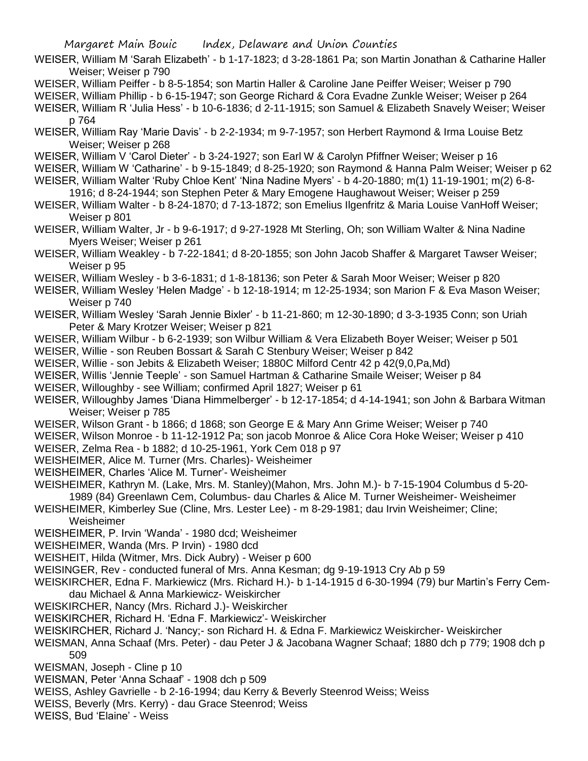WEISER, William M 'Sarah Elizabeth' - b 1-17-1823; d 3-28-1861 Pa; son Martin Jonathan & Catharine Haller Weiser; Weiser p 790

WEISER, William Peiffer - b 8-5-1854; son Martin Haller & Caroline Jane Peiffer Weiser; Weiser p 790

WEISER, William Phillip - b 6-15-1947; son George Richard & Cora Evadne Zunkle Weiser; Weiser p 264

WEISER, William R 'Julia Hess' - b 10-6-1836; d 2-11-1915; son Samuel & Elizabeth Snavely Weiser; Weiser p 764

WEISER, William Ray 'Marie Davis' - b 2-2-1934; m 9-7-1957; son Herbert Raymond & Irma Louise Betz Weiser; Weiser p 268

WEISER, William V 'Carol Dieter' - b 3-24-1927; son Earl W & Carolyn Pfiffner Weiser; Weiser p 16

WEISER, William W 'Catharine' - b 9-15-1849; d 8-25-1920; son Raymond & Hanna Palm Weiser; Weiser p 62

WEISER, William Walter 'Ruby Chloe Kent' 'Nina Nadine Myers' - b 4-20-1880; m(1) 11-19-1901; m(2) 6-8-1916; d 8-24-1944; son Stephen Peter & Mary Emogene Haughawout Weiser; Weiser p 259

WEISER, William Walter - b 8-24-1870; d 7-13-1872; son Emelius Ilgenfritz & Maria Louise VanHoff Weiser; Weiser p 801

WEISER, William Walter, Jr - b 9-6-1917; d 9-27-1928 Mt Sterling, Oh; son William Walter & Nina Nadine Myers Weiser; Weiser p 261

WEISER, William Weakley - b 7-22-1841; d 8-20-1855; son John Jacob Shaffer & Margaret Tawser Weiser; Weiser p 95

WEISER, William Wesley - b 3-6-1831; d 1-8-18136; son Peter & Sarah Moor Weiser; Weiser p 820

WEISER, William Wesley 'Helen Madge' - b 12-18-1914; m 12-25-1934; son Marion F & Eva Mason Weiser; Weiser p 740

WEISER, William Wesley 'Sarah Jennie Bixler' - b 11-21-860; m 12-30-1890; d 3-3-1935 Conn; son Uriah Peter & Mary Krotzer Weiser; Weiser p 821

WEISER, William Wilbur - b 6-2-1939; son Wilbur William & Vera Elizabeth Boyer Weiser; Weiser p 501

WEISER, Willie - son Reuben Bossart & Sarah C Stenbury Weiser; Weiser p 842

WEISER, Willie - son Jebits & Elizabeth Weiser; 1880C Milford Centr 42 p 42(9,0,Pa,Md)

WEISER, Willis 'Jennie Teeple' - son Samuel Hartman & Catharine Smaile Weiser; Weiser p 84

WEISER, Willoughby - see William; confirmed April 1827; Weiser p 61

WEISER, Willoughby James 'Diana Himmelberger' - b 12-17-1854; d 4-14-1941; son John & Barbara Witman Weiser; Weiser p 785

WEISER, Wilson Grant - b 1866; d 1868; son George E & Mary Ann Grime Weiser; Weiser p 740

WEISER, Wilson Monroe - b 11-12-1912 Pa; son jacob Monroe & Alice Cora Hoke Weiser; Weiser p 410

WEISER, Zelma Rea - b 1882; d 10-25-1961, York Cem 018 p 97

WEISHEIMER, Alice M. Turner (Mrs. Charles)- Weisheimer

WEISHEIMER, Charles 'Alice M. Turner'- Weisheimer

WEISHEIMER, Kathryn M. (Lake, Mrs. M. Stanley)(Mahon, Mrs. John M.)- b 7-15-1904 Columbus d 5-20-1989 (84) Greenlawn Cem, Columbus- dau Charles & Alice M. Turner Weisheimer- Weisheimer

WEISHEIMER, Kimberley Sue (Cline, Mrs. Lester Lee) - m 8-29-1981; dau Irvin Weisheimer; Cline; Weisheimer

WEISHEIMER, P. Irvin 'Wanda' - 1980 dcd; Weisheimer

WEISHEIMER, Wanda (Mrs. P Irvin) - 1980 dcd

WEISHEIT, Hilda (Witmer, Mrs. Dick Aubry) - Weiser p 600

WEISINGER, Rev - conducted funeral of Mrs. Anna Kesman; dg 9-19-1913 Cry Ab p 59

WEISKIRCHER, Edna F. Markiewicz (Mrs. Richard H.)- b 1-14-1915 d 6-30-1994 (79) bur Martin's Ferry Cem- dau Michael & Anna Markiewicz- Weiskircher

WEISKIRCHER, Nancy (Mrs. Richard J.)- Weiskircher

WEISKIRCHER, Richard H. 'Edna F. Markiewicz'- Weiskircher

WEISKIRCHER, Richard J. 'Nancy;- son Richard H. & Edna F. Markiewicz Weiskircher- Weiskircher

WEISMAN, Anna Schaaf (Mrs. Peter) - dau Peter J & Jacobana Wagner Schaaf; 1880 dch p 779; 1908 dch p 509

WEISMAN, Joseph - Cline p 10

WEISMAN, Peter 'Anna Schaaf' - 1908 dch p 509

WEISS, Ashley Gavrielle - b 2-16-1994; dau Kerry & Beverly Steenrod Weiss; Weiss

WEISS, Beverly (Mrs. Kerry) - dau Grace Steenrod; Weiss

WEISS, Bud 'Elaine' - Weiss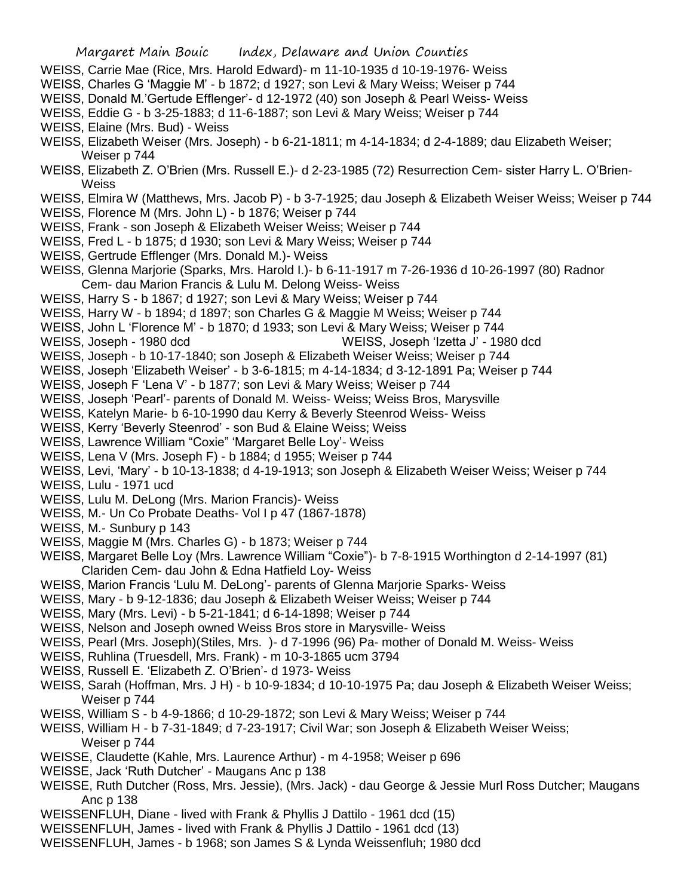WEISS, Carrie Mae (Rice, Mrs. Harold Edward)- m 11-10-1935 d 10-19-1976- Weiss
WEISS, Charles G 'Maggie M' - b 1872; d 1927; son Levi & Mary Weiss; Weiser p 744
WEISS, Donald M.'Gertude Efflenger'- d 12-1972 (40) son Joseph & Pearl Weiss- Weiss
WEISS, Eddie G - b 3-25-1883; d 11-6-1887; son Levi & Mary Weiss; Weiser p 744
WEISS, Elaine (Mrs. Bud) - Weiss
WEISS, Elizabeth Weiser (Mrs. Joseph) - b 6-21-1811; m 4-14-1834; d 2-4-1889; dau Elizabeth Weiser; Weiser p 744
WEISS, Elizabeth Z. O'Brien (Mrs. Russell E.)- d 2-23-1985 (72) Resurrection Cem- sister Harry L. O'Brien- Weiss
WEISS, Elmira W (Matthews, Mrs. Jacob P) - b 3-7-1925; dau Joseph & Elizabeth Weiser Weiss; Weiser p 744
WEISS, Florence M (Mrs. John L) - b 1876; Weiser p 744
WEISS, Frank - son Joseph & Elizabeth Weiser Weiss; Weiser p 744
WEISS, Fred L - b 1875; d 1930; son Levi & Mary Weiss; Weiser p 744
WEISS, Gertrude Efflenger (Mrs. Donald M.)- Weiss
WEISS, Glenna Marjorie (Sparks, Mrs. Harold I.)- b 6-11-1917 m 7-26-1936 d 10-26-1997 (80) Radnor Cem- dau Marion Francis & Lulu M. Delong Weiss- Weiss
WEISS, Harry S - b 1867; d 1927; son Levi & Mary Weiss; Weiser p 744
WEISS, Harry W - b 1894; d 1897; son Charles G & Maggie M Weiss; Weiser p 744
WEISS, John L 'Florence M' - b 1870; d 1933; son Levi & Mary Weiss; Weiser p 744
WEISS, Joseph - 1980 dcd
WEISS, Joseph 'Izetta J' - 1980 dcd
WEISS, Joseph - b 10-17-1840; son Joseph & Elizabeth Weiser Weiss; Weiser p 744
WEISS, Joseph 'Elizabeth Weiser' - b 3-6-1815; m 4-14-1834; d 3-12-1891 Pa; Weiser p 744
WEISS, Joseph F 'Lena V' - b 1877; son Levi & Mary Weiss; Weiser p 744
WEISS, Joseph 'Pearl'- parents of Donald M. Weiss- Weiss; Weiss Bros, Marysville
WEISS, Katelyn Marie- b 6-10-1990 dau Kerry & Beverly Steenrod Weiss- Weiss
WEISS, Kerry 'Beverly Steenrod' - son Bud & Elaine Weiss; Weiss
WEISS, Lawrence William "Coxie" 'Margaret Belle Loy'- Weiss
WEISS, Lena V (Mrs. Joseph F) - b 1884; d 1955; Weiser p 744
WEISS, Levi, 'Mary' - b 10-13-1838; d 4-19-1913; son Joseph & Elizabeth Weiser Weiss; Weiser p 744
WEISS, Lulu - 1971 ucd
WEISS, Lulu M. DeLong (Mrs. Marion Francis)- Weiss
WEISS, M.- Un Co Probate Deaths- Vol I p 47 (1867-1878)
WEISS, M.- Sunbury p 143
WEISS, Maggie M (Mrs. Charles G) - b 1873; Weiser p 744
WEISS, Margaret Belle Loy (Mrs. Lawrence William "Coxie")- b 7-8-1915 Worthington d 2-14-1997 (81) Clariden Cem- dau John & Edna Hatfield Loy- Weiss
WEISS, Marion Francis 'Lulu M. DeLong'- parents of Glenna Marjorie Sparks- Weiss
WEISS, Mary - b 9-12-1836; dau Joseph & Elizabeth Weiser Weiss; Weiser p 744
WEISS, Mary (Mrs. Levi) - b 5-21-1841; d 6-14-1898; Weiser p 744
WEISS, Nelson and Joseph owned Weiss Bros store in Marysville- Weiss
WEISS, Pearl (Mrs. Joseph)(Stiles, Mrs. )- d 7-1996 (96) Pa- mother of Donald M. Weiss- Weiss
WEISS, Ruhlina (Truesdell, Mrs. Frank) - m 10-3-1865 ucm 3794
WEISS, Russell E. 'Elizabeth Z. O'Brien'- d 1973- Weiss
WEISS, Sarah (Hoffman, Mrs. J H) - b 10-9-1834; d 10-10-1975 Pa; dau Joseph & Elizabeth Weiser Weiss; Weiser p 744
WEISS, William S - b 4-9-1866; d 10-29-1872; son Levi & Mary Weiss; Weiser p 744
WEISS, William H - b 7-31-1849; d 7-23-1917; Civil War; son Joseph & Elizabeth Weiser Weiss; Weiser p 744
WEISSE, Claudette (Kahle, Mrs. Laurence Arthur) - m 4-1958; Weiser p 696
WEISSE, Jack 'Ruth Dutcher' - Maugans Anc p 138
WEISSE, Ruth Dutcher (Ross, Mrs. Jessie), (Mrs. Jack) - dau George & Jessie Murl Ross Dutcher; Maugans Anc p 138
WEISSENFLUH, Diane - lived with Frank & Phyllis J Dattilo - 1961 dcd (15)
WEISSENFLUH, James - lived with Frank & Phyllis J Dattilo - 1961 dcd (13)
WEISSENFLUH, James - b 1968; son James S & Lynda Weissenfluh; 1980 dcd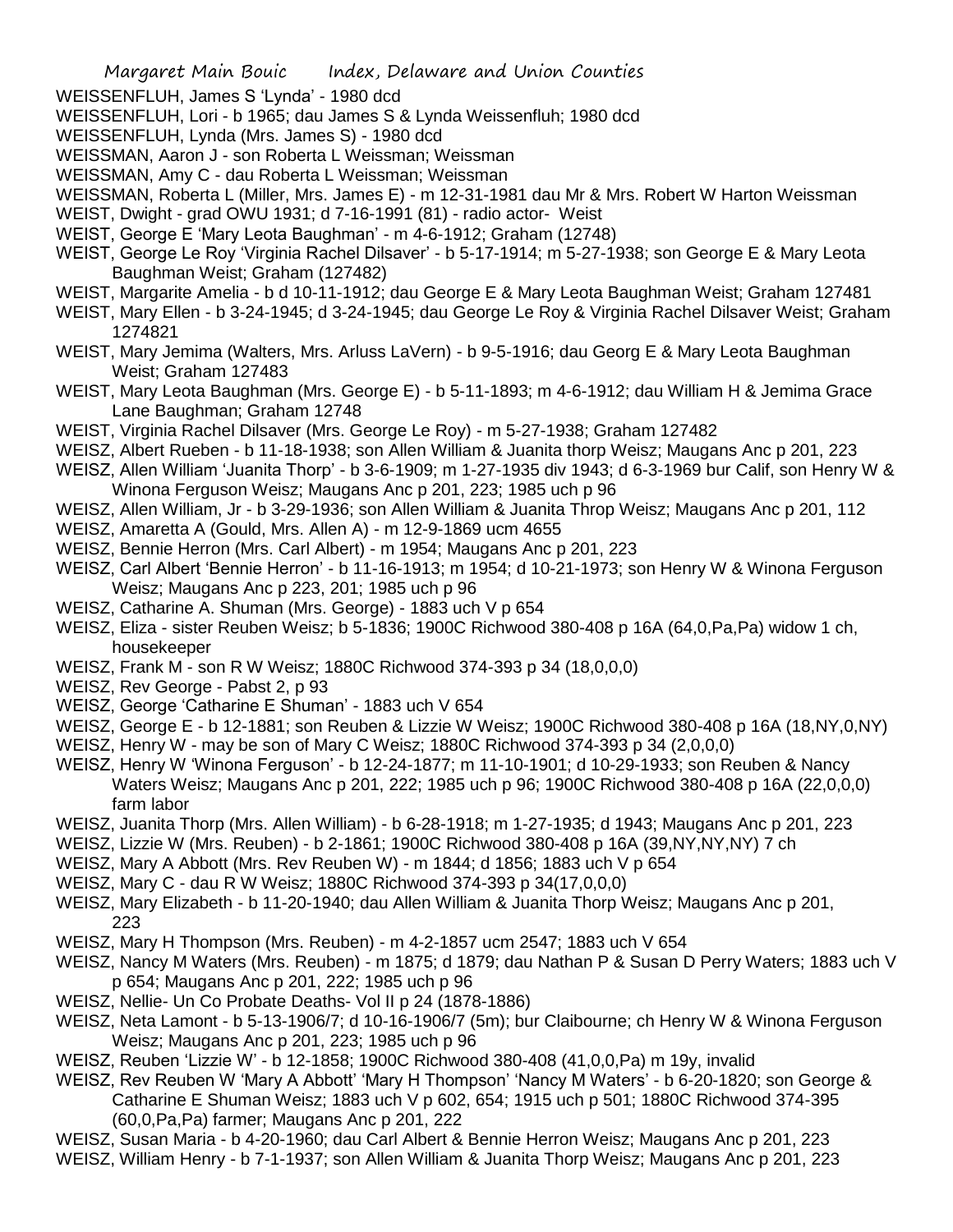WEISSENFLUH, James S 'Lynda' - 1980 dcd

WEISSENFLUH, Lori - b 1965; dau James S & Lynda Weissenfluh; 1980 dcd

WEISSENFLUH, Lynda (Mrs. James S) - 1980 dcd

WEISSMAN, Aaron J - son Roberta L Weissman; Weissman

WEISSMAN, Amy C - dau Roberta L Weissman; Weissman

WEISSMAN, Roberta L (Miller, Mrs. James E) - m 12-31-1981 dau Mr & Mrs. Robert W Harton Weissman

WEIST, Dwight - grad OWU 1931; d 7-16-1991 (81) - radio actor- Weist

WEIST, George E 'Mary Leota Baughman' - m 4-6-1912; Graham (12748)

WEIST, George Le Roy 'Virginia Rachel Dilsaver' - b 5-17-1914; m 5-27-1938; son George E & Mary Leota Baughman Weist; Graham (127482)

WEIST, Margarite Amelia - b d 10-11-1912; dau George E & Mary Leota Baughman Weist; Graham 127481

WEIST, Mary Ellen - b 3-24-1945; d 3-24-1945; dau George Le Roy & Virginia Rachel Dilsaver Weist; Graham 1274821

WEIST, Mary Jemima (Walters, Mrs. Arluss LaVern) - b 9-5-1916; dau Georg E & Mary Leota Baughman Weist; Graham 127483

WEIST, Mary Leota Baughman (Mrs. George E) - b 5-11-1893; m 4-6-1912; dau William H & Jemima Grace Lane Baughman; Graham 12748

WEIST, Virginia Rachel Dilsaver (Mrs. George Le Roy) - m 5-27-1938; Graham 127482

WEISZ, Albert Rueben - b 11-18-1938; son Allen William & Juanita thorp Weisz; Maugans Anc p 201, 223

WEISZ, Allen William 'Juanita Thorp' - b 3-6-1909; m 1-27-1935 div 1943; d 6-3-1969 bur Calif, son Henry W & Winona Ferguson Weisz; Maugans Anc p 201, 223; 1985 uch p 96

WEISZ, Allen William, Jr - b 3-29-1936; son Allen William & Juanita Throp Weisz; Maugans Anc p 201, 112

WEISZ, Amaretta A (Gould, Mrs. Allen A) - m 12-9-1869 ucm 4655

WEISZ, Bennie Herron (Mrs. Carl Albert) - m 1954; Maugans Anc p 201, 223

WEISZ, Carl Albert 'Bennie Herron' - b 11-16-1913; m 1954; d 10-21-1973; son Henry W & Winona Ferguson Weisz; Maugans Anc p 223, 201; 1985 uch p 96

WEISZ, Catharine A. Shuman (Mrs. George) - 1883 uch V p 654

WEISZ, Eliza - sister Reuben Weisz; b 5-1836; 1900C Richwood 380-408 p 16A (64,0,Pa,Pa) widow 1 ch, housekeeper

WEISZ, Frank M - son R W Weisz; 1880C Richwood 374-393 p 34 (18,0,0,0)

WEISZ, Rev George - Pabst 2, p 93

WEISZ, George 'Catharine E Shuman' - 1883 uch V 654

WEISZ, George E - b 12-1881; son Reuben & Lizzie W Weisz; 1900C Richwood 380-408 p 16A (18,NY,0,NY)

WEISZ, Henry W - may be son of Mary C Weisz; 1880C Richwood 374-393 p 34 (2,0,0,0)

WEISZ, Henry W 'Winona Ferguson' - b 12-24-1877; m 11-10-1901; d 10-29-1933; son Reuben & Nancy Waters Weisz; Maugans Anc p 201, 222; 1985 uch p 96; 1900C Richwood 380-408 p 16A (22,0,0,0) farm labor

WEISZ, Juanita Thorp (Mrs. Allen William) - b 6-28-1918; m 1-27-1935; d 1943; Maugans Anc p 201, 223

WEISZ, Lizzie W (Mrs. Reuben) - b 2-1861; 1900C Richwood 380-408 p 16A (39,NY,NY,NY) 7 ch

WEISZ, Mary A Abbott (Mrs. Rev Reuben W) - m 1844; d 1856; 1883 uch V p 654

WEISZ, Mary C - dau R W Weisz; 1880C Richwood 374-393 p 34(17,0,0,0)

WEISZ, Mary Elizabeth - b 11-20-1940; dau Allen William & Juanita Thorp Weisz; Maugans Anc p 201, 223

WEISZ, Mary H Thompson (Mrs. Reuben) - m 4-2-1857 ucm 2547; 1883 uch V 654

WEISZ, Nancy M Waters (Mrs. Reuben) - m 1875; d 1879; dau Nathan P & Susan D Perry Waters; 1883 uch V p 654; Maugans Anc p 201, 222; 1985 uch p 96

WEISZ, Nellie- Un Co Probate Deaths- Vol II p 24 (1878-1886)

WEISZ, Neta Lamont - b 5-13-1906/7; d 10-16-1906/7 (5m); bur Claibourne; ch Henry W & Winona Ferguson Weisz; Maugans Anc p 201, 223; 1985 uch p 96

WEISZ, Reuben 'Lizzie W' - b 12-1858; 1900C Richwood 380-408 (41,0,0,Pa) m 19y, invalid

WEISZ, Rev Reuben W 'Mary A Abbott' 'Mary H Thompson' 'Nancy M Waters' - b 6-20-1820; son George & Catharine E Shuman Weisz; 1883 uch V p 602, 654; 1915 uch p 501; 1880C Richwood 374-395 (60,0,Pa,Pa) farmer; Maugans Anc p 201, 222

WEISZ, Susan Maria - b 4-20-1960; dau Carl Albert & Bennie Herron Weisz; Maugans Anc p 201, 223

WEISZ, William Henry - b 7-1-1937; son Allen William & Juanita Thorp Weisz; Maugans Anc p 201, 223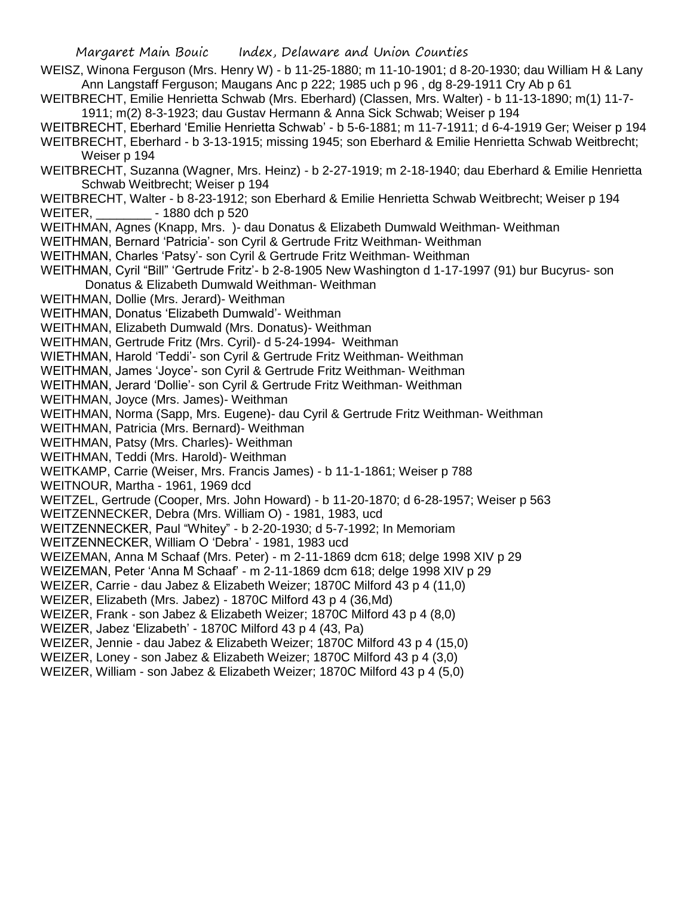WEISZ, Winona Ferguson (Mrs. Henry W) - b 11-25-1880; m 11-10-1901; d 8-20-1930; dau William H & Lany Ann Langstaff Ferguson; Maugans Anc p 222; 1985 uch p 96 , dg 8-29-1911 Cry Ab p 61

WEITBRECHT, Emilie Henrietta Schwab (Mrs. Eberhard) (Classen, Mrs. Walter) - b 11-13-1890; m(1) 11-7-1911; m(2) 8-3-1923; dau Gustav Hermann & Anna Sick Schwab; Weiser p 194

WEITBRECHT, Eberhard 'Emilie Henrietta Schwab' - b 5-6-1881; m 11-7-1911; d 6-4-1919 Ger; Weiser p 194

WEITBRECHT, Eberhard - b 3-13-1915; missing 1945; son Eberhard & Emilie Henrietta Schwab Weitbrecht; Weiser p 194

WEITBRECHT, Suzanna (Wagner, Mrs. Heinz) - b 2-27-1919; m 2-18-1940; dau Eberhard & Emilie Henrietta Schwab Weitbrecht; Weiser p 194

WEITBRECHT, Walter - b 8-23-1912; son Eberhard & Emilie Henrietta Schwab Weitbrecht; Weiser p 194

WEITER, ________ - 1880 dch p 520

WEITHMAN, Agnes (Knapp, Mrs. )- dau Donatus & Elizabeth Dumwald Weithman- Weithman

WEITHMAN, Bernard 'Patricia'- son Cyril & Gertrude Fritz Weithman- Weithman

WEITHMAN, Charles 'Patsy'- son Cyril & Gertrude Fritz Weithman- Weithman

WEITHMAN, Cyril "Bill" 'Gertrude Fritz'- b 2-8-1905 New Washington d 1-17-1997 (91) bur Bucyrus- son Donatus & Elizabeth Dumwald Weithman- Weithman

WEITHMAN, Dollie (Mrs. Jerard)- Weithman

WEITHMAN, Donatus 'Elizabeth Dumwald'- Weithman

WEITHMAN, Elizabeth Dumwald (Mrs. Donatus)- Weithman

WEITHMAN, Gertrude Fritz (Mrs. Cyril)- d 5-24-1994- Weithman

WIETHMAN, Harold 'Teddi'- son Cyril & Gertrude Fritz Weithman- Weithman

WEITHMAN, James 'Joyce'- son Cyril & Gertrude Fritz Weithman- Weithman

WEITHMAN, Jerard 'Dollie'- son Cyril & Gertrude Fritz Weithman- Weithman

WEITHMAN, Joyce (Mrs. James)- Weithman

WEITHMAN, Norma (Sapp, Mrs. Eugene)- dau Cyril & Gertrude Fritz Weithman- Weithman

WEITHMAN, Patricia (Mrs. Bernard)- Weithman

WEITHMAN, Patsy (Mrs. Charles)- Weithman

WEITHMAN, Teddi (Mrs. Harold)- Weithman

WEITKAMP, Carrie (Weiser, Mrs. Francis James) - b 11-1-1861; Weiser p 788

WEITNOUR, Martha - 1961, 1969 dcd

WEITZEL, Gertrude (Cooper, Mrs. John Howard) - b 11-20-1870; d 6-28-1957; Weiser p 563

WEITZENNECKER, Debra (Mrs. William O) - 1981, 1983, ucd

WEITZENNECKER, Paul "Whitey" - b 2-20-1930; d 5-7-1992; In Memoriam

WEITZENNECKER, William O 'Debra' - 1981, 1983 ucd

WEIZEMAN, Anna M Schaaf (Mrs. Peter) - m 2-11-1869 dcm 618; delge 1998 XIV p 29

WEIZEMAN, Peter 'Anna M Schaaf' - m 2-11-1869 dcm 618; delge 1998 XIV p 29

WEIZER, Carrie - dau Jabez & Elizabeth Weizer; 1870C Milford 43 p 4 (11,0)

WEIZER, Elizabeth (Mrs. Jabez) - 1870C Milford 43 p 4 (36,Md)

WEIZER, Frank - son Jabez & Elizabeth Weizer; 1870C Milford 43 p 4 (8,0)

WEIZER, Jabez 'Elizabeth' - 1870C Milford 43 p 4 (43, Pa)

WEIZER, Jennie - dau Jabez & Elizabeth Weizer; 1870C Milford 43 p 4 (15,0)

WEIZER, Loney - son Jabez & Elizabeth Weizer; 1870C Milford 43 p 4 (3,0)

WEIZER, William - son Jabez & Elizabeth Weizer; 1870C Milford 43 p 4 (5,0)